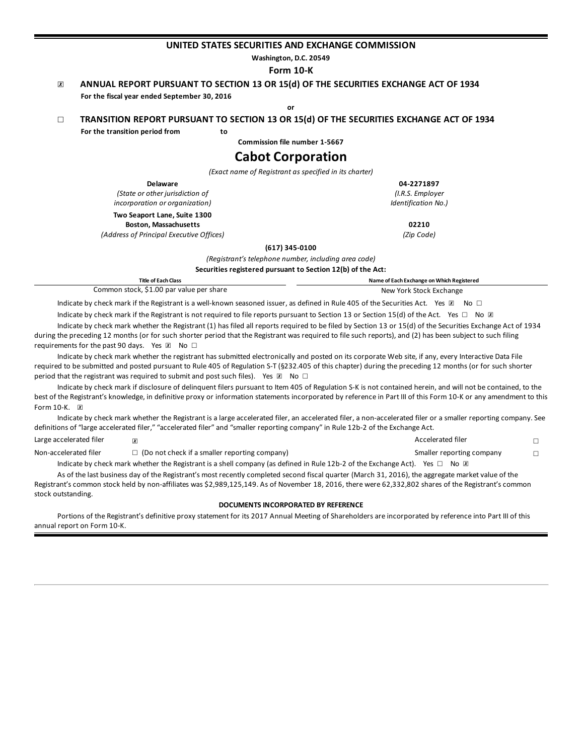# UNITED STATES SECURITIES AND EXCHANGE COMMISSION

**Washington, D.C. 20549**

**Form 10-K**

☒ **ANNUAL REPORT PURSUANT TO SECTION 13 OR 15(d) OF THE SECURITIES EXCHANGE ACT OF 1934**

**For the fiscal year ended September 30, 2016**

or

☐ **TRANSITION REPORT PURSUANT TO SECTION 13 OR 15(d) OF THE SECURITIES EXCHANGE ACT OF 1934**

**For the transition period from to**

**Commission file number 1-5667**

# Cabot Corporation

*(Exact name of Registrant as specified in its charter)*

| | |
|---|---|
| **Delaware** | **04-2271897** |
| *(State or other jurisdiction of incorporation or organization)* | *(I.R.S. Employer Identification No.)* |
| **Two Seaport Lane, Suite 1300 Boston, Massachusetts** | **02210** |
| *(Address of Principal Executive Offices)* | *(Zip Code)* |

**(617) 345-0100**

*(Registrant's telephone number, including area code)*

**Securities registered pursuant to Section 12(b) of the Act:**

| Title of Each Class | Name of Each Exchange on Which Registered |
|---|---|
| Common stock, $1.00 par value per share | New York Stock Exchange |

Indicate by check mark if the Registrant is a well-known seasoned issuer, as defined in Rule 405 of the Securities Act. Yes ☒ No ☐

Indicate by check mark if the Registrant is not required to file reports pursuant to Section 13 or Section 15(d) of the Act. Yes ☐ No ☒

Indicate by check mark whether the Registrant (1) has filed all reports required to be filed by Section 13 or 15(d) of the Securities Exchange Act of 1934 during the preceding 12 months (or for such shorter period that the Registrant was required to file such reports), and (2) has been subject to such filing requirements for the past 90 days. Yes ☒ No ☐

Indicate by check mark whether the registrant has submitted electronically and posted on its corporate Web site, if any, every Interactive Data File required to be submitted and posted pursuant to Rule 405 of Regulation S-T (§232.405 of this chapter) during the preceding 12 months (or for such shorter period that the registrant was required to submit and post such files). Yes ☒ No ☐

Indicate by check mark if disclosure of delinquent filers pursuant to Item 405 of Regulation S-K is not contained herein, and will not be contained, to the best of the Registrant's knowledge, in definitive proxy or information statements incorporated by reference in Part III of this Form 10-K or any amendment to this Form 10-K. ☒

Indicate by check mark whether the Registrant is a large accelerated filer, an accelerated filer, a non-accelerated filer or a smaller reporting company. See definitions of "large accelerated filer," "accelerated filer" and "smaller reporting company" in Rule 12b-2 of the Exchange Act.

| | | | |
|---|---|---|---|
| Large accelerated filer | ☒ | Accelerated filer | ☐ |
| Non-accelerated filer | ☐ (Do not check if a smaller reporting company) | Smaller reporting company | ☐ |

Indicate by check mark whether the Registrant is a shell company (as defined in Rule 12b-2 of the Exchange Act). Yes ☐ No ☒

As of the last business day of the Registrant's most recently completed second fiscal quarter (March 31, 2016), the aggregate market value of the Registrant's common stock held by non-affiliates was $2,989,125,149. As of November 18, 2016, there were 62,332,802 shares of the Registrant's common stock outstanding.

**DOCUMENTS INCORPORATED BY REFERENCE**

Portions of the Registrant's definitive proxy statement for its 2017 Annual Meeting of Shareholders are incorporated by reference into Part III of this annual report on Form 10-K.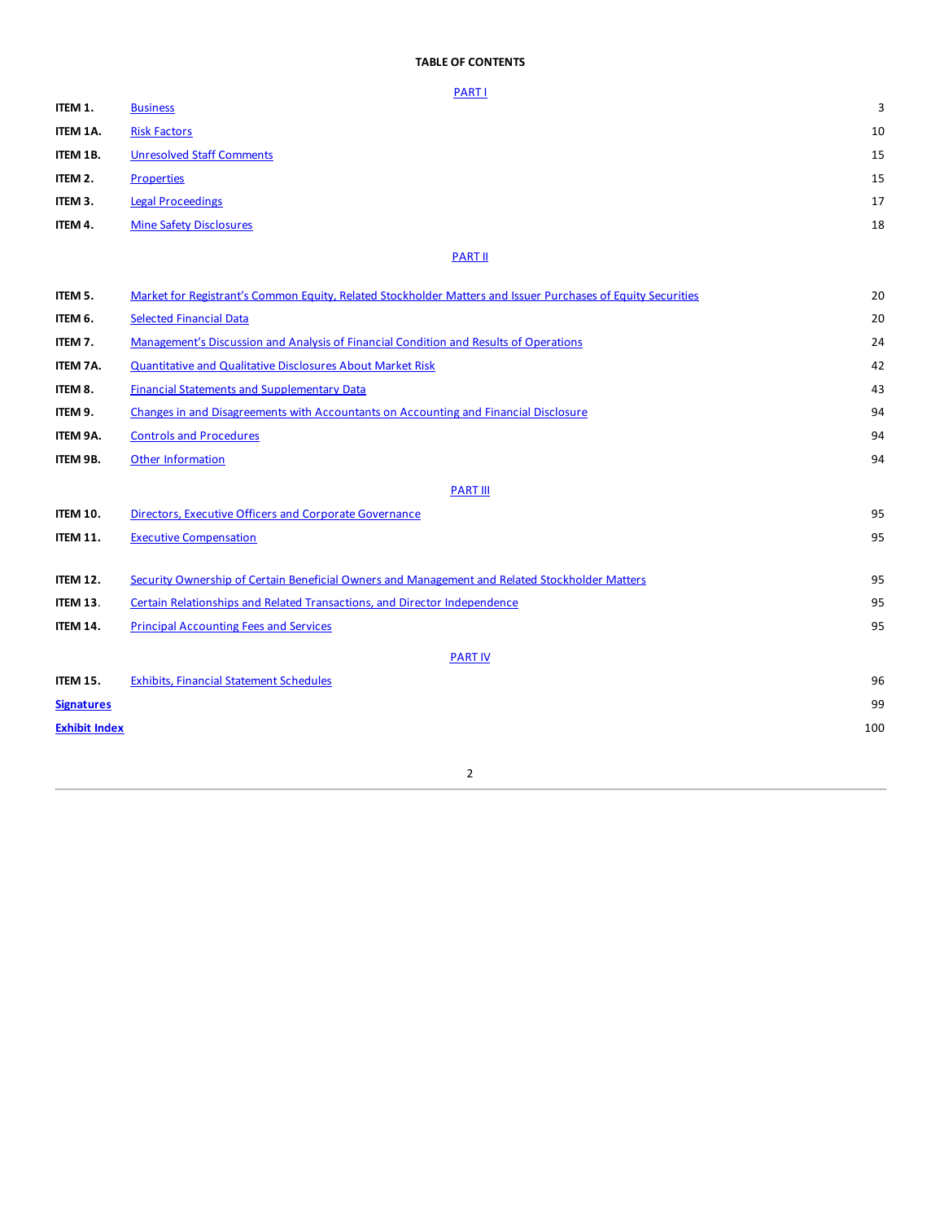# TABLE OF CONTENTS

| | | |
|---|---|---|
| | PART I | |
| ITEM 1. | Business | 3 |
| ITEM 1A. | Risk Factors | 10 |
| ITEM 1B. | Unresolved Staff Comments | 15 |
| ITEM 2. | Properties | 15 |
| ITEM 3. | Legal Proceedings | 17 |
| ITEM 4. | Mine Safety Disclosures | 18 |
| | PART II | |
| ITEM 5. | Market for Registrant's Common Equity, Related Stockholder Matters and Issuer Purchases of Equity Securities | 20 |
| ITEM 6. | Selected Financial Data | 20 |
| ITEM 7. | Management's Discussion and Analysis of Financial Condition and Results of Operations | 24 |
| ITEM 7A. | Quantitative and Qualitative Disclosures About Market Risk | 42 |
| ITEM 8. | Financial Statements and Supplementary Data | 43 |
| ITEM 9. | Changes in and Disagreements with Accountants on Accounting and Financial Disclosure | 94 |
| ITEM 9A. | Controls and Procedures | 94 |
| ITEM 9B. | Other Information | 94 |
| | PART III | |
| ITEM 10. | Directors, Executive Officers and Corporate Governance | 95 |
| ITEM 11. | Executive Compensation | 95 |
| ITEM 12. | Security Ownership of Certain Beneficial Owners and Management and Related Stockholder Matters | 95 |
| ITEM 13. | Certain Relationships and Related Transactions, and Director Independence | 95 |
| ITEM 14. | Principal Accounting Fees and Services | 95 |
| | PART IV | |
| ITEM 15. | Exhibits, Financial Statement Schedules | 96 |
| **Signatures** | | 99 |
| **Exhibit Index** | | 100 |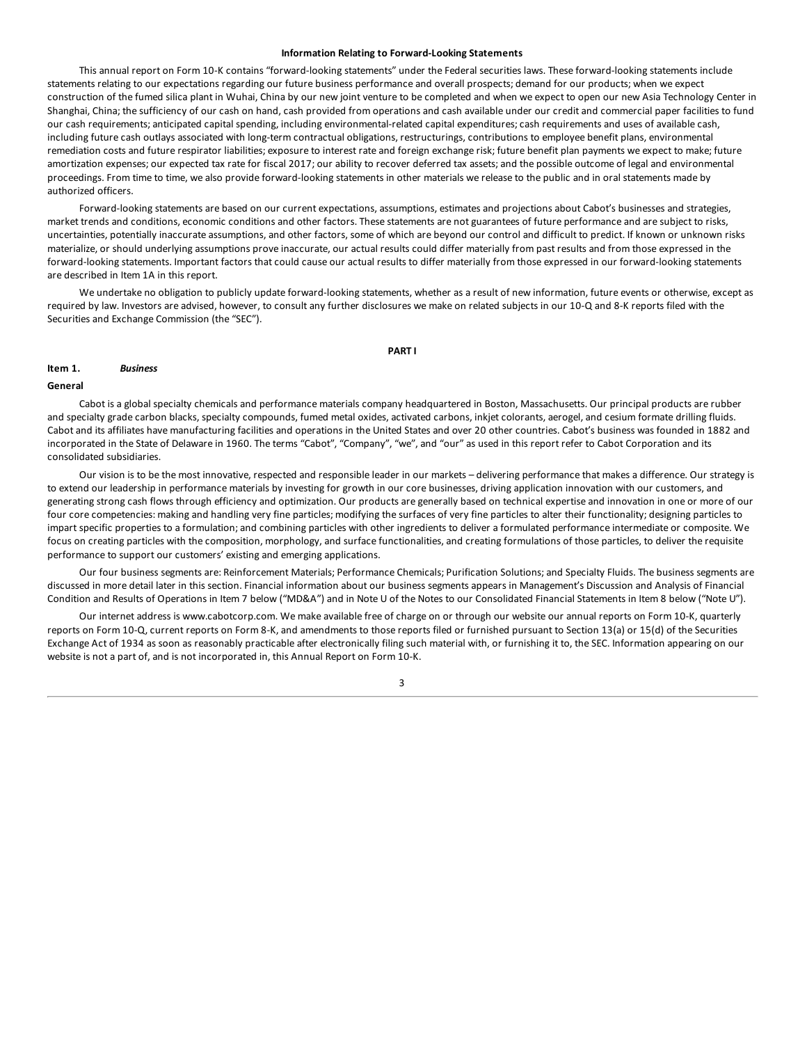**Information Relating to Forward-Looking Statements**

This annual report on Form 10-K contains "forward-looking statements" under the Federal securities laws. These forward-looking statements include statements relating to our expectations regarding our future business performance and overall prospects; demand for our products; when we expect construction of the fumed silica plant in Wuhai, China by our new joint venture to be completed and when we expect to open our new Asia Technology Center in Shanghai, China; the sufficiency of our cash on hand, cash provided from operations and cash available under our credit and commercial paper facilities to fund our cash requirements; anticipated capital spending, including environmental-related capital expenditures; cash requirements and uses of available cash, including future cash outlays associated with long-term contractual obligations, restructurings, contributions to employee benefit plans, environmental remediation costs and future respirator liabilities; exposure to interest rate and foreign exchange risk; future benefit plan payments we expect to make; future amortization expenses; our expected tax rate for fiscal 2017; our ability to recover deferred tax assets; and the possible outcome of legal and environmental proceedings. From time to time, we also provide forward-looking statements in other materials we release to the public and in oral statements made by authorized officers.

Forward-looking statements are based on our current expectations, assumptions, estimates and projections about Cabot's businesses and strategies, market trends and conditions, economic conditions and other factors. These statements are not guarantees of future performance and are subject to risks, uncertainties, potentially inaccurate assumptions, and other factors, some of which are beyond our control and difficult to predict. If known or unknown risks materialize, or should underlying assumptions prove inaccurate, our actual results could differ materially from past results and from those expressed in the forward-looking statements. Important factors that could cause our actual results to differ materially from those expressed in our forward-looking statements are described in Item 1A in this report.

We undertake no obligation to publicly update forward-looking statements, whether as a result of new information, future events or otherwise, except as required by law. Investors are advised, however, to consult any further disclosures we make on related subjects in our 10-Q and 8-K reports filed with the Securities and Exchange Commission (the "SEC").

# PART I

## Item 1. *Business*

### General

Cabot is a global specialty chemicals and performance materials company headquartered in Boston, Massachusetts. Our principal products are rubber and specialty grade carbon blacks, specialty compounds, fumed metal oxides, activated carbons, inkjet colorants, aerogel, and cesium formate drilling fluids. Cabot and its affiliates have manufacturing facilities and operations in the United States and over 20 other countries. Cabot's business was founded in 1882 and incorporated in the State of Delaware in 1960. The terms "Cabot", "Company", "we", and "our" as used in this report refer to Cabot Corporation and its consolidated subsidiaries.

Our vision is to be the most innovative, respected and responsible leader in our markets – delivering performance that makes a difference. Our strategy is to extend our leadership in performance materials by investing for growth in our core businesses, driving application innovation with our customers, and generating strong cash flows through efficiency and optimization. Our products are generally based on technical expertise and innovation in one or more of our four core competencies: making and handling very fine particles; modifying the surfaces of very fine particles to alter their functionality; designing particles to impart specific properties to a formulation; and combining particles with other ingredients to deliver a formulated performance intermediate or composite. We focus on creating particles with the composition, morphology, and surface functionalities, and creating formulations of those particles, to deliver the requisite performance to support our customers' existing and emerging applications.

Our four business segments are: Reinforcement Materials; Performance Chemicals; Purification Solutions; and Specialty Fluids. The business segments are discussed in more detail later in this section. Financial information about our business segments appears in Management's Discussion and Analysis of Financial Condition and Results of Operations in Item 7 below ("MD&A") and in Note U of the Notes to our Consolidated Financial Statements in Item 8 below ("Note U").

Our internet address is www.cabotcorp.com. We make available free of charge on or through our website our annual reports on Form 10-K, quarterly reports on Form 10-Q, current reports on Form 8-K, and amendments to those reports filed or furnished pursuant to Section 13(a) or 15(d) of the Securities Exchange Act of 1934 as soon as reasonably practicable after electronically filing such material with, or furnishing it to, the SEC. Information appearing on our website is not a part of, and is not incorporated in, this Annual Report on Form 10-K.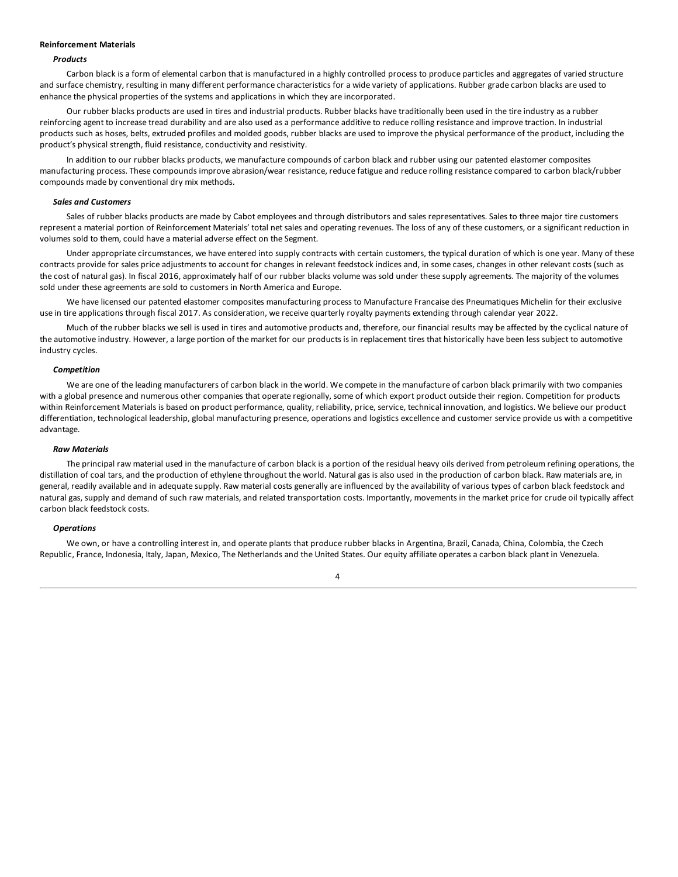**Reinforcement Materials**

***Products***

Carbon black is a form of elemental carbon that is manufactured in a highly controlled process to produce particles and aggregates of varied structure and surface chemistry, resulting in many different performance characteristics for a wide variety of applications. Rubber grade carbon blacks are used to enhance the physical properties of the systems and applications in which they are incorporated.

Our rubber blacks products are used in tires and industrial products. Rubber blacks have traditionally been used in the tire industry as a rubber reinforcing agent to increase tread durability and are also used as a performance additive to reduce rolling resistance and improve traction. In industrial products such as hoses, belts, extruded profiles and molded goods, rubber blacks are used to improve the physical performance of the product, including the product's physical strength, fluid resistance, conductivity and resistivity.

In addition to our rubber blacks products, we manufacture compounds of carbon black and rubber using our patented elastomer composites manufacturing process. These compounds improve abrasion/wear resistance, reduce fatigue and reduce rolling resistance compared to carbon black/rubber compounds made by conventional dry mix methods.

***Sales and Customers***

Sales of rubber blacks products are made by Cabot employees and through distributors and sales representatives. Sales to three major tire customers represent a material portion of Reinforcement Materials' total net sales and operating revenues. The loss of any of these customers, or a significant reduction in volumes sold to them, could have a material adverse effect on the Segment.

Under appropriate circumstances, we have entered into supply contracts with certain customers, the typical duration of which is one year. Many of these contracts provide for sales price adjustments to account for changes in relevant feedstock indices and, in some cases, changes in other relevant costs (such as the cost of natural gas). In fiscal 2016, approximately half of our rubber blacks volume was sold under these supply agreements. The majority of the volumes sold under these agreements are sold to customers in North America and Europe.

We have licensed our patented elastomer composites manufacturing process to Manufacture Francaise des Pneumatiques Michelin for their exclusive use in tire applications through fiscal 2017. As consideration, we receive quarterly royalty payments extending through calendar year 2022.

Much of the rubber blacks we sell is used in tires and automotive products and, therefore, our financial results may be affected by the cyclical nature of the automotive industry. However, a large portion of the market for our products is in replacement tires that historically have been less subject to automotive industry cycles.

***Competition***

We are one of the leading manufacturers of carbon black in the world. We compete in the manufacture of carbon black primarily with two companies with a global presence and numerous other companies that operate regionally, some of which export product outside their region. Competition for products within Reinforcement Materials is based on product performance, quality, reliability, price, service, technical innovation, and logistics. We believe our product differentiation, technological leadership, global manufacturing presence, operations and logistics excellence and customer service provide us with a competitive advantage.

***Raw Materials***

The principal raw material used in the manufacture of carbon black is a portion of the residual heavy oils derived from petroleum refining operations, the distillation of coal tars, and the production of ethylene throughout the world. Natural gas is also used in the production of carbon black. Raw materials are, in general, readily available and in adequate supply. Raw material costs generally are influenced by the availability of various types of carbon black feedstock and natural gas, supply and demand of such raw materials, and related transportation costs. Importantly, movements in the market price for crude oil typically affect carbon black feedstock costs.

***Operations***

We own, or have a controlling interest in, and operate plants that produce rubber blacks in Argentina, Brazil, Canada, China, Colombia, the Czech Republic, France, Indonesia, Italy, Japan, Mexico, The Netherlands and the United States. Our equity affiliate operates a carbon black plant in Venezuela.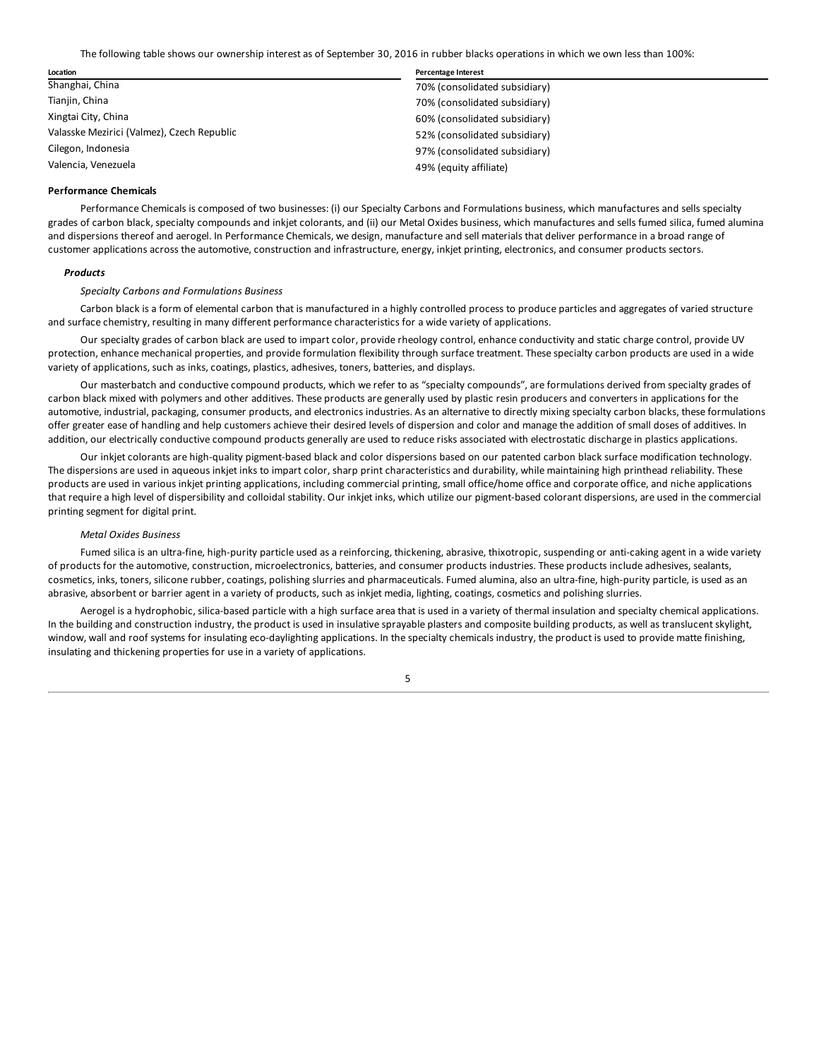The following table shows our ownership interest as of September 30, 2016 in rubber blacks operations in which we own less than 100%:

| Location | Percentage Interest |
|---|---|
| Shanghai, China | 70% (consolidated subsidiary) |
| Tianjin, China | 70% (consolidated subsidiary) |
| Xingtai City, China | 60% (consolidated subsidiary) |
| Valasske Mezirici (Valmez), Czech Republic | 52% (consolidated subsidiary) |
| Cilegon, Indonesia | 97% (consolidated subsidiary) |
| Valencia, Venezuela | 49% (equity affiliate) |

**Performance Chemicals**

Performance Chemicals is composed of two businesses: (i) our Specialty Carbons and Formulations business, which manufactures and sells specialty grades of carbon black, specialty compounds and inkjet colorants, and (ii) our Metal Oxides business, which manufactures and sells fumed silica, fumed alumina and dispersions thereof and aerogel. In Performance Chemicals, we design, manufacture and sell materials that deliver performance in a broad range of customer applications across the automotive, construction and infrastructure, energy, inkjet printing, electronics, and consumer products sectors.

***Products***

*Specialty Carbons and Formulations Business*

Carbon black is a form of elemental carbon that is manufactured in a highly controlled process to produce particles and aggregates of varied structure and surface chemistry, resulting in many different performance characteristics for a wide variety of applications.

Our specialty grades of carbon black are used to impart color, provide rheology control, enhance conductivity and static charge control, provide UV protection, enhance mechanical properties, and provide formulation flexibility through surface treatment. These specialty carbon products are used in a wide variety of applications, such as inks, coatings, plastics, adhesives, toners, batteries, and displays.

Our masterbatch and conductive compound products, which we refer to as "specialty compounds", are formulations derived from specialty grades of carbon black mixed with polymers and other additives. These products are generally used by plastic resin producers and converters in applications for the automotive, industrial, packaging, consumer products, and electronics industries. As an alternative to directly mixing specialty carbon blacks, these formulations offer greater ease of handling and help customers achieve their desired levels of dispersion and color and manage the addition of small doses of additives. In addition, our electrically conductive compound products generally are used to reduce risks associated with electrostatic discharge in plastics applications.

Our inkjet colorants are high-quality pigment-based black and color dispersions based on our patented carbon black surface modification technology. The dispersions are used in aqueous inkjet inks to impart color, sharp print characteristics and durability, while maintaining high printhead reliability. These products are used in various inkjet printing applications, including commercial printing, small office/home office and corporate office, and niche applications that require a high level of dispersibility and colloidal stability. Our inkjet inks, which utilize our pigment-based colorant dispersions, are used in the commercial printing segment for digital print.

*Metal Oxides Business*

Fumed silica is an ultra-fine, high-purity particle used as a reinforcing, thickening, abrasive, thixotropic, suspending or anti-caking agent in a wide variety of products for the automotive, construction, microelectronics, batteries, and consumer products industries. These products include adhesives, sealants, cosmetics, inks, toners, silicone rubber, coatings, polishing slurries and pharmaceuticals. Fumed alumina, also an ultra-fine, high-purity particle, is used as an abrasive, absorbent or barrier agent in a variety of products, such as inkjet media, lighting, coatings, cosmetics and polishing slurries.

Aerogel is a hydrophobic, silica-based particle with a high surface area that is used in a variety of thermal insulation and specialty chemical applications. In the building and construction industry, the product is used in insulative sprayable plasters and composite building products, as well as translucent skylight, window, wall and roof systems for insulating eco-daylighting applications. In the specialty chemicals industry, the product is used to provide matte finishing, insulating and thickening properties for use in a variety of applications.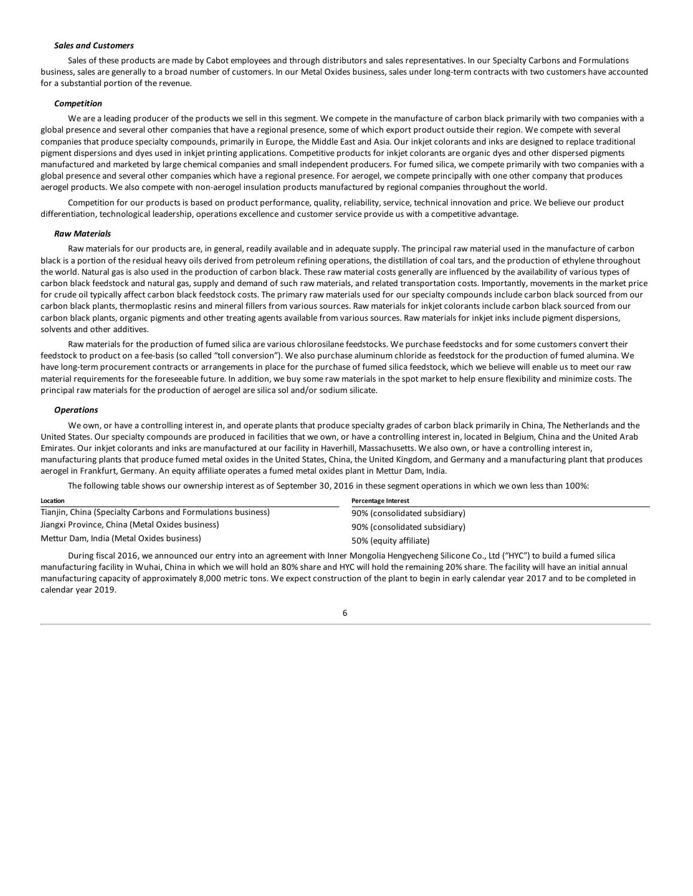***Sales and Customers***

Sales of these products are made by Cabot employees and through distributors and sales representatives. In our Specialty Carbons and Formulations business, sales are generally to a broad number of customers. In our Metal Oxides business, sales under long-term contracts with two customers have accounted for a substantial portion of the revenue.

***Competition***

We are a leading producer of the products we sell in this segment. We compete in the manufacture of carbon black primarily with two companies with a global presence and several other companies that have a regional presence, some of which export product outside their region. We compete with several companies that produce specialty compounds, primarily in Europe, the Middle East and Asia. Our inkjet colorants and inks are designed to replace traditional pigment dispersions and dyes used in inkjet printing applications. Competitive products for inkjet colorants are organic dyes and other dispersed pigments manufactured and marketed by large chemical companies and small independent producers. For fumed silica, we compete primarily with two companies with a global presence and several other companies which have a regional presence. For aerogel, we compete principally with one other company that produces aerogel products. We also compete with non-aerogel insulation products manufactured by regional companies throughout the world.

Competition for our products is based on product performance, quality, reliability, service, technical innovation and price. We believe our product differentiation, technological leadership, operations excellence and customer service provide us with a competitive advantage.

***Raw Materials***

Raw materials for our products are, in general, readily available and in adequate supply. The principal raw material used in the manufacture of carbon black is a portion of the residual heavy oils derived from petroleum refining operations, the distillation of coal tars, and the production of ethylene throughout the world. Natural gas is also used in the production of carbon black. These raw material costs generally are influenced by the availability of various types of carbon black feedstock and natural gas, supply and demand of such raw materials, and related transportation costs. Importantly, movements in the market price for crude oil typically affect carbon black feedstock costs. The primary raw materials used for our specialty compounds include carbon black sourced from our carbon black plants, thermoplastic resins and mineral fillers from various sources. Raw materials for inkjet colorants include carbon black sourced from our carbon black plants, organic pigments and other treating agents available from various sources. Raw materials for inkjet inks include pigment dispersions, solvents and other additives.

Raw materials for the production of fumed silica are various chlorosilane feedstocks. We purchase feedstocks and for some customers convert their feedstock to product on a fee-basis (so called "toll conversion"). We also purchase aluminum chloride as feedstock for the production of fumed alumina. We have long-term procurement contracts or arrangements in place for the purchase of fumed silica feedstock, which we believe will enable us to meet our raw material requirements for the foreseeable future. In addition, we buy some raw materials in the spot market to help ensure flexibility and minimize costs. The principal raw materials for the production of aerogel are silica sol and/or sodium silicate.

***Operations***

We own, or have a controlling interest in, and operate plants that produce specialty grades of carbon black primarily in China, The Netherlands and the United States. Our specialty compounds are produced in facilities that we own, or have a controlling interest in, located in Belgium, China and the United Arab Emirates. Our inkjet colorants and inks are manufactured at our facility in Haverhill, Massachusetts. We also own, or have a controlling interest in, manufacturing plants that produce fumed metal oxides in the United States, China, the United Kingdom, and Germany and a manufacturing plant that produces aerogel in Frankfurt, Germany. An equity affiliate operates a fumed metal oxides plant in Mettur Dam, India.

The following table shows our ownership interest as of September 30, 2016 in these segment operations in which we own less than 100%:

| Location | Percentage Interest |
|---|---|
| Tianjin, China (Specialty Carbons and Formulations business) | 90% (consolidated subsidiary) |
| Jiangxi Province, China (Metal Oxides business) | 90% (consolidated subsidiary) |
| Mettur Dam, India (Metal Oxides business) | 50% (equity affiliate) |

During fiscal 2016, we announced our entry into an agreement with Inner Mongolia Hengyecheng Silicone Co., Ltd ("HYC") to build a fumed silica manufacturing facility in Wuhai, China in which we will hold an 80% share and HYC will hold the remaining 20% share. The facility will have an initial annual manufacturing capacity of approximately 8,000 metric tons. We expect construction of the plant to begin in early calendar year 2017 and to be completed in calendar year 2019.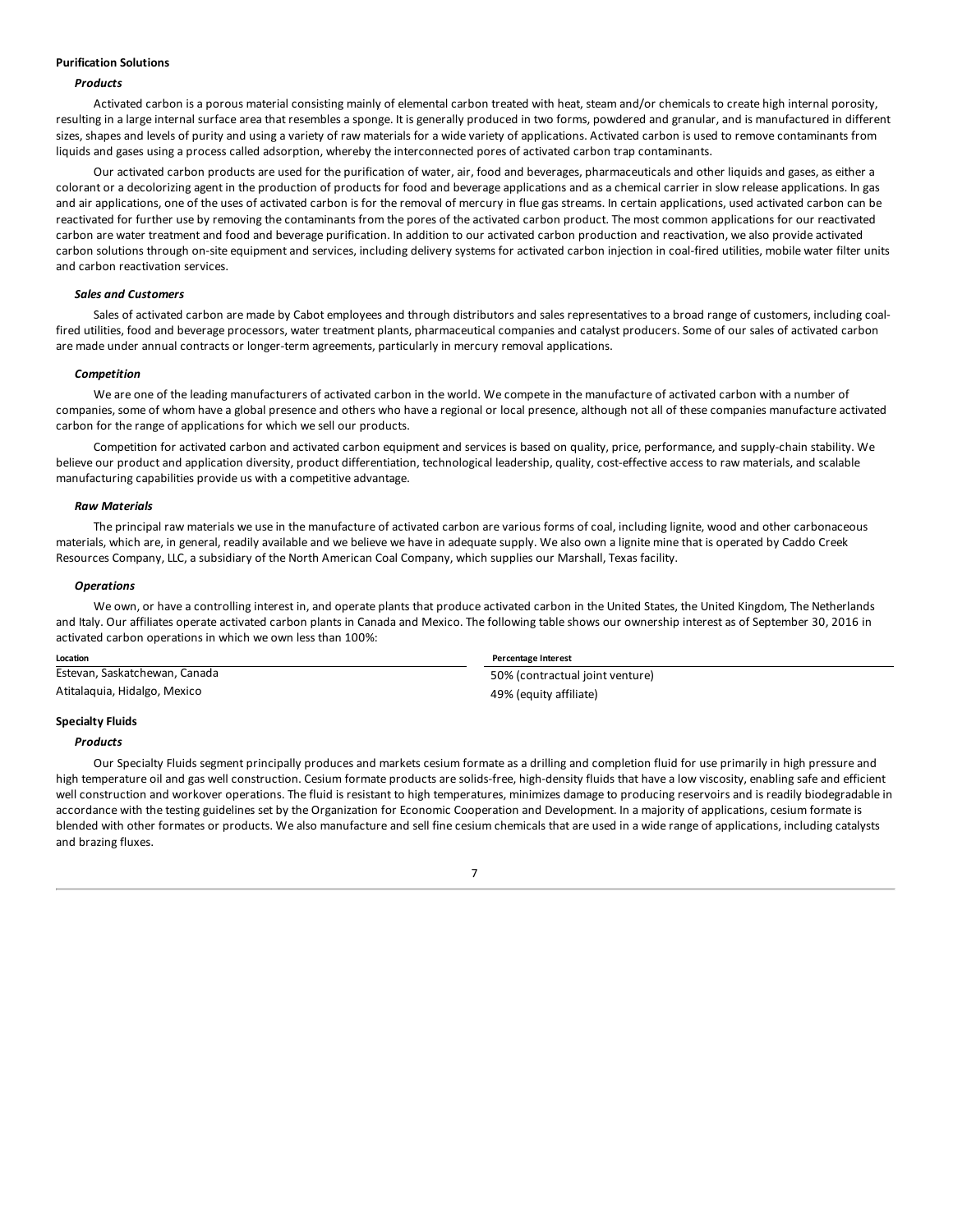**Purification Solutions**

***Products***

Activated carbon is a porous material consisting mainly of elemental carbon treated with heat, steam and/or chemicals to create high internal porosity, resulting in a large internal surface area that resembles a sponge. It is generally produced in two forms, powdered and granular, and is manufactured in different sizes, shapes and levels of purity and using a variety of raw materials for a wide variety of applications. Activated carbon is used to remove contaminants from liquids and gases using a process called adsorption, whereby the interconnected pores of activated carbon trap contaminants.

Our activated carbon products are used for the purification of water, air, food and beverages, pharmaceuticals and other liquids and gases, as either a colorant or a decolorizing agent in the production of products for food and beverage applications and as a chemical carrier in slow release applications. In gas and air applications, one of the uses of activated carbon is for the removal of mercury in flue gas streams. In certain applications, used activated carbon can be reactivated for further use by removing the contaminants from the pores of the activated carbon product. The most common applications for our reactivated carbon are water treatment and food and beverage purification. In addition to our activated carbon production and reactivation, we also provide activated carbon solutions through on-site equipment and services, including delivery systems for activated carbon injection in coal-fired utilities, mobile water filter units and carbon reactivation services.

***Sales and Customers***

Sales of activated carbon are made by Cabot employees and through distributors and sales representatives to a broad range of customers, including coal-fired utilities, food and beverage processors, water treatment plants, pharmaceutical companies and catalyst producers. Some of our sales of activated carbon are made under annual contracts or longer-term agreements, particularly in mercury removal applications.

***Competition***

We are one of the leading manufacturers of activated carbon in the world. We compete in the manufacture of activated carbon with a number of companies, some of whom have a global presence and others who have a regional or local presence, although not all of these companies manufacture activated carbon for the range of applications for which we sell our products.

Competition for activated carbon and activated carbon equipment and services is based on quality, price, performance, and supply-chain stability. We believe our product and application diversity, product differentiation, technological leadership, quality, cost-effective access to raw materials, and scalable manufacturing capabilities provide us with a competitive advantage.

***Raw Materials***

The principal raw materials we use in the manufacture of activated carbon are various forms of coal, including lignite, wood and other carbonaceous materials, which are, in general, readily available and we believe we have in adequate supply. We also own a lignite mine that is operated by Caddo Creek Resources Company, LLC, a subsidiary of the North American Coal Company, which supplies our Marshall, Texas facility.

***Operations***

We own, or have a controlling interest in, and operate plants that produce activated carbon in the United States, the United Kingdom, The Netherlands and Italy. Our affiliates operate activated carbon plants in Canada and Mexico. The following table shows our ownership interest as of September 30, 2016 in activated carbon operations in which we own less than 100%:

| Location | Percentage Interest |
|---|---|
| Estevan, Saskatchewan, Canada | 50% (contractual joint venture) |
| Atitalaquia, Hidalgo, Mexico | 49% (equity affiliate) |

**Specialty Fluids**

***Products***

Our Specialty Fluids segment principally produces and markets cesium formate as a drilling and completion fluid for use primarily in high pressure and high temperature oil and gas well construction. Cesium formate products are solids-free, high-density fluids that have a low viscosity, enabling safe and efficient well construction and workover operations. The fluid is resistant to high temperatures, minimizes damage to producing reservoirs and is readily biodegradable in accordance with the testing guidelines set by the Organization for Economic Cooperation and Development. In a majority of applications, cesium formate is blended with other formates or products. We also manufacture and sell fine cesium chemicals that are used in a wide range of applications, including catalysts and brazing fluxes.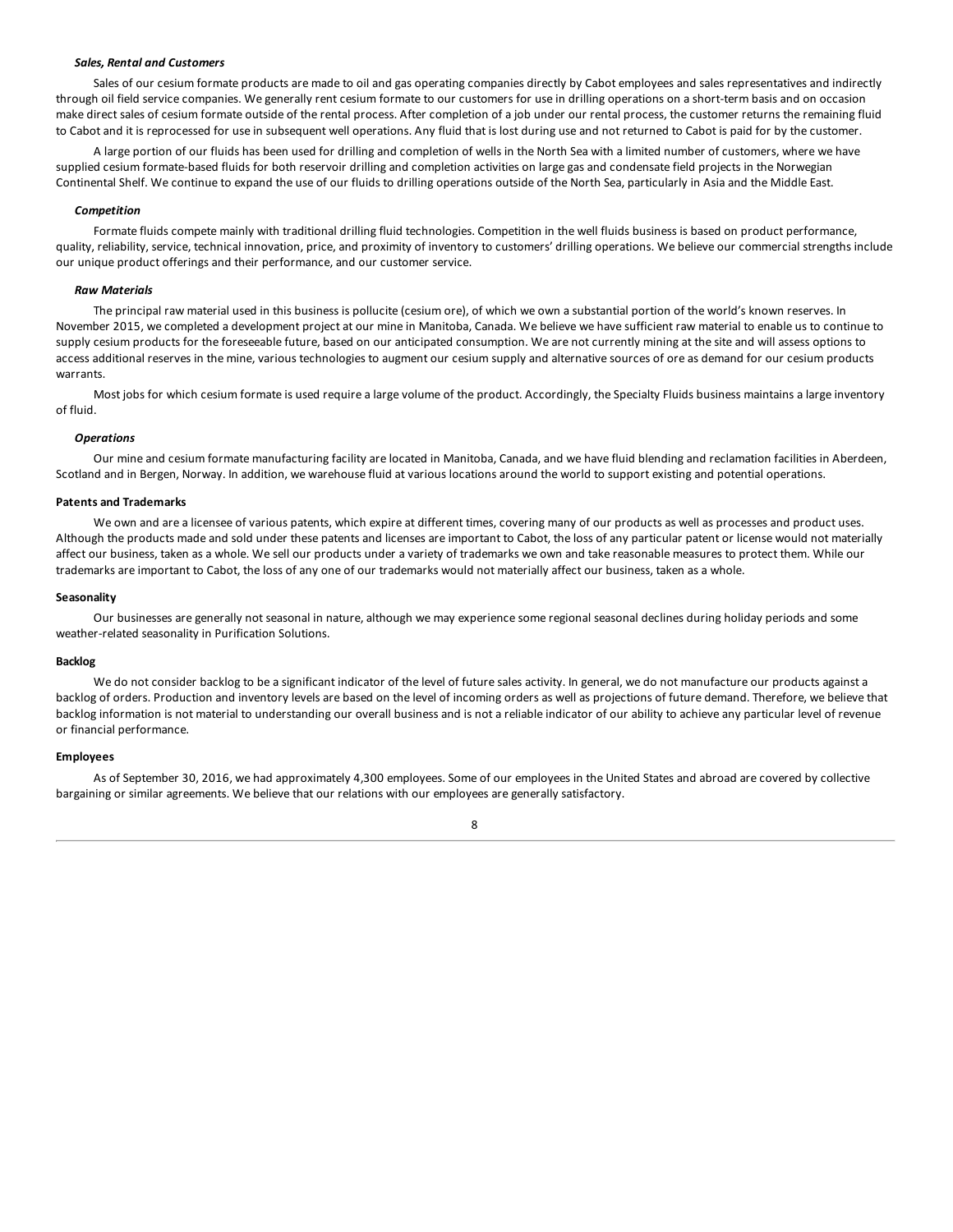*Sales, Rental and Customers*

Sales of our cesium formate products are made to oil and gas operating companies directly by Cabot employees and sales representatives and indirectly through oil field service companies. We generally rent cesium formate to our customers for use in drilling operations on a short-term basis and on occasion make direct sales of cesium formate outside of the rental process. After completion of a job under our rental process, the customer returns the remaining fluid to Cabot and it is reprocessed for use in subsequent well operations. Any fluid that is lost during use and not returned to Cabot is paid for by the customer.

A large portion of our fluids has been used for drilling and completion of wells in the North Sea with a limited number of customers, where we have supplied cesium formate-based fluids for both reservoir drilling and completion activities on large gas and condensate field projects in the Norwegian Continental Shelf. We continue to expand the use of our fluids to drilling operations outside of the North Sea, particularly in Asia and the Middle East.

*Competition*

Formate fluids compete mainly with traditional drilling fluid technologies. Competition in the well fluids business is based on product performance, quality, reliability, service, technical innovation, price, and proximity of inventory to customers' drilling operations. We believe our commercial strengths include our unique product offerings and their performance, and our customer service.

*Raw Materials*

The principal raw material used in this business is pollucite (cesium ore), of which we own a substantial portion of the world's known reserves. In November 2015, we completed a development project at our mine in Manitoba, Canada. We believe we have sufficient raw material to enable us to continue to supply cesium products for the foreseeable future, based on our anticipated consumption. We are not currently mining at the site and will assess options to access additional reserves in the mine, various technologies to augment our cesium supply and alternative sources of ore as demand for our cesium products warrants.

Most jobs for which cesium formate is used require a large volume of the product. Accordingly, the Specialty Fluids business maintains a large inventory of fluid.

*Operations*

Our mine and cesium formate manufacturing facility are located in Manitoba, Canada, and we have fluid blending and reclamation facilities in Aberdeen, Scotland and in Bergen, Norway. In addition, we warehouse fluid at various locations around the world to support existing and potential operations.

**Patents and Trademarks**

We own and are a licensee of various patents, which expire at different times, covering many of our products as well as processes and product uses. Although the products made and sold under these patents and licenses are important to Cabot, the loss of any particular patent or license would not materially affect our business, taken as a whole. We sell our products under a variety of trademarks we own and take reasonable measures to protect them. While our trademarks are important to Cabot, the loss of any one of our trademarks would not materially affect our business, taken as a whole.

**Seasonality**

Our businesses are generally not seasonal in nature, although we may experience some regional seasonal declines during holiday periods and some weather-related seasonality in Purification Solutions.

**Backlog**

We do not consider backlog to be a significant indicator of the level of future sales activity. In general, we do not manufacture our products against a backlog of orders. Production and inventory levels are based on the level of incoming orders as well as projections of future demand. Therefore, we believe that backlog information is not material to understanding our overall business and is not a reliable indicator of our ability to achieve any particular level of revenue or financial performance.

**Employees**

As of September 30, 2016, we had approximately 4,300 employees. Some of our employees in the United States and abroad are covered by collective bargaining or similar agreements. We believe that our relations with our employees are generally satisfactory.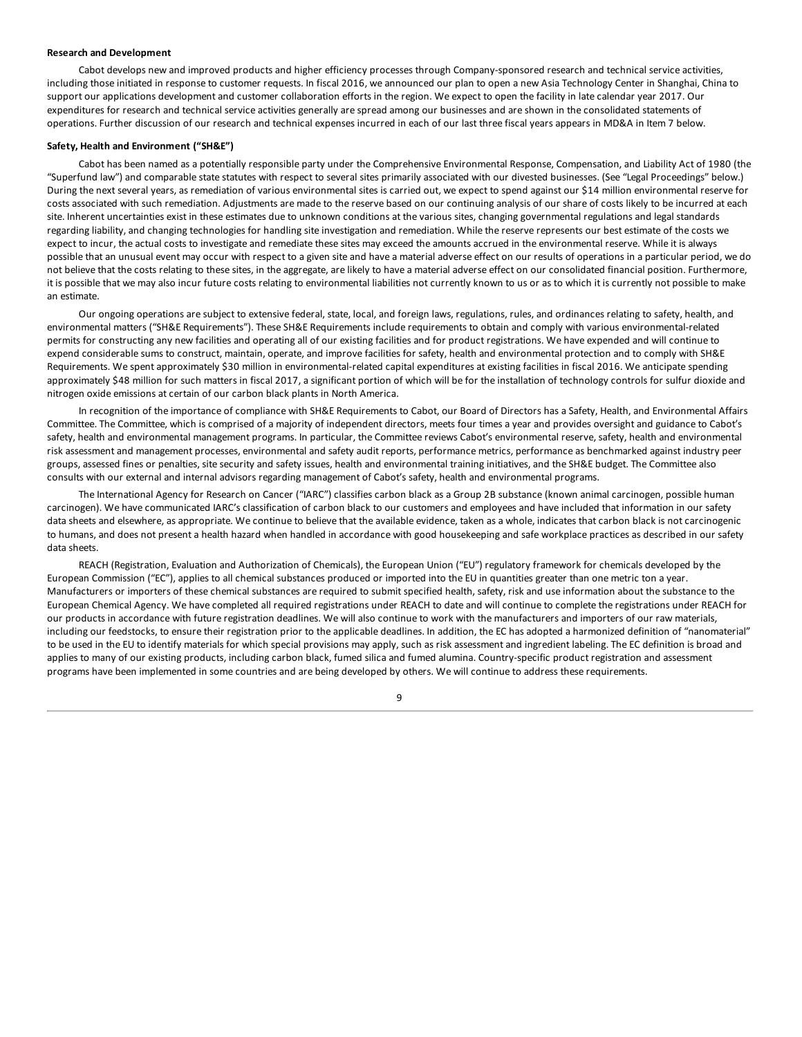**Research and Development**

Cabot develops new and improved products and higher efficiency processes through Company-sponsored research and technical service activities, including those initiated in response to customer requests. In fiscal 2016, we announced our plan to open a new Asia Technology Center in Shanghai, China to support our applications development and customer collaboration efforts in the region. We expect to open the facility in late calendar year 2017. Our expenditures for research and technical service activities generally are spread among our businesses and are shown in the consolidated statements of operations. Further discussion of our research and technical expenses incurred in each of our last three fiscal years appears in MD&A in Item 7 below.

**Safety, Health and Environment ("SH&E")**

Cabot has been named as a potentially responsible party under the Comprehensive Environmental Response, Compensation, and Liability Act of 1980 (the "Superfund law") and comparable state statutes with respect to several sites primarily associated with our divested businesses. (See "Legal Proceedings" below.) During the next several years, as remediation of various environmental sites is carried out, we expect to spend against our $14 million environmental reserve for costs associated with such remediation. Adjustments are made to the reserve based on our continuing analysis of our share of costs likely to be incurred at each site. Inherent uncertainties exist in these estimates due to unknown conditions at the various sites, changing governmental regulations and legal standards regarding liability, and changing technologies for handling site investigation and remediation. While the reserve represents our best estimate of the costs we expect to incur, the actual costs to investigate and remediate these sites may exceed the amounts accrued in the environmental reserve. While it is always possible that an unusual event may occur with respect to a given site and have a material adverse effect on our results of operations in a particular period, we do not believe that the costs relating to these sites, in the aggregate, are likely to have a material adverse effect on our consolidated financial position. Furthermore, it is possible that we may also incur future costs relating to environmental liabilities not currently known to us or as to which it is currently not possible to make an estimate.

Our ongoing operations are subject to extensive federal, state, local, and foreign laws, regulations, rules, and ordinances relating to safety, health, and environmental matters ("SH&E Requirements"). These SH&E Requirements include requirements to obtain and comply with various environmental-related permits for constructing any new facilities and operating all of our existing facilities and for product registrations. We have expended and will continue to expend considerable sums to construct, maintain, operate, and improve facilities for safety, health and environmental protection and to comply with SH&E Requirements. We spent approximately $30 million in environmental-related capital expenditures at existing facilities in fiscal 2016. We anticipate spending approximately $48 million for such matters in fiscal 2017, a significant portion of which will be for the installation of technology controls for sulfur dioxide and nitrogen oxide emissions at certain of our carbon black plants in North America.

In recognition of the importance of compliance with SH&E Requirements to Cabot, our Board of Directors has a Safety, Health, and Environmental Affairs Committee. The Committee, which is comprised of a majority of independent directors, meets four times a year and provides oversight and guidance to Cabot's safety, health and environmental management programs. In particular, the Committee reviews Cabot's environmental reserve, safety, health and environmental risk assessment and management processes, environmental and safety audit reports, performance metrics, performance as benchmarked against industry peer groups, assessed fines or penalties, site security and safety issues, health and environmental training initiatives, and the SH&E budget. The Committee also consults with our external and internal advisors regarding management of Cabot's safety, health and environmental programs.

The International Agency for Research on Cancer ("IARC") classifies carbon black as a Group 2B substance (known animal carcinogen, possible human carcinogen). We have communicated IARC's classification of carbon black to our customers and employees and have included that information in our safety data sheets and elsewhere, as appropriate. We continue to believe that the available evidence, taken as a whole, indicates that carbon black is not carcinogenic to humans, and does not present a health hazard when handled in accordance with good housekeeping and safe workplace practices as described in our safety data sheets.

REACH (Registration, Evaluation and Authorization of Chemicals), the European Union ("EU") regulatory framework for chemicals developed by the European Commission ("EC"), applies to all chemical substances produced or imported into the EU in quantities greater than one metric ton a year. Manufacturers or importers of these chemical substances are required to submit specified health, safety, risk and use information about the substance to the European Chemical Agency. We have completed all required registrations under REACH to date and will continue to complete the registrations under REACH for our products in accordance with future registration deadlines. We will also continue to work with the manufacturers and importers of our raw materials, including our feedstocks, to ensure their registration prior to the applicable deadlines. In addition, the EC has adopted a harmonized definition of "nanomaterial" to be used in the EU to identify materials for which special provisions may apply, such as risk assessment and ingredient labeling. The EC definition is broad and applies to many of our existing products, including carbon black, fumed silica and fumed alumina. Country-specific product registration and assessment programs have been implemented in some countries and are being developed by others. We will continue to address these requirements.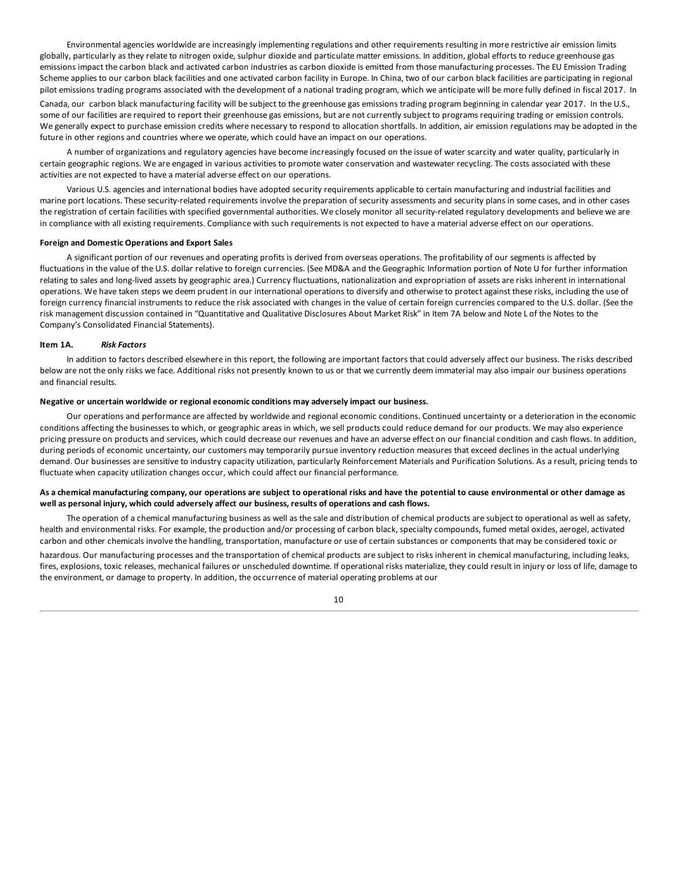Environmental agencies worldwide are increasingly implementing regulations and other requirements resulting in more restrictive air emission limits globally, particularly as they relate to nitrogen oxide, sulphur dioxide and particulate matter emissions. In addition, global efforts to reduce greenhouse gas emissions impact the carbon black and activated carbon industries as carbon dioxide is emitted from those manufacturing processes. The EU Emission Trading Scheme applies to our carbon black facilities and one activated carbon facility in Europe. In China, two of our carbon black facilities are participating in regional pilot emissions trading programs associated with the development of a national trading program, which we anticipate will be more fully defined in fiscal 2017. In Canada, our carbon black manufacturing facility will be subject to the greenhouse gas emissions trading program beginning in calendar year 2017. In the U.S., some of our facilities are required to report their greenhouse gas emissions, but are not currently subject to programs requiring trading or emission controls. We generally expect to purchase emission credits where necessary to respond to allocation shortfalls. In addition, air emission regulations may be adopted in the future in other regions and countries where we operate, which could have an impact on our operations.

A number of organizations and regulatory agencies have become increasingly focused on the issue of water scarcity and water quality, particularly in certain geographic regions. We are engaged in various activities to promote water conservation and wastewater recycling. The costs associated with these activities are not expected to have a material adverse effect on our operations.

Various U.S. agencies and international bodies have adopted security requirements applicable to certain manufacturing and industrial facilities and marine port locations. These security-related requirements involve the preparation of security assessments and security plans in some cases, and in other cases the registration of certain facilities with specified governmental authorities. We closely monitor all security-related regulatory developments and believe we are in compliance with all existing requirements. Compliance with such requirements is not expected to have a material adverse effect on our operations.

**Foreign and Domestic Operations and Export Sales**

A significant portion of our revenues and operating profits is derived from overseas operations. The profitability of our segments is affected by fluctuations in the value of the U.S. dollar relative to foreign currencies. (See MD&A and the Geographic Information portion of Note U for further information relating to sales and long-lived assets by geographic area.) Currency fluctuations, nationalization and expropriation of assets are risks inherent in international operations. We have taken steps we deem prudent in our international operations to diversify and otherwise to protect against these risks, including the use of foreign currency financial instruments to reduce the risk associated with changes in the value of certain foreign currencies compared to the U.S. dollar. (See the risk management discussion contained in "Quantitative and Qualitative Disclosures About Market Risk" in Item 7A below and Note L of the Notes to the Company's Consolidated Financial Statements).

## Item 1A. *Risk Factors*

In addition to factors described elsewhere in this report, the following are important factors that could adversely affect our business. The risks described below are not the only risks we face. Additional risks not presently known to us or that we currently deem immaterial may also impair our business operations and financial results.

**Negative or uncertain worldwide or regional economic conditions may adversely impact our business.**

Our operations and performance are affected by worldwide and regional economic conditions. Continued uncertainty or a deterioration in the economic conditions affecting the businesses to which, or geographic areas in which, we sell products could reduce demand for our products. We may also experience pricing pressure on products and services, which could decrease our revenues and have an adverse effect on our financial condition and cash flows. In addition, during periods of economic uncertainty, our customers may temporarily pursue inventory reduction measures that exceed declines in the actual underlying demand. Our businesses are sensitive to industry capacity utilization, particularly Reinforcement Materials and Purification Solutions. As a result, pricing tends to fluctuate when capacity utilization changes occur, which could affect our financial performance.

**As a chemical manufacturing company, our operations are subject to operational risks and have the potential to cause environmental or other damage as well as personal injury, which could adversely affect our business, results of operations and cash flows.**

The operation of a chemical manufacturing business as well as the sale and distribution of chemical products are subject to operational as well as safety, health and environmental risks. For example, the production and/or processing of carbon black, specialty compounds, fumed metal oxides, aerogel, activated carbon and other chemicals involve the handling, transportation, manufacture or use of certain substances or components that may be considered toxic or hazardous. Our manufacturing processes and the transportation of chemical products are subject to risks inherent in chemical manufacturing, including leaks, fires, explosions, toxic releases, mechanical failures or unscheduled downtime. If operational risks materialize, they could result in injury or loss of life, damage to the environment, or damage to property. In addition, the occurrence of material operating problems at our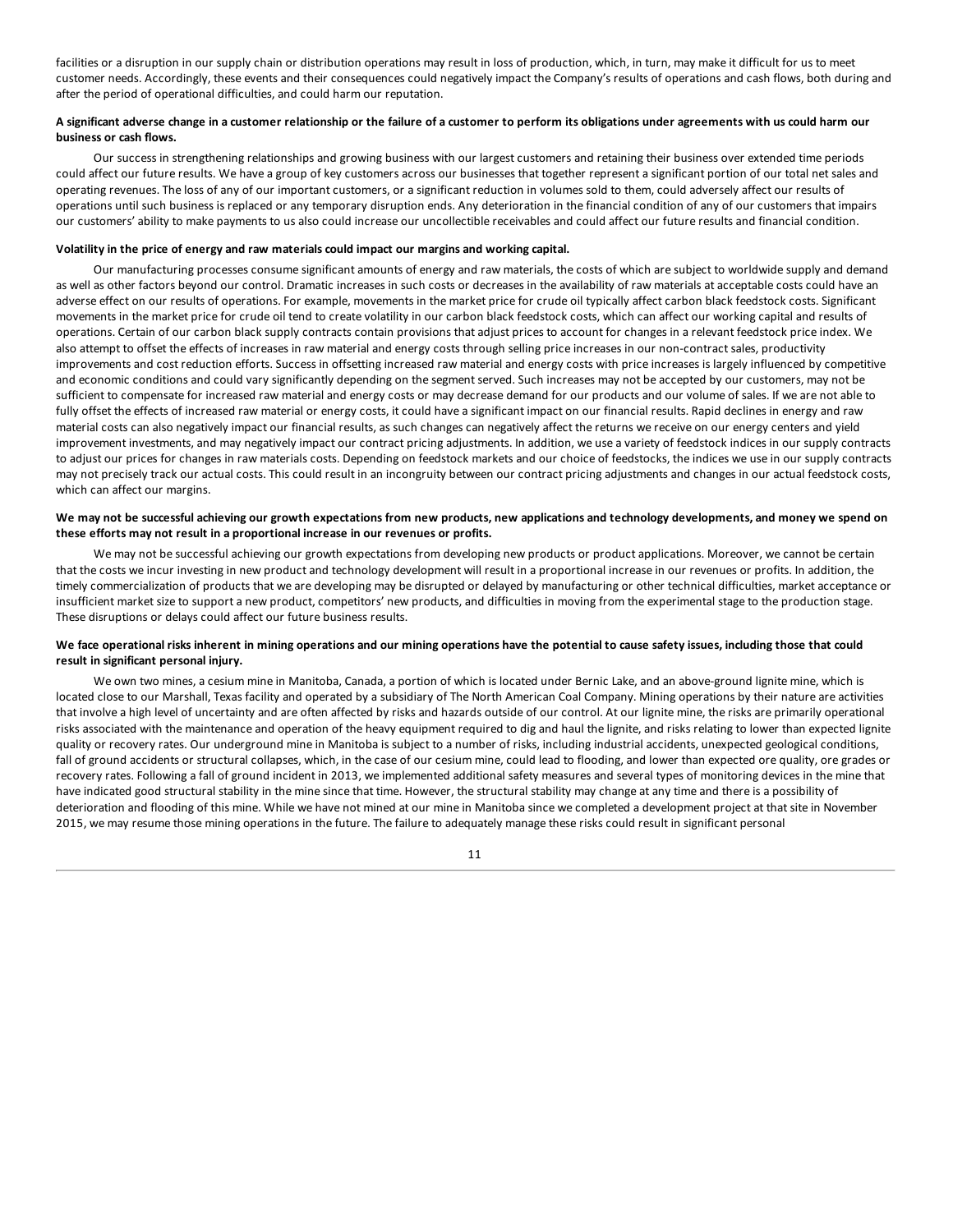facilities or a disruption in our supply chain or distribution operations may result in loss of production, which, in turn, may make it difficult for us to meet customer needs. Accordingly, these events and their consequences could negatively impact the Company's results of operations and cash flows, both during and after the period of operational difficulties, and could harm our reputation.

**A significant adverse change in a customer relationship or the failure of a customer to perform its obligations under agreements with us could harm our business or cash flows.**

Our success in strengthening relationships and growing business with our largest customers and retaining their business over extended time periods could affect our future results. We have a group of key customers across our businesses that together represent a significant portion of our total net sales and operating revenues. The loss of any of our important customers, or a significant reduction in volumes sold to them, could adversely affect our results of operations until such business is replaced or any temporary disruption ends. Any deterioration in the financial condition of any of our customers that impairs our customers' ability to make payments to us also could increase our uncollectible receivables and could affect our future results and financial condition.

**Volatility in the price of energy and raw materials could impact our margins and working capital.**

Our manufacturing processes consume significant amounts of energy and raw materials, the costs of which are subject to worldwide supply and demand as well as other factors beyond our control. Dramatic increases in such costs or decreases in the availability of raw materials at acceptable costs could have an adverse effect on our results of operations. For example, movements in the market price for crude oil typically affect carbon black feedstock costs. Significant movements in the market price for crude oil tend to create volatility in our carbon black feedstock costs, which can affect our working capital and results of operations. Certain of our carbon black supply contracts contain provisions that adjust prices to account for changes in a relevant feedstock price index. We also attempt to offset the effects of increases in raw material and energy costs through selling price increases in our non-contract sales, productivity improvements and cost reduction efforts. Success in offsetting increased raw material and energy costs with price increases is largely influenced by competitive and economic conditions and could vary significantly depending on the segment served. Such increases may not be accepted by our customers, may not be sufficient to compensate for increased raw material and energy costs or may decrease demand for our products and our volume of sales. If we are not able to fully offset the effects of increased raw material or energy costs, it could have a significant impact on our financial results. Rapid declines in energy and raw material costs can also negatively impact our financial results, as such changes can negatively affect the returns we receive on our energy centers and yield improvement investments, and may negatively impact our contract pricing adjustments. In addition, we use a variety of feedstock indices in our supply contracts to adjust our prices for changes in raw materials costs. Depending on feedstock markets and our choice of feedstocks, the indices we use in our supply contracts may not precisely track our actual costs. This could result in an incongruity between our contract pricing adjustments and changes in our actual feedstock costs, which can affect our margins.

**We may not be successful achieving our growth expectations from new products, new applications and technology developments, and money we spend on these efforts may not result in a proportional increase in our revenues or profits.**

We may not be successful achieving our growth expectations from developing new products or product applications. Moreover, we cannot be certain that the costs we incur investing in new product and technology development will result in a proportional increase in our revenues or profits. In addition, the timely commercialization of products that we are developing may be disrupted or delayed by manufacturing or other technical difficulties, market acceptance or insufficient market size to support a new product, competitors' new products, and difficulties in moving from the experimental stage to the production stage. These disruptions or delays could affect our future business results.

**We face operational risks inherent in mining operations and our mining operations have the potential to cause safety issues, including those that could result in significant personal injury.**

We own two mines, a cesium mine in Manitoba, Canada, a portion of which is located under Bernic Lake, and an above-ground lignite mine, which is located close to our Marshall, Texas facility and operated by a subsidiary of The North American Coal Company. Mining operations by their nature are activities that involve a high level of uncertainty and are often affected by risks and hazards outside of our control. At our lignite mine, the risks are primarily operational risks associated with the maintenance and operation of the heavy equipment required to dig and haul the lignite, and risks relating to lower than expected lignite quality or recovery rates. Our underground mine in Manitoba is subject to a number of risks, including industrial accidents, unexpected geological conditions, fall of ground accidents or structural collapses, which, in the case of our cesium mine, could lead to flooding, and lower than expected ore quality, ore grades or recovery rates. Following a fall of ground incident in 2013, we implemented additional safety measures and several types of monitoring devices in the mine that have indicated good structural stability in the mine since that time. However, the structural stability may change at any time and there is a possibility of deterioration and flooding of this mine. While we have not mined at our mine in Manitoba since we completed a development project at that site in November 2015, we may resume those mining operations in the future. The failure to adequately manage these risks could result in significant personal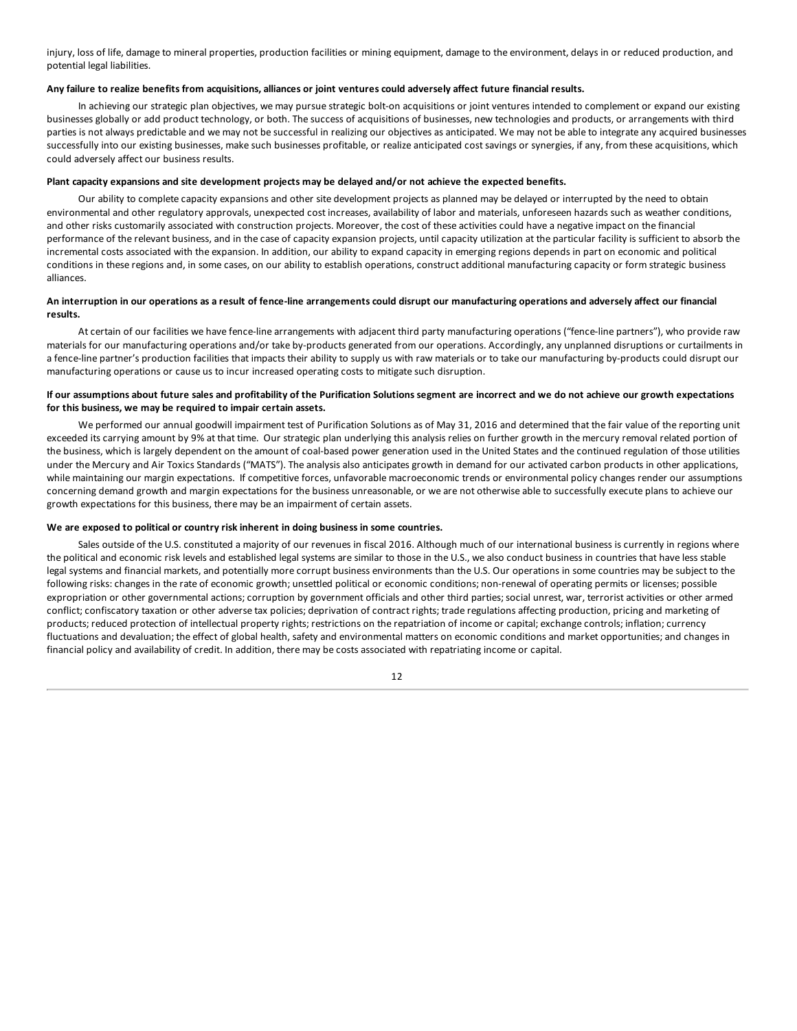injury, loss of life, damage to mineral properties, production facilities or mining equipment, damage to the environment, delays in or reduced production, and potential legal liabilities.

**Any failure to realize benefits from acquisitions, alliances or joint ventures could adversely affect future financial results.**

In achieving our strategic plan objectives, we may pursue strategic bolt-on acquisitions or joint ventures intended to complement or expand our existing businesses globally or add product technology, or both. The success of acquisitions of businesses, new technologies and products, or arrangements with third parties is not always predictable and we may not be successful in realizing our objectives as anticipated. We may not be able to integrate any acquired businesses successfully into our existing businesses, make such businesses profitable, or realize anticipated cost savings or synergies, if any, from these acquisitions, which could adversely affect our business results.

**Plant capacity expansions and site development projects may be delayed and/or not achieve the expected benefits.**

Our ability to complete capacity expansions and other site development projects as planned may be delayed or interrupted by the need to obtain environmental and other regulatory approvals, unexpected cost increases, availability of labor and materials, unforeseen hazards such as weather conditions, and other risks customarily associated with construction projects. Moreover, the cost of these activities could have a negative impact on the financial performance of the relevant business, and in the case of capacity expansion projects, until capacity utilization at the particular facility is sufficient to absorb the incremental costs associated with the expansion. In addition, our ability to expand capacity in emerging regions depends in part on economic and political conditions in these regions and, in some cases, on our ability to establish operations, construct additional manufacturing capacity or form strategic business alliances.

**An interruption in our operations as a result of fence-line arrangements could disrupt our manufacturing operations and adversely affect our financial results.**

At certain of our facilities we have fence-line arrangements with adjacent third party manufacturing operations ("fence-line partners"), who provide raw materials for our manufacturing operations and/or take by-products generated from our operations. Accordingly, any unplanned disruptions or curtailments in a fence-line partner's production facilities that impacts their ability to supply us with raw materials or to take our manufacturing by-products could disrupt our manufacturing operations or cause us to incur increased operating costs to mitigate such disruption.

**If our assumptions about future sales and profitability of the Purification Solutions segment are incorrect and we do not achieve our growth expectations for this business, we may be required to impair certain assets.**

We performed our annual goodwill impairment test of Purification Solutions as of May 31, 2016 and determined that the fair value of the reporting unit exceeded its carrying amount by 9% at that time. Our strategic plan underlying this analysis relies on further growth in the mercury removal related portion of the business, which is largely dependent on the amount of coal-based power generation used in the United States and the continued regulation of those utilities under the Mercury and Air Toxics Standards ("MATS"). The analysis also anticipates growth in demand for our activated carbon products in other applications, while maintaining our margin expectations. If competitive forces, unfavorable macroeconomic trends or environmental policy changes render our assumptions concerning demand growth and margin expectations for the business unreasonable, or we are not otherwise able to successfully execute plans to achieve our growth expectations for this business, there may be an impairment of certain assets.

**We are exposed to political or country risk inherent in doing business in some countries.**

Sales outside of the U.S. constituted a majority of our revenues in fiscal 2016. Although much of our international business is currently in regions where the political and economic risk levels and established legal systems are similar to those in the U.S., we also conduct business in countries that have less stable legal systems and financial markets, and potentially more corrupt business environments than the U.S. Our operations in some countries may be subject to the following risks: changes in the rate of economic growth; unsettled political or economic conditions; non-renewal of operating permits or licenses; possible expropriation or other governmental actions; corruption by government officials and other third parties; social unrest, war, terrorist activities or other armed conflict; confiscatory taxation or other adverse tax policies; deprivation of contract rights; trade regulations affecting production, pricing and marketing of products; reduced protection of intellectual property rights; restrictions on the repatriation of income or capital; exchange controls; inflation; currency fluctuations and devaluation; the effect of global health, safety and environmental matters on economic conditions and market opportunities; and changes in financial policy and availability of credit. In addition, there may be costs associated with repatriating income or capital.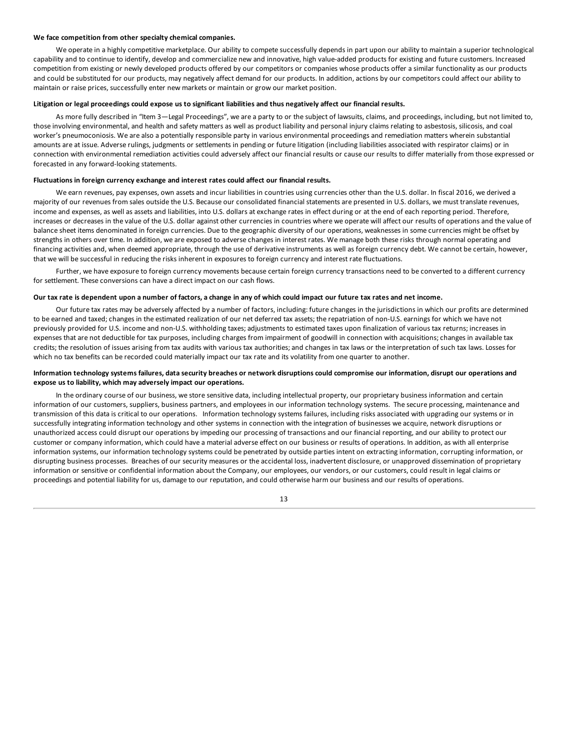**We face competition from other specialty chemical companies.**

We operate in a highly competitive marketplace. Our ability to compete successfully depends in part upon our ability to maintain a superior technological capability and to continue to identify, develop and commercialize new and innovative, high value-added products for existing and future customers. Increased competition from existing or newly developed products offered by our competitors or companies whose products offer a similar functionality as our products and could be substituted for our products, may negatively affect demand for our products. In addition, actions by our competitors could affect our ability to maintain or raise prices, successfully enter new markets or maintain or grow our market position.

**Litigation or legal proceedings could expose us to significant liabilities and thus negatively affect our financial results.**

As more fully described in "Item 3—Legal Proceedings", we are a party to or the subject of lawsuits, claims, and proceedings, including, but not limited to, those involving environmental, and health and safety matters as well as product liability and personal injury claims relating to asbestosis, silicosis, and coal worker's pneumoconiosis. We are also a potentially responsible party in various environmental proceedings and remediation matters wherein substantial amounts are at issue. Adverse rulings, judgments or settlements in pending or future litigation (including liabilities associated with respirator claims) or in connection with environmental remediation activities could adversely affect our financial results or cause our results to differ materially from those expressed or forecasted in any forward-looking statements.

**Fluctuations in foreign currency exchange and interest rates could affect our financial results.**

We earn revenues, pay expenses, own assets and incur liabilities in countries using currencies other than the U.S. dollar. In fiscal 2016, we derived a majority of our revenues from sales outside the U.S. Because our consolidated financial statements are presented in U.S. dollars, we must translate revenues, income and expenses, as well as assets and liabilities, into U.S. dollars at exchange rates in effect during or at the end of each reporting period. Therefore, increases or decreases in the value of the U.S. dollar against other currencies in countries where we operate will affect our results of operations and the value of balance sheet items denominated in foreign currencies. Due to the geographic diversity of our operations, weaknesses in some currencies might be offset by strengths in others over time. In addition, we are exposed to adverse changes in interest rates. We manage both these risks through normal operating and financing activities and, when deemed appropriate, through the use of derivative instruments as well as foreign currency debt. We cannot be certain, however, that we will be successful in reducing the risks inherent in exposures to foreign currency and interest rate fluctuations.

Further, we have exposure to foreign currency movements because certain foreign currency transactions need to be converted to a different currency for settlement. These conversions can have a direct impact on our cash flows.

**Our tax rate is dependent upon a number of factors, a change in any of which could impact our future tax rates and net income.**

Our future tax rates may be adversely affected by a number of factors, including: future changes in the jurisdictions in which our profits are determined to be earned and taxed; changes in the estimated realization of our net deferred tax assets; the repatriation of non-U.S. earnings for which we have not previously provided for U.S. income and non-U.S. withholding taxes; adjustments to estimated taxes upon finalization of various tax returns; increases in expenses that are not deductible for tax purposes, including charges from impairment of goodwill in connection with acquisitions; changes in available tax credits; the resolution of issues arising from tax audits with various tax authorities; and changes in tax laws or the interpretation of such tax laws. Losses for which no tax benefits can be recorded could materially impact our tax rate and its volatility from one quarter to another.

**Information technology systems failures, data security breaches or network disruptions could compromise our information, disrupt our operations and expose us to liability, which may adversely impact our operations.**

In the ordinary course of our business, we store sensitive data, including intellectual property, our proprietary business information and certain information of our customers, suppliers, business partners, and employees in our information technology systems. The secure processing, maintenance and transmission of this data is critical to our operations. Information technology systems failures, including risks associated with upgrading our systems or in successfully integrating information technology and other systems in connection with the integration of businesses we acquire, network disruptions or unauthorized access could disrupt our operations by impeding our processing of transactions and our financial reporting, and our ability to protect our customer or company information, which could have a material adverse effect on our business or results of operations. In addition, as with all enterprise information systems, our information technology systems could be penetrated by outside parties intent on extracting information, corrupting information, or disrupting business processes. Breaches of our security measures or the accidental loss, inadvertent disclosure, or unapproved dissemination of proprietary information or sensitive or confidential information about the Company, our employees, our vendors, or our customers, could result in legal claims or proceedings and potential liability for us, damage to our reputation, and could otherwise harm our business and our results of operations.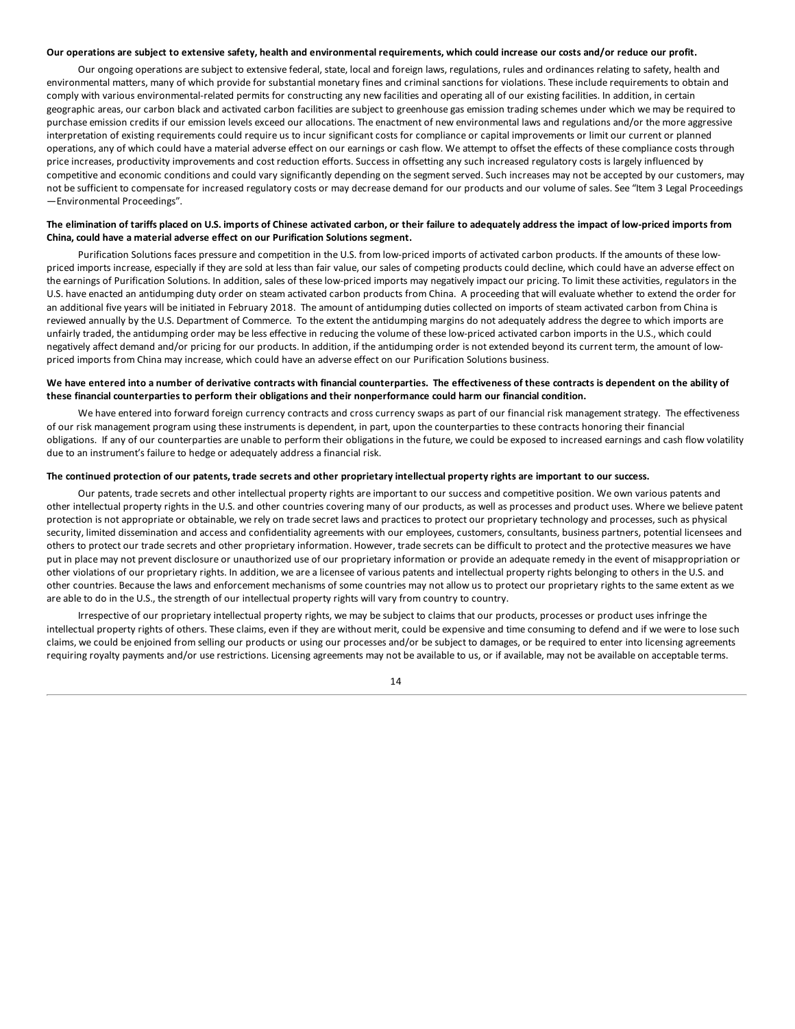**Our operations are subject to extensive safety, health and environmental requirements, which could increase our costs and/or reduce our profit.**

Our ongoing operations are subject to extensive federal, state, local and foreign laws, regulations, rules and ordinances relating to safety, health and environmental matters, many of which provide for substantial monetary fines and criminal sanctions for violations. These include requirements to obtain and comply with various environmental-related permits for constructing any new facilities and operating all of our existing facilities. In addition, in certain geographic areas, our carbon black and activated carbon facilities are subject to greenhouse gas emission trading schemes under which we may be required to purchase emission credits if our emission levels exceed our allocations. The enactment of new environmental laws and regulations and/or the more aggressive interpretation of existing requirements could require us to incur significant costs for compliance or capital improvements or limit our current or planned operations, any of which could have a material adverse effect on our earnings or cash flow. We attempt to offset the effects of these compliance costs through price increases, productivity improvements and cost reduction efforts. Success in offsetting any such increased regulatory costs is largely influenced by competitive and economic conditions and could vary significantly depending on the segment served. Such increases may not be accepted by our customers, may not be sufficient to compensate for increased regulatory costs or may decrease demand for our products and our volume of sales. See "Item 3 Legal Proceedings—Environmental Proceedings".

**The elimination of tariffs placed on U.S. imports of Chinese activated carbon, or their failure to adequately address the impact of low-priced imports from China, could have a material adverse effect on our Purification Solutions segment.**

Purification Solutions faces pressure and competition in the U.S. from low-priced imports of activated carbon products. If the amounts of these low-priced imports increase, especially if they are sold at less than fair value, our sales of competing products could decline, which could have an adverse effect on the earnings of Purification Solutions. In addition, sales of these low-priced imports may negatively impact our pricing. To limit these activities, regulators in the U.S. have enacted an antidumping duty order on steam activated carbon products from China. A proceeding that will evaluate whether to extend the order for an additional five years will be initiated in February 2018. The amount of antidumping duties collected on imports of steam activated carbon from China is reviewed annually by the U.S. Department of Commerce. To the extent the antidumping margins do not adequately address the degree to which imports are unfairly traded, the antidumping order may be less effective in reducing the volume of these low-priced activated carbon imports in the U.S., which could negatively affect demand and/or pricing for our products. In addition, if the antidumping order is not extended beyond its current term, the amount of low-priced imports from China may increase, which could have an adverse effect on our Purification Solutions business.

**We have entered into a number of derivative contracts with financial counterparties. The effectiveness of these contracts is dependent on the ability of these financial counterparties to perform their obligations and their nonperformance could harm our financial condition.**

We have entered into forward foreign currency contracts and cross currency swaps as part of our financial risk management strategy. The effectiveness of our risk management program using these instruments is dependent, in part, upon the counterparties to these contracts honoring their financial obligations. If any of our counterparties are unable to perform their obligations in the future, we could be exposed to increased earnings and cash flow volatility due to an instrument's failure to hedge or adequately address a financial risk.

**The continued protection of our patents, trade secrets and other proprietary intellectual property rights are important to our success.**

Our patents, trade secrets and other intellectual property rights are important to our success and competitive position. We own various patents and other intellectual property rights in the U.S. and other countries covering many of our products, as well as processes and product uses. Where we believe patent protection is not appropriate or obtainable, we rely on trade secret laws and practices to protect our proprietary technology and processes, such as physical security, limited dissemination and access and confidentiality agreements with our employees, customers, consultants, business partners, potential licensees and others to protect our trade secrets and other proprietary information. However, trade secrets can be difficult to protect and the protective measures we have put in place may not prevent disclosure or unauthorized use of our proprietary information or provide an adequate remedy in the event of misappropriation or other violations of our proprietary rights. In addition, we are a licensee of various patents and intellectual property rights belonging to others in the U.S. and other countries. Because the laws and enforcement mechanisms of some countries may not allow us to protect our proprietary rights to the same extent as we are able to do in the U.S., the strength of our intellectual property rights will vary from country to country.

Irrespective of our proprietary intellectual property rights, we may be subject to claims that our products, processes or product uses infringe the intellectual property rights of others. These claims, even if they are without merit, could be expensive and time consuming to defend and if we were to lose such claims, we could be enjoined from selling our products or using our processes and/or be subject to damages, or be required to enter into licensing agreements requiring royalty payments and/or use restrictions. Licensing agreements may not be available to us, or if available, may not be available on acceptable terms.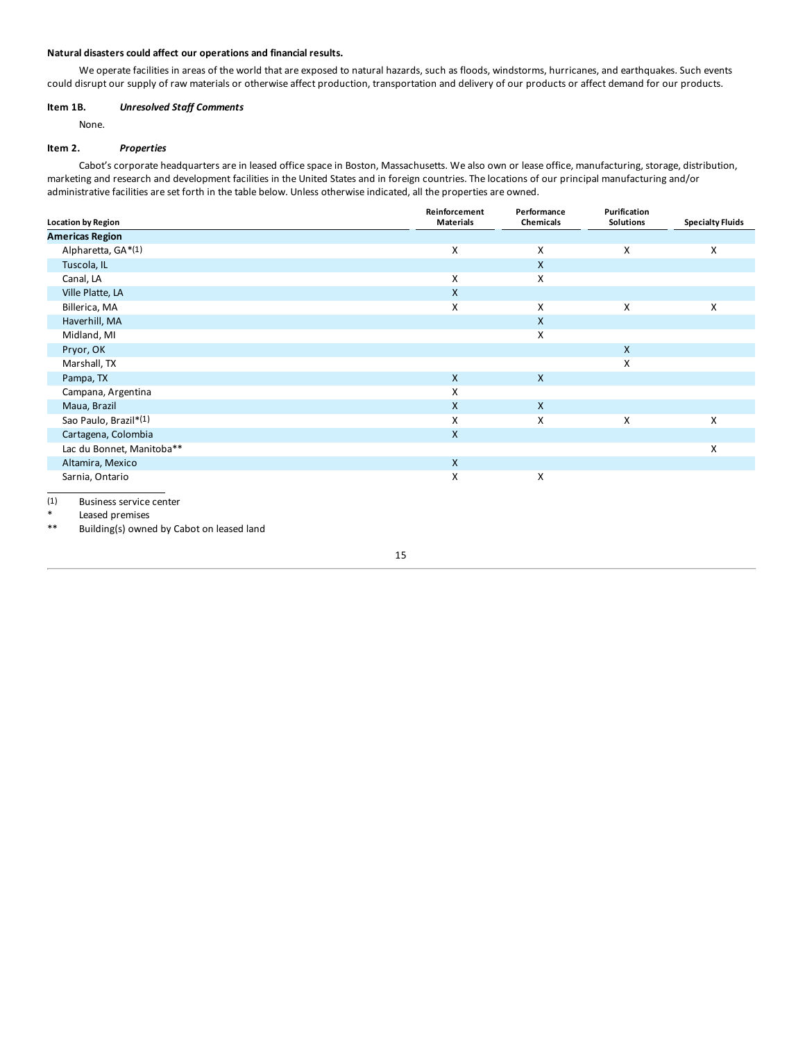**Natural disasters could affect our operations and financial results.**

We operate facilities in areas of the world that are exposed to natural hazards, such as floods, windstorms, hurricanes, and earthquakes. Such events could disrupt our supply of raw materials or otherwise affect production, transportation and delivery of our products or affect demand for our products.

### Item 1B. *Unresolved Staff Comments*

None.

### Item 2. *Properties*

Cabot's corporate headquarters are in leased office space in Boston, Massachusetts. We also own or lease office, manufacturing, storage, distribution, marketing and research and development facilities in the United States and in foreign countries. The locations of our principal manufacturing and/or administrative facilities are set forth in the table below. Unless otherwise indicated, all the properties are owned.

| Location by Region | Reinforcement Materials | Performance Chemicals | Purification Solutions | Specialty Fluids |
|---|---|---|---|---|
| **Americas Region** | | | | |
| Alpharetta, GA*(1) | X | X | X | X |
| Tuscola, IL | | X | | |
| Canal, LA | X | X | | |
| Ville Platte, LA | X | | | |
| Billerica, MA | X | X | X | X |
| Haverhill, MA | | X | | |
| Midland, MI | | X | | |
| Pryor, OK | | | X | |
| Marshall, TX | | | X | |
| Pampa, TX | X | X | | |
| Campana, Argentina | X | | | |
| Maua, Brazil | X | X | | |
| Sao Paulo, Brazil*(1) | X | X | X | X |
| Cartagena, Colombia | X | | | |
| Lac du Bonnet, Manitoba** | | | | X |
| Altamira, Mexico | X | | | |
| Sarnia, Ontario | X | X | | |

(1) Business service center

\* Leased premises

** Building(s) owned by Cabot on leased land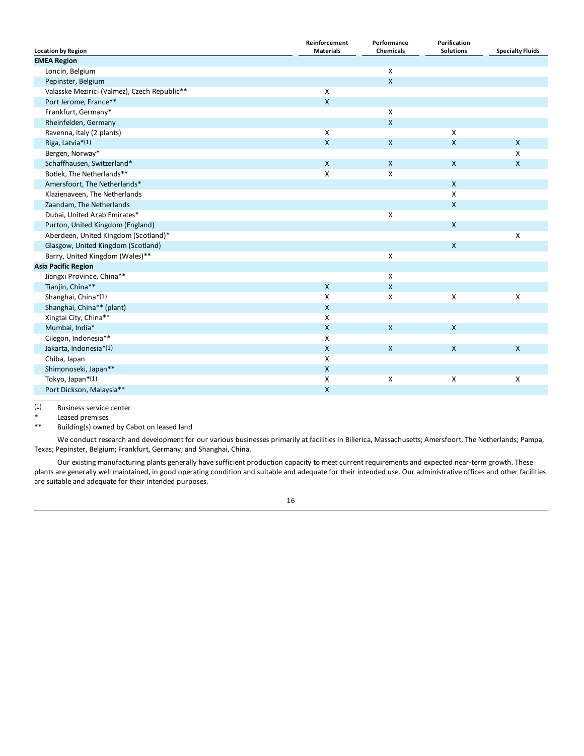| Location by Region | Reinforcement Materials | Performance Chemicals | Purification Solutions | Specialty Fluids |
|---|---|---|---|---|
| **EMEA Region** | | | | |
| Loncin, Belgium | | X | | |
| Pepinster, Belgium | | X | | |
| Valasske Mezirici (Valmez), Czech Republic** | X | | | |
| Port Jerome, France** | X | | | |
| Frankfurt, Germany* | | X | | |
| Rheinfelden, Germany | | X | | |
| Ravenna, Italy (2 plants) | X | | X | |
| Riga, Latvia*(1) | X | X | X | X |
| Bergen, Norway* | | | | X |
| Schaffhausen, Switzerland* | X | X | X | X |
| Botlek, The Netherlands** | X | X | | |
| Amersfoort, The Netherlands* | | | X | |
| Klazienaveen, The Netherlands | | | X | |
| Zaandam, The Netherlands | | | X | |
| Dubai, United Arab Emirates* | | X | | |
| Purton, United Kingdom (England) | | | X | |
| Aberdeen, United Kingdom (Scotland)* | | | | X |
| Glasgow, United Kingdom (Scotland) | | | X | |
| Barry, United Kingdom (Wales)** | | X | | |
| **Asia Pacific Region** | | | | |
| Jiangxi Province, China** | | X | | |
| Tianjin, China** | X | X | | |
| Shanghai, China*(1) | X | X | X | X |
| Shanghai, China** (plant) | X | | | |
| Xingtai City, China** | X | | | |
| Mumbai, India* | X | X | X | |
| Cilegon, Indonesia** | X | | | |
| Jakarta, Indonesia*(1) | X | X | X | X |
| Chiba, Japan | X | | | |
| Shimonoseki, Japan** | X | | | |
| Tokyo, Japan*(1) | X | X | X | X |
| Port Dickson, Malaysia** | X | | | |

(1) Business service center

\* Leased premises

** Building(s) owned by Cabot on leased land

We conduct research and development for our various businesses primarily at facilities in Billerica, Massachusetts; Amersfoort, The Netherlands; Pampa, Texas; Pepinster, Belgium; Frankfurt, Germany; and Shanghai, China.

Our existing manufacturing plants generally have sufficient production capacity to meet current requirements and expected near-term growth. These plants are generally well maintained, in good operating condition and suitable and adequate for their intended use. Our administrative offices and other facilities are suitable and adequate for their intended purposes.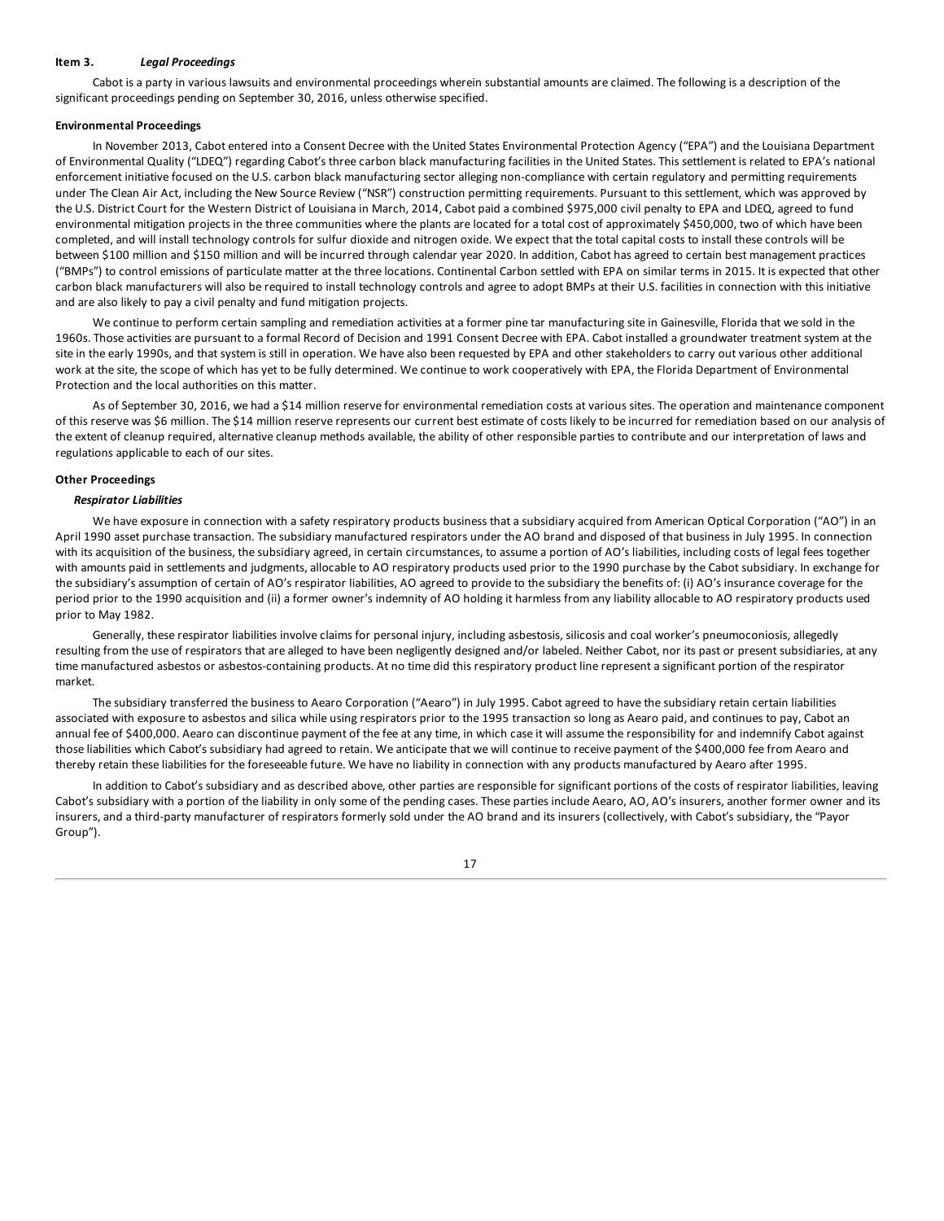### Item 3. *Legal Proceedings*

Cabot is a party in various lawsuits and environmental proceedings wherein substantial amounts are claimed. The following is a description of the significant proceedings pending on September 30, 2016, unless otherwise specified.

**Environmental Proceedings**

In November 2013, Cabot entered into a Consent Decree with the United States Environmental Protection Agency ("EPA") and the Louisiana Department of Environmental Quality ("LDEQ") regarding Cabot's three carbon black manufacturing facilities in the United States. This settlement is related to EPA's national enforcement initiative focused on the U.S. carbon black manufacturing sector alleging non-compliance with certain regulatory and permitting requirements under The Clean Air Act, including the New Source Review ("NSR") construction permitting requirements. Pursuant to this settlement, which was approved by the U.S. District Court for the Western District of Louisiana in March, 2014, Cabot paid a combined $975,000 civil penalty to EPA and LDEQ, agreed to fund environmental mitigation projects in the three communities where the plants are located for a total cost of approximately $450,000, two of which have been completed, and will install technology controls for sulfur dioxide and nitrogen oxide. We expect that the total capital costs to install these controls will be between $100 million and $150 million and will be incurred through calendar year 2020. In addition, Cabot has agreed to certain best management practices ("BMPs") to control emissions of particulate matter at the three locations. Continental Carbon settled with EPA on similar terms in 2015. It is expected that other carbon black manufacturers will also be required to install technology controls and agree to adopt BMPs at their U.S. facilities in connection with this initiative and are also likely to pay a civil penalty and fund mitigation projects.

We continue to perform certain sampling and remediation activities at a former pine tar manufacturing site in Gainesville, Florida that we sold in the 1960s. Those activities are pursuant to a formal Record of Decision and 1991 Consent Decree with EPA. Cabot installed a groundwater treatment system at the site in the early 1990s, and that system is still in operation. We have also been requested by EPA and other stakeholders to carry out various other additional work at the site, the scope of which has yet to be fully determined. We continue to work cooperatively with EPA, the Florida Department of Environmental Protection and the local authorities on this matter.

As of September 30, 2016, we had a $14 million reserve for environmental remediation costs at various sites. The operation and maintenance component of this reserve was $6 million. The $14 million reserve represents our current best estimate of costs likely to be incurred for remediation based on our analysis of the extent of cleanup required, alternative cleanup methods available, the ability of other responsible parties to contribute and our interpretation of laws and regulations applicable to each of our sites.

**Other Proceedings**

***Respirator Liabilities***

We have exposure in connection with a safety respiratory products business that a subsidiary acquired from American Optical Corporation ("AO") in an April 1990 asset purchase transaction. The subsidiary manufactured respirators under the AO brand and disposed of that business in July 1995. In connection with its acquisition of the business, the subsidiary agreed, in certain circumstances, to assume a portion of AO's liabilities, including costs of legal fees together with amounts paid in settlements and judgments, allocable to AO respiratory products used prior to the 1990 purchase by the Cabot subsidiary. In exchange for the subsidiary's assumption of certain of AO's respirator liabilities, AO agreed to provide to the subsidiary the benefits of: (i) AO's insurance coverage for the period prior to the 1990 acquisition and (ii) a former owner's indemnity of AO holding it harmless from any liability allocable to AO respiratory products used prior to May 1982.

Generally, these respirator liabilities involve claims for personal injury, including asbestosis, silicosis and coal worker's pneumoconiosis, allegedly resulting from the use of respirators that are alleged to have been negligently designed and/or labeled. Neither Cabot, nor its past or present subsidiaries, at any time manufactured asbestos or asbestos-containing products. At no time did this respiratory product line represent a significant portion of the respirator market.

The subsidiary transferred the business to Aearo Corporation ("Aearo") in July 1995. Cabot agreed to have the subsidiary retain certain liabilities associated with exposure to asbestos and silica while using respirators prior to the 1995 transaction so long as Aearo paid, and continues to pay, Cabot an annual fee of $400,000. Aearo can discontinue payment of the fee at any time, in which case it will assume the responsibility for and indemnify Cabot against those liabilities which Cabot's subsidiary had agreed to retain. We anticipate that we will continue to receive payment of the $400,000 fee from Aearo and thereby retain these liabilities for the foreseeable future. We have no liability in connection with any products manufactured by Aearo after 1995.

In addition to Cabot's subsidiary and as described above, other parties are responsible for significant portions of the costs of respirator liabilities, leaving Cabot's subsidiary with a portion of the liability in only some of the pending cases. These parties include Aearo, AO, AO's insurers, another former owner and its insurers, and a third-party manufacturer of respirators formerly sold under the AO brand and its insurers (collectively, with Cabot's subsidiary, the "Payor Group").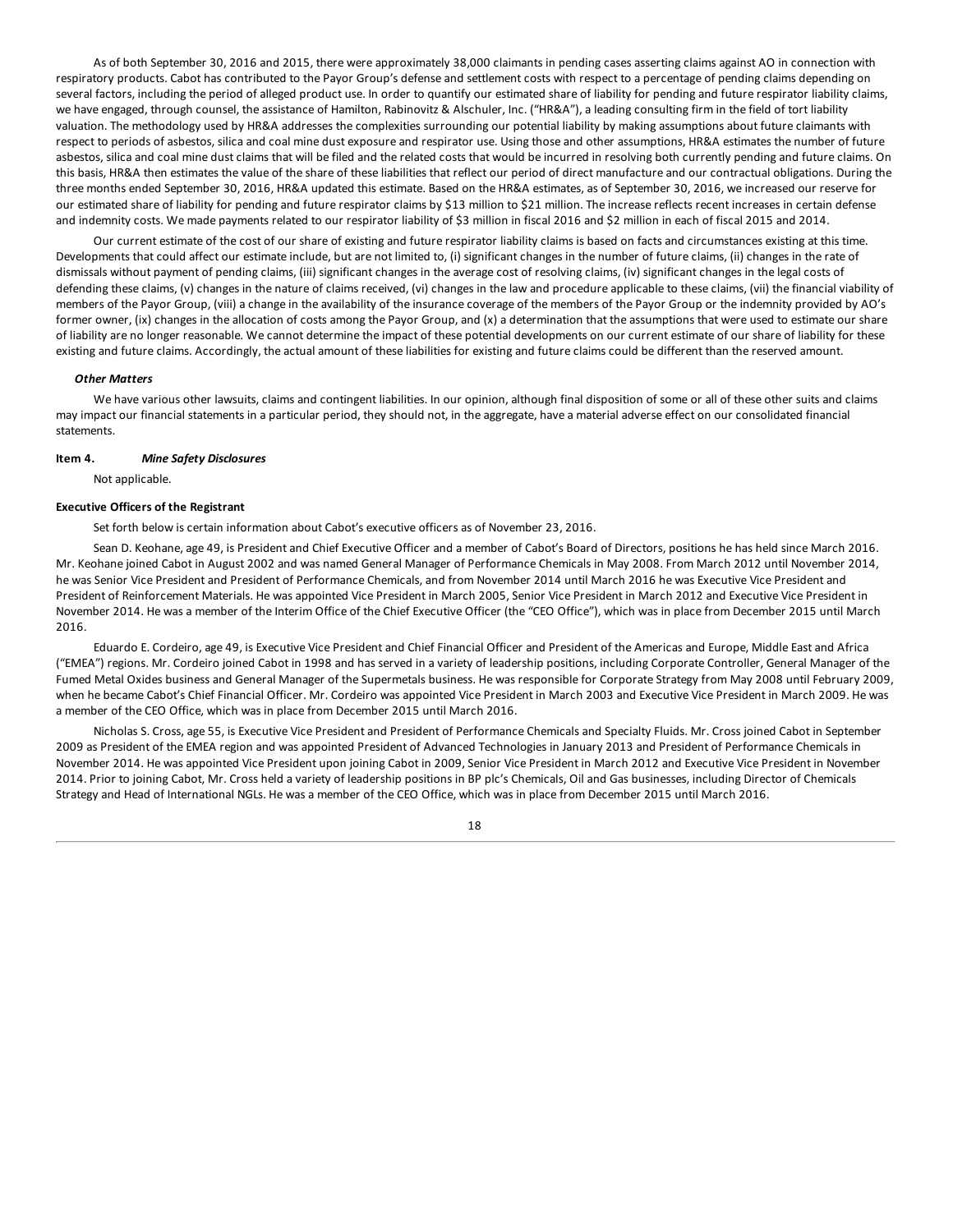As of both September 30, 2016 and 2015, there were approximately 38,000 claimants in pending cases asserting claims against AO in connection with respiratory products. Cabot has contributed to the Payor Group's defense and settlement costs with respect to a percentage of pending claims depending on several factors, including the period of alleged product use. In order to quantify our estimated share of liability for pending and future respirator liability claims, we have engaged, through counsel, the assistance of Hamilton, Rabinovitz & Alschuler, Inc. ("HR&A"), a leading consulting firm in the field of tort liability valuation. The methodology used by HR&A addresses the complexities surrounding our potential liability by making assumptions about future claimants with respect to periods of asbestos, silica and coal mine dust exposure and respirator use. Using those and other assumptions, HR&A estimates the number of future asbestos, silica and coal mine dust claims that will be filed and the related costs that would be incurred in resolving both currently pending and future claims. On this basis, HR&A then estimates the value of the share of these liabilities that reflect our period of direct manufacture and our contractual obligations. During the three months ended September 30, 2016, HR&A updated this estimate. Based on the HR&A estimates, as of September 30, 2016, we increased our reserve for our estimated share of liability for pending and future respirator claims by $13 million to $21 million. The increase reflects recent increases in certain defense and indemnity costs. We made payments related to our respirator liability of $3 million in fiscal 2016 and $2 million in each of fiscal 2015 and 2014.

Our current estimate of the cost of our share of existing and future respirator liability claims is based on facts and circumstances existing at this time. Developments that could affect our estimate include, but are not limited to, (i) significant changes in the number of future claims, (ii) changes in the rate of dismissals without payment of pending claims, (iii) significant changes in the average cost of resolving claims, (iv) significant changes in the legal costs of defending these claims, (v) changes in the nature of claims received, (vi) changes in the law and procedure applicable to these claims, (vii) the financial viability of members of the Payor Group, (viii) a change in the availability of the insurance coverage of the members of the Payor Group or the indemnity provided by AO's former owner, (ix) changes in the allocation of costs among the Payor Group, and (x) a determination that the assumptions that were used to estimate our share of liability are no longer reasonable. We cannot determine the impact of these potential developments on our current estimate of our share of liability for these existing and future claims. Accordingly, the actual amount of these liabilities for existing and future claims could be different than the reserved amount.

***Other Matters***

We have various other lawsuits, claims and contingent liabilities. In our opinion, although final disposition of some or all of these other suits and claims may impact our financial statements in a particular period, they should not, in the aggregate, have a material adverse effect on our consolidated financial statements.

**Item 4.** ***Mine Safety Disclosures***

Not applicable.

**Executive Officers of the Registrant**

Set forth below is certain information about Cabot's executive officers as of November 23, 2016.

Sean D. Keohane, age 49, is President and Chief Executive Officer and a member of Cabot's Board of Directors, positions he has held since March 2016. Mr. Keohane joined Cabot in August 2002 and was named General Manager of Performance Chemicals in May 2008. From March 2012 until November 2014, he was Senior Vice President and President of Performance Chemicals, and from November 2014 until March 2016 he was Executive Vice President and President of Reinforcement Materials. He was appointed Vice President in March 2005, Senior Vice President in March 2012 and Executive Vice President in November 2014. He was a member of the Interim Office of the Chief Executive Officer (the "CEO Office"), which was in place from December 2015 until March 2016.

Eduardo E. Cordeiro, age 49, is Executive Vice President and Chief Financial Officer and President of the Americas and Europe, Middle East and Africa ("EMEA") regions. Mr. Cordeiro joined Cabot in 1998 and has served in a variety of leadership positions, including Corporate Controller, General Manager of the Fumed Metal Oxides business and General Manager of the Supermetals business. He was responsible for Corporate Strategy from May 2008 until February 2009, when he became Cabot's Chief Financial Officer. Mr. Cordeiro was appointed Vice President in March 2003 and Executive Vice President in March 2009. He was a member of the CEO Office, which was in place from December 2015 until March 2016.

Nicholas S. Cross, age 55, is Executive Vice President and President of Performance Chemicals and Specialty Fluids. Mr. Cross joined Cabot in September 2009 as President of the EMEA region and was appointed President of Advanced Technologies in January 2013 and President of Performance Chemicals in November 2014. He was appointed Vice President upon joining Cabot in 2009, Senior Vice President in March 2012 and Executive Vice President in November 2014. Prior to joining Cabot, Mr. Cross held a variety of leadership positions in BP plc's Chemicals, Oil and Gas businesses, including Director of Chemicals Strategy and Head of International NGLs. He was a member of the CEO Office, which was in place from December 2015 until March 2016.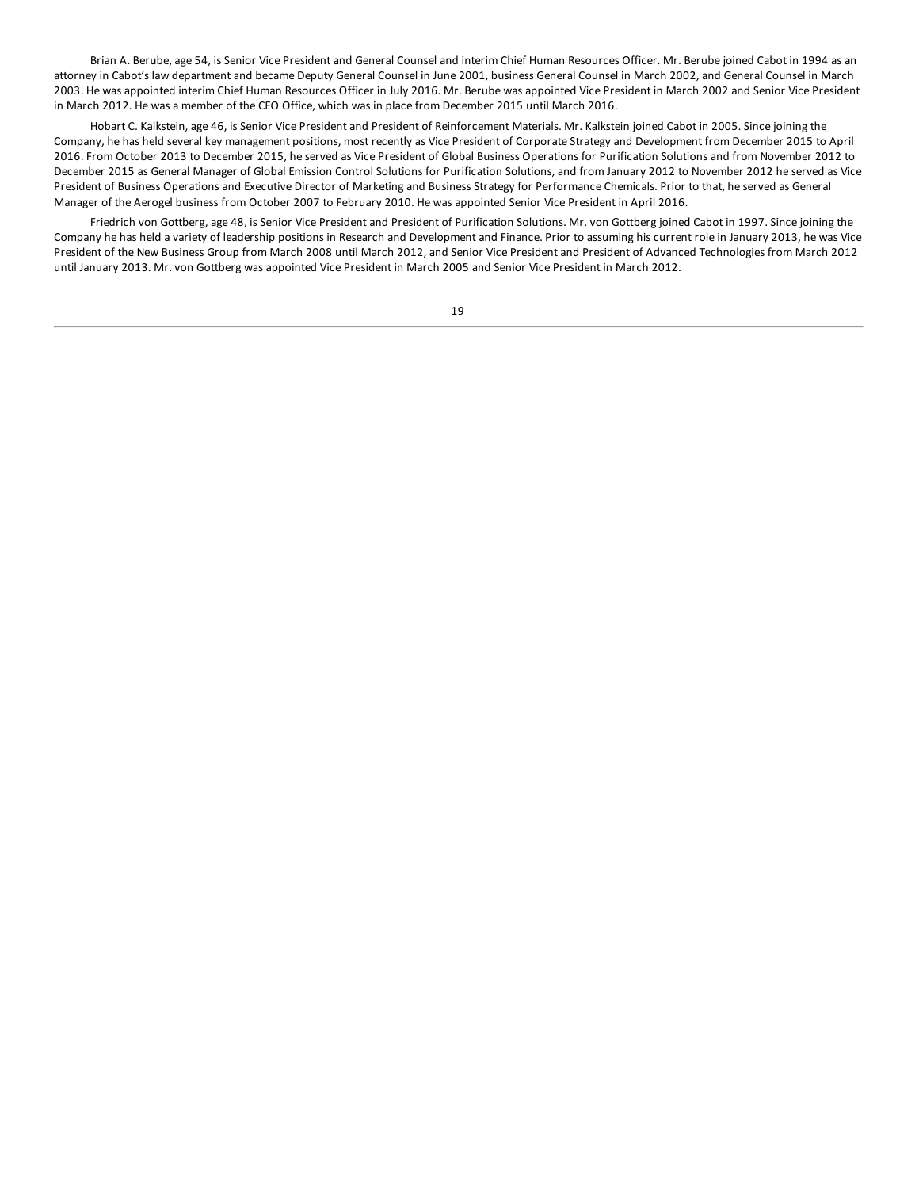Brian A. Berube, age 54, is Senior Vice President and General Counsel and interim Chief Human Resources Officer. Mr. Berube joined Cabot in 1994 as an attorney in Cabot's law department and became Deputy General Counsel in June 2001, business General Counsel in March 2002, and General Counsel in March 2003. He was appointed interim Chief Human Resources Officer in July 2016. Mr. Berube was appointed Vice President in March 2002 and Senior Vice President in March 2012. He was a member of the CEO Office, which was in place from December 2015 until March 2016.

Hobart C. Kalkstein, age 46, is Senior Vice President and President of Reinforcement Materials. Mr. Kalkstein joined Cabot in 2005. Since joining the Company, he has held several key management positions, most recently as Vice President of Corporate Strategy and Development from December 2015 to April 2016. From October 2013 to December 2015, he served as Vice President of Global Business Operations for Purification Solutions and from November 2012 to December 2015 as General Manager of Global Emission Control Solutions for Purification Solutions, and from January 2012 to November 2012 he served as Vice President of Business Operations and Executive Director of Marketing and Business Strategy for Performance Chemicals. Prior to that, he served as General Manager of the Aerogel business from October 2007 to February 2010. He was appointed Senior Vice President in April 2016.

Friedrich von Gottberg, age 48, is Senior Vice President and President of Purification Solutions. Mr. von Gottberg joined Cabot in 1997. Since joining the Company he has held a variety of leadership positions in Research and Development and Finance. Prior to assuming his current role in January 2013, he was Vice President of the New Business Group from March 2008 until March 2012, and Senior Vice President and President of Advanced Technologies from March 2012 until January 2013. Mr. von Gottberg was appointed Vice President in March 2005 and Senior Vice President in March 2012.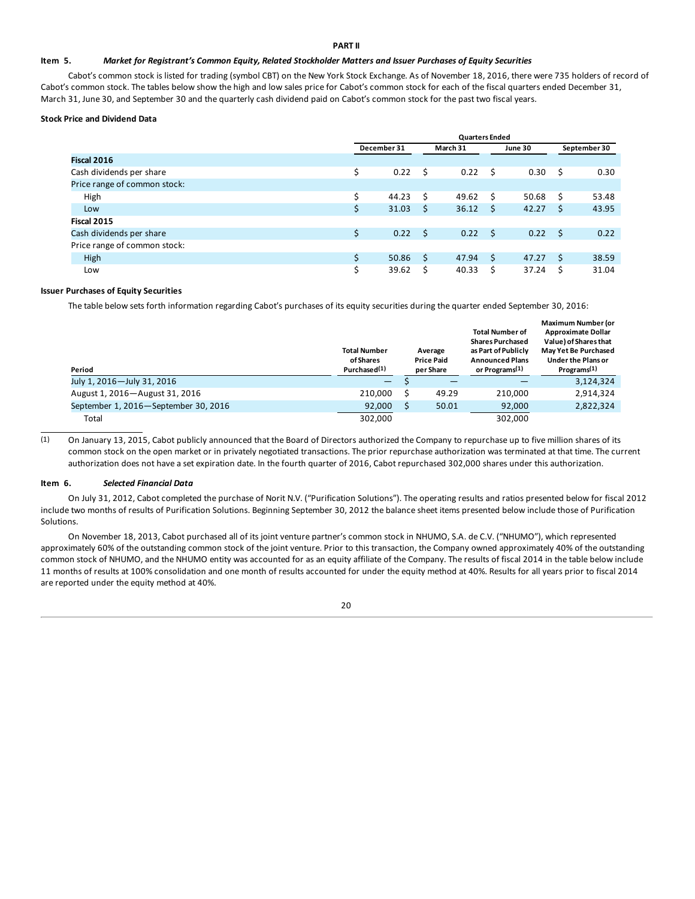# PART II

## Item 5. *Market for Registrant's Common Equity, Related Stockholder Matters and Issuer Purchases of Equity Securities*

Cabot's common stock is listed for trading (symbol CBT) on the New York Stock Exchange. As of November 18, 2016, there were 735 holders of record of Cabot's common stock. The tables below show the high and low sales price for Cabot's common stock for each of the fiscal quarters ended December 31, March 31, June 30, and September 30 and the quarterly cash dividend paid on Cabot's common stock for the past two fiscal years.

**Stock Price and Dividend Data**

| | Quarters Ended | | | |
|---|---|---|---|---|
| | December 31 | March 31 | June 30 | September 30 |
| **Fiscal 2016** | | | | |
| Cash dividends per share | $ 0.22 | $ 0.22 | $ 0.30 | $ 0.30 |
| Price range of common stock: | | | | |
| High | $ 44.23 | $ 49.62 | $ 50.68 | $ 53.48 |
| Low | $ 31.03 | $ 36.12 | $ 42.27 | $ 43.95 |
| **Fiscal 2015** | | | | |
| Cash dividends per share | $ 0.22 | $ 0.22 | $ 0.22 | $ 0.22 |
| Price range of common stock: | | | | |
| High | $ 50.86 | $ 47.94 | $ 47.27 | $ 38.59 |
| Low | $ 39.62 | $ 40.33 | $ 37.24 | $ 31.04 |

**Issuer Purchases of Equity Securities**

The table below sets forth information regarding Cabot's purchases of its equity securities during the quarter ended September 30, 2016:

| Period | Total Number of Shares Purchased(1) | Average Price Paid per Share | Total Number of Shares Purchased as Part of Publicly Announced Plans or Programs(1) | Maximum Number (or Approximate Dollar Value) of Shares that May Yet Be Purchased Under the Plans or Programs(1) |
|---|---|---|---|---|
| July 1, 2016—July 31, 2016 | — | $ — | — | 3,124,324 |
| August 1, 2016—August 31, 2016 | 210,000 | $ 49.29 | 210,000 | 2,914,324 |
| September 1, 2016—September 30, 2016 | 92,000 | $ 50.01 | 92,000 | 2,822,324 |
| Total | 302,000 | | 302,000 | |

(1) On January 13, 2015, Cabot publicly announced that the Board of Directors authorized the Company to repurchase up to five million shares of its common stock on the open market or in privately negotiated transactions. The prior repurchase authorization was terminated at that time. The current authorization does not have a set expiration date. In the fourth quarter of 2016, Cabot repurchased 302,000 shares under this authorization.

## Item 6. *Selected Financial Data*

On July 31, 2012, Cabot completed the purchase of Norit N.V. ("Purification Solutions"). The operating results and ratios presented below for fiscal 2012 include two months of results of Purification Solutions. Beginning September 30, 2012 the balance sheet items presented below include those of Purification Solutions.

On November 18, 2013, Cabot purchased all of its joint venture partner's common stock in NHUMO, S.A. de C.V. ("NHUMO"), which represented approximately 60% of the outstanding common stock of the joint venture. Prior to this transaction, the Company owned approximately 40% of the outstanding common stock of NHUMO, and the NHUMO entity was accounted for as an equity affiliate of the Company. The results of fiscal 2014 in the table below include 11 months of results at 100% consolidation and one month of results accounted for under the equity method at 40%. Results for all years prior to fiscal 2014 are reported under the equity method at 40%.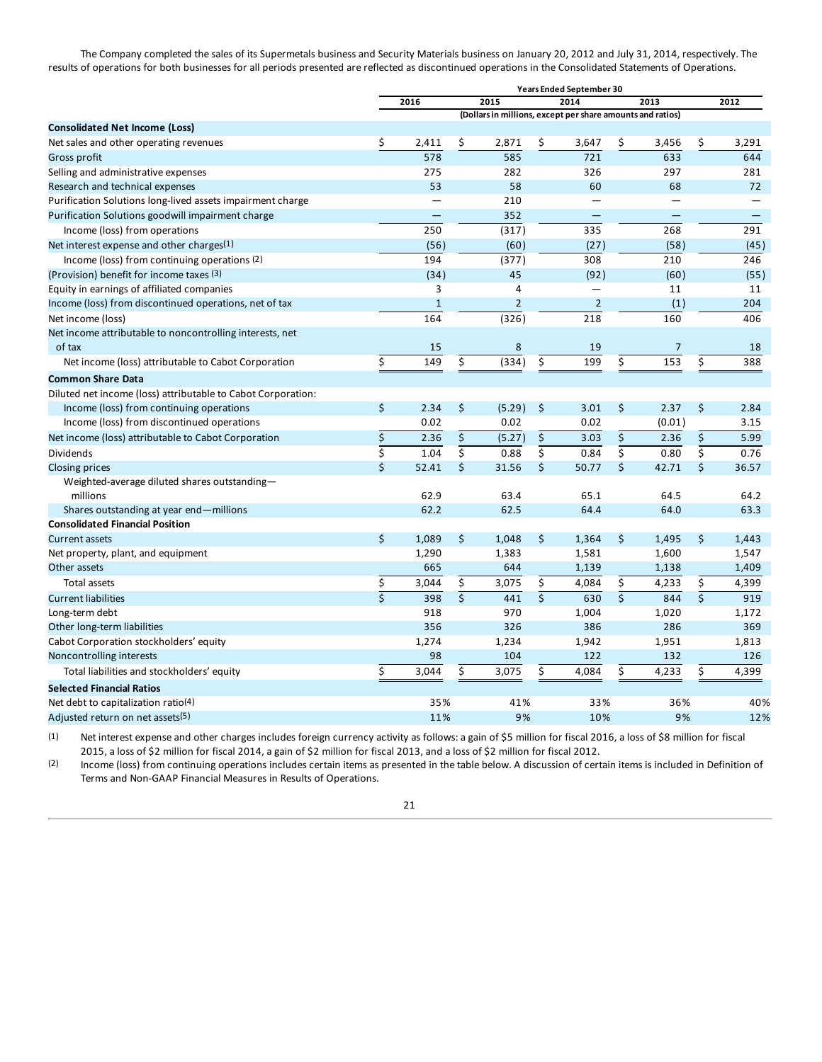The Company completed the sales of its Supermetals business and Security Materials business on January 20, 2012 and July 31, 2014, respectively. The results of operations for both businesses for all periods presented are reflected as discontinued operations in the Consolidated Statements of Operations.

| | Years Ended September 30 | | | | |
|---|---|---|---|---|---|
| | 2016 | 2015 | 2014 | 2013 | 2012 |
| | (Dollars in millions, except per share amounts and ratios) | | | | |
| **Consolidated Net Income (Loss)** | | | | | |
| Net sales and other operating revenues | $ 2,411 | $ 2,871 | $ 3,647 | $ 3,456 | $ 3,291 |
| Gross profit | 578 | 585 | 721 | 633 | 644 |
| Selling and administrative expenses | 275 | 282 | 326 | 297 | 281 |
| Research and technical expenses | 53 | 58 | 60 | 68 | 72 |
| Purification Solutions long-lived assets impairment charge | — | 210 | — | — | — |
| Purification Solutions goodwill impairment charge | — | 352 | — | — | — |
| Income (loss) from operations | 250 | (317) | 335 | 268 | 291 |
| Net interest expense and other charges(1) | (56) | (60) | (27) | (58) | (45) |
| Income (loss) from continuing operations (2) | 194 | (377) | 308 | 210 | 246 |
| (Provision) benefit for income taxes (3) | (34) | 45 | (92) | (60) | (55) |
| Equity in earnings of affiliated companies | 3 | 4 | — | 11 | 11 |
| Income (loss) from discontinued operations, net of tax | 1 | 2 | 2 | (1) | 204 |
| Net income (loss) | 164 | (326) | 218 | 160 | 406 |
| Net income attributable to noncontrolling interests, net of tax | 15 | 8 | 19 | 7 | 18 |
| Net income (loss) attributable to Cabot Corporation | $ 149 | $ (334) | $ 199 | $ 153 | $ 388 |
| **Common Share Data** | | | | | |
| Diluted net income (loss) attributable to Cabot Corporation: | | | | | |
| Income (loss) from continuing operations | $ 2.34 | $ (5.29) | $ 3.01 | $ 2.37 | $ 2.84 |
| Income (loss) from discontinued operations | 0.02 | 0.02 | 0.02 | (0.01) | 3.15 |
| Net income (loss) attributable to Cabot Corporation | $ 2.36 | $ (5.27) | $ 3.03 | $ 2.36 | $ 5.99 |
| Dividends | $ 1.04 | $ 0.88 | $ 0.84 | $ 0.80 | $ 0.76 |
| Closing prices | $ 52.41 | $ 31.56 | $ 50.77 | $ 42.71 | $ 36.57 |
| Weighted-average diluted shares outstanding—millions | 62.9 | 63.4 | 65.1 | 64.5 | 64.2 |
| Shares outstanding at year end—millions | 62.2 | 62.5 | 64.4 | 64.0 | 63.3 |
| **Consolidated Financial Position** | | | | | |
| Current assets | $ 1,089 | $ 1,048 | $ 1,364 | $ 1,495 | $ 1,443 |
| Net property, plant, and equipment | 1,290 | 1,383 | 1,581 | 1,600 | 1,547 |
| Other assets | 665 | 644 | 1,139 | 1,138 | 1,409 |
| Total assets | $ 3,044 | $ 3,075 | $ 4,084 | $ 4,233 | $ 4,399 |
| Current liabilities | $ 398 | $ 441 | $ 630 | $ 844 | $ 919 |
| Long-term debt | 918 | 970 | 1,004 | 1,020 | 1,172 |
| Other long-term liabilities | 356 | 326 | 386 | 286 | 369 |
| Cabot Corporation stockholders' equity | 1,274 | 1,234 | 1,942 | 1,951 | 1,813 |
| Noncontrolling interests | 98 | 104 | 122 | 132 | 126 |
| Total liabilities and stockholders' equity | $ 3,044 | $ 3,075 | $ 4,084 | $ 4,233 | $ 4,399 |
| **Selected Financial Ratios** | | | | | |
| Net debt to capitalization ratio(4) | 35% | 41% | 33% | 36% | 40% |
| Adjusted return on net assets(5) | 11% | 9% | 10% | 9% | 12% |

(1) Net interest expense and other charges includes foreign currency activity as follows: a gain of $5 million for fiscal 2016, a loss of $8 million for fiscal 2015, a loss of $2 million for fiscal 2014, a gain of $2 million for fiscal 2013, and a loss of $2 million for fiscal 2012.

(2) Income (loss) from continuing operations includes certain items as presented in the table below. A discussion of certain items is included in Definition of Terms and Non-GAAP Financial Measures in Results of Operations.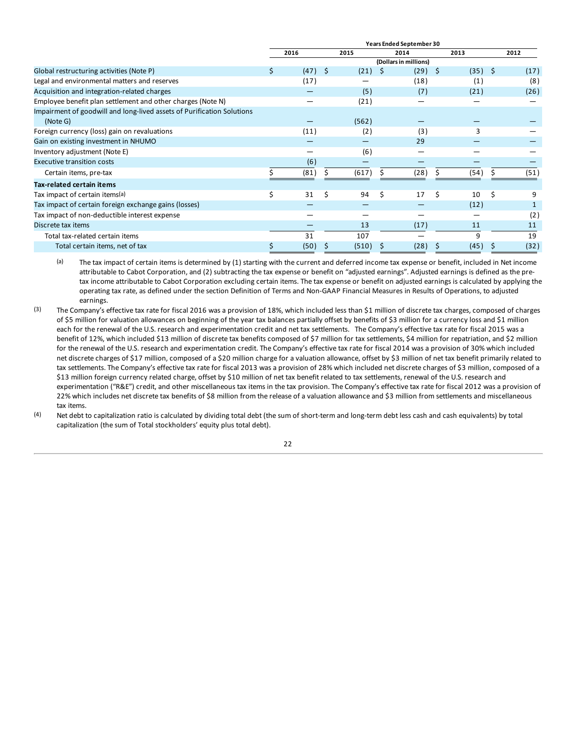| | Years Ended September 30 | | | | |
|---|---|---|---|---|---|
| | 2016 | 2015 | 2014 | 2013 | 2012 |
| | (Dollars in millions) | | | | |
| Global restructuring activities (Note P) | $ (47) | $ (21) | $ (29) | $ (35) | $ (17) |
| Legal and environmental matters and reserves | (17) | — | (18) | (1) | (8) |
| Acquisition and integration-related charges | — | (5) | (7) | (21) | (26) |
| Employee benefit plan settlement and other charges (Note N) | — | (21) | — | — | — |
| Impairment of goodwill and long-lived assets of Purification Solutions (Note G) | — | (562) | — | — | — |
| Foreign currency (loss) gain on revaluations | (11) | (2) | (3) | 3 | — |
| Gain on existing investment in NHUMO | — | — | 29 | — | — |
| Inventory adjustment (Note E) | — | (6) | — | — | — |
| Executive transition costs | (6) | — | — | — | — |
| Certain items, pre-tax | $ (81) | $ (617) | $ (28) | $ (54) | $ (51) |
| **Tax-related certain items** | | | | | |
| Tax impact of certain items(a) | $ 31 | $ 94 | $ 17 | $ 10 | $ 9 |
| Tax impact of certain foreign exchange gains (losses) | — | — | — | (12) | 1 |
| Tax impact of non-deductible interest expense | — | — | — | — | (2) |
| Discrete tax items | — | 13 | (17) | 11 | 11 |
| Total tax-related certain items | 31 | 107 | — | 9 | 19 |
| Total certain items, net of tax | $ (50) | $ (510) | $ (28) | $ (45) | $ (32) |

(a) The tax impact of certain items is determined by (1) starting with the current and deferred income tax expense or benefit, included in Net income attributable to Cabot Corporation, and (2) subtracting the tax expense or benefit on "adjusted earnings". Adjusted earnings is defined as the pre-tax income attributable to Cabot Corporation excluding certain items. The tax expense or benefit on adjusted earnings is calculated by applying the operating tax rate, as defined under the section Definition of Terms and Non-GAAP Financial Measures in Results of Operations, to adjusted earnings.

(3) The Company's effective tax rate for fiscal 2016 was a provision of 18%, which included less than $1 million of discrete tax charges, composed of charges of $5 million for valuation allowances on beginning of the year tax balances partially offset by benefits of $3 million for a currency loss and $1 million each for the renewal of the U.S. research and experimentation credit and net tax settlements. The Company's effective tax rate for fiscal 2015 was a benefit of 12%, which included $13 million of discrete tax benefits composed of $7 million for tax settlements, $4 million for repatriation, and $2 million for the renewal of the U.S. research and experimentation credit. The Company's effective tax rate for fiscal 2014 was a provision of 30% which included net discrete charges of $17 million, composed of a $20 million charge for a valuation allowance, offset by $3 million of net tax benefit primarily related to tax settlements. The Company's effective tax rate for fiscal 2013 was a provision of 28% which included net discrete charges of $3 million, composed of a $13 million foreign currency related charge, offset by $10 million of net tax benefit related to tax settlements, renewal of the U.S. research and experimentation ("R&E") credit, and other miscellaneous tax items in the tax provision. The Company's effective tax rate for fiscal 2012 was a provision of 22% which includes net discrete tax benefits of $8 million from the release of a valuation allowance and $3 million from settlements and miscellaneous tax items.

(4) Net debt to capitalization ratio is calculated by dividing total debt (the sum of short-term and long-term debt less cash and cash equivalents) by total capitalization (the sum of Total stockholders' equity plus total debt).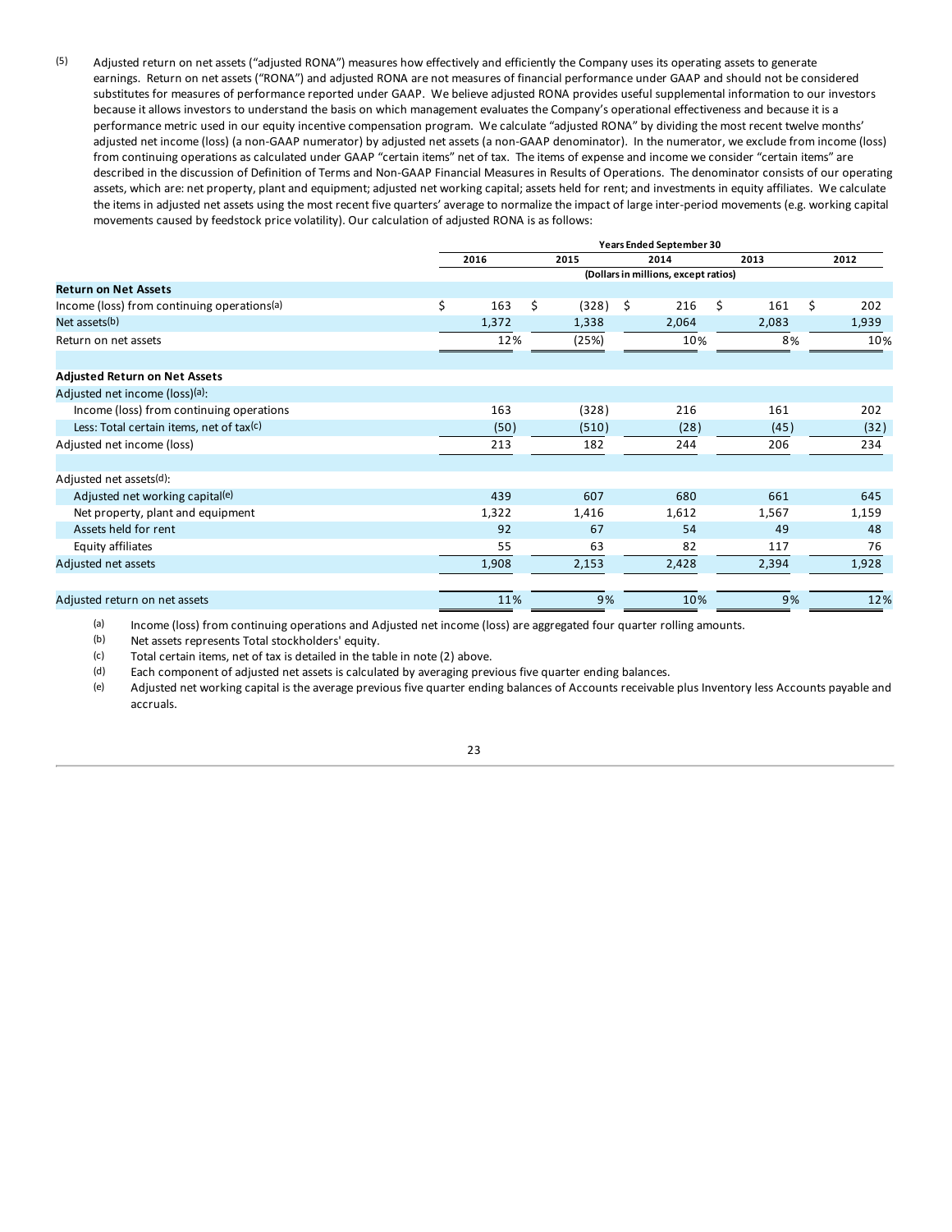(5) Adjusted return on net assets ("adjusted RONA") measures how effectively and efficiently the Company uses its operating assets to generate earnings. Return on net assets ("RONA") and adjusted RONA are not measures of financial performance under GAAP and should not be considered substitutes for measures of performance reported under GAAP. We believe adjusted RONA provides useful supplemental information to our investors because it allows investors to understand the basis on which management evaluates the Company's operational effectiveness and because it is a performance metric used in our equity incentive compensation program. We calculate "adjusted RONA" by dividing the most recent twelve months' adjusted net income (loss) (a non-GAAP numerator) by adjusted net assets (a non-GAAP denominator). In the numerator, we exclude from income (loss) from continuing operations as calculated under GAAP "certain items" net of tax. The items of expense and income we consider "certain items" are described in the discussion of Definition of Terms and Non-GAAP Financial Measures in Results of Operations. The denominator consists of our operating assets, which are: net property, plant and equipment; adjusted net working capital; assets held for rent; and investments in equity affiliates. We calculate the items in adjusted net assets using the most recent five quarters' average to normalize the impact of large inter-period movements (e.g. working capital movements caused by feedstock price volatility). Our calculation of adjusted RONA is as follows:

| | Years Ended September 30 | | | | |
|---|---|---|---|---|---|
| | 2016 | 2015 | 2014 | 2013 | 2012 |
| | (Dollars in millions, except ratios) | | | | |
| **Return on Net Assets** | | | | | |
| Income (loss) from continuing operations[(a)] | $ 163 | $ (328) | $ 216 | $ 161 | $ 202 |
| Net assets[(b)] | 1,372 | 1,338 | 2,064 | 2,083 | 1,939 |
| Return on net assets | 12% | (25%) | 10% | 8% | 10% |
| | | | | | |
| **Adjusted Return on Net Assets** | | | | | |
| Adjusted net income (loss)[(a)]: | | | | | |
| Income (loss) from continuing operations | 163 | (328) | 216 | 161 | 202 |
| Less: Total certain items, net of tax[(c)] | (50) | (510) | (28) | (45) | (32) |
| Adjusted net income (loss) | 213 | 182 | 244 | 206 | 234 |
| | | | | | |
| Adjusted net assets[(d)]: | | | | | |
| Adjusted net working capital[(e)] | 439 | 607 | 680 | 661 | 645 |
| Net property, plant and equipment | 1,322 | 1,416 | 1,612 | 1,567 | 1,159 |
| Assets held for rent | 92 | 67 | 54 | 49 | 48 |
| Equity affiliates | 55 | 63 | 82 | 117 | 76 |
| Adjusted net assets | 1,908 | 2,153 | 2,428 | 2,394 | 1,928 |
| | | | | | |
| Adjusted return on net assets | 11% | 9% | 10% | 9% | 12% |

(a) Income (loss) from continuing operations and Adjusted net income (loss) are aggregated four quarter rolling amounts.

(b) Net assets represents Total stockholders' equity.

(c) Total certain items, net of tax is detailed in the table in note (2) above.

(d) Each component of adjusted net assets is calculated by averaging previous five quarter ending balances.

(e) Adjusted net working capital is the average previous five quarter ending balances of Accounts receivable plus Inventory less Accounts payable and accruals.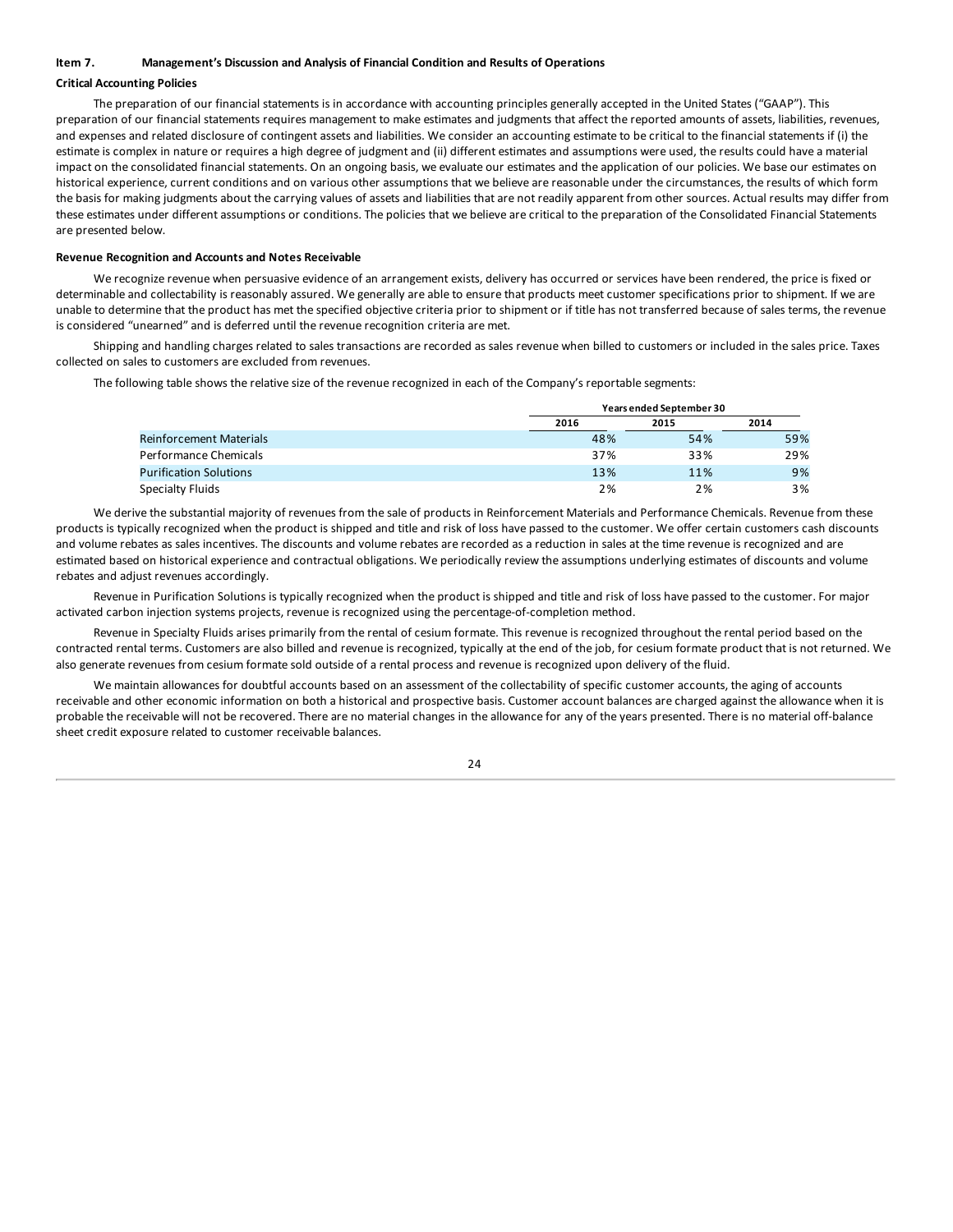## Item 7. Management's Discussion and Analysis of Financial Condition and Results of Operations

### Critical Accounting Policies

The preparation of our financial statements is in accordance with accounting principles generally accepted in the United States ("GAAP"). This preparation of our financial statements requires management to make estimates and judgments that affect the reported amounts of assets, liabilities, revenues, and expenses and related disclosure of contingent assets and liabilities. We consider an accounting estimate to be critical to the financial statements if (i) the estimate is complex in nature or requires a high degree of judgment and (ii) different estimates and assumptions were used, the results could have a material impact on the consolidated financial statements. On an ongoing basis, we evaluate our estimates and the application of our policies. We base our estimates on historical experience, current conditions and on various other assumptions that we believe are reasonable under the circumstances, the results of which form the basis for making judgments about the carrying values of assets and liabilities that are not readily apparent from other sources. Actual results may differ from these estimates under different assumptions or conditions. The policies that we believe are critical to the preparation of the Consolidated Financial Statements are presented below.

### Revenue Recognition and Accounts and Notes Receivable

We recognize revenue when persuasive evidence of an arrangement exists, delivery has occurred or services have been rendered, the price is fixed or determinable and collectability is reasonably assured. We generally are able to ensure that products meet customer specifications prior to shipment. If we are unable to determine that the product has met the specified objective criteria prior to shipment or if title has not transferred because of sales terms, the revenue is considered "unearned" and is deferred until the revenue recognition criteria are met.

Shipping and handling charges related to sales transactions are recorded as sales revenue when billed to customers or included in the sales price. Taxes collected on sales to customers are excluded from revenues.

The following table shows the relative size of the revenue recognized in each of the Company's reportable segments:

| | Years ended September 30 | | |
|---|---|---|---|
| | 2016 | 2015 | 2014 |
| Reinforcement Materials | 48% | 54% | 59% |
| Performance Chemicals | 37% | 33% | 29% |
| Purification Solutions | 13% | 11% | 9% |
| Specialty Fluids | 2% | 2% | 3% |

We derive the substantial majority of revenues from the sale of products in Reinforcement Materials and Performance Chemicals. Revenue from these products is typically recognized when the product is shipped and title and risk of loss have passed to the customer. We offer certain customers cash discounts and volume rebates as sales incentives. The discounts and volume rebates are recorded as a reduction in sales at the time revenue is recognized and are estimated based on historical experience and contractual obligations. We periodically review the assumptions underlying estimates of discounts and volume rebates and adjust revenues accordingly.

Revenue in Purification Solutions is typically recognized when the product is shipped and title and risk of loss have passed to the customer. For major activated carbon injection systems projects, revenue is recognized using the percentage-of-completion method.

Revenue in Specialty Fluids arises primarily from the rental of cesium formate. This revenue is recognized throughout the rental period based on the contracted rental terms. Customers are also billed and revenue is recognized, typically at the end of the job, for cesium formate product that is not returned. We also generate revenues from cesium formate sold outside of a rental process and revenue is recognized upon delivery of the fluid.

We maintain allowances for doubtful accounts based on an assessment of the collectability of specific customer accounts, the aging of accounts receivable and other economic information on both a historical and prospective basis. Customer account balances are charged against the allowance when it is probable the receivable will not be recovered. There are no material changes in the allowance for any of the years presented. There is no material off-balance sheet credit exposure related to customer receivable balances.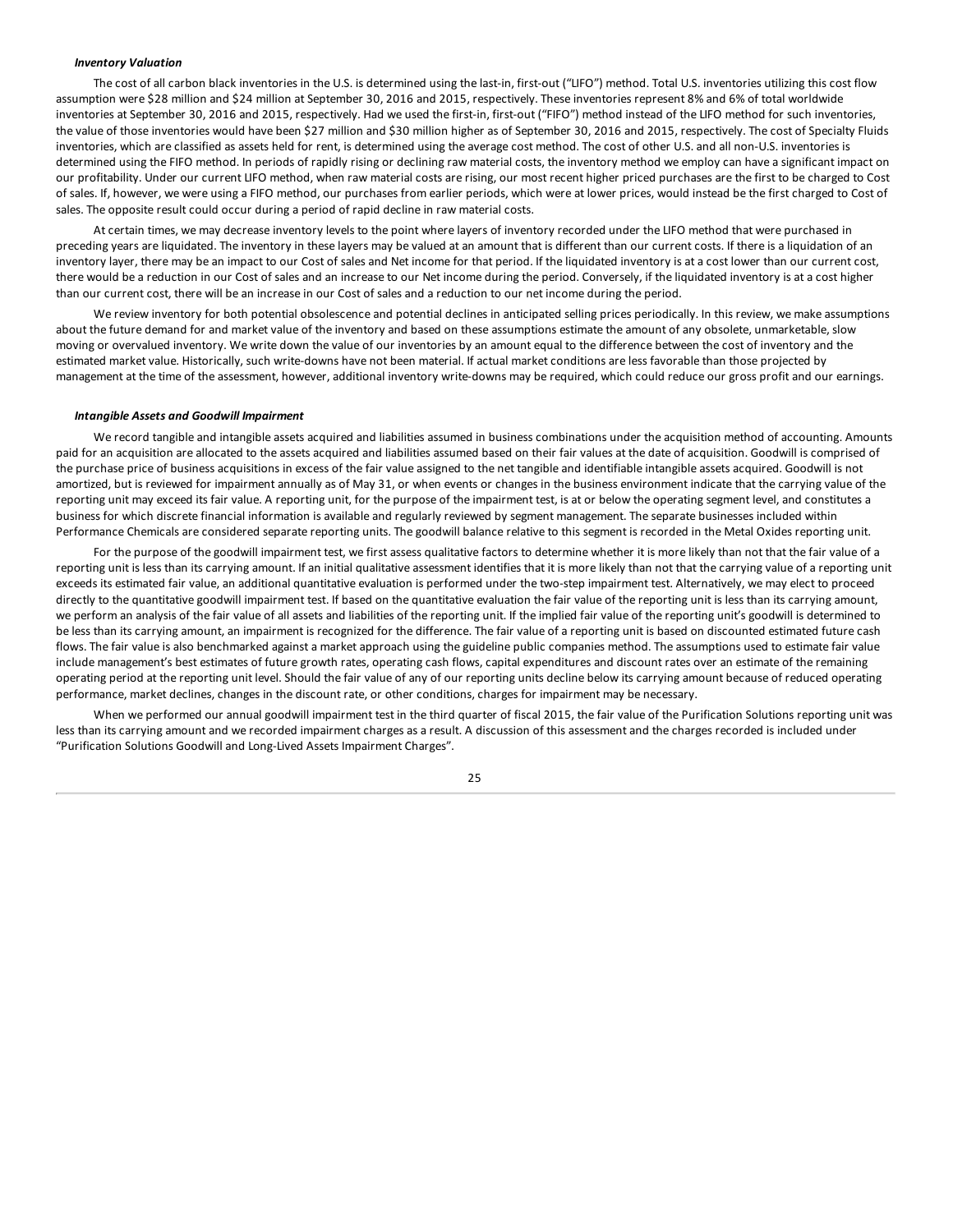***Inventory Valuation***

The cost of all carbon black inventories in the U.S. is determined using the last-in, first-out ("LIFO") method. Total U.S. inventories utilizing this cost flow assumption were $28 million and $24 million at September 30, 2016 and 2015, respectively. These inventories represent 8% and 6% of total worldwide inventories at September 30, 2016 and 2015, respectively. Had we used the first-in, first-out ("FIFO") method instead of the LIFO method for such inventories, the value of those inventories would have been $27 million and $30 million higher as of September 30, 2016 and 2015, respectively. The cost of Specialty Fluids inventories, which are classified as assets held for rent, is determined using the average cost method. The cost of other U.S. and all non-U.S. inventories is determined using the FIFO method. In periods of rapidly rising or declining raw material costs, the inventory method we employ can have a significant impact on our profitability. Under our current LIFO method, when raw material costs are rising, our most recent higher priced purchases are the first to be charged to Cost of sales. If, however, we were using a FIFO method, our purchases from earlier periods, which were at lower prices, would instead be the first charged to Cost of sales. The opposite result could occur during a period of rapid decline in raw material costs.

At certain times, we may decrease inventory levels to the point where layers of inventory recorded under the LIFO method that were purchased in preceding years are liquidated. The inventory in these layers may be valued at an amount that is different than our current costs. If there is a liquidation of an inventory layer, there may be an impact to our Cost of sales and Net income for that period. If the liquidated inventory is at a cost lower than our current cost, there would be a reduction in our Cost of sales and an increase to our Net income during the period. Conversely, if the liquidated inventory is at a cost higher than our current cost, there will be an increase in our Cost of sales and a reduction to our net income during the period.

We review inventory for both potential obsolescence and potential declines in anticipated selling prices periodically. In this review, we make assumptions about the future demand for and market value of the inventory and based on these assumptions estimate the amount of any obsolete, unmarketable, slow moving or overvalued inventory. We write down the value of our inventories by an amount equal to the difference between the cost of inventory and the estimated market value. Historically, such write-downs have not been material. If actual market conditions are less favorable than those projected by management at the time of the assessment, however, additional inventory write-downs may be required, which could reduce our gross profit and our earnings.

***Intangible Assets and Goodwill Impairment***

We record tangible and intangible assets acquired and liabilities assumed in business combinations under the acquisition method of accounting. Amounts paid for an acquisition are allocated to the assets acquired and liabilities assumed based on their fair values at the date of acquisition. Goodwill is comprised of the purchase price of business acquisitions in excess of the fair value assigned to the net tangible and identifiable intangible assets acquired. Goodwill is not amortized, but is reviewed for impairment annually as of May 31, or when events or changes in the business environment indicate that the carrying value of the reporting unit may exceed its fair value. A reporting unit, for the purpose of the impairment test, is at or below the operating segment level, and constitutes a business for which discrete financial information is available and regularly reviewed by segment management. The separate businesses included within Performance Chemicals are considered separate reporting units. The goodwill balance relative to this segment is recorded in the Metal Oxides reporting unit.

For the purpose of the goodwill impairment test, we first assess qualitative factors to determine whether it is more likely than not that the fair value of a reporting unit is less than its carrying amount. If an initial qualitative assessment identifies that it is more likely than not that the carrying value of a reporting unit exceeds its estimated fair value, an additional quantitative evaluation is performed under the two-step impairment test. Alternatively, we may elect to proceed directly to the quantitative goodwill impairment test. If based on the quantitative evaluation the fair value of the reporting unit is less than its carrying amount, we perform an analysis of the fair value of all assets and liabilities of the reporting unit. If the implied fair value of the reporting unit's goodwill is determined to be less than its carrying amount, an impairment is recognized for the difference. The fair value of a reporting unit is based on discounted estimated future cash flows. The fair value is also benchmarked against a market approach using the guideline public companies method. The assumptions used to estimate fair value include management's best estimates of future growth rates, operating cash flows, capital expenditures and discount rates over an estimate of the remaining operating period at the reporting unit level. Should the fair value of any of our reporting units decline below its carrying amount because of reduced operating performance, market declines, changes in the discount rate, or other conditions, charges for impairment may be necessary.

When we performed our annual goodwill impairment test in the third quarter of fiscal 2015, the fair value of the Purification Solutions reporting unit was less than its carrying amount and we recorded impairment charges as a result. A discussion of this assessment and the charges recorded is included under "Purification Solutions Goodwill and Long-Lived Assets Impairment Charges".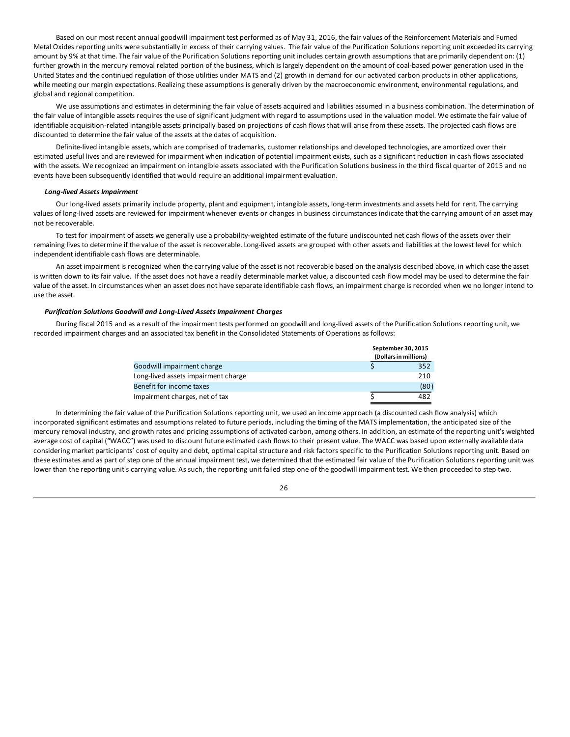Based on our most recent annual goodwill impairment test performed as of May 31, 2016, the fair values of the Reinforcement Materials and Fumed Metal Oxides reporting units were substantially in excess of their carrying values. The fair value of the Purification Solutions reporting unit exceeded its carrying amount by 9% at that time. The fair value of the Purification Solutions reporting unit includes certain growth assumptions that are primarily dependent on: (1) further growth in the mercury removal related portion of the business, which is largely dependent on the amount of coal-based power generation used in the United States and the continued regulation of those utilities under MATS and (2) growth in demand for our activated carbon products in other applications, while meeting our margin expectations. Realizing these assumptions is generally driven by the macroeconomic environment, environmental regulations, and global and regional competition.

We use assumptions and estimates in determining the fair value of assets acquired and liabilities assumed in a business combination. The determination of the fair value of intangible assets requires the use of significant judgment with regard to assumptions used in the valuation model. We estimate the fair value of identifiable acquisition-related intangible assets principally based on projections of cash flows that will arise from these assets. The projected cash flows are discounted to determine the fair value of the assets at the dates of acquisition.

Definite-lived intangible assets, which are comprised of trademarks, customer relationships and developed technologies, are amortized over their estimated useful lives and are reviewed for impairment when indication of potential impairment exists, such as a significant reduction in cash flows associated with the assets. We recognized an impairment on intangible assets associated with the Purification Solutions business in the third fiscal quarter of 2015 and no events have been subsequently identified that would require an additional impairment evaluation.

***Long-lived Assets Impairment***

Our long-lived assets primarily include property, plant and equipment, intangible assets, long-term investments and assets held for rent. The carrying values of long-lived assets are reviewed for impairment whenever events or changes in business circumstances indicate that the carrying amount of an asset may not be recoverable.

To test for impairment of assets we generally use a probability-weighted estimate of the future undiscounted net cash flows of the assets over their remaining lives to determine if the value of the asset is recoverable. Long-lived assets are grouped with other assets and liabilities at the lowest level for which independent identifiable cash flows are determinable.

An asset impairment is recognized when the carrying value of the asset is not recoverable based on the analysis described above, in which case the asset is written down to its fair value. If the asset does not have a readily determinable market value, a discounted cash flow model may be used to determine the fair value of the asset. In circumstances when an asset does not have separate identifiable cash flows, an impairment charge is recorded when we no longer intend to use the asset.

***Purification Solutions Goodwill and Long-Lived Assets Impairment Charges***

During fiscal 2015 and as a result of the impairment tests performed on goodwill and long-lived assets of the Purification Solutions reporting unit, we recorded impairment charges and an associated tax benefit in the Consolidated Statements of Operations as follows:

| | September 30, 2015 (Dollars in millions) |
|---|---|
| Goodwill impairment charge | $ 352 |
| Long-lived assets impairment charge | 210 |
| Benefit for income taxes | (80) |
| Impairment charges, net of tax | $ 482 |

In determining the fair value of the Purification Solutions reporting unit, we used an income approach (a discounted cash flow analysis) which incorporated significant estimates and assumptions related to future periods, including the timing of the MATS implementation, the anticipated size of the mercury removal industry, and growth rates and pricing assumptions of activated carbon, among others. In addition, an estimate of the reporting unit's weighted average cost of capital ("WACC") was used to discount future estimated cash flows to their present value. The WACC was based upon externally available data considering market participants' cost of equity and debt, optimal capital structure and risk factors specific to the Purification Solutions reporting unit. Based on these estimates and as part of step one of the annual impairment test, we determined that the estimated fair value of the Purification Solutions reporting unit was lower than the reporting unit's carrying value. As such, the reporting unit failed step one of the goodwill impairment test. We then proceeded to step two.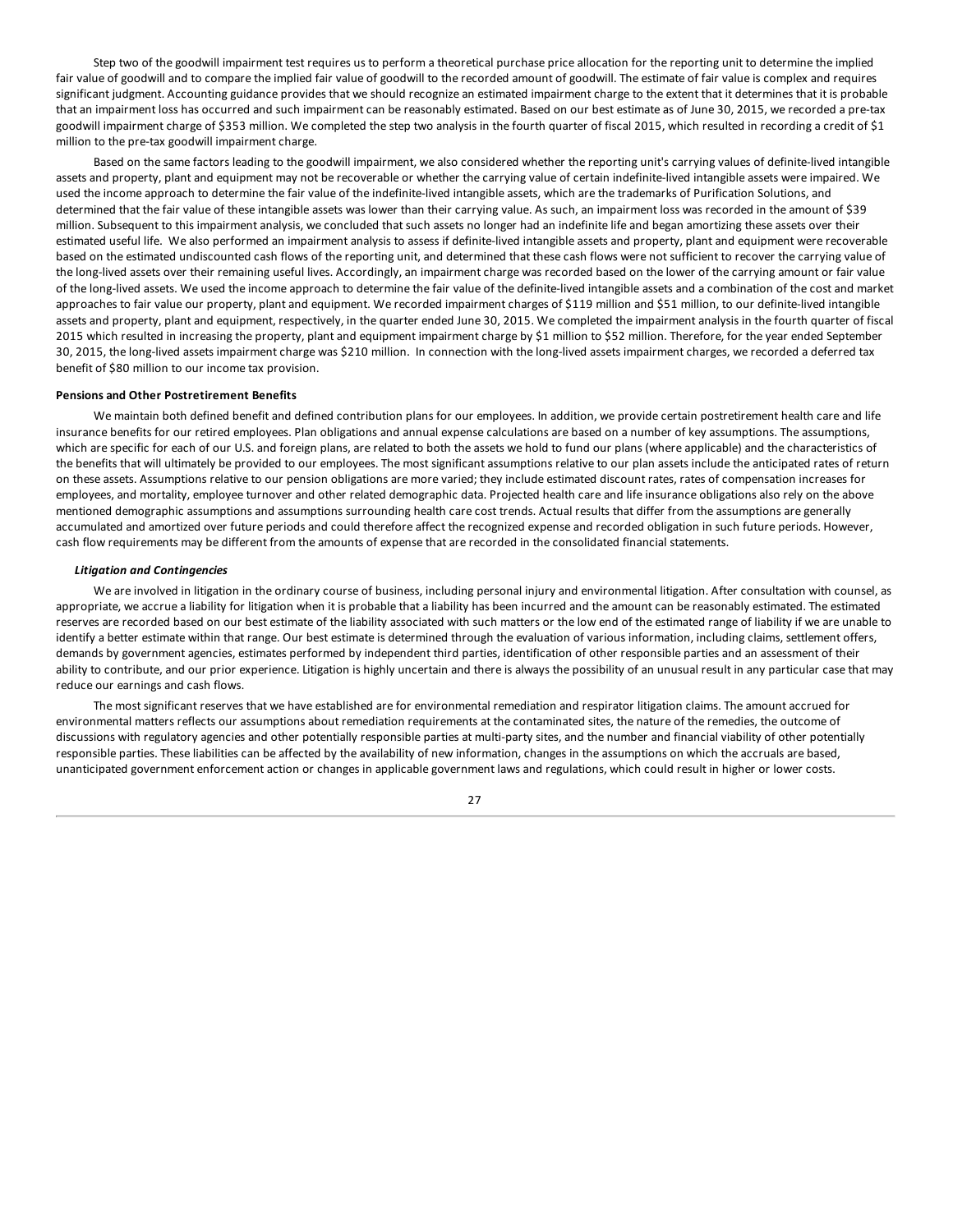Step two of the goodwill impairment test requires us to perform a theoretical purchase price allocation for the reporting unit to determine the implied fair value of goodwill and to compare the implied fair value of goodwill to the recorded amount of goodwill. The estimate of fair value is complex and requires significant judgment. Accounting guidance provides that we should recognize an estimated impairment charge to the extent that it determines that it is probable that an impairment loss has occurred and such impairment can be reasonably estimated. Based on our best estimate as of June 30, 2015, we recorded a pre-tax goodwill impairment charge of $353 million. We completed the step two analysis in the fourth quarter of fiscal 2015, which resulted in recording a credit of $1 million to the pre-tax goodwill impairment charge.

Based on the same factors leading to the goodwill impairment, we also considered whether the reporting unit's carrying values of definite-lived intangible assets and property, plant and equipment may not be recoverable or whether the carrying value of certain indefinite-lived intangible assets were impaired. We used the income approach to determine the fair value of the indefinite-lived intangible assets, which are the trademarks of Purification Solutions, and determined that the fair value of these intangible assets was lower than their carrying value. As such, an impairment loss was recorded in the amount of $39 million. Subsequent to this impairment analysis, we concluded that such assets no longer had an indefinite life and began amortizing these assets over their estimated useful life. We also performed an impairment analysis to assess if definite-lived intangible assets and property, plant and equipment were recoverable based on the estimated undiscounted cash flows of the reporting unit, and determined that these cash flows were not sufficient to recover the carrying value of the long-lived assets over their remaining useful lives. Accordingly, an impairment charge was recorded based on the lower of the carrying amount or fair value of the long-lived assets. We used the income approach to determine the fair value of the definite-lived intangible assets and a combination of the cost and market approaches to fair value our property, plant and equipment. We recorded impairment charges of $119 million and $51 million, to our definite-lived intangible assets and property, plant and equipment, respectively, in the quarter ended June 30, 2015. We completed the impairment analysis in the fourth quarter of fiscal 2015 which resulted in increasing the property, plant and equipment impairment charge by $1 million to $52 million. Therefore, for the year ended September 30, 2015, the long-lived assets impairment charge was $210 million. In connection with the long-lived assets impairment charges, we recorded a deferred tax benefit of $80 million to our income tax provision.

**Pensions and Other Postretirement Benefits**

We maintain both defined benefit and defined contribution plans for our employees. In addition, we provide certain postretirement health care and life insurance benefits for our retired employees. Plan obligations and annual expense calculations are based on a number of key assumptions. The assumptions, which are specific for each of our U.S. and foreign plans, are related to both the assets we hold to fund our plans (where applicable) and the characteristics of the benefits that will ultimately be provided to our employees. The most significant assumptions relative to our plan assets include the anticipated rates of return on these assets. Assumptions relative to our pension obligations are more varied; they include estimated discount rates, rates of compensation increases for employees, and mortality, employee turnover and other related demographic data. Projected health care and life insurance obligations also rely on the above mentioned demographic assumptions and assumptions surrounding health care cost trends. Actual results that differ from the assumptions are generally accumulated and amortized over future periods and could therefore affect the recognized expense and recorded obligation in such future periods. However, cash flow requirements may be different from the amounts of expense that are recorded in the consolidated financial statements.

***Litigation and Contingencies***

We are involved in litigation in the ordinary course of business, including personal injury and environmental litigation. After consultation with counsel, as appropriate, we accrue a liability for litigation when it is probable that a liability has been incurred and the amount can be reasonably estimated. The estimated reserves are recorded based on our best estimate of the liability associated with such matters or the low end of the estimated range of liability if we are unable to identify a better estimate within that range. Our best estimate is determined through the evaluation of various information, including claims, settlement offers, demands by government agencies, estimates performed by independent third parties, identification of other responsible parties and an assessment of their ability to contribute, and our prior experience. Litigation is highly uncertain and there is always the possibility of an unusual result in any particular case that may reduce our earnings and cash flows.

The most significant reserves that we have established are for environmental remediation and respirator litigation claims. The amount accrued for environmental matters reflects our assumptions about remediation requirements at the contaminated sites, the nature of the remedies, the outcome of discussions with regulatory agencies and other potentially responsible parties at multi-party sites, and the number and financial viability of other potentially responsible parties. These liabilities can be affected by the availability of new information, changes in the assumptions on which the accruals are based, unanticipated government enforcement action or changes in applicable government laws and regulations, which could result in higher or lower costs.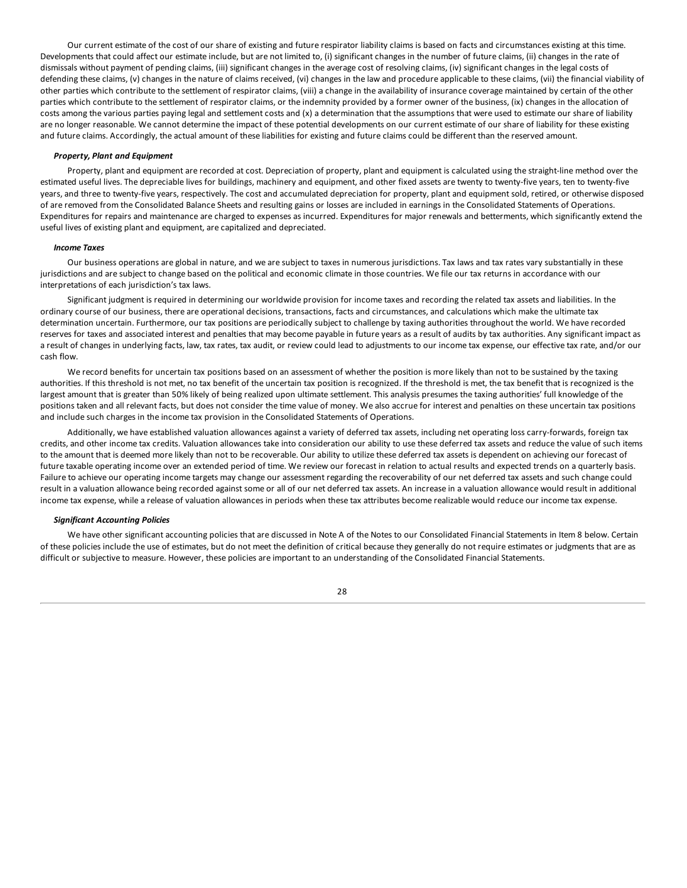Our current estimate of the cost of our share of existing and future respirator liability claims is based on facts and circumstances existing at this time. Developments that could affect our estimate include, but are not limited to, (i) significant changes in the number of future claims, (ii) changes in the rate of dismissals without payment of pending claims, (iii) significant changes in the average cost of resolving claims, (iv) significant changes in the legal costs of defending these claims, (v) changes in the nature of claims received, (vi) changes in the law and procedure applicable to these claims, (vii) the financial viability of other parties which contribute to the settlement of respirator claims, (viii) a change in the availability of insurance coverage maintained by certain of the other parties which contribute to the settlement of respirator claims, or the indemnity provided by a former owner of the business, (ix) changes in the allocation of costs among the various parties paying legal and settlement costs and (x) a determination that the assumptions that were used to estimate our share of liability are no longer reasonable. We cannot determine the impact of these potential developments on our current estimate of our share of liability for these existing and future claims. Accordingly, the actual amount of these liabilities for existing and future claims could be different than the reserved amount.

***Property, Plant and Equipment***

Property, plant and equipment are recorded at cost. Depreciation of property, plant and equipment is calculated using the straight-line method over the estimated useful lives. The depreciable lives for buildings, machinery and equipment, and other fixed assets are twenty to twenty-five years, ten to twenty-five years, and three to twenty-five years, respectively. The cost and accumulated depreciation for property, plant and equipment sold, retired, or otherwise disposed of are removed from the Consolidated Balance Sheets and resulting gains or losses are included in earnings in the Consolidated Statements of Operations. Expenditures for repairs and maintenance are charged to expenses as incurred. Expenditures for major renewals and betterments, which significantly extend the useful lives of existing plant and equipment, are capitalized and depreciated.

***Income Taxes***

Our business operations are global in nature, and we are subject to taxes in numerous jurisdictions. Tax laws and tax rates vary substantially in these jurisdictions and are subject to change based on the political and economic climate in those countries. We file our tax returns in accordance with our interpretations of each jurisdiction's tax laws.

Significant judgment is required in determining our worldwide provision for income taxes and recording the related tax assets and liabilities. In the ordinary course of our business, there are operational decisions, transactions, facts and circumstances, and calculations which make the ultimate tax determination uncertain. Furthermore, our tax positions are periodically subject to challenge by taxing authorities throughout the world. We have recorded reserves for taxes and associated interest and penalties that may become payable in future years as a result of audits by tax authorities. Any significant impact as a result of changes in underlying facts, law, tax rates, tax audit, or review could lead to adjustments to our income tax expense, our effective tax rate, and/or our cash flow.

We record benefits for uncertain tax positions based on an assessment of whether the position is more likely than not to be sustained by the taxing authorities. If this threshold is not met, no tax benefit of the uncertain tax position is recognized. If the threshold is met, the tax benefit that is recognized is the largest amount that is greater than 50% likely of being realized upon ultimate settlement. This analysis presumes the taxing authorities' full knowledge of the positions taken and all relevant facts, but does not consider the time value of money. We also accrue for interest and penalties on these uncertain tax positions and include such charges in the income tax provision in the Consolidated Statements of Operations.

Additionally, we have established valuation allowances against a variety of deferred tax assets, including net operating loss carry-forwards, foreign tax credits, and other income tax credits. Valuation allowances take into consideration our ability to use these deferred tax assets and reduce the value of such items to the amount that is deemed more likely than not to be recoverable. Our ability to utilize these deferred tax assets is dependent on achieving our forecast of future taxable operating income over an extended period of time. We review our forecast in relation to actual results and expected trends on a quarterly basis. Failure to achieve our operating income targets may change our assessment regarding the recoverability of our net deferred tax assets and such change could result in a valuation allowance being recorded against some or all of our net deferred tax assets. An increase in a valuation allowance would result in additional income tax expense, while a release of valuation allowances in periods when these tax attributes become realizable would reduce our income tax expense.

***Significant Accounting Policies***

We have other significant accounting policies that are discussed in Note A of the Notes to our Consolidated Financial Statements in Item 8 below. Certain of these policies include the use of estimates, but do not meet the definition of critical because they generally do not require estimates or judgments that are as difficult or subjective to measure. However, these policies are important to an understanding of the Consolidated Financial Statements.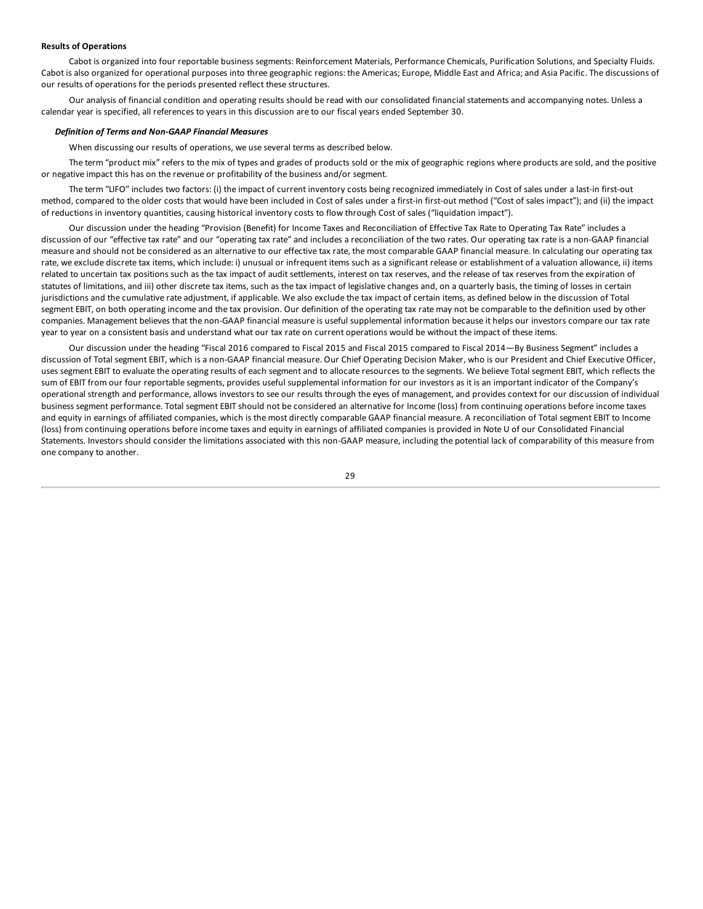**Results of Operations**

Cabot is organized into four reportable business segments: Reinforcement Materials, Performance Chemicals, Purification Solutions, and Specialty Fluids. Cabot is also organized for operational purposes into three geographic regions: the Americas; Europe, Middle East and Africa; and Asia Pacific. The discussions of our results of operations for the periods presented reflect these structures.

Our analysis of financial condition and operating results should be read with our consolidated financial statements and accompanying notes. Unless a calendar year is specified, all references to years in this discussion are to our fiscal years ended September 30.

***Definition of Terms and Non-GAAP Financial Measures***

When discussing our results of operations, we use several terms as described below.

The term "product mix" refers to the mix of types and grades of products sold or the mix of geographic regions where products are sold, and the positive or negative impact this has on the revenue or profitability of the business and/or segment.

The term "LIFO" includes two factors: (i) the impact of current inventory costs being recognized immediately in Cost of sales under a last-in first-out method, compared to the older costs that would have been included in Cost of sales under a first-in first-out method ("Cost of sales impact"); and (ii) the impact of reductions in inventory quantities, causing historical inventory costs to flow through Cost of sales ("liquidation impact").

Our discussion under the heading "Provision (Benefit) for Income Taxes and Reconciliation of Effective Tax Rate to Operating Tax Rate" includes a discussion of our "effective tax rate" and our "operating tax rate" and includes a reconciliation of the two rates. Our operating tax rate is a non-GAAP financial measure and should not be considered as an alternative to our effective tax rate, the most comparable GAAP financial measure. In calculating our operating tax rate, we exclude discrete tax items, which include: i) unusual or infrequent items such as a significant release or establishment of a valuation allowance, ii) items related to uncertain tax positions such as the tax impact of audit settlements, interest on tax reserves, and the release of tax reserves from the expiration of statutes of limitations, and iii) other discrete tax items, such as the tax impact of legislative changes and, on a quarterly basis, the timing of losses in certain jurisdictions and the cumulative rate adjustment, if applicable. We also exclude the tax impact of certain items, as defined below in the discussion of Total segment EBIT, on both operating income and the tax provision. Our definition of the operating tax rate may not be comparable to the definition used by other companies. Management believes that the non-GAAP financial measure is useful supplemental information because it helps our investors compare our tax rate year to year on a consistent basis and understand what our tax rate on current operations would be without the impact of these items.

Our discussion under the heading "Fiscal 2016 compared to Fiscal 2015 and Fiscal 2015 compared to Fiscal 2014—By Business Segment" includes a discussion of Total segment EBIT, which is a non-GAAP financial measure. Our Chief Operating Decision Maker, who is our President and Chief Executive Officer, uses segment EBIT to evaluate the operating results of each segment and to allocate resources to the segments. We believe Total segment EBIT, which reflects the sum of EBIT from our four reportable segments, provides useful supplemental information for our investors as it is an important indicator of the Company's operational strength and performance, allows investors to see our results through the eyes of management, and provides context for our discussion of individual business segment performance. Total segment EBIT should not be considered an alternative for Income (loss) from continuing operations before income taxes and equity in earnings of affiliated companies, which is the most directly comparable GAAP financial measure. A reconciliation of Total segment EBIT to Income (loss) from continuing operations before income taxes and equity in earnings of affiliated companies is provided in Note U of our Consolidated Financial Statements. Investors should consider the limitations associated with this non-GAAP measure, including the potential lack of comparability of this measure from one company to another.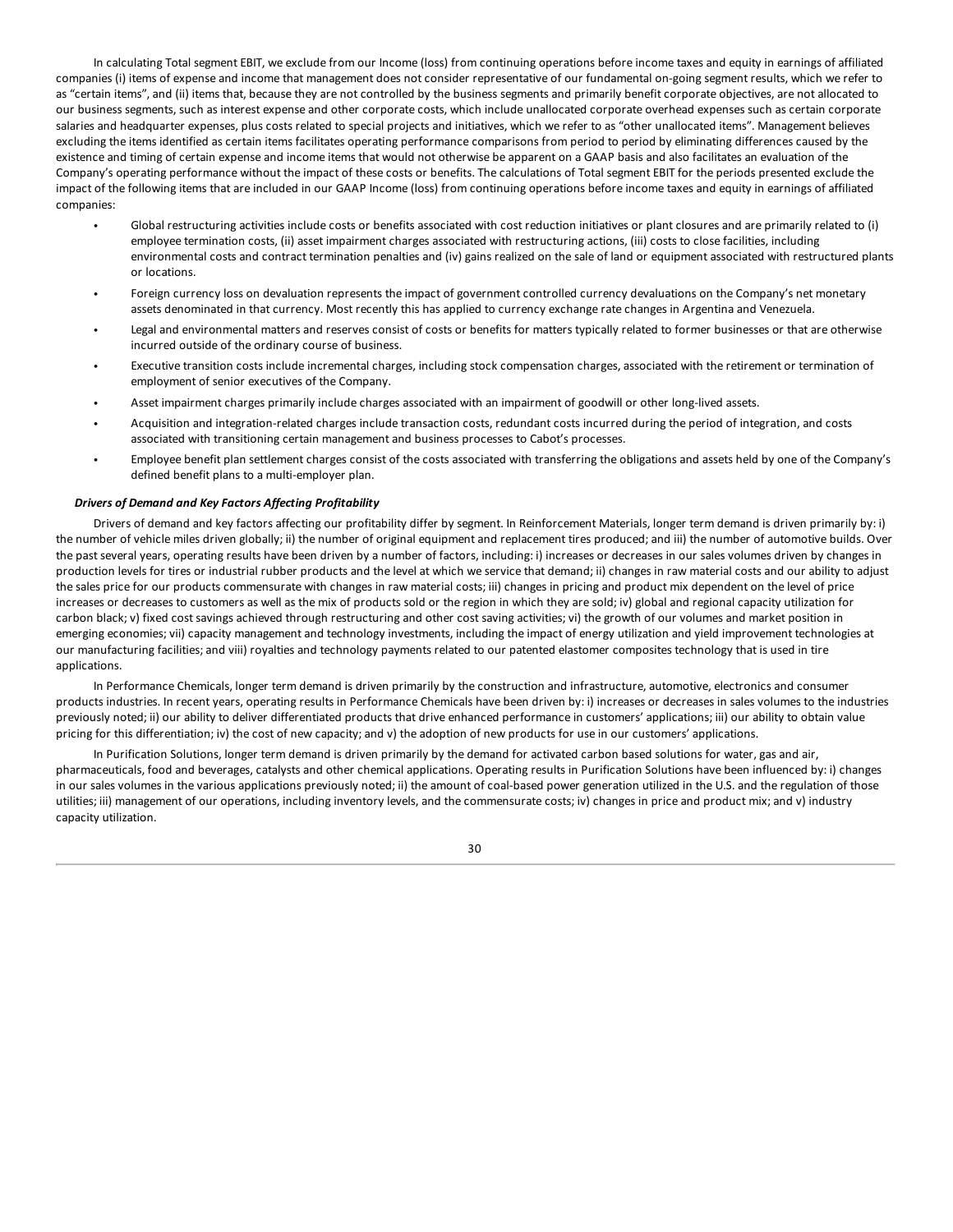In calculating Total segment EBIT, we exclude from our Income (loss) from continuing operations before income taxes and equity in earnings of affiliated companies (i) items of expense and income that management does not consider representative of our fundamental on-going segment results, which we refer to as "certain items", and (ii) items that, because they are not controlled by the business segments and primarily benefit corporate objectives, are not allocated to our business segments, such as interest expense and other corporate costs, which include unallocated corporate overhead expenses such as certain corporate salaries and headquarter expenses, plus costs related to special projects and initiatives, which we refer to as "other unallocated items". Management believes excluding the items identified as certain items facilitates operating performance comparisons from period to period by eliminating differences caused by the existence and timing of certain expense and income items that would not otherwise be apparent on a GAAP basis and also facilitates an evaluation of the Company's operating performance without the impact of these costs or benefits. The calculations of Total segment EBIT for the periods presented exclude the impact of the following items that are included in our GAAP Income (loss) from continuing operations before income taxes and equity in earnings of affiliated companies:

- Global restructuring activities include costs or benefits associated with cost reduction initiatives or plant closures and are primarily related to (i) employee termination costs, (ii) asset impairment charges associated with restructuring actions, (iii) costs to close facilities, including environmental costs and contract termination penalties and (iv) gains realized on the sale of land or equipment associated with restructured plants or locations.
- Foreign currency loss on devaluation represents the impact of government controlled currency devaluations on the Company's net monetary assets denominated in that currency. Most recently this has applied to currency exchange rate changes in Argentina and Venezuela.
- Legal and environmental matters and reserves consist of costs or benefits for matters typically related to former businesses or that are otherwise incurred outside of the ordinary course of business.
- Executive transition costs include incremental charges, including stock compensation charges, associated with the retirement or termination of employment of senior executives of the Company.
- Asset impairment charges primarily include charges associated with an impairment of goodwill or other long-lived assets.
- Acquisition and integration-related charges include transaction costs, redundant costs incurred during the period of integration, and costs associated with transitioning certain management and business processes to Cabot's processes.
- Employee benefit plan settlement charges consist of the costs associated with transferring the obligations and assets held by one of the Company's defined benefit plans to a multi-employer plan.

***Drivers of Demand and Key Factors Affecting Profitability***

Drivers of demand and key factors affecting our profitability differ by segment. In Reinforcement Materials, longer term demand is driven primarily by: i) the number of vehicle miles driven globally; ii) the number of original equipment and replacement tires produced; and iii) the number of automotive builds. Over the past several years, operating results have been driven by a number of factors, including: i) increases or decreases in our sales volumes driven by changes in production levels for tires or industrial rubber products and the level at which we service that demand; ii) changes in raw material costs and our ability to adjust the sales price for our products commensurate with changes in raw material costs; iii) changes in pricing and product mix dependent on the level of price increases or decreases to customers as well as the mix of products sold or the region in which they are sold; iv) global and regional capacity utilization for carbon black; v) fixed cost savings achieved through restructuring and other cost saving activities; vi) the growth of our volumes and market position in emerging economies; vii) capacity management and technology investments, including the impact of energy utilization and yield improvement technologies at our manufacturing facilities; and viii) royalties and technology payments related to our patented elastomer composites technology that is used in tire applications.

In Performance Chemicals, longer term demand is driven primarily by the construction and infrastructure, automotive, electronics and consumer products industries. In recent years, operating results in Performance Chemicals have been driven by: i) increases or decreases in sales volumes to the industries previously noted; ii) our ability to deliver differentiated products that drive enhanced performance in customers' applications; iii) our ability to obtain value pricing for this differentiation; iv) the cost of new capacity; and v) the adoption of new products for use in our customers' applications.

In Purification Solutions, longer term demand is driven primarily by the demand for activated carbon based solutions for water, gas and air, pharmaceuticals, food and beverages, catalysts and other chemical applications. Operating results in Purification Solutions have been influenced by: i) changes in our sales volumes in the various applications previously noted; ii) the amount of coal-based power generation utilized in the U.S. and the regulation of those utilities; iii) management of our operations, including inventory levels, and the commensurate costs; iv) changes in price and product mix; and v) industry capacity utilization.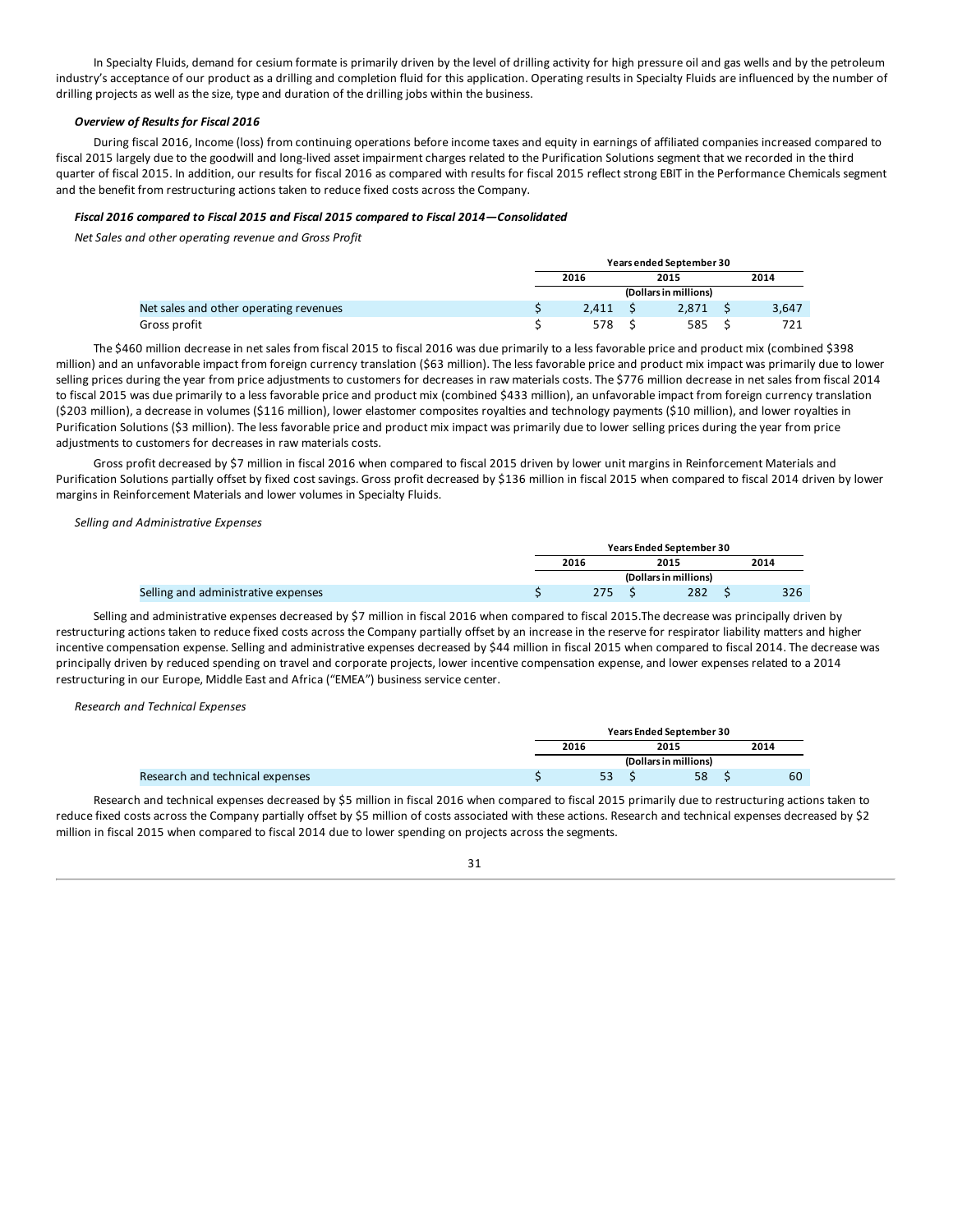In Specialty Fluids, demand for cesium formate is primarily driven by the level of drilling activity for high pressure oil and gas wells and by the petroleum industry's acceptance of our product as a drilling and completion fluid for this application. Operating results in Specialty Fluids are influenced by the number of drilling projects as well as the size, type and duration of the drilling jobs within the business.

***Overview of Results for Fiscal 2016***

During fiscal 2016, Income (loss) from continuing operations before income taxes and equity in earnings of affiliated companies increased compared to fiscal 2015 largely due to the goodwill and long-lived asset impairment charges related to the Purification Solutions segment that we recorded in the third quarter of fiscal 2015. In addition, our results for fiscal 2016 as compared with results for fiscal 2015 reflect strong EBIT in the Performance Chemicals segment and the benefit from restructuring actions taken to reduce fixed costs across the Company.

***Fiscal 2016 compared to Fiscal 2015 and Fiscal 2015 compared to Fiscal 2014—Consolidated***

*Net Sales and other operating revenue and Gross Profit*

| | Years ended September 30 | | |
|---|---|---|---|
| | 2016 | 2015 | 2014 |
| | (Dollars in millions) | | |
| Net sales and other operating revenues | $ 2,411 | $ 2,871 | $ 3,647 |
| Gross profit | $ 578 | $ 585 | $ 721 |

The $460 million decrease in net sales from fiscal 2015 to fiscal 2016 was due primarily to a less favorable price and product mix (combined $398 million) and an unfavorable impact from foreign currency translation ($63 million). The less favorable price and product mix impact was primarily due to lower selling prices during the year from price adjustments to customers for decreases in raw materials costs. The $776 million decrease in net sales from fiscal 2014 to fiscal 2015 was due primarily to a less favorable price and product mix (combined $433 million), an unfavorable impact from foreign currency translation ($203 million), a decrease in volumes ($116 million), lower elastomer composites royalties and technology payments ($10 million), and lower royalties in Purification Solutions ($3 million). The less favorable price and product mix impact was primarily due to lower selling prices during the year from price adjustments to customers for decreases in raw materials costs.

Gross profit decreased by $7 million in fiscal 2016 when compared to fiscal 2015 driven by lower unit margins in Reinforcement Materials and Purification Solutions partially offset by fixed cost savings. Gross profit decreased by $136 million in fiscal 2015 when compared to fiscal 2014 driven by lower margins in Reinforcement Materials and lower volumes in Specialty Fluids.

*Selling and Administrative Expenses*

| | Years Ended September 30 | | |
|---|---|---|---|
| | 2016 | 2015 | 2014 |
| | (Dollars in millions) | | |
| Selling and administrative expenses | $ 275 | $ 282 | $ 326 |

Selling and administrative expenses decreased by $7 million in fiscal 2016 when compared to fiscal 2015.The decrease was principally driven by restructuring actions taken to reduce fixed costs across the Company partially offset by an increase in the reserve for respirator liability matters and higher incentive compensation expense. Selling and administrative expenses decreased by $44 million in fiscal 2015 when compared to fiscal 2014. The decrease was principally driven by reduced spending on travel and corporate projects, lower incentive compensation expense, and lower expenses related to a 2014 restructuring in our Europe, Middle East and Africa ("EMEA") business service center.

*Research and Technical Expenses*

| | Years Ended September 30 | | |
|---|---|---|---|
| | 2016 | 2015 | 2014 |
| | (Dollars in millions) | | |
| Research and technical expenses | $ 53 | $ 58 | $ 60 |

Research and technical expenses decreased by $5 million in fiscal 2016 when compared to fiscal 2015 primarily due to restructuring actions taken to reduce fixed costs across the Company partially offset by $5 million of costs associated with these actions. Research and technical expenses decreased by $2 million in fiscal 2015 when compared to fiscal 2014 due to lower spending on projects across the segments.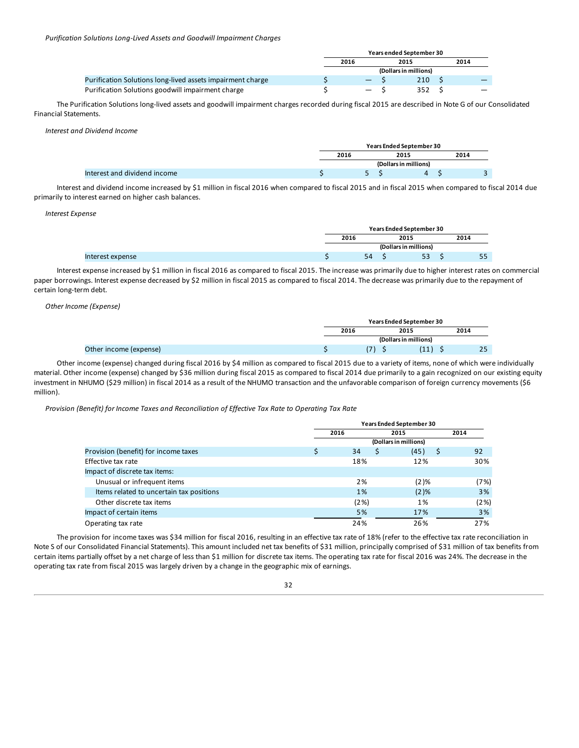*Purification Solutions Long-Lived Assets and Goodwill Impairment Charges*

| | Years ended September 30 | | |
|---|---|---|---|
| | 2016 | 2015 | 2014 |
| | (Dollars in millions) | | |
| Purification Solutions long-lived assets impairment charge | $ — | $ 210 | $ — |
| Purification Solutions goodwill impairment charge | $ — | $ 352 | $ — |

The Purification Solutions long-lived assets and goodwill impairment charges recorded during fiscal 2015 are described in Note G of our Consolidated Financial Statements.

*Interest and Dividend Income*

| | Years Ended September 30 | | |
|---|---|---|---|
| | 2016 | 2015 | 2014 |
| | (Dollars in millions) | | |
| Interest and dividend income | $ 5 | $ 4 | $ 3 |

Interest and dividend income increased by $1 million in fiscal 2016 when compared to fiscal 2015 and in fiscal 2015 when compared to fiscal 2014 due primarily to interest earned on higher cash balances.

*Interest Expense*

| | Years Ended September 30 | | |
|---|---|---|---|
| | 2016 | 2015 | 2014 |
| | (Dollars in millions) | | |
| Interest expense | $ 54 | $ 53 | $ 55 |

Interest expense increased by $1 million in fiscal 2016 as compared to fiscal 2015. The increase was primarily due to higher interest rates on commercial paper borrowings. Interest expense decreased by $2 million in fiscal 2015 as compared to fiscal 2014. The decrease was primarily due to the repayment of certain long-term debt.

*Other Income (Expense)*

| | Years Ended September 30 | | |
|---|---|---|---|
| | 2016 | 2015 | 2014 |
| | (Dollars in millions) | | |
| Other income (expense) | $ (7) | $ (11) | $ 25 |

Other income (expense) changed during fiscal 2016 by $4 million as compared to fiscal 2015 due to a variety of items, none of which were individually material. Other income (expense) changed by $36 million during fiscal 2015 as compared to fiscal 2014 due primarily to a gain recognized on our existing equity investment in NHUMO ($29 million) in fiscal 2014 as a result of the NHUMO transaction and the unfavorable comparison of foreign currency movements ($6 million).

*Provision (Benefit) for Income Taxes and Reconciliation of Effective Tax Rate to Operating Tax Rate*

| | Years Ended September 30 | | |
|---|---|---|---|
| | 2016 | 2015 | 2014 |
| | (Dollars in millions) | | |
| Provision (benefit) for income taxes | $ 34 | $ (45) | $ 92 |
| Effective tax rate | 18% | 12% | 30% |
| Impact of discrete tax items: | | | |
| Unusual or infrequent items | 2% | (2)% | (7%) |
| Items related to uncertain tax positions | 1% | (2)% | 3% |
| Other discrete tax items | (2%) | 1% | (2%) |
| Impact of certain items | 5% | 17% | 3% |
| Operating tax rate | 24% | 26% | 27% |

The provision for income taxes was $34 million for fiscal 2016, resulting in an effective tax rate of 18% (refer to the effective tax rate reconciliation in Note S of our Consolidated Financial Statements). This amount included net tax benefits of $31 million, principally comprised of $31 million of tax benefits from certain items partially offset by a net charge of less than $1 million for discrete tax items. The operating tax rate for fiscal 2016 was 24%. The decrease in the operating tax rate from fiscal 2015 was largely driven by a change in the geographic mix of earnings.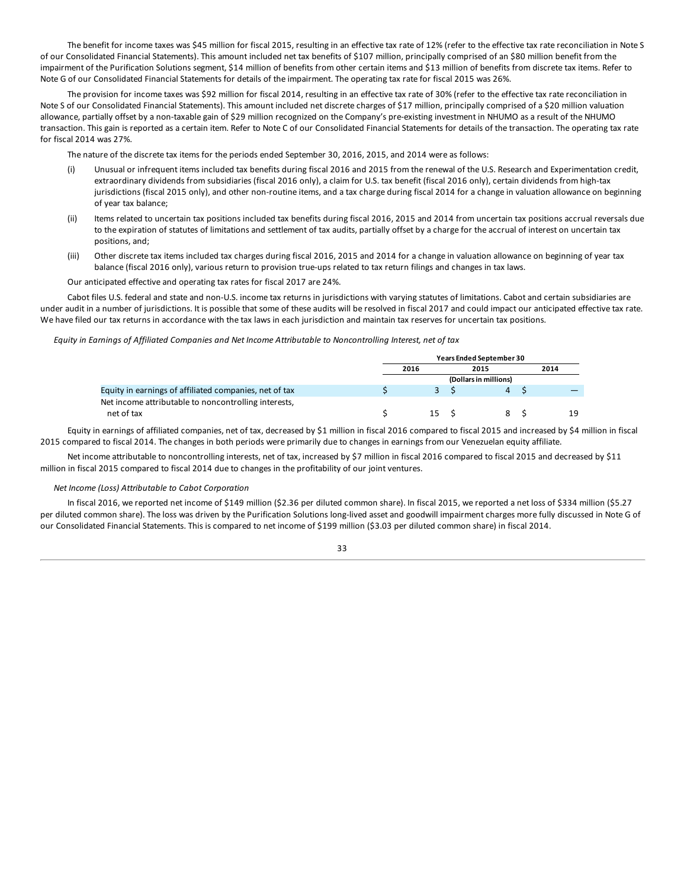The benefit for income taxes was $45 million for fiscal 2015, resulting in an effective tax rate of 12% (refer to the effective tax rate reconciliation in Note S of our Consolidated Financial Statements). This amount included net tax benefits of $107 million, principally comprised of an $80 million benefit from the impairment of the Purification Solutions segment, $14 million of benefits from other certain items and $13 million of benefits from discrete tax items. Refer to Note G of our Consolidated Financial Statements for details of the impairment. The operating tax rate for fiscal 2015 was 26%.

The provision for income taxes was $92 million for fiscal 2014, resulting in an effective tax rate of 30% (refer to the effective tax rate reconciliation in Note S of our Consolidated Financial Statements). This amount included net discrete charges of $17 million, principally comprised of a $20 million valuation allowance, partially offset by a non-taxable gain of $29 million recognized on the Company's pre-existing investment in NHUMO as a result of the NHUMO transaction. This gain is reported as a certain item. Refer to Note C of our Consolidated Financial Statements for details of the transaction. The operating tax rate for fiscal 2014 was 27%.

The nature of the discrete tax items for the periods ended September 30, 2016, 2015, and 2014 were as follows:

(i) Unusual or infrequent items included tax benefits during fiscal 2016 and 2015 from the renewal of the U.S. Research and Experimentation credit, extraordinary dividends from subsidiaries (fiscal 2016 only), a claim for U.S. tax benefit (fiscal 2016 only), certain dividends from high-tax jurisdictions (fiscal 2015 only), and other non-routine items, and a tax charge during fiscal 2014 for a change in valuation allowance on beginning of year tax balance;

(ii) Items related to uncertain tax positions included tax benefits during fiscal 2016, 2015 and 2014 from uncertain tax positions accrual reversals due to the expiration of statutes of limitations and settlement of tax audits, partially offset by a charge for the accrual of interest on uncertain tax positions, and;

(iii) Other discrete tax items included tax charges during fiscal 2016, 2015 and 2014 for a change in valuation allowance on beginning of year tax balance (fiscal 2016 only), various return to provision true-ups related to tax return filings and changes in tax laws.

Our anticipated effective and operating tax rates for fiscal 2017 are 24%.

Cabot files U.S. federal and state and non-U.S. income tax returns in jurisdictions with varying statutes of limitations. Cabot and certain subsidiaries are under audit in a number of jurisdictions. It is possible that some of these audits will be resolved in fiscal 2017 and could impact our anticipated effective tax rate. We have filed our tax returns in accordance with the tax laws in each jurisdiction and maintain tax reserves for uncertain tax positions.

*Equity in Earnings of Affiliated Companies and Net Income Attributable to Noncontrolling Interest, net of tax*

| | Years Ended September 30 | | |
|---|---|---|---|
| | 2016 | 2015 | 2014 |
| | (Dollars in millions) | | |
| Equity in earnings of affiliated companies, net of tax | $ 3 | $ 4 | $ — |
| Net income attributable to noncontrolling interests, net of tax | $ 15 | $ 8 | $ 19 |

Equity in earnings of affiliated companies, net of tax, decreased by $1 million in fiscal 2016 compared to fiscal 2015 and increased by $4 million in fiscal 2015 compared to fiscal 2014. The changes in both periods were primarily due to changes in earnings from our Venezuelan equity affiliate.

Net income attributable to noncontrolling interests, net of tax, increased by $7 million in fiscal 2016 compared to fiscal 2015 and decreased by $11 million in fiscal 2015 compared to fiscal 2014 due to changes in the profitability of our joint ventures.

*Net Income (Loss) Attributable to Cabot Corporation*

In fiscal 2016, we reported net income of $149 million ($2.36 per diluted common share). In fiscal 2015, we reported a net loss of $334 million ($5.27 per diluted common share). The loss was driven by the Purification Solutions long-lived asset and goodwill impairment charges more fully discussed in Note G of our Consolidated Financial Statements. This is compared to net income of $199 million ($3.03 per diluted common share) in fiscal 2014.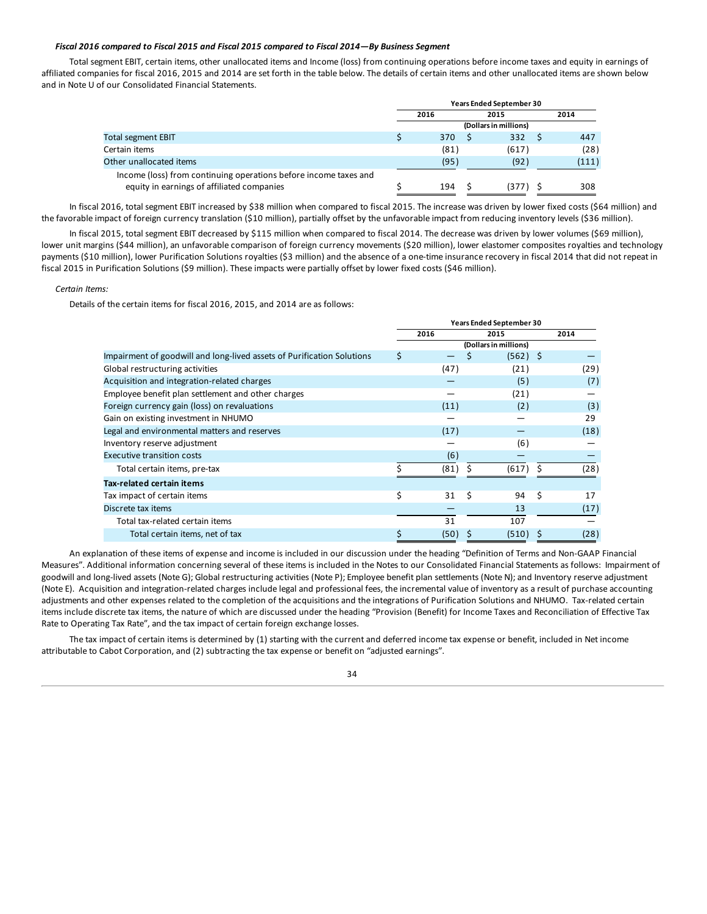*Fiscal 2016 compared to Fiscal 2015 and Fiscal 2015 compared to Fiscal 2014—By Business Segment*

Total segment EBIT, certain items, other unallocated items and Income (loss) from continuing operations before income taxes and equity in earnings of affiliated companies for fiscal 2016, 2015 and 2014 are set forth in the table below. The details of certain items and other unallocated items are shown below and in Note U of our Consolidated Financial Statements.

| | Years Ended September 30 | | |
|---|---|---|---|
| | 2016 | 2015 | 2014 |
| | (Dollars in millions) | | |
| Total segment EBIT | $ 370 | $ 332 | $ 447 |
| Certain items | (81) | (617) | (28) |
| Other unallocated items | (95) | (92) | (111) |
| Income (loss) from continuing operations before income taxes and equity in earnings of affiliated companies | $ 194 | $ (377) | $ 308 |

In fiscal 2016, total segment EBIT increased by $38 million when compared to fiscal 2015. The increase was driven by lower fixed costs ($64 million) and the favorable impact of foreign currency translation ($10 million), partially offset by the unfavorable impact from reducing inventory levels ($36 million).

In fiscal 2015, total segment EBIT decreased by $115 million when compared to fiscal 2014. The decrease was driven by lower volumes ($69 million), lower unit margins ($44 million), an unfavorable comparison of foreign currency movements ($20 million), lower elastomer composites royalties and technology payments ($10 million), lower Purification Solutions royalties ($3 million) and the absence of a one-time insurance recovery in fiscal 2014 that did not repeat in fiscal 2015 in Purification Solutions ($9 million). These impacts were partially offset by lower fixed costs ($46 million).

*Certain Items:*

Details of the certain items for fiscal 2016, 2015, and 2014 are as follows:

| | Years Ended September 30 | | |
|---|---|---|---|
| | 2016 | 2015 | 2014 |
| | (Dollars in millions) | | |
| Impairment of goodwill and long-lived assets of Purification Solutions | $ — | $ (562) | $ — |
| Global restructuring activities | (47) | (21) | (29) |
| Acquisition and integration-related charges | — | (5) | (7) |
| Employee benefit plan settlement and other charges | — | (21) | — |
| Foreign currency gain (loss) on revaluations | (11) | (2) | (3) |
| Gain on existing investment in NHUMO | — | — | 29 |
| Legal and environmental matters and reserves | (17) | — | (18) |
| Inventory reserve adjustment | — | (6) | — |
| Executive transition costs | (6) | — | — |
| Total certain items, pre-tax | $ (81) | $ (617) | $ (28) |
| **Tax-related certain items** | | | |
| Tax impact of certain items | $ 31 | $ 94 | $ 17 |
| Discrete tax items | — | 13 | (17) |
| Total tax-related certain items | 31 | 107 | — |
| Total certain items, net of tax | $ (50) | $ (510) | $ (28) |

An explanation of these items of expense and income is included in our discussion under the heading "Definition of Terms and Non-GAAP Financial Measures". Additional information concerning several of these items is included in the Notes to our Consolidated Financial Statements as follows: Impairment of goodwill and long-lived assets (Note G); Global restructuring activities (Note P); Employee benefit plan settlements (Note N); and Inventory reserve adjustment (Note E). Acquisition and integration-related charges include legal and professional fees, the incremental value of inventory as a result of purchase accounting adjustments and other expenses related to the completion of the acquisitions and the integrations of Purification Solutions and NHUMO. Tax-related certain items include discrete tax items, the nature of which are discussed under the heading "Provision (Benefit) for Income Taxes and Reconciliation of Effective Tax Rate to Operating Tax Rate", and the tax impact of certain foreign exchange losses.

The tax impact of certain items is determined by (1) starting with the current and deferred income tax expense or benefit, included in Net income attributable to Cabot Corporation, and (2) subtracting the tax expense or benefit on "adjusted earnings".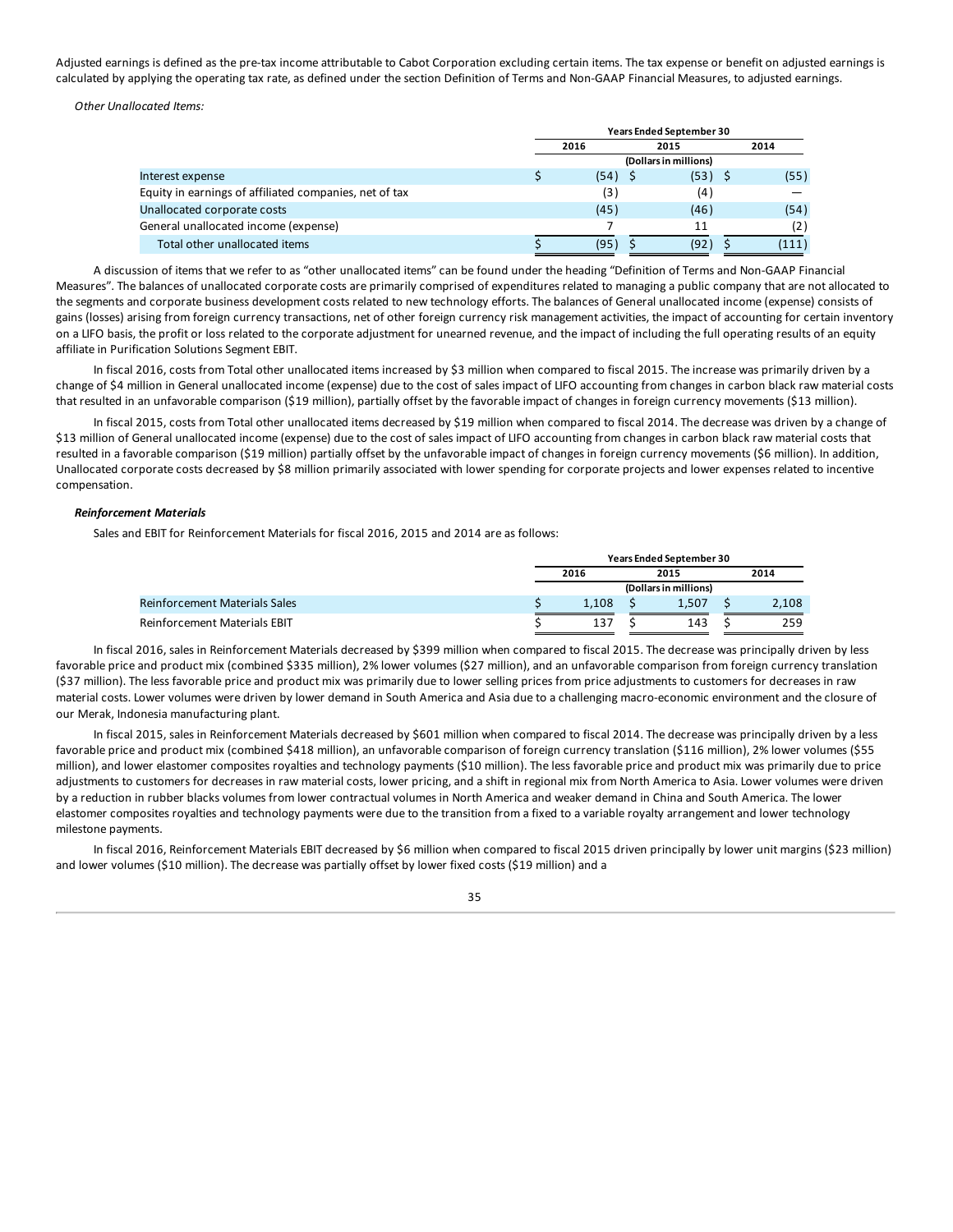Adjusted earnings is defined as the pre-tax income attributable to Cabot Corporation excluding certain items. The tax expense or benefit on adjusted earnings is calculated by applying the operating tax rate, as defined under the section Definition of Terms and Non-GAAP Financial Measures, to adjusted earnings.

*Other Unallocated Items:*

| | Years Ended September 30 | | |
|---|---|---|---|
| | 2016 | 2015 | 2014 |
| | (Dollars in millions) | | |
| Interest expense | $ (54) | $ (53) | $ (55) |
| Equity in earnings of affiliated companies, net of tax | (3) | (4) | — |
| Unallocated corporate costs | (45) | (46) | (54) |
| General unallocated income (expense) | 7 | 11 | (2) |
| Total other unallocated items | $ (95) | $ (92) | $ (111) |

A discussion of items that we refer to as "other unallocated items" can be found under the heading "Definition of Terms and Non-GAAP Financial Measures". The balances of unallocated corporate costs are primarily comprised of expenditures related to managing a public company that are not allocated to the segments and corporate business development costs related to new technology efforts. The balances of General unallocated income (expense) consists of gains (losses) arising from foreign currency transactions, net of other foreign currency risk management activities, the impact of accounting for certain inventory on a LIFO basis, the profit or loss related to the corporate adjustment for unearned revenue, and the impact of including the full operating results of an equity affiliate in Purification Solutions Segment EBIT.

In fiscal 2016, costs from Total other unallocated items increased by $3 million when compared to fiscal 2015. The increase was primarily driven by a change of $4 million in General unallocated income (expense) due to the cost of sales impact of LIFO accounting from changes in carbon black raw material costs that resulted in an unfavorable comparison ($19 million), partially offset by the favorable impact of changes in foreign currency movements ($13 million).

In fiscal 2015, costs from Total other unallocated items decreased by $19 million when compared to fiscal 2014. The decrease was driven by a change of $13 million of General unallocated income (expense) due to the cost of sales impact of LIFO accounting from changes in carbon black raw material costs that resulted in a favorable comparison ($19 million) partially offset by the unfavorable impact of changes in foreign currency movements ($6 million). In addition, Unallocated corporate costs decreased by $8 million primarily associated with lower spending for corporate projects and lower expenses related to incentive compensation.

***Reinforcement Materials***

Sales and EBIT for Reinforcement Materials for fiscal 2016, 2015 and 2014 are as follows:

| | Years Ended September 30 | | |
|---|---|---|---|
| | 2016 | 2015 | 2014 |
| | (Dollars in millions) | | |
| Reinforcement Materials Sales | $ 1,108 | $ 1,507 | $ 2,108 |
| Reinforcement Materials EBIT | $ 137 | $ 143 | $ 259 |

In fiscal 2016, sales in Reinforcement Materials decreased by $399 million when compared to fiscal 2015. The decrease was principally driven by less favorable price and product mix (combined $335 million), 2% lower volumes ($27 million), and an unfavorable comparison from foreign currency translation ($37 million). The less favorable price and product mix was primarily due to lower selling prices from price adjustments to customers for decreases in raw material costs. Lower volumes were driven by lower demand in South America and Asia due to a challenging macro-economic environment and the closure of our Merak, Indonesia manufacturing plant.

In fiscal 2015, sales in Reinforcement Materials decreased by $601 million when compared to fiscal 2014. The decrease was principally driven by a less favorable price and product mix (combined $418 million), an unfavorable comparison of foreign currency translation ($116 million), 2% lower volumes ($55 million), and lower elastomer composites royalties and technology payments ($10 million). The less favorable price and product mix was primarily due to price adjustments to customers for decreases in raw material costs, lower pricing, and a shift in regional mix from North America to Asia. Lower volumes were driven by a reduction in rubber blacks volumes from lower contractual volumes in North America and weaker demand in China and South America. The lower elastomer composites royalties and technology payments were due to the transition from a fixed to a variable royalty arrangement and lower technology milestone payments.

In fiscal 2016, Reinforcement Materials EBIT decreased by $6 million when compared to fiscal 2015 driven principally by lower unit margins ($23 million) and lower volumes ($10 million). The decrease was partially offset by lower fixed costs ($19 million) and a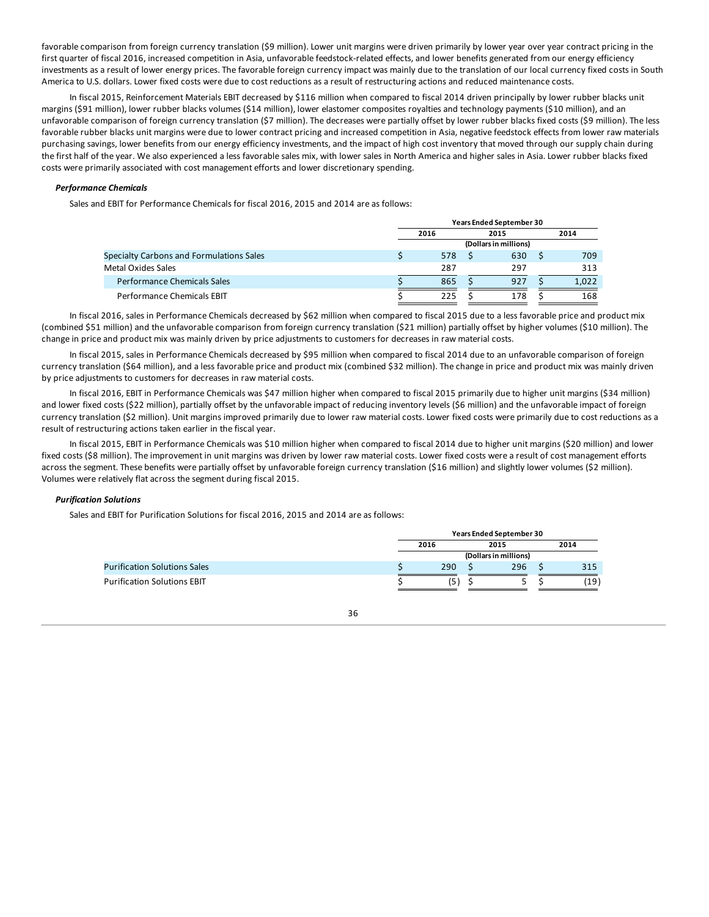favorable comparison from foreign currency translation ($9 million). Lower unit margins were driven primarily by lower year over year contract pricing in the first quarter of fiscal 2016, increased competition in Asia, unfavorable feedstock-related effects, and lower benefits generated from our energy efficiency investments as a result of lower energy prices. The favorable foreign currency impact was mainly due to the translation of our local currency fixed costs in South America to U.S. dollars. Lower fixed costs were due to cost reductions as a result of restructuring actions and reduced maintenance costs.

In fiscal 2015, Reinforcement Materials EBIT decreased by $116 million when compared to fiscal 2014 driven principally by lower rubber blacks unit margins ($91 million), lower rubber blacks volumes ($14 million), lower elastomer composites royalties and technology payments ($10 million), and an unfavorable comparison of foreign currency translation ($7 million). The decreases were partially offset by lower rubber blacks fixed costs ($9 million). The less favorable rubber blacks unit margins were due to lower contract pricing and increased competition in Asia, negative feedstock effects from lower raw materials purchasing savings, lower benefits from our energy efficiency investments, and the impact of high cost inventory that moved through our supply chain during the first half of the year. We also experienced a less favorable sales mix, with lower sales in North America and higher sales in Asia. Lower rubber blacks fixed costs were primarily associated with cost management efforts and lower discretionary spending.

***Performance Chemicals***

Sales and EBIT for Performance Chemicals for fiscal 2016, 2015 and 2014 are as follows:

| | Years Ended September 30 | | |
|---|---|---|---|
| | 2016 | 2015 | 2014 |
| | (Dollars in millions) | | |
| Specialty Carbons and Formulations Sales | $ 578 | $ 630 | $ 709 |
| Metal Oxides Sales | 287 | 297 | 313 |
| Performance Chemicals Sales | $ 865 | $ 927 | $ 1,022 |
| Performance Chemicals EBIT | $ 225 | $ 178 | $ 168 |

In fiscal 2016, sales in Performance Chemicals decreased by $62 million when compared to fiscal 2015 due to a less favorable price and product mix (combined $51 million) and the unfavorable comparison from foreign currency translation ($21 million) partially offset by higher volumes ($10 million). The change in price and product mix was mainly driven by price adjustments to customers for decreases in raw material costs.

In fiscal 2015, sales in Performance Chemicals decreased by $95 million when compared to fiscal 2014 due to an unfavorable comparison of foreign currency translation ($64 million), and a less favorable price and product mix (combined $32 million). The change in price and product mix was mainly driven by price adjustments to customers for decreases in raw material costs.

In fiscal 2016, EBIT in Performance Chemicals was $47 million higher when compared to fiscal 2015 primarily due to higher unit margins ($34 million) and lower fixed costs ($22 million), partially offset by the unfavorable impact of reducing inventory levels ($6 million) and the unfavorable impact of foreign currency translation ($2 million). Unit margins improved primarily due to lower raw material costs. Lower fixed costs were primarily due to cost reductions as a result of restructuring actions taken earlier in the fiscal year.

In fiscal 2015, EBIT in Performance Chemicals was $10 million higher when compared to fiscal 2014 due to higher unit margins ($20 million) and lower fixed costs ($8 million). The improvement in unit margins was driven by lower raw material costs. Lower fixed costs were a result of cost management efforts across the segment. These benefits were partially offset by unfavorable foreign currency translation ($16 million) and slightly lower volumes ($2 million). Volumes were relatively flat across the segment during fiscal 2015.

***Purification Solutions***

Sales and EBIT for Purification Solutions for fiscal 2016, 2015 and 2014 are as follows:

| | Years Ended September 30 | | |
|---|---|---|---|
| | 2016 | 2015 | 2014 |
| | (Dollars in millions) | | |
| Purification Solutions Sales | $ 290 | $ 296 | $ 315 |
| Purification Solutions EBIT | $ (5) | $ 5 | $ (19) |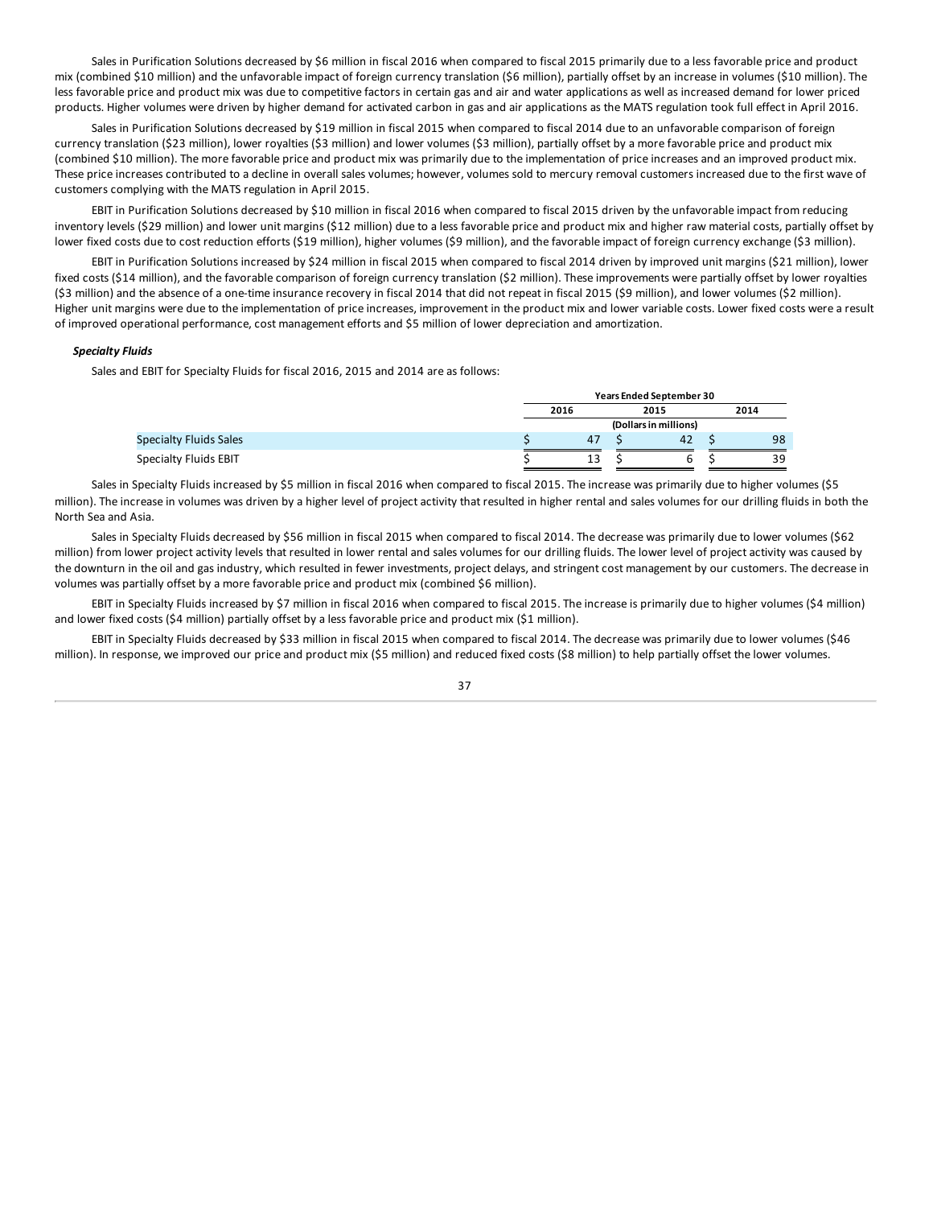Sales in Purification Solutions decreased by $6 million in fiscal 2016 when compared to fiscal 2015 primarily due to a less favorable price and product mix (combined $10 million) and the unfavorable impact of foreign currency translation ($6 million), partially offset by an increase in volumes ($10 million). The less favorable price and product mix was due to competitive factors in certain gas and air and water applications as well as increased demand for lower priced products. Higher volumes were driven by higher demand for activated carbon in gas and air applications as the MATS regulation took full effect in April 2016.

Sales in Purification Solutions decreased by $19 million in fiscal 2015 when compared to fiscal 2014 due to an unfavorable comparison of foreign currency translation ($23 million), lower royalties ($3 million) and lower volumes ($3 million), partially offset by a more favorable price and product mix (combined $10 million). The more favorable price and product mix was primarily due to the implementation of price increases and an improved product mix. These price increases contributed to a decline in overall sales volumes; however, volumes sold to mercury removal customers increased due to the first wave of customers complying with the MATS regulation in April 2015.

EBIT in Purification Solutions decreased by $10 million in fiscal 2016 when compared to fiscal 2015 driven by the unfavorable impact from reducing inventory levels ($29 million) and lower unit margins ($12 million) due to a less favorable price and product mix and higher raw material costs, partially offset by lower fixed costs due to cost reduction efforts ($19 million), higher volumes ($9 million), and the favorable impact of foreign currency exchange ($3 million).

EBIT in Purification Solutions increased by $24 million in fiscal 2015 when compared to fiscal 2014 driven by improved unit margins ($21 million), lower fixed costs ($14 million), and the favorable comparison of foreign currency translation ($2 million). These improvements were partially offset by lower royalties ($3 million) and the absence of a one-time insurance recovery in fiscal 2014 that did not repeat in fiscal 2015 ($9 million), and lower volumes ($2 million). Higher unit margins were due to the implementation of price increases, improvement in the product mix and lower variable costs. Lower fixed costs were a result of improved operational performance, cost management efforts and $5 million of lower depreciation and amortization.

***Specialty Fluids***

Sales and EBIT for Specialty Fluids for fiscal 2016, 2015 and 2014 are as follows:

| | Years Ended September 30 | | |
|---|---|---|---|
| | 2016 | 2015 | 2014 |
| | (Dollars in millions) | | |
| Specialty Fluids Sales | $ 47 | $ 42 | $ 98 |
| Specialty Fluids EBIT | $ 13 | $ 6 | $ 39 |

Sales in Specialty Fluids increased by $5 million in fiscal 2016 when compared to fiscal 2015. The increase was primarily due to higher volumes ($5 million). The increase in volumes was driven by a higher level of project activity that resulted in higher rental and sales volumes for our drilling fluids in both the North Sea and Asia.

Sales in Specialty Fluids decreased by $56 million in fiscal 2015 when compared to fiscal 2014. The decrease was primarily due to lower volumes ($62 million) from lower project activity levels that resulted in lower rental and sales volumes for our drilling fluids. The lower level of project activity was caused by the downturn in the oil and gas industry, which resulted in fewer investments, project delays, and stringent cost management by our customers. The decrease in volumes was partially offset by a more favorable price and product mix (combined $6 million).

EBIT in Specialty Fluids increased by $7 million in fiscal 2016 when compared to fiscal 2015. The increase is primarily due to higher volumes ($4 million) and lower fixed costs ($4 million) partially offset by a less favorable price and product mix ($1 million).

EBIT in Specialty Fluids decreased by $33 million in fiscal 2015 when compared to fiscal 2014. The decrease was primarily due to lower volumes ($46 million). In response, we improved our price and product mix ($5 million) and reduced fixed costs ($8 million) to help partially offset the lower volumes.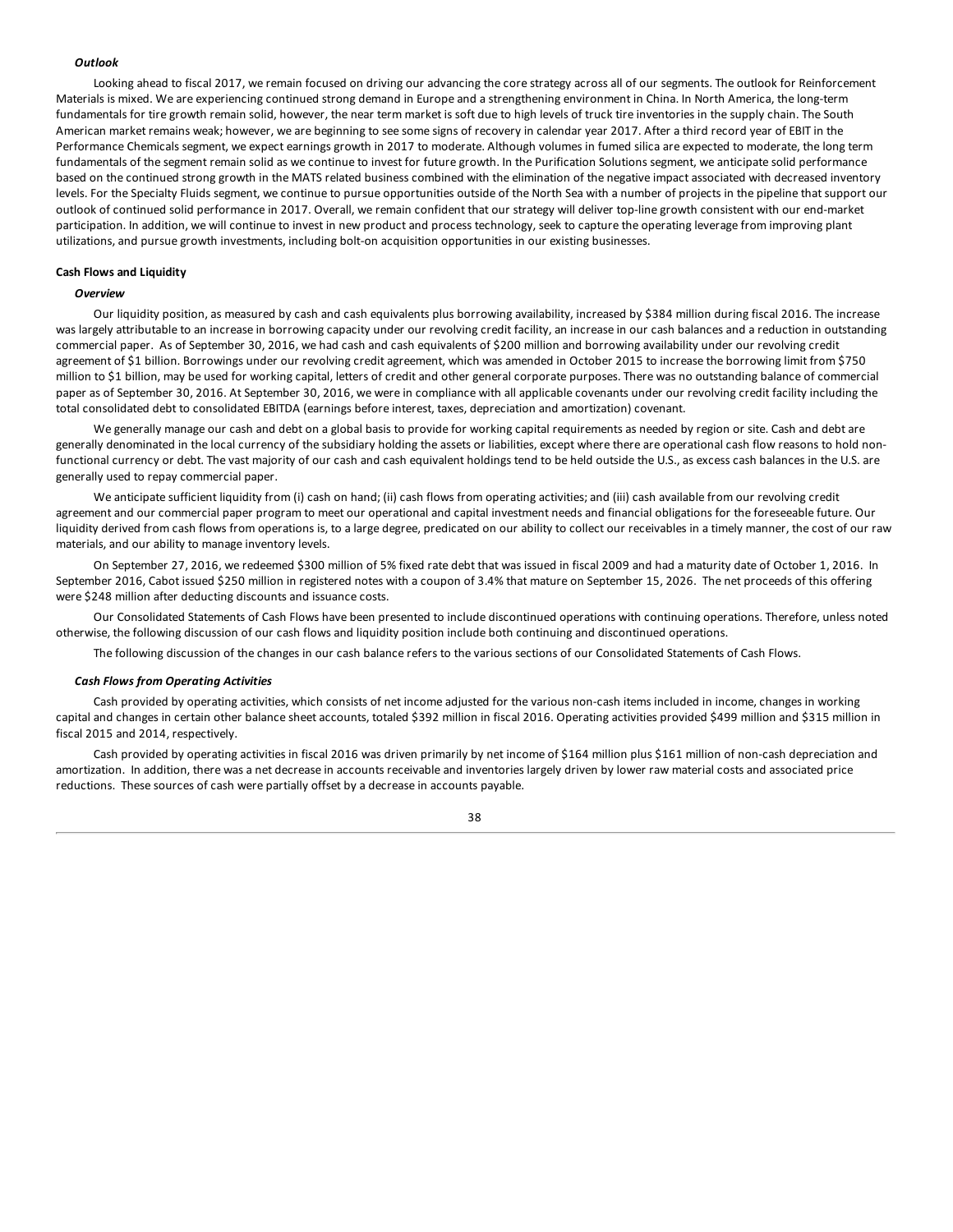### *Outlook*

Looking ahead to fiscal 2017, we remain focused on driving our advancing the core strategy across all of our segments. The outlook for Reinforcement Materials is mixed. We are experiencing continued strong demand in Europe and a strengthening environment in China. In North America, the long-term fundamentals for tire growth remain solid, however, the near term market is soft due to high levels of truck tire inventories in the supply chain. The South American market remains weak; however, we are beginning to see some signs of recovery in calendar year 2017. After a third record year of EBIT in the Performance Chemicals segment, we expect earnings growth in 2017 to moderate. Although volumes in fumed silica are expected to moderate, the long term fundamentals of the segment remain solid as we continue to invest for future growth. In the Purification Solutions segment, we anticipate solid performance based on the continued strong growth in the MATS related business combined with the elimination of the negative impact associated with decreased inventory levels. For the Specialty Fluids segment, we continue to pursue opportunities outside of the North Sea with a number of projects in the pipeline that support our outlook of continued solid performance in 2017. Overall, we remain confident that our strategy will deliver top-line growth consistent with our end-market participation. In addition, we will continue to invest in new product and process technology, seek to capture the operating leverage from improving plant utilizations, and pursue growth investments, including bolt-on acquisition opportunities in our existing businesses.

## Cash Flows and Liquidity

### *Overview*

Our liquidity position, as measured by cash and cash equivalents plus borrowing availability, increased by $384 million during fiscal 2016. The increase was largely attributable to an increase in borrowing capacity under our revolving credit facility, an increase in our cash balances and a reduction in outstanding commercial paper. As of September 30, 2016, we had cash and cash equivalents of $200 million and borrowing availability under our revolving credit agreement of $1 billion. Borrowings under our revolving credit agreement, which was amended in October 2015 to increase the borrowing limit from $750 million to $1 billion, may be used for working capital, letters of credit and other general corporate purposes. There was no outstanding balance of commercial paper as of September 30, 2016. At September 30, 2016, we were in compliance with all applicable covenants under our revolving credit facility including the total consolidated debt to consolidated EBITDA (earnings before interest, taxes, depreciation and amortization) covenant.

We generally manage our cash and debt on a global basis to provide for working capital requirements as needed by region or site. Cash and debt are generally denominated in the local currency of the subsidiary holding the assets or liabilities, except where there are operational cash flow reasons to hold non-functional currency or debt. The vast majority of our cash and cash equivalent holdings tend to be held outside the U.S., as excess cash balances in the U.S. are generally used to repay commercial paper.

We anticipate sufficient liquidity from (i) cash on hand; (ii) cash flows from operating activities; and (iii) cash available from our revolving credit agreement and our commercial paper program to meet our operational and capital investment needs and financial obligations for the foreseeable future. Our liquidity derived from cash flows from operations is, to a large degree, predicated on our ability to collect our receivables in a timely manner, the cost of our raw materials, and our ability to manage inventory levels.

On September 27, 2016, we redeemed $300 million of 5% fixed rate debt that was issued in fiscal 2009 and had a maturity date of October 1, 2016. In September 2016, Cabot issued $250 million in registered notes with a coupon of 3.4% that mature on September 15, 2026. The net proceeds of this offering were $248 million after deducting discounts and issuance costs.

Our Consolidated Statements of Cash Flows have been presented to include discontinued operations with continuing operations. Therefore, unless noted otherwise, the following discussion of our cash flows and liquidity position include both continuing and discontinued operations.

The following discussion of the changes in our cash balance refers to the various sections of our Consolidated Statements of Cash Flows.

### *Cash Flows from Operating Activities*

Cash provided by operating activities, which consists of net income adjusted for the various non-cash items included in income, changes in working capital and changes in certain other balance sheet accounts, totaled $392 million in fiscal 2016. Operating activities provided $499 million and $315 million in fiscal 2015 and 2014, respectively.

Cash provided by operating activities in fiscal 2016 was driven primarily by net income of $164 million plus $161 million of non-cash depreciation and amortization. In addition, there was a net decrease in accounts receivable and inventories largely driven by lower raw material costs and associated price reductions. These sources of cash were partially offset by a decrease in accounts payable.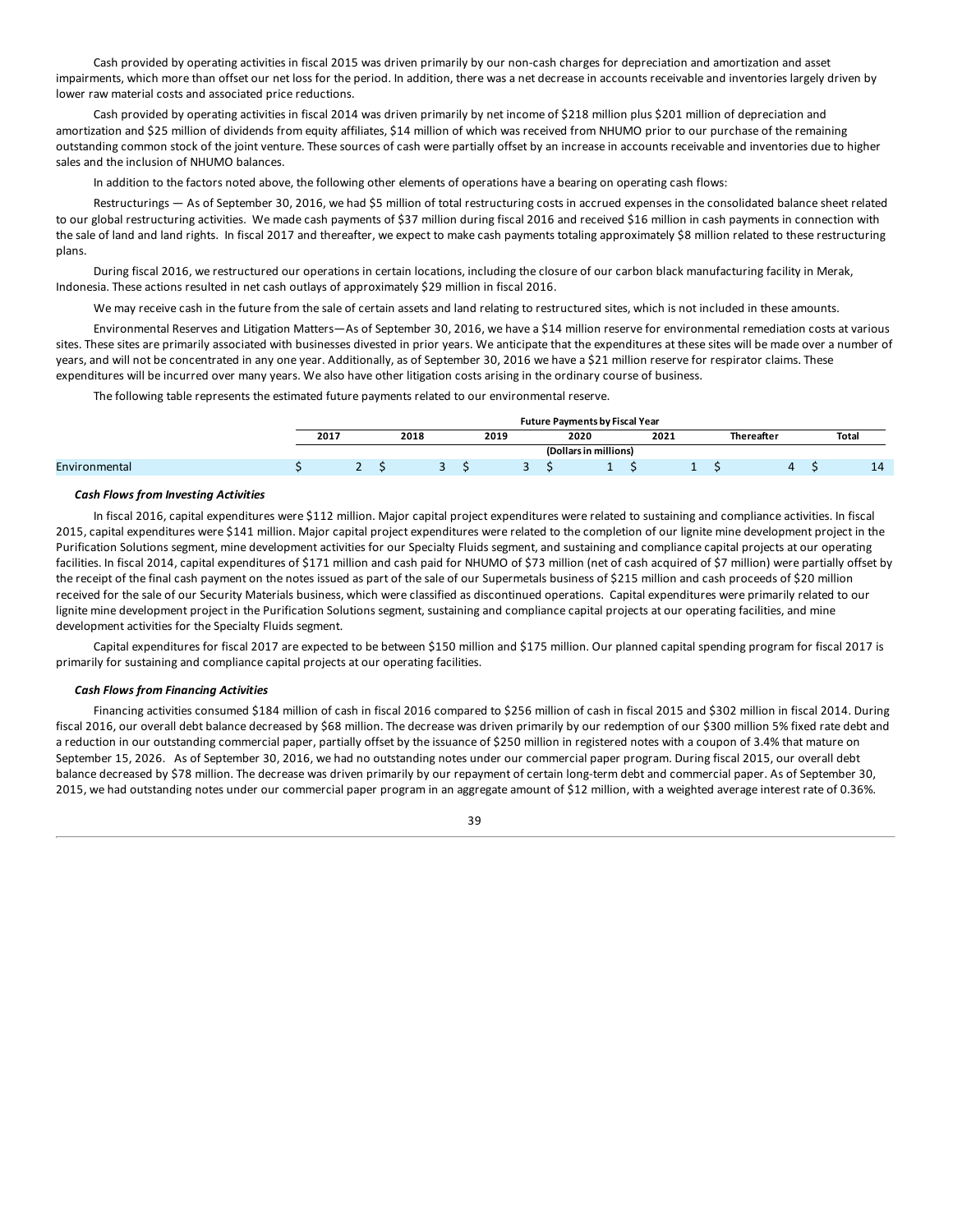Cash provided by operating activities in fiscal 2015 was driven primarily by our non-cash charges for depreciation and amortization and asset impairments, which more than offset our net loss for the period. In addition, there was a net decrease in accounts receivable and inventories largely driven by lower raw material costs and associated price reductions.

Cash provided by operating activities in fiscal 2014 was driven primarily by net income of $218 million plus $201 million of depreciation and amortization and $25 million of dividends from equity affiliates, $14 million of which was received from NHUMO prior to our purchase of the remaining outstanding common stock of the joint venture. These sources of cash were partially offset by an increase in accounts receivable and inventories due to higher sales and the inclusion of NHUMO balances.

In addition to the factors noted above, the following other elements of operations have a bearing on operating cash flows:

Restructurings — As of September 30, 2016, we had $5 million of total restructuring costs in accrued expenses in the consolidated balance sheet related to our global restructuring activities. We made cash payments of $37 million during fiscal 2016 and received $16 million in cash payments in connection with the sale of land and land rights. In fiscal 2017 and thereafter, we expect to make cash payments totaling approximately $8 million related to these restructuring plans.

During fiscal 2016, we restructured our operations in certain locations, including the closure of our carbon black manufacturing facility in Merak, Indonesia. These actions resulted in net cash outlays of approximately $29 million in fiscal 2016.

We may receive cash in the future from the sale of certain assets and land relating to restructured sites, which is not included in these amounts.

Environmental Reserves and Litigation Matters—As of September 30, 2016, we have a $14 million reserve for environmental remediation costs at various sites. These sites are primarily associated with businesses divested in prior years. We anticipate that the expenditures at these sites will be made over a number of years, and will not be concentrated in any one year. Additionally, as of September 30, 2016 we have a $21 million reserve for respirator claims. These expenditures will be incurred over many years. We also have other litigation costs arising in the ordinary course of business.

The following table represents the estimated future payments related to our environmental reserve.

| | Future Payments by Fiscal Year | | | | | | |
|---|---|---|---|---|---|---|---|
| | 2017 | 2018 | 2019 | 2020 | 2021 | Thereafter | Total |
| | (Dollars in millions) | | | | | | |
| Environmental | $ 2 | $ 3 | $ 3 | $ 1 | $ 1 | $ 4 | $ 14 |

#### *Cash Flows from Investing Activities*

In fiscal 2016, capital expenditures were $112 million. Major capital project expenditures were related to sustaining and compliance activities. In fiscal 2015, capital expenditures were $141 million. Major capital project expenditures were related to the completion of our lignite mine development project in the Purification Solutions segment, mine development activities for our Specialty Fluids segment, and sustaining and compliance capital projects at our operating facilities. In fiscal 2014, capital expenditures of $171 million and cash paid for NHUMO of $73 million (net of cash acquired of $7 million) were partially offset by the receipt of the final cash payment on the notes issued as part of the sale of our Supermetals business of $215 million and cash proceeds of $20 million received for the sale of our Security Materials business, which were classified as discontinued operations. Capital expenditures were primarily related to our lignite mine development project in the Purification Solutions segment, sustaining and compliance capital projects at our operating facilities, and mine development activities for the Specialty Fluids segment.

Capital expenditures for fiscal 2017 are expected to be between $150 million and $175 million. Our planned capital spending program for fiscal 2017 is primarily for sustaining and compliance capital projects at our operating facilities.

#### *Cash Flows from Financing Activities*

Financing activities consumed $184 million of cash in fiscal 2016 compared to $256 million of cash in fiscal 2015 and $302 million in fiscal 2014. During fiscal 2016, our overall debt balance decreased by $68 million. The decrease was driven primarily by our redemption of our $300 million 5% fixed rate debt and a reduction in our outstanding commercial paper, partially offset by the issuance of $250 million in registered notes with a coupon of 3.4% that mature on September 15, 2026. As of September 30, 2016, we had no outstanding notes under our commercial paper program. During fiscal 2015, our overall debt balance decreased by $78 million. The decrease was driven primarily by our repayment of certain long-term debt and commercial paper. As of September 30, 2015, we had outstanding notes under our commercial paper program in an aggregate amount of $12 million, with a weighted average interest rate of 0.36%.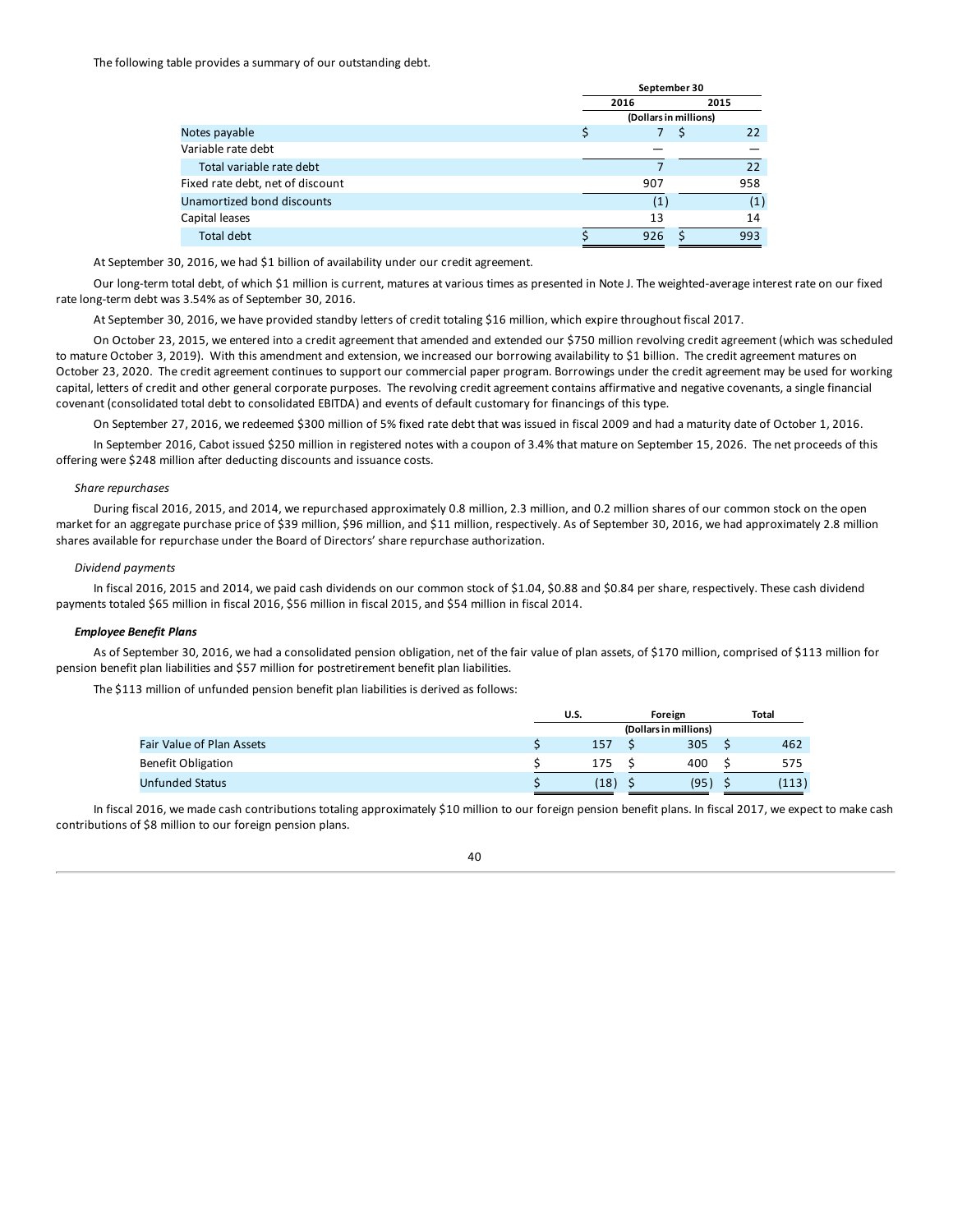The following table provides a summary of our outstanding debt.

| | September 30 | |
|---|---|---|
| | 2016 | 2015 |
| | (Dollars in millions) | |
| Notes payable | $ 7 | $ 22 |
| Variable rate debt | — | — |
| Total variable rate debt | 7 | 22 |
| Fixed rate debt, net of discount | 907 | 958 |
| Unamortized bond discounts | (1) | (1) |
| Capital leases | 13 | 14 |
| Total debt | $ 926 | $ 993 |

At September 30, 2016, we had $1 billion of availability under our credit agreement.

Our long-term total debt, of which $1 million is current, matures at various times as presented in Note J. The weighted-average interest rate on our fixed rate long-term debt was 3.54% as of September 30, 2016.

At September 30, 2016, we have provided standby letters of credit totaling $16 million, which expire throughout fiscal 2017.

On October 23, 2015, we entered into a credit agreement that amended and extended our $750 million revolving credit agreement (which was scheduled to mature October 3, 2019). With this amendment and extension, we increased our borrowing availability to $1 billion. The credit agreement matures on October 23, 2020. The credit agreement continues to support our commercial paper program. Borrowings under the credit agreement may be used for working capital, letters of credit and other general corporate purposes. The revolving credit agreement contains affirmative and negative covenants, a single financial covenant (consolidated total debt to consolidated EBITDA) and events of default customary for financings of this type.

On September 27, 2016, we redeemed $300 million of 5% fixed rate debt that was issued in fiscal 2009 and had a maturity date of October 1, 2016.

In September 2016, Cabot issued $250 million in registered notes with a coupon of 3.4% that mature on September 15, 2026. The net proceeds of this offering were $248 million after deducting discounts and issuance costs.

*Share repurchases*

During fiscal 2016, 2015, and 2014, we repurchased approximately 0.8 million, 2.3 million, and 0.2 million shares of our common stock on the open market for an aggregate purchase price of $39 million, $96 million, and $11 million, respectively. As of September 30, 2016, we had approximately 2.8 million shares available for repurchase under the Board of Directors' share repurchase authorization.

*Dividend payments*

In fiscal 2016, 2015 and 2014, we paid cash dividends on our common stock of $1.04, $0.88 and $0.84 per share, respectively. These cash dividend payments totaled $65 million in fiscal 2016, $56 million in fiscal 2015, and $54 million in fiscal 2014.

***Employee Benefit Plans***

As of September 30, 2016, we had a consolidated pension obligation, net of the fair value of plan assets, of $170 million, comprised of $113 million for pension benefit plan liabilities and $57 million for postretirement benefit plan liabilities.

The $113 million of unfunded pension benefit plan liabilities is derived as follows:

| | U.S. | Foreign | Total |
|---|---|---|---|
| | | (Dollars in millions) | |
| Fair Value of Plan Assets | $ 157 | $ 305 | $ 462 |
| Benefit Obligation | $ 175 | $ 400 | $ 575 |
| Unfunded Status | $ (18) | $ (95) | $ (113) |

In fiscal 2016, we made cash contributions totaling approximately $10 million to our foreign pension benefit plans. In fiscal 2017, we expect to make cash contributions of $8 million to our foreign pension plans.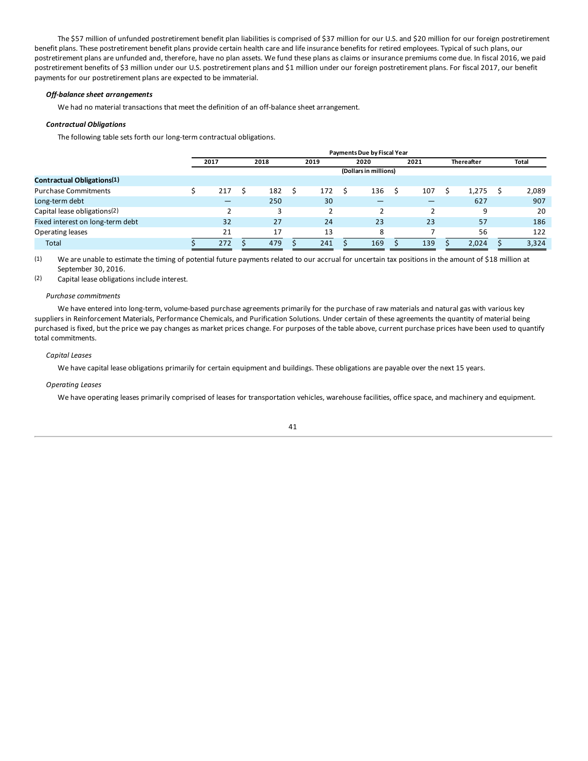The $57 million of unfunded postretirement benefit plan liabilities is comprised of $37 million for our U.S. and $20 million for our foreign postretirement benefit plans. These postretirement benefit plans provide certain health care and life insurance benefits for retired employees. Typical of such plans, our postretirement plans are unfunded and, therefore, have no plan assets. We fund these plans as claims or insurance premiums come due. In fiscal 2016, we paid postretirement benefits of $3 million under our U.S. postretirement plans and $1 million under our foreign postretirement plans. For fiscal 2017, our benefit payments for our postretirement plans are expected to be immaterial.

***Off-balance sheet arrangements***

We had no material transactions that meet the definition of an off-balance sheet arrangement.

***Contractual Obligations***

The following table sets forth our long-term contractual obligations.

| | Payments Due by Fiscal Year | | | | | | |
|---|---|---|---|---|---|---|---|
| | 2017 | 2018 | 2019 | 2020 | 2021 | Thereafter | Total |
| | (Dollars in millions) | | | | | | |
| **Contractual Obligations(1)** | | | | | | | |
| Purchase Commitments | $ 217 | $ 182 | $ 172 | $ 136 | $ 107 | $ 1,275 | $ 2,089 |
| Long-term debt | — | 250 | 30 | — | — | 627 | 907 |
| Capital lease obligations(2) | 2 | 3 | 2 | 2 | 2 | 9 | 20 |
| Fixed interest on long-term debt | 32 | 27 | 24 | 23 | 23 | 57 | 186 |
| Operating leases | 21 | 17 | 13 | 8 | 7 | 56 | 122 |
| Total | $ 272 | $ 479 | $ 241 | $ 169 | $ 139 | $ 2,024 | $ 3,324 |

(1) We are unable to estimate the timing of potential future payments related to our accrual for uncertain tax positions in the amount of $18 million at September 30, 2016.

(2) Capital lease obligations include interest.

*Purchase commitments*

We have entered into long-term, volume-based purchase agreements primarily for the purchase of raw materials and natural gas with various key suppliers in Reinforcement Materials, Performance Chemicals, and Purification Solutions. Under certain of these agreements the quantity of material being purchased is fixed, but the price we pay changes as market prices change. For purposes of the table above, current purchase prices have been used to quantify total commitments.

*Capital Leases*

We have capital lease obligations primarily for certain equipment and buildings. These obligations are payable over the next 15 years.

*Operating Leases*

We have operating leases primarily comprised of leases for transportation vehicles, warehouse facilities, office space, and machinery and equipment.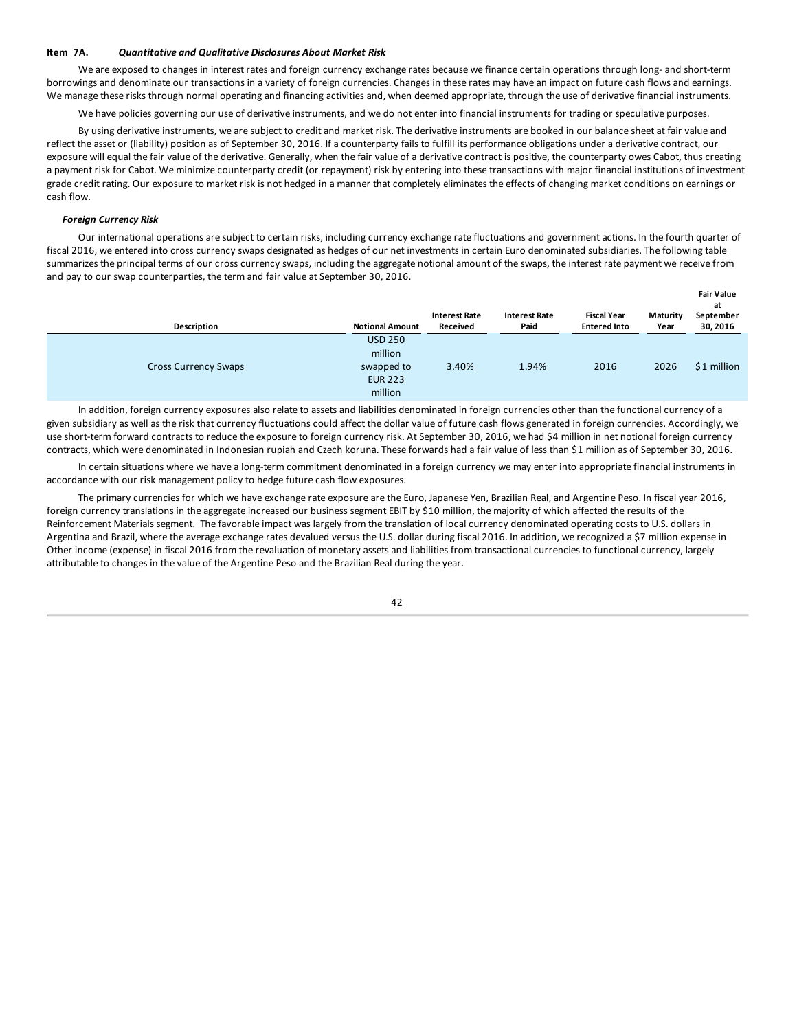## Item 7A. *Quantitative and Qualitative Disclosures About Market Risk*

We are exposed to changes in interest rates and foreign currency exchange rates because we finance certain operations through long- and short-term borrowings and denominate our transactions in a variety of foreign currencies. Changes in these rates may have an impact on future cash flows and earnings. We manage these risks through normal operating and financing activities and, when deemed appropriate, through the use of derivative financial instruments.

We have policies governing our use of derivative instruments, and we do not enter into financial instruments for trading or speculative purposes.

By using derivative instruments, we are subject to credit and market risk. The derivative instruments are booked in our balance sheet at fair value and reflect the asset or (liability) position as of September 30, 2016. If a counterparty fails to fulfill its performance obligations under a derivative contract, our exposure will equal the fair value of the derivative. Generally, when the fair value of a derivative contract is positive, the counterparty owes Cabot, thus creating a payment risk for Cabot. We minimize counterparty credit (or repayment) risk by entering into these transactions with major financial institutions of investment grade credit rating. Our exposure to market risk is not hedged in a manner that completely eliminates the effects of changing market conditions on earnings or cash flow.

### *Foreign Currency Risk*

Our international operations are subject to certain risks, including currency exchange rate fluctuations and government actions. In the fourth quarter of fiscal 2016, we entered into cross currency swaps designated as hedges of our net investments in certain Euro denominated subsidiaries. The following table summarizes the principal terms of our cross currency swaps, including the aggregate notional amount of the swaps, the interest rate payment we receive from and pay to our swap counterparties, the term and fair value at September 30, 2016.

| Description | Notional Amount | Interest Rate Received | Interest Rate Paid | Fiscal Year Entered Into | Maturity Year | Fair Value at September 30, 2016 |
|---|---|---|---|---|---|---|
| Cross Currency Swaps | USD 250 million swapped to EUR 223 million | 3.40% | 1.94% | 2016 | 2026 | $1 million |

In addition, foreign currency exposures also relate to assets and liabilities denominated in foreign currencies other than the functional currency of a given subsidiary as well as the risk that currency fluctuations could affect the dollar value of future cash flows generated in foreign currencies. Accordingly, we use short-term forward contracts to reduce the exposure to foreign currency risk. At September 30, 2016, we had $4 million in net notional foreign currency contracts, which were denominated in Indonesian rupiah and Czech koruna. These forwards had a fair value of less than $1 million as of September 30, 2016.

In certain situations where we have a long-term commitment denominated in a foreign currency we may enter into appropriate financial instruments in accordance with our risk management policy to hedge future cash flow exposures.

The primary currencies for which we have exchange rate exposure are the Euro, Japanese Yen, Brazilian Real, and Argentine Peso. In fiscal year 2016, foreign currency translations in the aggregate increased our business segment EBIT by $10 million, the majority of which affected the results of the Reinforcement Materials segment. The favorable impact was largely from the translation of local currency denominated operating costs to U.S. dollars in Argentina and Brazil, where the average exchange rates devalued versus the U.S. dollar during fiscal 2016. In addition, we recognized a $7 million expense in Other income (expense) in fiscal 2016 from the revaluation of monetary assets and liabilities from transactional currencies to functional currency, largely attributable to changes in the value of the Argentine Peso and the Brazilian Real during the year.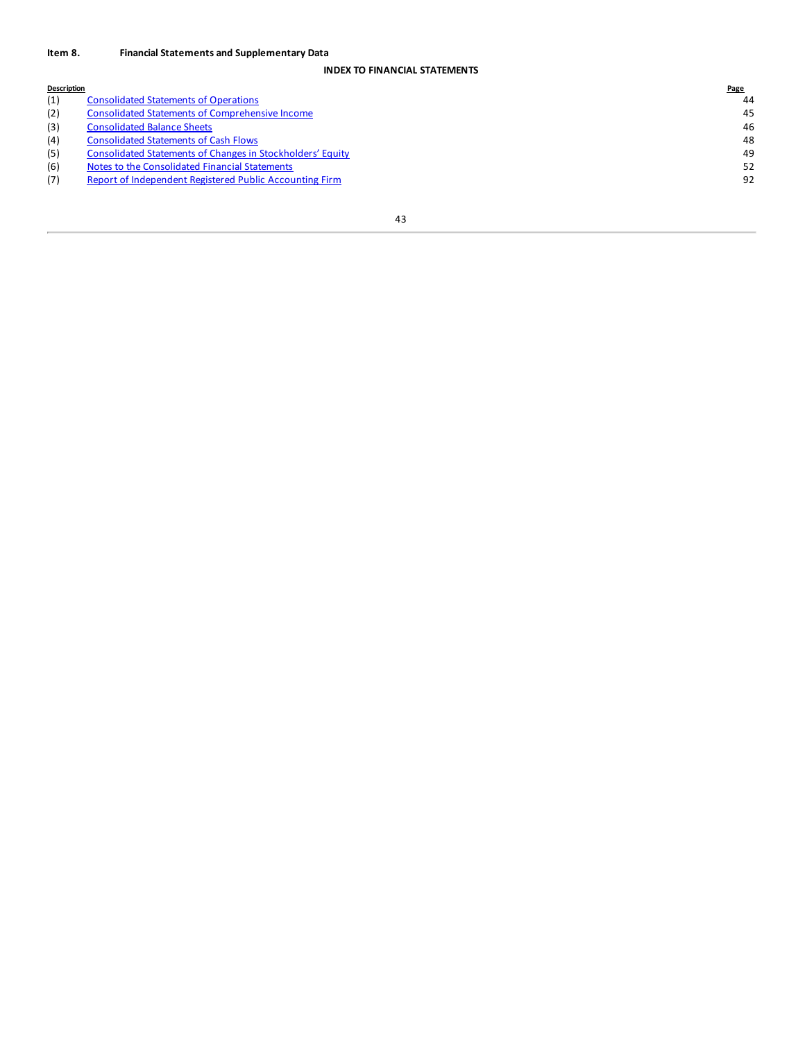**Item 8. Financial Statements and Supplementary Data**

## INDEX TO FINANCIAL STATEMENTS

| Description | | Page |
|---|---|---|
| (1) | Consolidated Statements of Operations | 44 |
| (2) | Consolidated Statements of Comprehensive Income | 45 |
| (3) | Consolidated Balance Sheets | 46 |
| (4) | Consolidated Statements of Cash Flows | 48 |
| (5) | Consolidated Statements of Changes in Stockholders' Equity | 49 |
| (6) | Notes to the Consolidated Financial Statements | 52 |
| (7) | Report of Independent Registered Public Accounting Firm | 92 |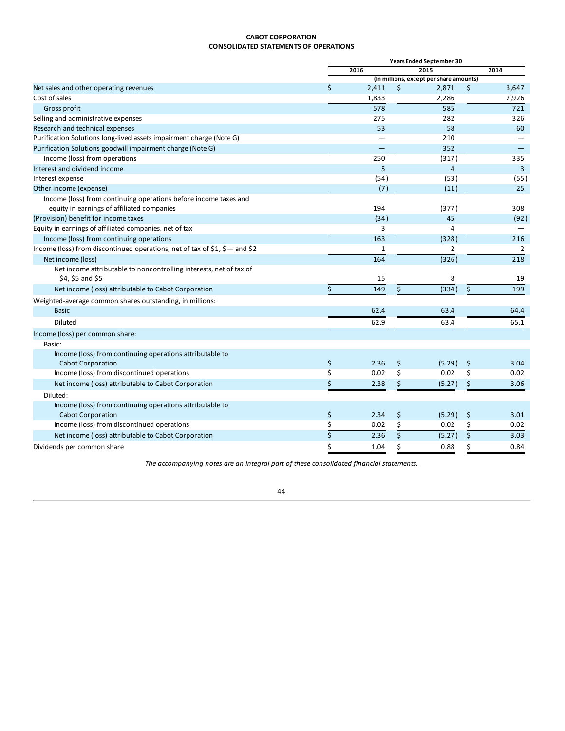**CABOT CORPORATION**
**CONSOLIDATED STATEMENTS OF OPERATIONS**

| | Years Ended September 30 | | |
|---|---|---|---|
| | 2016 | 2015 | 2014 |
| | (In millions, except per share amounts) | | |
| Net sales and other operating revenues | $ 2,411 | $ 2,871 | $ 3,647 |
| Cost of sales | 1,833 | 2,286 | 2,926 |
| Gross profit | 578 | 585 | 721 |
| Selling and administrative expenses | 275 | 282 | 326 |
| Research and technical expenses | 53 | 58 | 60 |
| Purification Solutions long-lived assets impairment charge (Note G) | — | 210 | — |
| Purification Solutions goodwill impairment charge (Note G) | — | 352 | — |
| Income (loss) from operations | 250 | (317) | 335 |
| Interest and dividend income | 5 | 4 | 3 |
| Interest expense | (54) | (53) | (55) |
| Other income (expense) | (7) | (11) | 25 |
| Income (loss) from continuing operations before income taxes and equity in earnings of affiliated companies | 194 | (377) | 308 |
| (Provision) benefit for income taxes | (34) | 45 | (92) |
| Equity in earnings of affiliated companies, net of tax | 3 | 4 | — |
| Income (loss) from continuing operations | 163 | (328) | 216 |
| Income (loss) from discontinued operations, net of tax of $1, $— and $2 | 1 | 2 | 2 |
| Net income (loss) | 164 | (326) | 218 |
| Net income attributable to noncontrolling interests, net of tax of $4, $5 and $5 | 15 | 8 | 19 |
| Net income (loss) attributable to Cabot Corporation | $ 149 | $ (334) | $ 199 |
| Weighted-average common shares outstanding, in millions: | | | |
| Basic | 62.4 | 63.4 | 64.4 |
| Diluted | 62.9 | 63.4 | 65.1 |
| Income (loss) per common share: | | | |
| Basic: | | | |
| Income (loss) from continuing operations attributable to Cabot Corporation | $ 2.36 | $ (5.29) | $ 3.04 |
| Income (loss) from discontinued operations | $ 0.02 | $ 0.02 | $ 0.02 |
| Net income (loss) attributable to Cabot Corporation | $ 2.38 | $ (5.27) | $ 3.06 |
| Diluted: | | | |
| Income (loss) from continuing operations attributable to Cabot Corporation | $ 2.34 | $ (5.29) | $ 3.01 |
| Income (loss) from discontinued operations | $ 0.02 | $ 0.02 | $ 0.02 |
| Net income (loss) attributable to Cabot Corporation | $ 2.36 | $ (5.27) | $ 3.03 |
| Dividends per common share | $ 1.04 | $ 0.88 | $ 0.84 |

*The accompanying notes are an integral part of these consolidated financial statements.*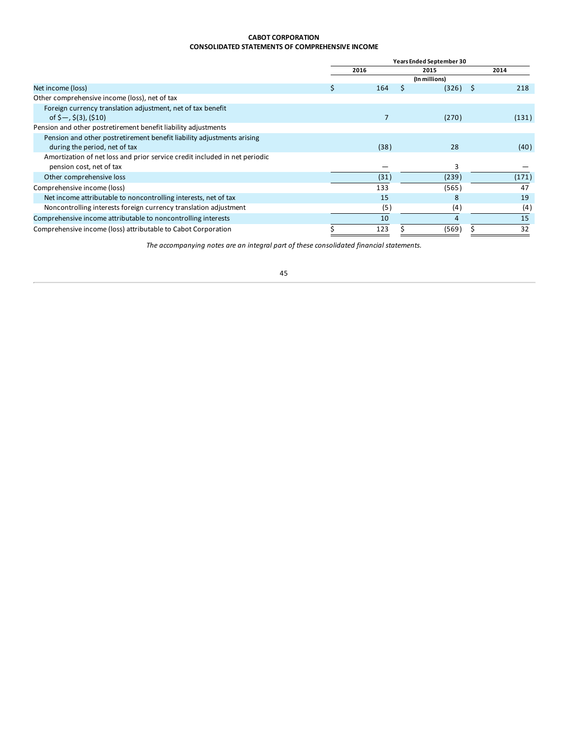**CABOT CORPORATION**
**CONSOLIDATED STATEMENTS OF COMPREHENSIVE INCOME**

| | Years Ended September 30 | | |
|---|---|---|---|
| | 2016 | 2015 | 2014 |
| | | (In millions) | |
| Net income (loss) | $ 164 | $ (326) | $ 218 |
| Other comprehensive income (loss), net of tax | | | |
| Foreign currency translation adjustment, net of tax benefit of $—, $(3), ($10) | 7 | (270) | (131) |
| Pension and other postretirement benefit liability adjustments | | | |
| Pension and other postretirement benefit liability adjustments arising during the period, net of tax | (38) | 28 | (40) |
| Amortization of net loss and prior service credit included in net periodic pension cost, net of tax | — | 3 | — |
| Other comprehensive loss | (31) | (239) | (171) |
| Comprehensive income (loss) | 133 | (565) | 47 |
| Net income attributable to noncontrolling interests, net of tax | 15 | 8 | 19 |
| Noncontrolling interests foreign currency translation adjustment | (5) | (4) | (4) |
| Comprehensive income attributable to noncontrolling interests | 10 | 4 | 15 |
| Comprehensive income (loss) attributable to Cabot Corporation | $ 123 | $ (569) | $ 32 |

*The accompanying notes are an integral part of these consolidated financial statements.*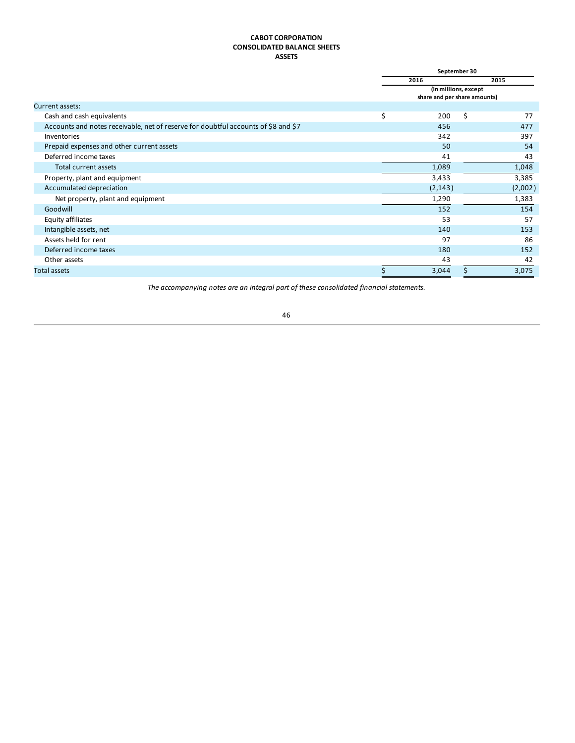**CABOT CORPORATION**
**CONSOLIDATED BALANCE SHEETS**
**ASSETS**

| | September 30 | |
|---|---|---|
| | 2016 | 2015 |
| | (In millions, except share and per share amounts) | |
| Current assets: | | |
| Cash and cash equivalents | $ 200 | $ 77 |
| Accounts and notes receivable, net of reserve for doubtful accounts of $8 and $7 | 456 | 477 |
| Inventories | 342 | 397 |
| Prepaid expenses and other current assets | 50 | 54 |
| Deferred income taxes | 41 | 43 |
| Total current assets | 1,089 | 1,048 |
| Property, plant and equipment | 3,433 | 3,385 |
| Accumulated depreciation | (2,143) | (2,002) |
| Net property, plant and equipment | 1,290 | 1,383 |
| Goodwill | 152 | 154 |
| Equity affiliates | 53 | 57 |
| Intangible assets, net | 140 | 153 |
| Assets held for rent | 97 | 86 |
| Deferred income taxes | 180 | 152 |
| Other assets | 43 | 42 |
| Total assets | $ 3,044 | $ 3,075 |

*The accompanying notes are an integral part of these consolidated financial statements.*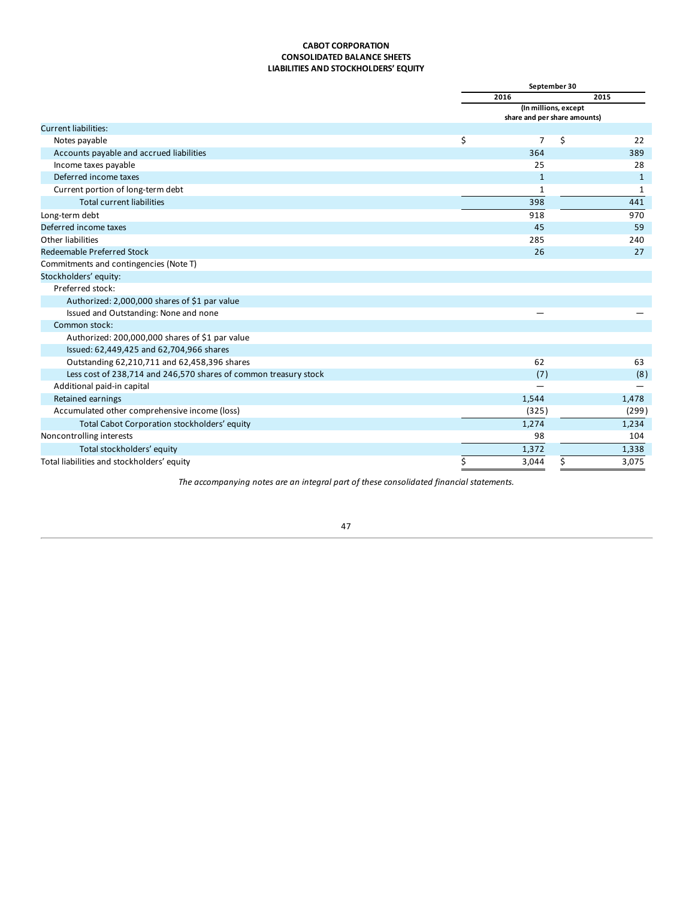**CABOT CORPORATION**
**CONSOLIDATED BALANCE SHEETS**
**LIABILITIES AND STOCKHOLDERS' EQUITY**

| | September 30 | |
|---|---|---|
| | 2016 | 2015 |
| | (In millions, except share and per share amounts) | |
| Current liabilities: | | |
| Notes payable | $ 7 | $ 22 |
| Accounts payable and accrued liabilities | 364 | 389 |
| Income taxes payable | 25 | 28 |
| Deferred income taxes | 1 | 1 |
| Current portion of long-term debt | 1 | 1 |
| Total current liabilities | 398 | 441 |
| Long-term debt | 918 | 970 |
| Deferred income taxes | 45 | 59 |
| Other liabilities | 285 | 240 |
| Redeemable Preferred Stock | 26 | 27 |
| Commitments and contingencies (Note T) | | |
| Stockholders' equity: | | |
| Preferred stock: | | |
| Authorized: 2,000,000 shares of $1 par value | | |
| Issued and Outstanding: None and none | — | — |
| Common stock: | | |
| Authorized: 200,000,000 shares of $1 par value | | |
| Issued: 62,449,425 and 62,704,966 shares | | |
| Outstanding 62,210,711 and 62,458,396 shares | 62 | 63 |
| Less cost of 238,714 and 246,570 shares of common treasury stock | (7) | (8) |
| Additional paid-in capital | — | — |
| Retained earnings | 1,544 | 1,478 |
| Accumulated other comprehensive income (loss) | (325) | (299) |
| Total Cabot Corporation stockholders' equity | 1,274 | 1,234 |
| Noncontrolling interests | 98 | 104 |
| Total stockholders' equity | 1,372 | 1,338 |
| Total liabilities and stockholders' equity | $ 3,044 | $ 3,075 |

*The accompanying notes are an integral part of these consolidated financial statements.*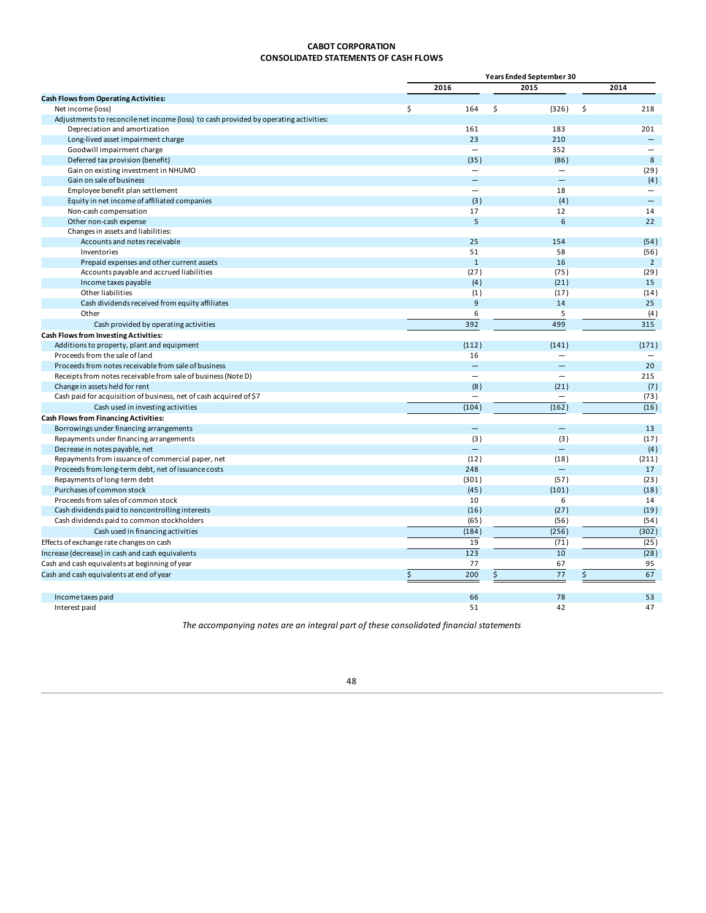**CABOT CORPORATION**
**CONSOLIDATED STATEMENTS OF CASH FLOWS**

| | Years Ended September 30 | | |
|---|---|---|---|
| | 2016 | 2015 | 2014 |
| **Cash Flows from Operating Activities:** | | | |
| Net income (loss) | $ 164 | $ (326) | $ 218 |
| Adjustments to reconcile net income (loss) to cash provided by operating activities: | | | |
| Depreciation and amortization | 161 | 183 | 201 |
| Long-lived asset impairment charge | 23 | 210 | — |
| Goodwill impairment charge | — | 352 | — |
| Deferred tax provision (benefit) | (35) | (86) | 8 |
| Gain on existing investment in NHUMO | — | — | (29) |
| Gain on sale of business | — | — | (4) |
| Employee benefit plan settlement | — | 18 | — |
| Equity in net income of affiliated companies | (3) | (4) | — |
| Non-cash compensation | 17 | 12 | 14 |
| Other non-cash expense | 5 | 6 | 22 |
| Changes in assets and liabilities: | | | |
| Accounts and notes receivable | 25 | 154 | (54) |
| Inventories | 51 | 58 | (56) |
| Prepaid expenses and other current assets | 1 | 16 | 2 |
| Accounts payable and accrued liabilities | (27) | (75) | (29) |
| Income taxes payable | (4) | (21) | 15 |
| Other liabilities | (1) | (17) | (14) |
| Cash dividends received from equity affiliates | 9 | 14 | 25 |
| Other | 6 | 5 | (4) |
| Cash provided by operating activities | 392 | 499 | 315 |
| **Cash Flows from Investing Activities:** | | | |
| Additions to property, plant and equipment | (112) | (141) | (171) |
| Proceeds from the sale of land | 16 | — | — |
| Proceeds from notes receivable from sale of business | — | — | 20 |
| Receipts from notes receivable from sale of business (Note D) | — | — | 215 |
| Change in assets held for rent | (8) | (21) | (7) |
| Cash paid for acquisition of business, net of cash acquired of $7 | — | — | (73) |
| Cash used in investing activities | (104) | (162) | (16) |
| **Cash Flows from Financing Activities:** | | | |
| Borrowings under financing arrangements | — | — | 13 |
| Repayments under financing arrangements | (3) | (3) | (17) |
| Decrease in notes payable, net | — | — | (4) |
| Repayments from issuance of commercial paper, net | (12) | (18) | (211) |
| Proceeds from long-term debt, net of issuance costs | 248 | — | 17 |
| Repayments of long-term debt | (301) | (57) | (23) |
| Purchases of common stock | (45) | (101) | (18) |
| Proceeds from sales of common stock | 10 | 6 | 14 |
| Cash dividends paid to noncontrolling interests | (16) | (27) | (19) |
| Cash dividends paid to common stockholders | (65) | (56) | (54) |
| Cash used in financing activities | (184) | (256) | (302) |
| Effects of exchange rate changes on cash | 19 | (71) | (25) |
| Increase (decrease) in cash and cash equivalents | 123 | 10 | (28) |
| Cash and cash equivalents at beginning of year | 77 | 67 | 95 |
| Cash and cash equivalents at end of year | $ 200 | $ 77 | $ 67 |
| | | | |
| Income taxes paid | 66 | 78 | 53 |
| Interest paid | 51 | 42 | 47 |

*The accompanying notes are an integral part of these consolidated financial statements*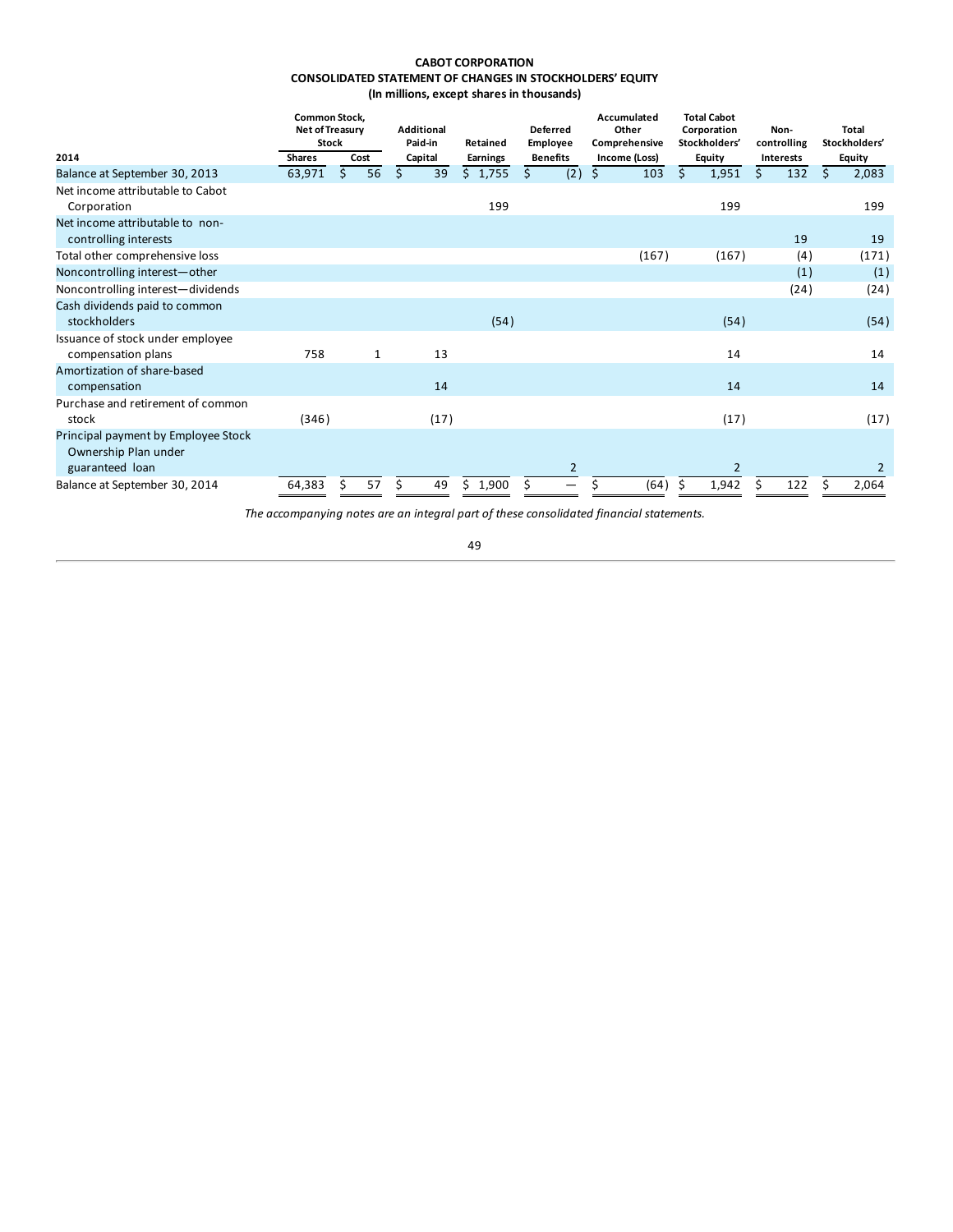**CABOT CORPORATION**
**CONSOLIDATED STATEMENT OF CHANGES IN STOCKHOLDERS' EQUITY**
**(In millions, except shares in thousands)**

| 2014 | Common Stock, Net of Treasury Stock | | Additional Paid-in Capital | Retained Earnings | Deferred Employee Benefits | Accumulated Other Comprehensive Income (Loss) | Total Cabot Corporation Stockholders' Equity | Non-controlling Interests | Total Stockholders' Equity |
|---|---|---|---|---|---|---|---|---|---|
| | Shares | Cost | | | | | | | |
| Balance at September 30, 2013 | 63,971 | $ 56 | $ 39 | $ 1,755 | $ (2) | $ 103 | $ 1,951 | $ 132 | $ 2,083 |
| Net income attributable to Cabot Corporation | | | | 199 | | | 199 | | 199 |
| Net income attributable to non-controlling interests | | | | | | | | 19 | 19 |
| Total other comprehensive loss | | | | | | (167) | (167) | (4) | (171) |
| Noncontrolling interest—other | | | | | | | | (1) | (1) |
| Noncontrolling interest—dividends | | | | | | | | (24) | (24) |
| Cash dividends paid to common stockholders | | | | (54) | | | (54) | | (54) |
| Issuance of stock under employee compensation plans | 758 | 1 | 13 | | | | 14 | | 14 |
| Amortization of share-based compensation | | | 14 | | | | 14 | | 14 |
| Purchase and retirement of common stock | (346) | | (17) | | | | (17) | | (17) |
| Principal payment by Employee Stock Ownership Plan under guaranteed loan | | | | | 2 | | 2 | | 2 |
| Balance at September 30, 2014 | 64,383 | $ 57 | $ 49 | $ 1,900 | $ — | $ (64) | $ 1,942 | $ 122 | $ 2,064 |

*The accompanying notes are an integral part of these consolidated financial statements.*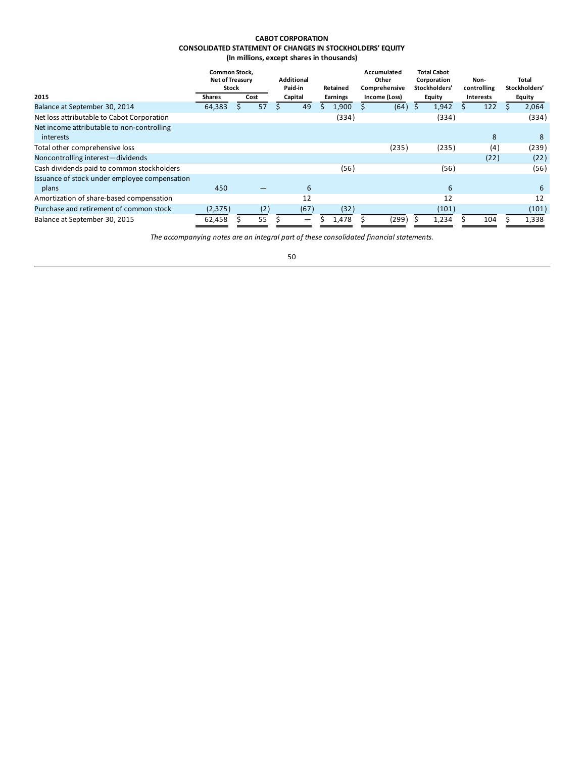**CABOT CORPORATION**
**CONSOLIDATED STATEMENT OF CHANGES IN STOCKHOLDERS' EQUITY**
**(In millions, except shares in thousands)**

| 2015 | Common Stock, Net of Treasury Stock Shares | Common Stock, Net of Treasury Stock Cost | Additional Paid-in Capital | Retained Earnings | Accumulated Other Comprehensive Income (Loss) | Total Cabot Corporation Stockholders' Equity | Non-controlling Interests | Total Stockholders' Equity |
|---|---|---|---|---|---|---|---|---|
| Balance at September 30, 2014 | 64,383 | $ 57 | $ 49 | $ 1,900 | $ (64) | $ 1,942 | $ 122 | $ 2,064 |
| Net loss attributable to Cabot Corporation | | | | (334) | | (334) | | (334) |
| Net income attributable to non-controlling interests | | | | | | | 8 | 8 |
| Total other comprehensive loss | | | | | (235) | (235) | (4) | (239) |
| Noncontrolling interest—dividends | | | | | | | (22) | (22) |
| Cash dividends paid to common stockholders | | | | (56) | | (56) | | (56) |
| Issuance of stock under employee compensation plans | 450 | — | 6 | | | 6 | | 6 |
| Amortization of share-based compensation | | | 12 | | | 12 | | 12 |
| Purchase and retirement of common stock | (2,375) | (2) | (67) | (32) | | (101) | | (101) |
| Balance at September 30, 2015 | 62,458 | $ 55 | $ — | $ 1,478 | $ (299) | $ 1,234 | $ 104 | $ 1,338 |

*The accompanying notes are an integral part of these consolidated financial statements.*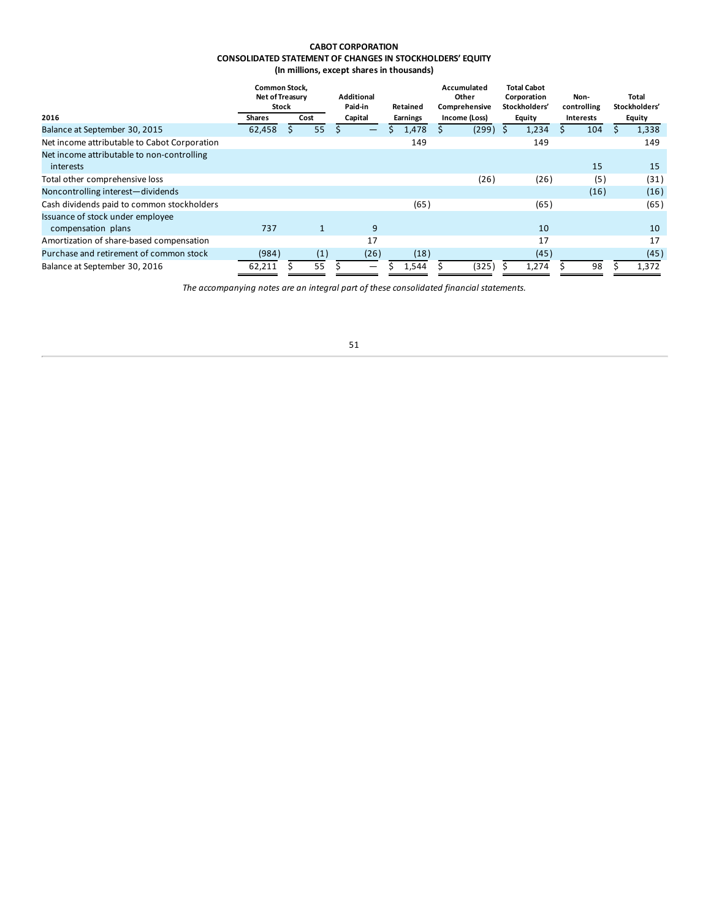**CABOT CORPORATION**
**CONSOLIDATED STATEMENT OF CHANGES IN STOCKHOLDERS' EQUITY**
**(In millions, except shares in thousands)**

| 2016 | Common Stock, Net of Treasury Stock Shares | Common Stock, Net of Treasury Stock Cost | Additional Paid-in Capital | Retained Earnings | Accumulated Other Comprehensive Income (Loss) | Total Cabot Corporation Stockholders' Equity | Non-controlling Interests | Total Stockholders' Equity |
|---|---|---|---|---|---|---|---|---|
| Balance at September 30, 2015 | 62,458 | $ 55 | $ — | $ 1,478 | $ (299) | $ 1,234 | $ 104 | $ 1,338 |
| Net income attributable to Cabot Corporation | | | | 149 | | 149 | | 149 |
| Net income attributable to non-controlling interests | | | | | | | 15 | 15 |
| Total other comprehensive loss | | | | | (26) | (26) | (5) | (31) |
| Noncontrolling interest—dividends | | | | | | | (16) | (16) |
| Cash dividends paid to common stockholders | | | | (65) | | (65) | | (65) |
| Issuance of stock under employee compensation plans | 737 | 1 | 9 | | | 10 | | 10 |
| Amortization of share-based compensation | | | 17 | | | 17 | | 17 |
| Purchase and retirement of common stock | (984) | (1) | (26) | (18) | | (45) | | (45) |
| Balance at September 30, 2016 | 62,211 | $ 55 | $ — | $ 1,544 | $ (325) | $ 1,274 | $ 98 | $ 1,372 |

*The accompanying notes are an integral part of these consolidated financial statements.*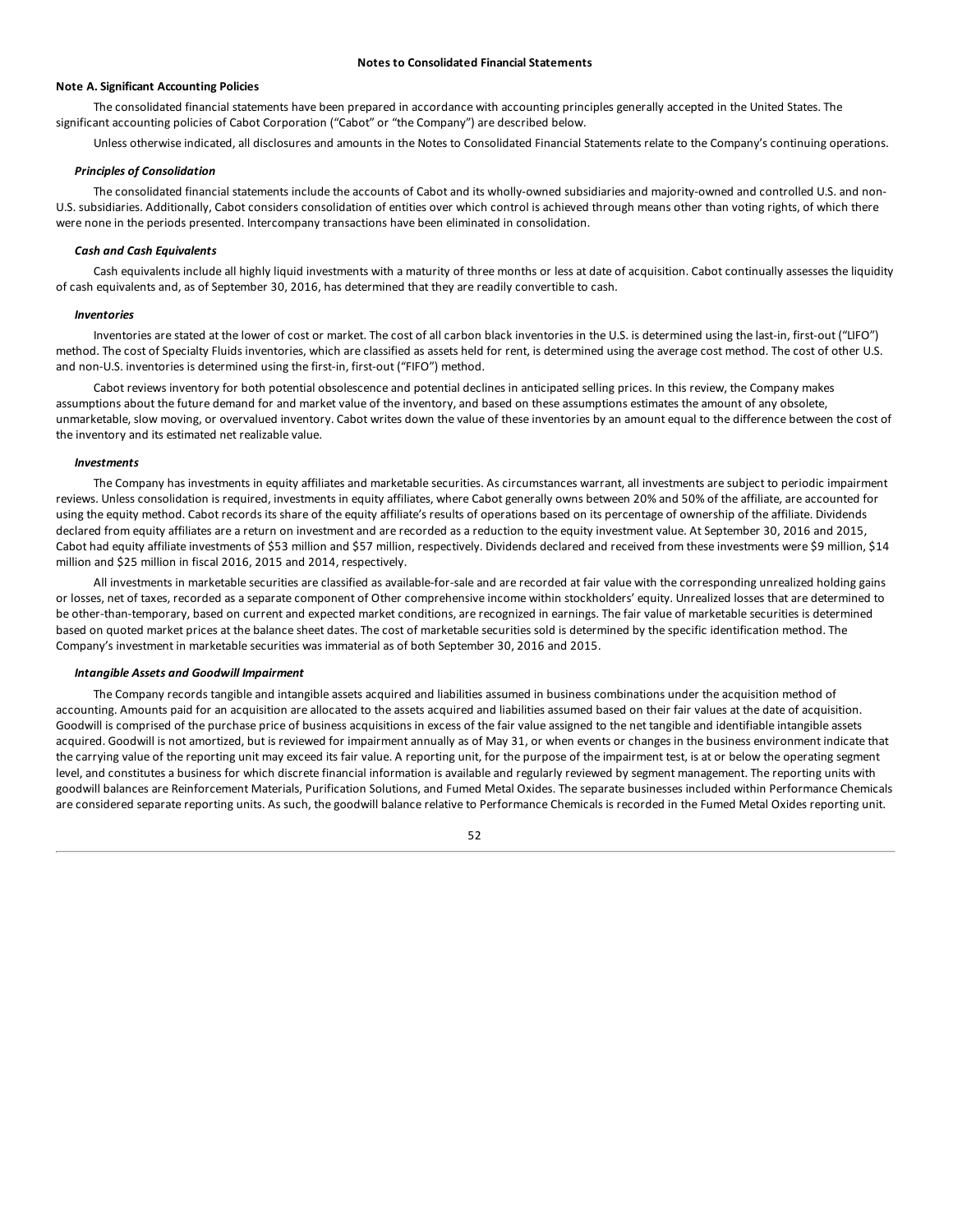## Notes to Consolidated Financial Statements

### Note A. Significant Accounting Policies

The consolidated financial statements have been prepared in accordance with accounting principles generally accepted in the United States. The significant accounting policies of Cabot Corporation ("Cabot" or "the Company") are described below.

Unless otherwise indicated, all disclosures and amounts in the Notes to Consolidated Financial Statements relate to the Company's continuing operations.

#### *Principles of Consolidation*

The consolidated financial statements include the accounts of Cabot and its wholly-owned subsidiaries and majority-owned and controlled U.S. and non-U.S. subsidiaries. Additionally, Cabot considers consolidation of entities over which control is achieved through means other than voting rights, of which there were none in the periods presented. Intercompany transactions have been eliminated in consolidation.

#### *Cash and Cash Equivalents*

Cash equivalents include all highly liquid investments with a maturity of three months or less at date of acquisition. Cabot continually assesses the liquidity of cash equivalents and, as of September 30, 2016, has determined that they are readily convertible to cash.

#### *Inventories*

Inventories are stated at the lower of cost or market. The cost of all carbon black inventories in the U.S. is determined using the last-in, first-out ("LIFO") method. The cost of Specialty Fluids inventories, which are classified as assets held for rent, is determined using the average cost method. The cost of other U.S. and non-U.S. inventories is determined using the first-in, first-out ("FIFO") method.

Cabot reviews inventory for both potential obsolescence and potential declines in anticipated selling prices. In this review, the Company makes assumptions about the future demand for and market value of the inventory, and based on these assumptions estimates the amount of any obsolete, unmarketable, slow moving, or overvalued inventory. Cabot writes down the value of these inventories by an amount equal to the difference between the cost of the inventory and its estimated net realizable value.

#### *Investments*

The Company has investments in equity affiliates and marketable securities. As circumstances warrant, all investments are subject to periodic impairment reviews. Unless consolidation is required, investments in equity affiliates, where Cabot generally owns between 20% and 50% of the affiliate, are accounted for using the equity method. Cabot records its share of the equity affiliate's results of operations based on its percentage of ownership of the affiliate. Dividends declared from equity affiliates are a return on investment and are recorded as a reduction to the equity investment value. At September 30, 2016 and 2015, Cabot had equity affiliate investments of $53 million and $57 million, respectively. Dividends declared and received from these investments were $9 million, $14 million and $25 million in fiscal 2016, 2015 and 2014, respectively.

All investments in marketable securities are classified as available-for-sale and are recorded at fair value with the corresponding unrealized holding gains or losses, net of taxes, recorded as a separate component of Other comprehensive income within stockholders' equity. Unrealized losses that are determined to be other-than-temporary, based on current and expected market conditions, are recognized in earnings. The fair value of marketable securities is determined based on quoted market prices at the balance sheet dates. The cost of marketable securities sold is determined by the specific identification method. The Company's investment in marketable securities was immaterial as of both September 30, 2016 and 2015.

#### *Intangible Assets and Goodwill Impairment*

The Company records tangible and intangible assets acquired and liabilities assumed in business combinations under the acquisition method of accounting. Amounts paid for an acquisition are allocated to the assets acquired and liabilities assumed based on their fair values at the date of acquisition. Goodwill is comprised of the purchase price of business acquisitions in excess of the fair value assigned to the net tangible and identifiable intangible assets acquired. Goodwill is not amortized, but is reviewed for impairment annually as of May 31, or when events or changes in the business environment indicate that the carrying value of the reporting unit may exceed its fair value. A reporting unit, for the purpose of the impairment test, is at or below the operating segment level, and constitutes a business for which discrete financial information is available and regularly reviewed by segment management. The reporting units with goodwill balances are Reinforcement Materials, Purification Solutions, and Fumed Metal Oxides. The separate businesses included within Performance Chemicals are considered separate reporting units. As such, the goodwill balance relative to Performance Chemicals is recorded in the Fumed Metal Oxides reporting unit.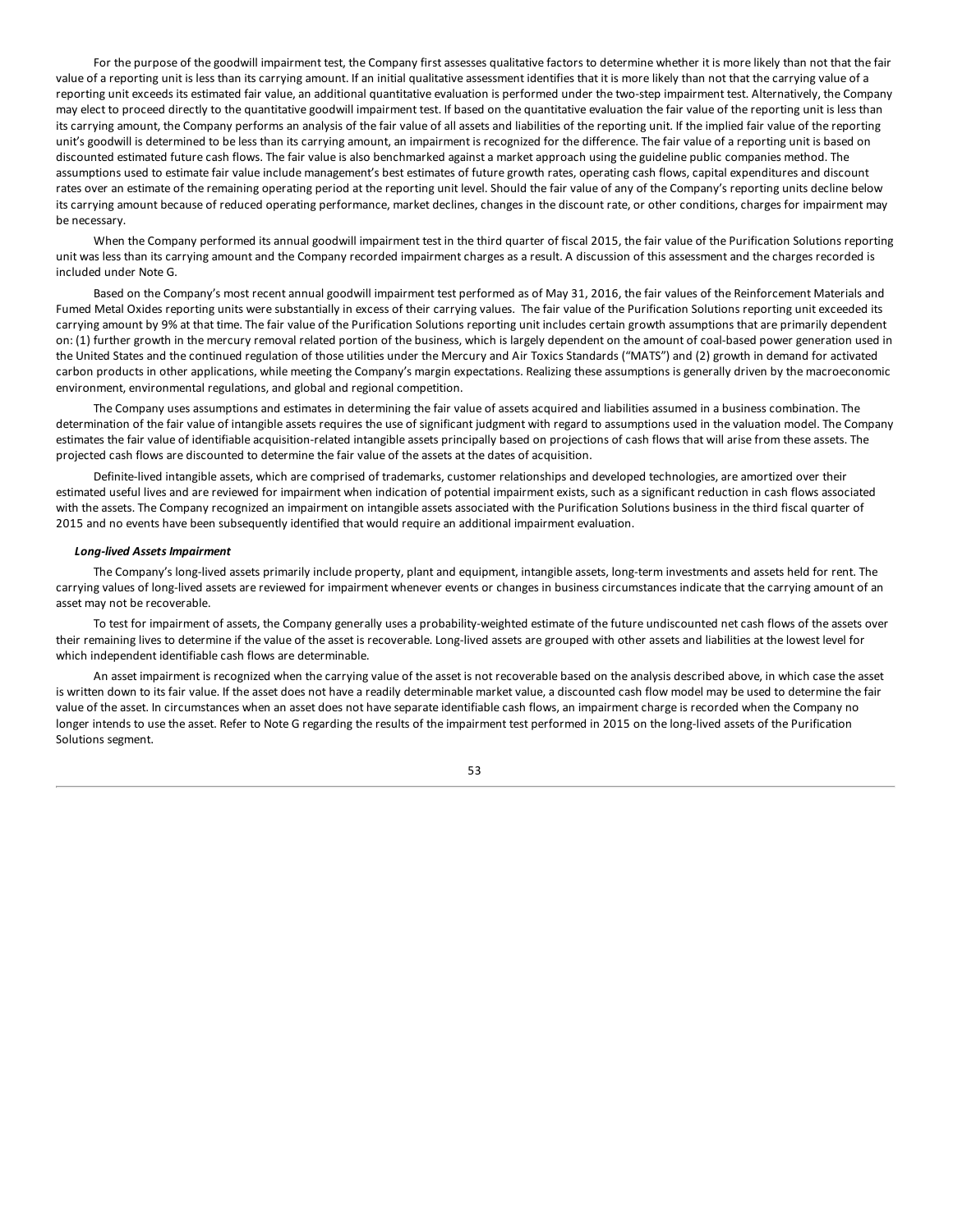For the purpose of the goodwill impairment test, the Company first assesses qualitative factors to determine whether it is more likely than not that the fair value of a reporting unit is less than its carrying amount. If an initial qualitative assessment identifies that it is more likely than not that the carrying value of a reporting unit exceeds its estimated fair value, an additional quantitative evaluation is performed under the two-step impairment test. Alternatively, the Company may elect to proceed directly to the quantitative goodwill impairment test. If based on the quantitative evaluation the fair value of the reporting unit is less than its carrying amount, the Company performs an analysis of the fair value of all assets and liabilities of the reporting unit. If the implied fair value of the reporting unit's goodwill is determined to be less than its carrying amount, an impairment is recognized for the difference. The fair value of a reporting unit is based on discounted estimated future cash flows. The fair value is also benchmarked against a market approach using the guideline public companies method. The assumptions used to estimate fair value include management's best estimates of future growth rates, operating cash flows, capital expenditures and discount rates over an estimate of the remaining operating period at the reporting unit level. Should the fair value of any of the Company's reporting units decline below its carrying amount because of reduced operating performance, market declines, changes in the discount rate, or other conditions, charges for impairment may be necessary.

When the Company performed its annual goodwill impairment test in the third quarter of fiscal 2015, the fair value of the Purification Solutions reporting unit was less than its carrying amount and the Company recorded impairment charges as a result. A discussion of this assessment and the charges recorded is included under Note G.

Based on the Company's most recent annual goodwill impairment test performed as of May 31, 2016, the fair values of the Reinforcement Materials and Fumed Metal Oxides reporting units were substantially in excess of their carrying values. The fair value of the Purification Solutions reporting unit exceeded its carrying amount by 9% at that time. The fair value of the Purification Solutions reporting unit includes certain growth assumptions that are primarily dependent on: (1) further growth in the mercury removal related portion of the business, which is largely dependent on the amount of coal-based power generation used in the United States and the continued regulation of those utilities under the Mercury and Air Toxics Standards ("MATS") and (2) growth in demand for activated carbon products in other applications, while meeting the Company's margin expectations. Realizing these assumptions is generally driven by the macroeconomic environment, environmental regulations, and global and regional competition.

The Company uses assumptions and estimates in determining the fair value of assets acquired and liabilities assumed in a business combination. The determination of the fair value of intangible assets requires the use of significant judgment with regard to assumptions used in the valuation model. The Company estimates the fair value of identifiable acquisition-related intangible assets principally based on projections of cash flows that will arise from these assets. The projected cash flows are discounted to determine the fair value of the assets at the dates of acquisition.

Definite-lived intangible assets, which are comprised of trademarks, customer relationships and developed technologies, are amortized over their estimated useful lives and are reviewed for impairment when indication of potential impairment exists, such as a significant reduction in cash flows associated with the assets. The Company recognized an impairment on intangible assets associated with the Purification Solutions business in the third fiscal quarter of 2015 and no events have been subsequently identified that would require an additional impairment evaluation.

***Long-lived Assets Impairment***

The Company's long-lived assets primarily include property, plant and equipment, intangible assets, long-term investments and assets held for rent. The carrying values of long-lived assets are reviewed for impairment whenever events or changes in business circumstances indicate that the carrying amount of an asset may not be recoverable.

To test for impairment of assets, the Company generally uses a probability-weighted estimate of the future undiscounted net cash flows of the assets over their remaining lives to determine if the value of the asset is recoverable. Long-lived assets are grouped with other assets and liabilities at the lowest level for which independent identifiable cash flows are determinable.

An asset impairment is recognized when the carrying value of the asset is not recoverable based on the analysis described above, in which case the asset is written down to its fair value. If the asset does not have a readily determinable market value, a discounted cash flow model may be used to determine the fair value of the asset. In circumstances when an asset does not have separate identifiable cash flows, an impairment charge is recorded when the Company no longer intends to use the asset. Refer to Note G regarding the results of the impairment test performed in 2015 on the long-lived assets of the Purification Solutions segment.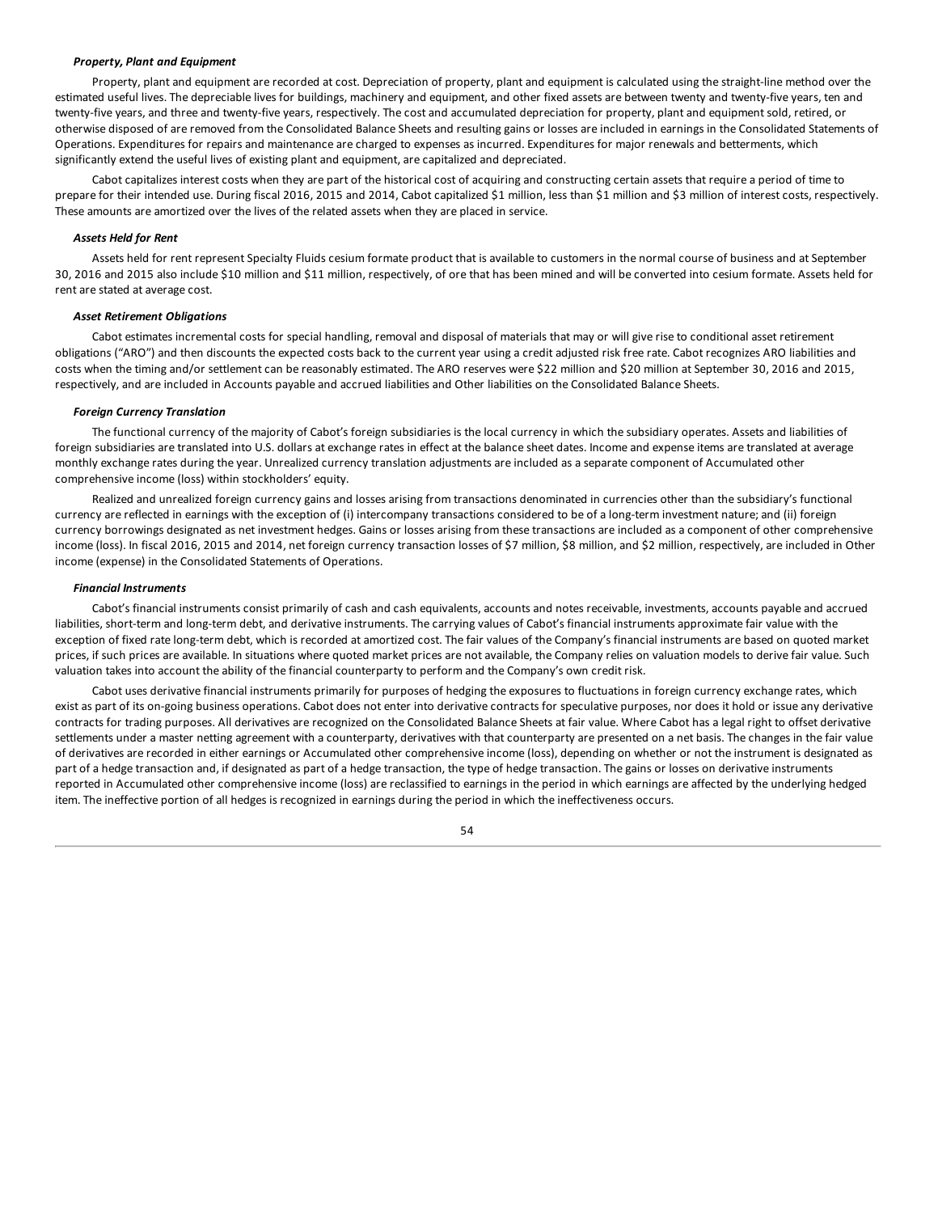***Property, Plant and Equipment***

Property, plant and equipment are recorded at cost. Depreciation of property, plant and equipment is calculated using the straight-line method over the estimated useful lives. The depreciable lives for buildings, machinery and equipment, and other fixed assets are between twenty and twenty-five years, ten and twenty-five years, and three and twenty-five years, respectively. The cost and accumulated depreciation for property, plant and equipment sold, retired, or otherwise disposed of are removed from the Consolidated Balance Sheets and resulting gains or losses are included in earnings in the Consolidated Statements of Operations. Expenditures for repairs and maintenance are charged to expenses as incurred. Expenditures for major renewals and betterments, which significantly extend the useful lives of existing plant and equipment, are capitalized and depreciated.

Cabot capitalizes interest costs when they are part of the historical cost of acquiring and constructing certain assets that require a period of time to prepare for their intended use. During fiscal 2016, 2015 and 2014, Cabot capitalized $1 million, less than $1 million and $3 million of interest costs, respectively. These amounts are amortized over the lives of the related assets when they are placed in service.

***Assets Held for Rent***

Assets held for rent represent Specialty Fluids cesium formate product that is available to customers in the normal course of business and at September 30, 2016 and 2015 also include $10 million and $11 million, respectively, of ore that has been mined and will be converted into cesium formate. Assets held for rent are stated at average cost.

***Asset Retirement Obligations***

Cabot estimates incremental costs for special handling, removal and disposal of materials that may or will give rise to conditional asset retirement obligations ("ARO") and then discounts the expected costs back to the current year using a credit adjusted risk free rate. Cabot recognizes ARO liabilities and costs when the timing and/or settlement can be reasonably estimated. The ARO reserves were $22 million and $20 million at September 30, 2016 and 2015, respectively, and are included in Accounts payable and accrued liabilities and Other liabilities on the Consolidated Balance Sheets.

***Foreign Currency Translation***

The functional currency of the majority of Cabot's foreign subsidiaries is the local currency in which the subsidiary operates. Assets and liabilities of foreign subsidiaries are translated into U.S. dollars at exchange rates in effect at the balance sheet dates. Income and expense items are translated at average monthly exchange rates during the year. Unrealized currency translation adjustments are included as a separate component of Accumulated other comprehensive income (loss) within stockholders' equity.

Realized and unrealized foreign currency gains and losses arising from transactions denominated in currencies other than the subsidiary's functional currency are reflected in earnings with the exception of (i) intercompany transactions considered to be of a long-term investment nature; and (ii) foreign currency borrowings designated as net investment hedges. Gains or losses arising from these transactions are included as a component of other comprehensive income (loss). In fiscal 2016, 2015 and 2014, net foreign currency transaction losses of $7 million, $8 million, and $2 million, respectively, are included in Other income (expense) in the Consolidated Statements of Operations.

***Financial Instruments***

Cabot's financial instruments consist primarily of cash and cash equivalents, accounts and notes receivable, investments, accounts payable and accrued liabilities, short-term and long-term debt, and derivative instruments. The carrying values of Cabot's financial instruments approximate fair value with the exception of fixed rate long-term debt, which is recorded at amortized cost. The fair values of the Company's financial instruments are based on quoted market prices, if such prices are available. In situations where quoted market prices are not available, the Company relies on valuation models to derive fair value. Such valuation takes into account the ability of the financial counterparty to perform and the Company's own credit risk.

Cabot uses derivative financial instruments primarily for purposes of hedging the exposures to fluctuations in foreign currency exchange rates, which exist as part of its on-going business operations. Cabot does not enter into derivative contracts for speculative purposes, nor does it hold or issue any derivative contracts for trading purposes. All derivatives are recognized on the Consolidated Balance Sheets at fair value. Where Cabot has a legal right to offset derivative settlements under a master netting agreement with a counterparty, derivatives with that counterparty are presented on a net basis. The changes in the fair value of derivatives are recorded in either earnings or Accumulated other comprehensive income (loss), depending on whether or not the instrument is designated as part of a hedge transaction and, if designated as part of a hedge transaction, the type of hedge transaction. The gains or losses on derivative instruments reported in Accumulated other comprehensive income (loss) are reclassified to earnings in the period in which earnings are affected by the underlying hedged item. The ineffective portion of all hedges is recognized in earnings during the period in which the ineffectiveness occurs.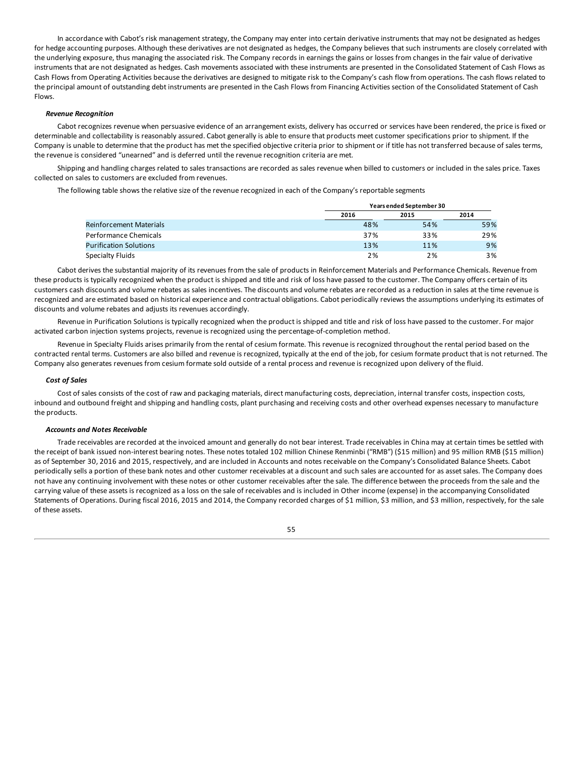In accordance with Cabot's risk management strategy, the Company may enter into certain derivative instruments that may not be designated as hedges for hedge accounting purposes. Although these derivatives are not designated as hedges, the Company believes that such instruments are closely correlated with the underlying exposure, thus managing the associated risk. The Company records in earnings the gains or losses from changes in the fair value of derivative instruments that are not designated as hedges. Cash movements associated with these instruments are presented in the Consolidated Statement of Cash Flows as Cash Flows from Operating Activities because the derivatives are designed to mitigate risk to the Company's cash flow from operations. The cash flows related to the principal amount of outstanding debt instruments are presented in the Cash Flows from Financing Activities section of the Consolidated Statement of Cash Flows.

***Revenue Recognition***

Cabot recognizes revenue when persuasive evidence of an arrangement exists, delivery has occurred or services have been rendered, the price is fixed or determinable and collectability is reasonably assured. Cabot generally is able to ensure that products meet customer specifications prior to shipment. If the Company is unable to determine that the product has met the specified objective criteria prior to shipment or if title has not transferred because of sales terms, the revenue is considered "unearned" and is deferred until the revenue recognition criteria are met.

Shipping and handling charges related to sales transactions are recorded as sales revenue when billed to customers or included in the sales price. Taxes collected on sales to customers are excluded from revenues.

The following table shows the relative size of the revenue recognized in each of the Company's reportable segments

| | Years ended September 30 | | |
|---|---|---|---|
| | 2016 | 2015 | 2014 |
| Reinforcement Materials | 48% | 54% | 59% |
| Performance Chemicals | 37% | 33% | 29% |
| Purification Solutions | 13% | 11% | 9% |
| Specialty Fluids | 2% | 2% | 3% |

Cabot derives the substantial majority of its revenues from the sale of products in Reinforcement Materials and Performance Chemicals. Revenue from these products is typically recognized when the product is shipped and title and risk of loss have passed to the customer. The Company offers certain of its customers cash discounts and volume rebates as sales incentives. The discounts and volume rebates are recorded as a reduction in sales at the time revenue is recognized and are estimated based on historical experience and contractual obligations. Cabot periodically reviews the assumptions underlying its estimates of discounts and volume rebates and adjusts its revenues accordingly.

Revenue in Purification Solutions is typically recognized when the product is shipped and title and risk of loss have passed to the customer. For major activated carbon injection systems projects, revenue is recognized using the percentage-of-completion method.

Revenue in Specialty Fluids arises primarily from the rental of cesium formate. This revenue is recognized throughout the rental period based on the contracted rental terms. Customers are also billed and revenue is recognized, typically at the end of the job, for cesium formate product that is not returned. The Company also generates revenues from cesium formate sold outside of a rental process and revenue is recognized upon delivery of the fluid.

***Cost of Sales***

Cost of sales consists of the cost of raw and packaging materials, direct manufacturing costs, depreciation, internal transfer costs, inspection costs, inbound and outbound freight and shipping and handling costs, plant purchasing and receiving costs and other overhead expenses necessary to manufacture the products.

***Accounts and Notes Receivable***

Trade receivables are recorded at the invoiced amount and generally do not bear interest. Trade receivables in China may at certain times be settled with the receipt of bank issued non-interest bearing notes. These notes totaled 102 million Chinese Renminbi ("RMB") ($15 million) and 95 million RMB ($15 million) as of September 30, 2016 and 2015, respectively, and are included in Accounts and notes receivable on the Company's Consolidated Balance Sheets. Cabot periodically sells a portion of these bank notes and other customer receivables at a discount and such sales are accounted for as asset sales. The Company does not have any continuing involvement with these notes or other customer receivables after the sale. The difference between the proceeds from the sale and the carrying value of these assets is recognized as a loss on the sale of receivables and is included in Other income (expense) in the accompanying Consolidated Statements of Operations. During fiscal 2016, 2015 and 2014, the Company recorded charges of $1 million, $3 million, and $3 million, respectively, for the sale of these assets.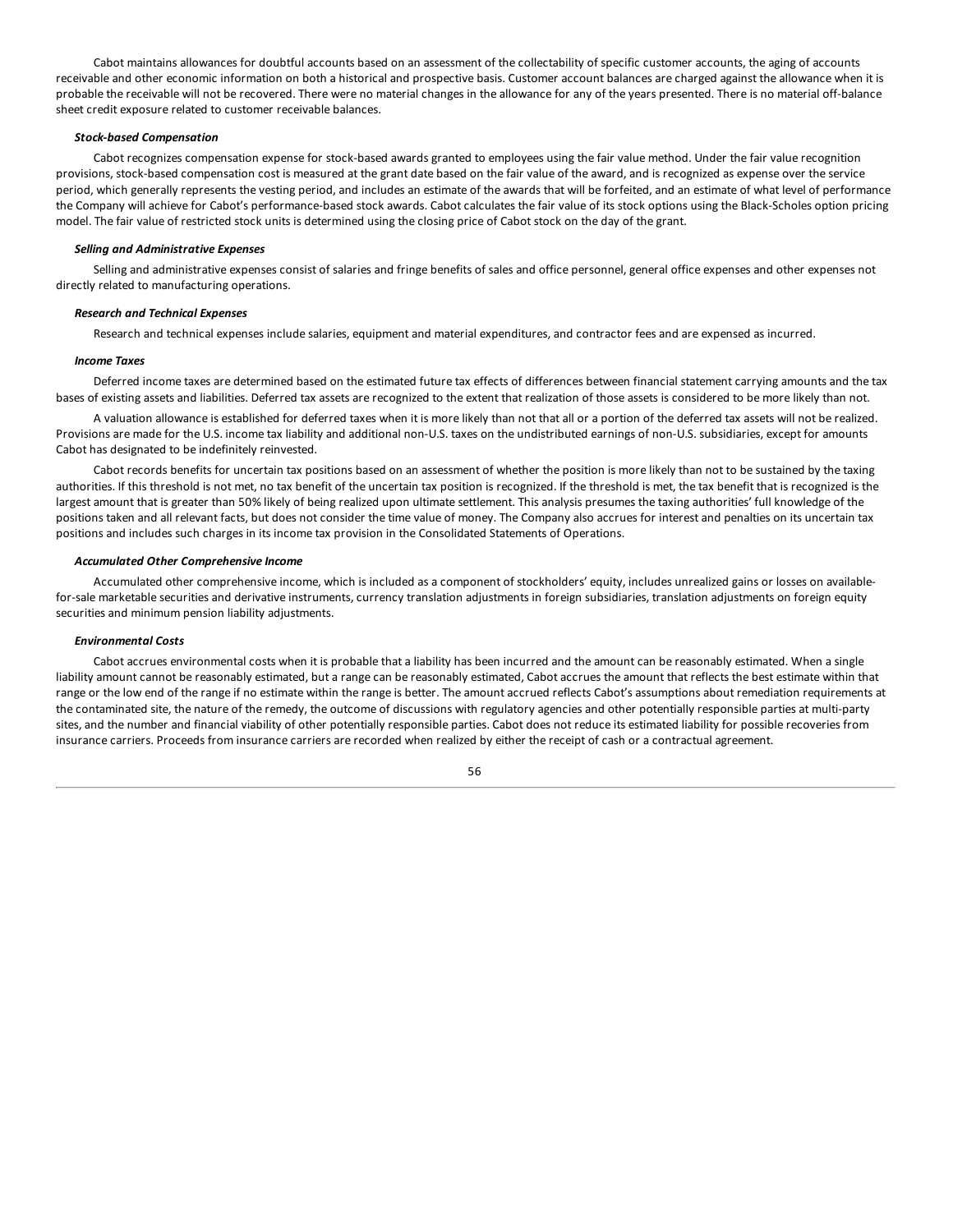Cabot maintains allowances for doubtful accounts based on an assessment of the collectability of specific customer accounts, the aging of accounts receivable and other economic information on both a historical and prospective basis. Customer account balances are charged against the allowance when it is probable the receivable will not be recovered. There were no material changes in the allowance for any of the years presented. There is no material off-balance sheet credit exposure related to customer receivable balances.

***Stock-based Compensation***

Cabot recognizes compensation expense for stock-based awards granted to employees using the fair value method. Under the fair value recognition provisions, stock-based compensation cost is measured at the grant date based on the fair value of the award, and is recognized as expense over the service period, which generally represents the vesting period, and includes an estimate of the awards that will be forfeited, and an estimate of what level of performance the Company will achieve for Cabot's performance-based stock awards. Cabot calculates the fair value of its stock options using the Black-Scholes option pricing model. The fair value of restricted stock units is determined using the closing price of Cabot stock on the day of the grant.

***Selling and Administrative Expenses***

Selling and administrative expenses consist of salaries and fringe benefits of sales and office personnel, general office expenses and other expenses not directly related to manufacturing operations.

***Research and Technical Expenses***

Research and technical expenses include salaries, equipment and material expenditures, and contractor fees and are expensed as incurred.

***Income Taxes***

Deferred income taxes are determined based on the estimated future tax effects of differences between financial statement carrying amounts and the tax bases of existing assets and liabilities. Deferred tax assets are recognized to the extent that realization of those assets is considered to be more likely than not.

A valuation allowance is established for deferred taxes when it is more likely than not that all or a portion of the deferred tax assets will not be realized. Provisions are made for the U.S. income tax liability and additional non-U.S. taxes on the undistributed earnings of non-U.S. subsidiaries, except for amounts Cabot has designated to be indefinitely reinvested.

Cabot records benefits for uncertain tax positions based on an assessment of whether the position is more likely than not to be sustained by the taxing authorities. If this threshold is not met, no tax benefit of the uncertain tax position is recognized. If the threshold is met, the tax benefit that is recognized is the largest amount that is greater than 50% likely of being realized upon ultimate settlement. This analysis presumes the taxing authorities' full knowledge of the positions taken and all relevant facts, but does not consider the time value of money. The Company also accrues for interest and penalties on its uncertain tax positions and includes such charges in its income tax provision in the Consolidated Statements of Operations.

***Accumulated Other Comprehensive Income***

Accumulated other comprehensive income, which is included as a component of stockholders' equity, includes unrealized gains or losses on available-for-sale marketable securities and derivative instruments, currency translation adjustments in foreign subsidiaries, translation adjustments on foreign equity securities and minimum pension liability adjustments.

***Environmental Costs***

Cabot accrues environmental costs when it is probable that a liability has been incurred and the amount can be reasonably estimated. When a single liability amount cannot be reasonably estimated, but a range can be reasonably estimated, Cabot accrues the amount that reflects the best estimate within that range or the low end of the range if no estimate within the range is better. The amount accrued reflects Cabot's assumptions about remediation requirements at the contaminated site, the nature of the remedy, the outcome of discussions with regulatory agencies and other potentially responsible parties at multi-party sites, and the number and financial viability of other potentially responsible parties. Cabot does not reduce its estimated liability for possible recoveries from insurance carriers. Proceeds from insurance carriers are recorded when realized by either the receipt of cash or a contractual agreement.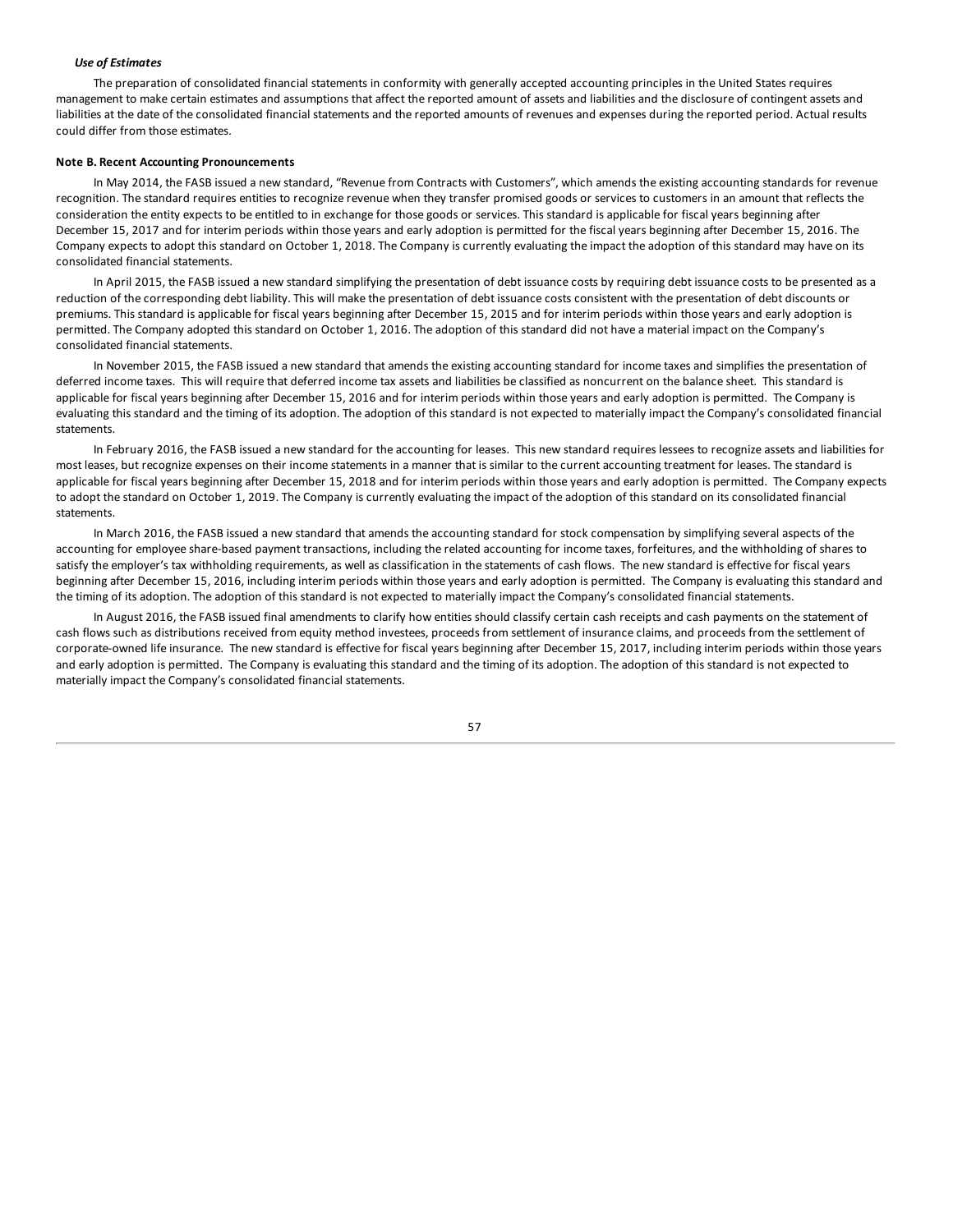***Use of Estimates***

The preparation of consolidated financial statements in conformity with generally accepted accounting principles in the United States requires management to make certain estimates and assumptions that affect the reported amount of assets and liabilities and the disclosure of contingent assets and liabilities at the date of the consolidated financial statements and the reported amounts of revenues and expenses during the reported period. Actual results could differ from those estimates.

**Note B. Recent Accounting Pronouncements**

In May 2014, the FASB issued a new standard, "Revenue from Contracts with Customers", which amends the existing accounting standards for revenue recognition. The standard requires entities to recognize revenue when they transfer promised goods or services to customers in an amount that reflects the consideration the entity expects to be entitled to in exchange for those goods or services. This standard is applicable for fiscal years beginning after December 15, 2017 and for interim periods within those years and early adoption is permitted for the fiscal years beginning after December 15, 2016. The Company expects to adopt this standard on October 1, 2018. The Company is currently evaluating the impact the adoption of this standard may have on its consolidated financial statements.

In April 2015, the FASB issued a new standard simplifying the presentation of debt issuance costs by requiring debt issuance costs to be presented as a reduction of the corresponding debt liability. This will make the presentation of debt issuance costs consistent with the presentation of debt discounts or premiums. This standard is applicable for fiscal years beginning after December 15, 2015 and for interim periods within those years and early adoption is permitted. The Company adopted this standard on October 1, 2016. The adoption of this standard did not have a material impact on the Company's consolidated financial statements.

In November 2015, the FASB issued a new standard that amends the existing accounting standard for income taxes and simplifies the presentation of deferred income taxes. This will require that deferred income tax assets and liabilities be classified as noncurrent on the balance sheet. This standard is applicable for fiscal years beginning after December 15, 2016 and for interim periods within those years and early adoption is permitted. The Company is evaluating this standard and the timing of its adoption. The adoption of this standard is not expected to materially impact the Company's consolidated financial statements.

In February 2016, the FASB issued a new standard for the accounting for leases. This new standard requires lessees to recognize assets and liabilities for most leases, but recognize expenses on their income statements in a manner that is similar to the current accounting treatment for leases. The standard is applicable for fiscal years beginning after December 15, 2018 and for interim periods within those years and early adoption is permitted. The Company expects to adopt the standard on October 1, 2019. The Company is currently evaluating the impact of the adoption of this standard on its consolidated financial statements.

In March 2016, the FASB issued a new standard that amends the accounting standard for stock compensation by simplifying several aspects of the accounting for employee share-based payment transactions, including the related accounting for income taxes, forfeitures, and the withholding of shares to satisfy the employer's tax withholding requirements, as well as classification in the statements of cash flows. The new standard is effective for fiscal years beginning after December 15, 2016, including interim periods within those years and early adoption is permitted. The Company is evaluating this standard and the timing of its adoption. The adoption of this standard is not expected to materially impact the Company's consolidated financial statements.

In August 2016, the FASB issued final amendments to clarify how entities should classify certain cash receipts and cash payments on the statement of cash flows such as distributions received from equity method investees, proceeds from settlement of insurance claims, and proceeds from the settlement of corporate-owned life insurance. The new standard is effective for fiscal years beginning after December 15, 2017, including interim periods within those years and early adoption is permitted. The Company is evaluating this standard and the timing of its adoption. The adoption of this standard is not expected to materially impact the Company's consolidated financial statements.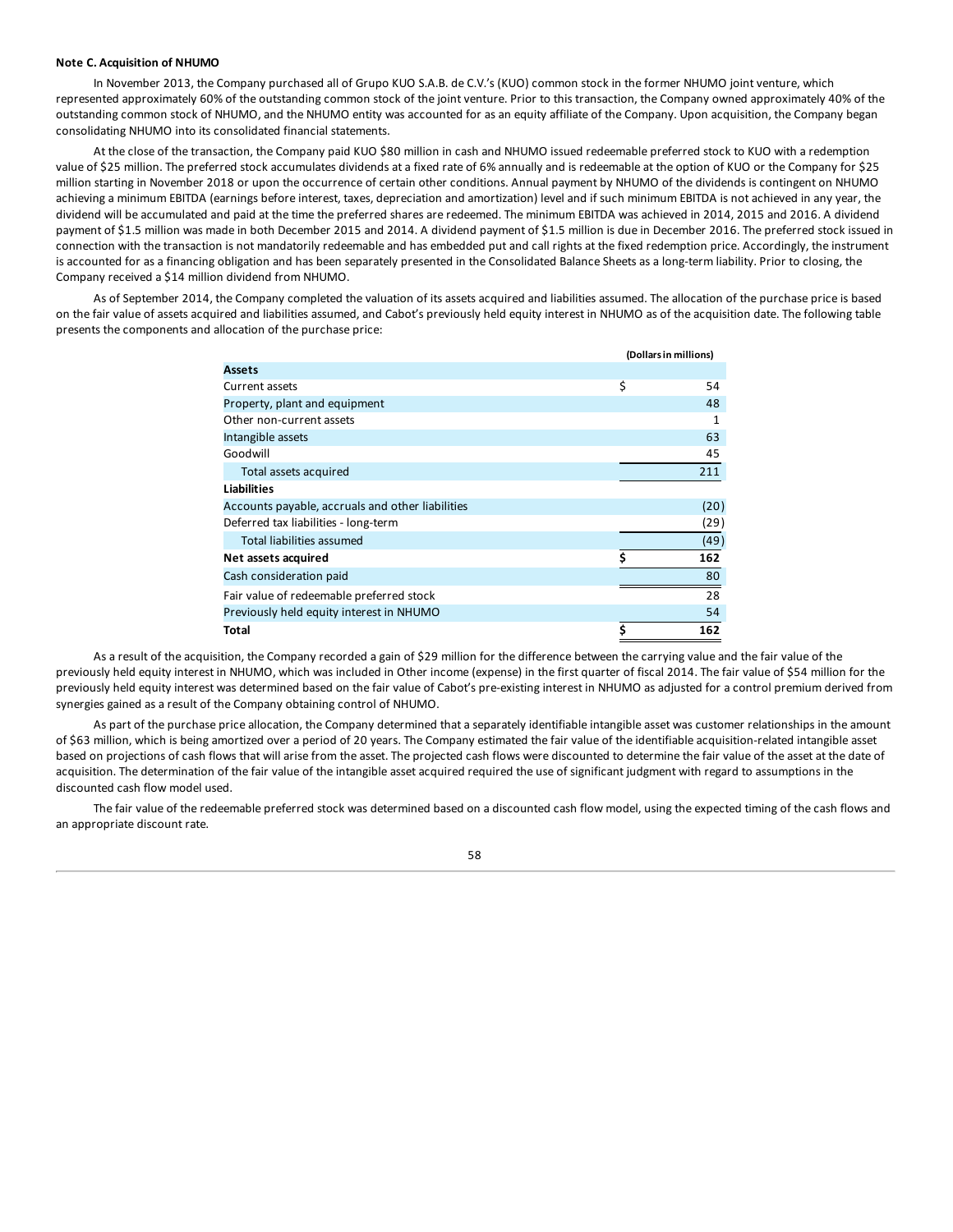**Note C. Acquisition of NHUMO**

In November 2013, the Company purchased all of Grupo KUO S.A.B. de C.V.'s (KUO) common stock in the former NHUMO joint venture, which represented approximately 60% of the outstanding common stock of the joint venture. Prior to this transaction, the Company owned approximately 40% of the outstanding common stock of NHUMO, and the NHUMO entity was accounted for as an equity affiliate of the Company. Upon acquisition, the Company began consolidating NHUMO into its consolidated financial statements.

At the close of the transaction, the Company paid KUO $80 million in cash and NHUMO issued redeemable preferred stock to KUO with a redemption value of $25 million. The preferred stock accumulates dividends at a fixed rate of 6% annually and is redeemable at the option of KUO or the Company for $25 million starting in November 2018 or upon the occurrence of certain other conditions. Annual payment by NHUMO of the dividends is contingent on NHUMO achieving a minimum EBITDA (earnings before interest, taxes, depreciation and amortization) level and if such minimum EBITDA is not achieved in any year, the dividend will be accumulated and paid at the time the preferred shares are redeemed. The minimum EBITDA was achieved in 2014, 2015 and 2016. A dividend payment of $1.5 million was made in both December 2015 and 2014. A dividend payment of $1.5 million is due in December 2016. The preferred stock issued in connection with the transaction is not mandatorily redeemable and has embedded put and call rights at the fixed redemption price. Accordingly, the instrument is accounted for as a financing obligation and has been separately presented in the Consolidated Balance Sheets as a long-term liability. Prior to closing, the Company received a $14 million dividend from NHUMO.

As of September 2014, the Company completed the valuation of its assets acquired and liabilities assumed. The allocation of the purchase price is based on the fair value of assets acquired and liabilities assumed, and Cabot's previously held equity interest in NHUMO as of the acquisition date. The following table presents the components and allocation of the purchase price:

| | (Dollars in millions) |
|---|---|
| **Assets** | |
| Current assets | $ 54 |
| Property, plant and equipment | 48 |
| Other non-current assets | 1 |
| Intangible assets | 63 |
| Goodwill | 45 |
| Total assets acquired | 211 |
| **Liabilities** | |
| Accounts payable, accruals and other liabilities | (20) |
| Deferred tax liabilities - long-term | (29) |
| Total liabilities assumed | (49) |
| **Net assets acquired** | **$ 162** |
| Cash consideration paid | 80 |
| Fair value of redeemable preferred stock | 28 |
| Previously held equity interest in NHUMO | 54 |
| **Total** | **$ 162** |

As a result of the acquisition, the Company recorded a gain of $29 million for the difference between the carrying value and the fair value of the previously held equity interest in NHUMO, which was included in Other income (expense) in the first quarter of fiscal 2014. The fair value of $54 million for the previously held equity interest was determined based on the fair value of Cabot's pre-existing interest in NHUMO as adjusted for a control premium derived from synergies gained as a result of the Company obtaining control of NHUMO.

As part of the purchase price allocation, the Company determined that a separately identifiable intangible asset was customer relationships in the amount of $63 million, which is being amortized over a period of 20 years. The Company estimated the fair value of the identifiable acquisition-related intangible asset based on projections of cash flows that will arise from the asset. The projected cash flows were discounted to determine the fair value of the asset at the date of acquisition. The determination of the fair value of the intangible asset acquired required the use of significant judgment with regard to assumptions in the discounted cash flow model used.

The fair value of the redeemable preferred stock was determined based on a discounted cash flow model, using the expected timing of the cash flows and an appropriate discount rate.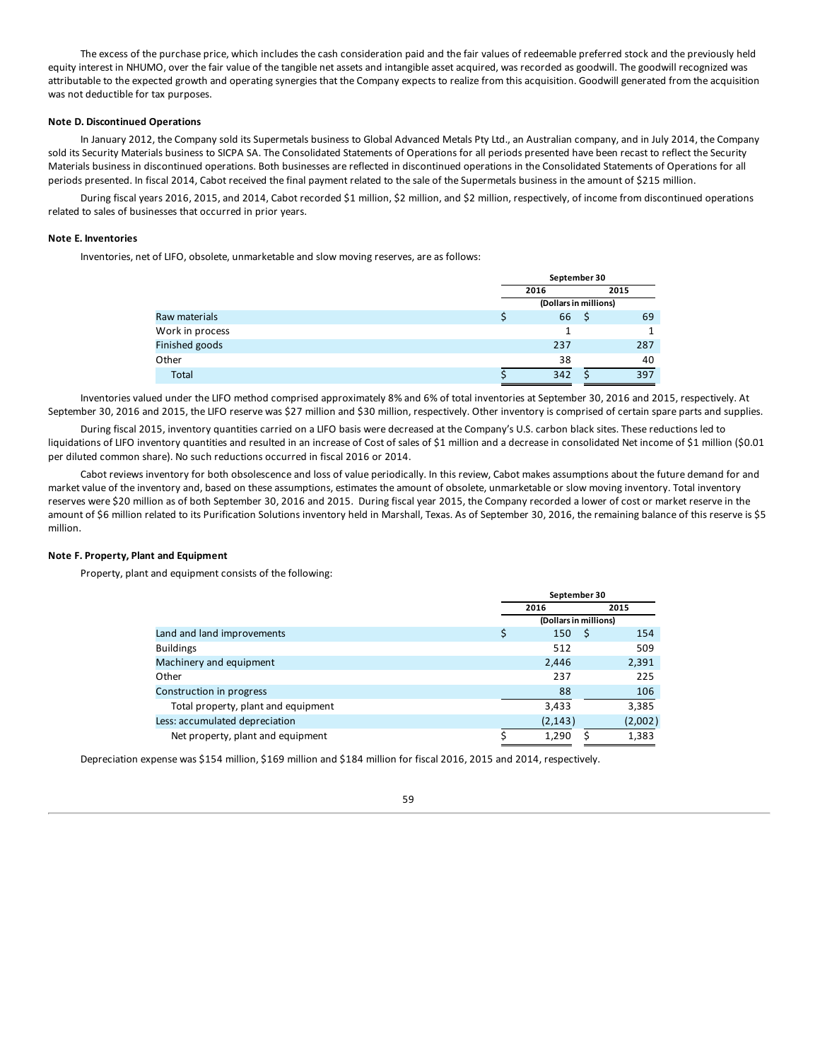The excess of the purchase price, which includes the cash consideration paid and the fair values of redeemable preferred stock and the previously held equity interest in NHUMO, over the fair value of the tangible net assets and intangible asset acquired, was recorded as goodwill. The goodwill recognized was attributable to the expected growth and operating synergies that the Company expects to realize from this acquisition. Goodwill generated from the acquisition was not deductible for tax purposes.

**Note D. Discontinued Operations**

In January 2012, the Company sold its Supermetals business to Global Advanced Metals Pty Ltd., an Australian company, and in July 2014, the Company sold its Security Materials business to SICPA SA. The Consolidated Statements of Operations for all periods presented have been recast to reflect the Security Materials business in discontinued operations. Both businesses are reflected in discontinued operations in the Consolidated Statements of Operations for all periods presented. In fiscal 2014, Cabot received the final payment related to the sale of the Supermetals business in the amount of $215 million.

During fiscal years 2016, 2015, and 2014, Cabot recorded $1 million, $2 million, and $2 million, respectively, of income from discontinued operations related to sales of businesses that occurred in prior years.

**Note E. Inventories**

Inventories, net of LIFO, obsolete, unmarketable and slow moving reserves, are as follows:

| | September 30 | |
|---|---|---|
| | 2016 | 2015 |
| | (Dollars in millions) | |
| Raw materials | $ 66 | $ 69 |
| Work in process | 1 | 1 |
| Finished goods | 237 | 287 |
| Other | 38 | 40 |
| Total | $ 342 | $ 397 |

Inventories valued under the LIFO method comprised approximately 8% and 6% of total inventories at September 30, 2016 and 2015, respectively. At September 30, 2016 and 2015, the LIFO reserve was $27 million and $30 million, respectively. Other inventory is comprised of certain spare parts and supplies.

During fiscal 2015, inventory quantities carried on a LIFO basis were decreased at the Company's U.S. carbon black sites. These reductions led to liquidations of LIFO inventory quantities and resulted in an increase of Cost of sales of $1 million and a decrease in consolidated Net income of $1 million ($0.01 per diluted common share). No such reductions occurred in fiscal 2016 or 2014.

Cabot reviews inventory for both obsolescence and loss of value periodically. In this review, Cabot makes assumptions about the future demand for and market value of the inventory and, based on these assumptions, estimates the amount of obsolete, unmarketable or slow moving inventory. Total inventory reserves were $20 million as of both September 30, 2016 and 2015. During fiscal year 2015, the Company recorded a lower of cost or market reserve in the amount of $6 million related to its Purification Solutions inventory held in Marshall, Texas. As of September 30, 2016, the remaining balance of this reserve is $5 million.

**Note F. Property, Plant and Equipment**

Property, plant and equipment consists of the following:

| | September 30 | |
|---|---|---|
| | 2016 | 2015 |
| | (Dollars in millions) | |
| Land and land improvements | $ 150 | $ 154 |
| Buildings | 512 | 509 |
| Machinery and equipment | 2,446 | 2,391 |
| Other | 237 | 225 |
| Construction in progress | 88 | 106 |
| Total property, plant and equipment | 3,433 | 3,385 |
| Less: accumulated depreciation | (2,143) | (2,002) |
| Net property, plant and equipment | $ 1,290 | $ 1,383 |

Depreciation expense was $154 million, $169 million and $184 million for fiscal 2016, 2015 and 2014, respectively.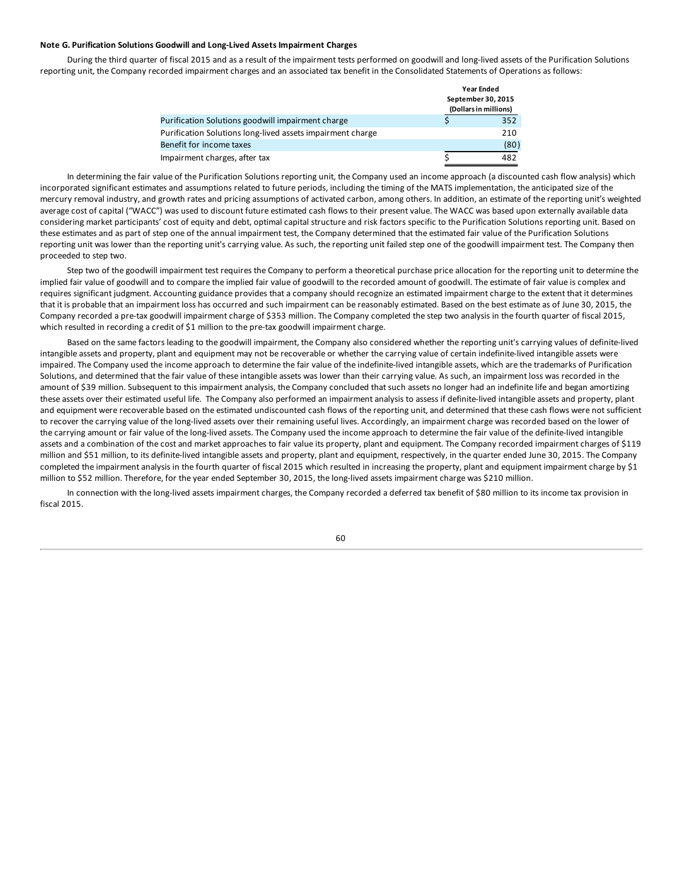**Note G. Purification Solutions Goodwill and Long-Lived Assets Impairment Charges**

During the third quarter of fiscal 2015 and as a result of the impairment tests performed on goodwill and long-lived assets of the Purification Solutions reporting unit, the Company recorded impairment charges and an associated tax benefit in the Consolidated Statements of Operations as follows:

| | Year Ended September 30, 2015 (Dollars in millions) |
|---|---|
| Purification Solutions goodwill impairment charge | $ 352 |
| Purification Solutions long-lived assets impairment charge | 210 |
| Benefit for income taxes | (80) |
| Impairment charges, after tax | $ 482 |

In determining the fair value of the Purification Solutions reporting unit, the Company used an income approach (a discounted cash flow analysis) which incorporated significant estimates and assumptions related to future periods, including the timing of the MATS implementation, the anticipated size of the mercury removal industry, and growth rates and pricing assumptions of activated carbon, among others. In addition, an estimate of the reporting unit's weighted average cost of capital ("WACC") was used to discount future estimated cash flows to their present value. The WACC was based upon externally available data considering market participants' cost of equity and debt, optimal capital structure and risk factors specific to the Purification Solutions reporting unit. Based on these estimates and as part of step one of the annual impairment test, the Company determined that the estimated fair value of the Purification Solutions reporting unit was lower than the reporting unit's carrying value. As such, the reporting unit failed step one of the goodwill impairment test. The Company then proceeded to step two.

Step two of the goodwill impairment test requires the Company to perform a theoretical purchase price allocation for the reporting unit to determine the implied fair value of goodwill and to compare the implied fair value of goodwill to the recorded amount of goodwill. The estimate of fair value is complex and requires significant judgment. Accounting guidance provides that a company should recognize an estimated impairment charge to the extent that it determines that it is probable that an impairment loss has occurred and such impairment can be reasonably estimated. Based on the best estimate as of June 30, 2015, the Company recorded a pre-tax goodwill impairment charge of $353 million. The Company completed the step two analysis in the fourth quarter of fiscal 2015, which resulted in recording a credit of $1 million to the pre-tax goodwill impairment charge.

Based on the same factors leading to the goodwill impairment, the Company also considered whether the reporting unit's carrying values of definite-lived intangible assets and property, plant and equipment may not be recoverable or whether the carrying value of certain indefinite-lived intangible assets were impaired. The Company used the income approach to determine the fair value of the indefinite-lived intangible assets, which are the trademarks of Purification Solutions, and determined that the fair value of these intangible assets was lower than their carrying value. As such, an impairment loss was recorded in the amount of $39 million. Subsequent to this impairment analysis, the Company concluded that such assets no longer had an indefinite life and began amortizing these assets over their estimated useful life. The Company also performed an impairment analysis to assess if definite-lived intangible assets and property, plant and equipment were recoverable based on the estimated undiscounted cash flows of the reporting unit, and determined that these cash flows were not sufficient to recover the carrying value of the long-lived assets over their remaining useful lives. Accordingly, an impairment charge was recorded based on the lower of the carrying amount or fair value of the long-lived assets. The Company used the income approach to determine the fair value of the definite-lived intangible assets and a combination of the cost and market approaches to fair value its property, plant and equipment. The Company recorded impairment charges of $119 million and $51 million, to its definite-lived intangible assets and property, plant and equipment, respectively, in the quarter ended June 30, 2015. The Company completed the impairment analysis in the fourth quarter of fiscal 2015 which resulted in increasing the property, plant and equipment impairment charge by $1 million to $52 million. Therefore, for the year ended September 30, 2015, the long-lived assets impairment charge was $210 million.

In connection with the long-lived assets impairment charges, the Company recorded a deferred tax benefit of $80 million to its income tax provision in fiscal 2015.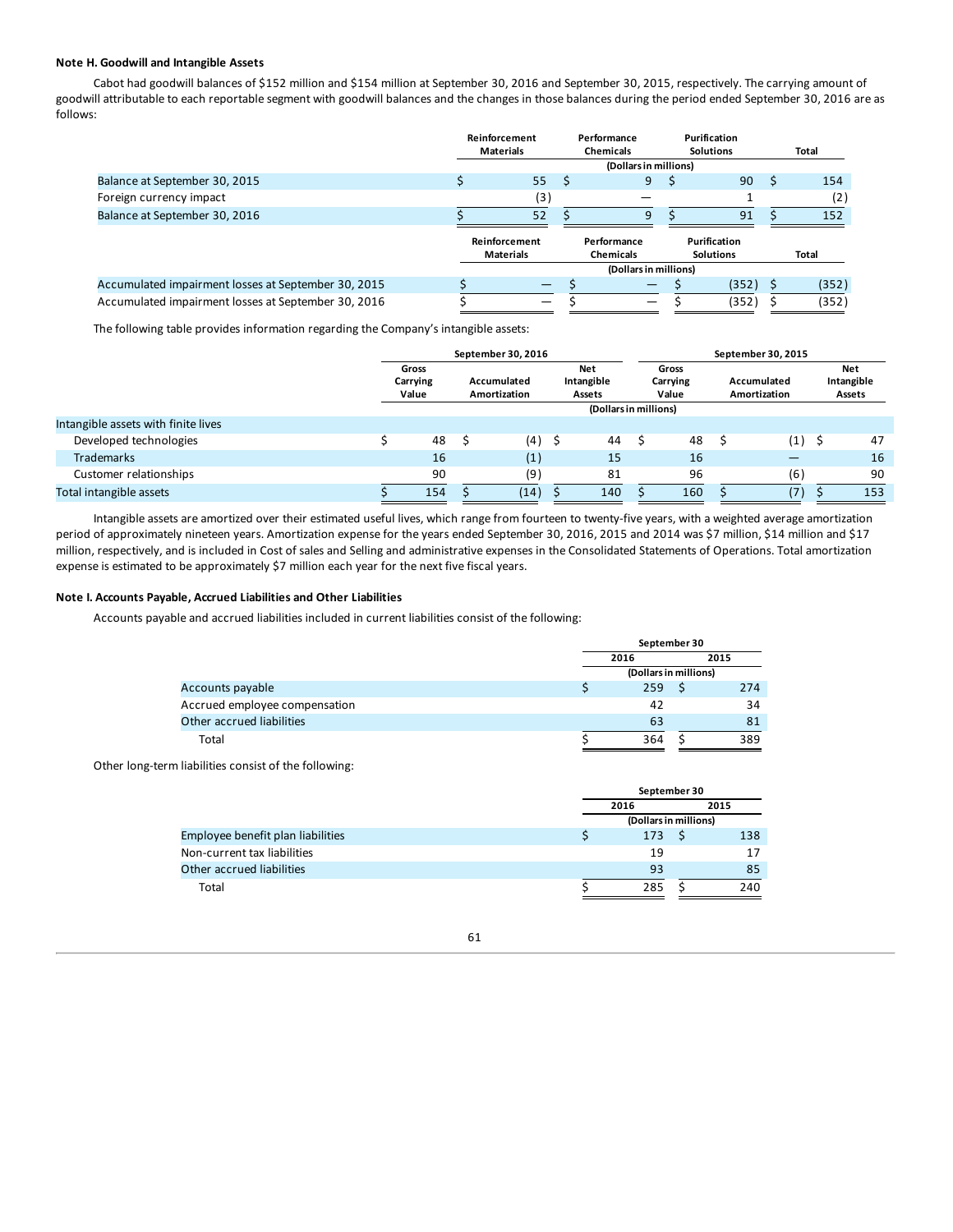### Note H. Goodwill and Intangible Assets

Cabot had goodwill balances of $152 million and $154 million at September 30, 2016 and September 30, 2015, respectively. The carrying amount of goodwill attributable to each reportable segment with goodwill balances and the changes in those balances during the period ended September 30, 2016 are as follows:

| | Reinforcement Materials | Performance Chemicals | Purification Solutions | Total |
|---|---|---|---|---|
| | (Dollars in millions) | | | |
| Balance at September 30, 2015 | $ 55 | $ 9 | $ 90 | $ 154 |
| Foreign currency impact | (3) | — | 1 | (2) |
| Balance at September 30, 2016 | $ 52 | $ 9 | $ 91 | $ 152 |

| | Reinforcement Materials | Performance Chemicals | Purification Solutions | Total |
|---|---|---|---|---|
| | (Dollars in millions) | | | |
| Accumulated impairment losses at September 30, 2015 | $ — | $ — | $ (352) | $ (352) |
| Accumulated impairment losses at September 30, 2016 | $ — | $ — | $ (352) | $ (352) |

The following table provides information regarding the Company's intangible assets:

| | September 30, 2016 | | | September 30, 2015 | | |
|---|---|---|---|---|---|---|
| | Gross Carrying Value | Accumulated Amortization | Net Intangible Assets | Gross Carrying Value | Accumulated Amortization | Net Intangible Assets |
| | (Dollars in millions) | | | | | |
| Intangible assets with finite lives | | | | | | |
| Developed technologies | $ 48 | $ (4) | $ 44 | $ 48 | $ (1) | $ 47 |
| Trademarks | 16 | (1) | 15 | 16 | — | 16 |
| Customer relationships | 90 | (9) | 81 | 96 | (6) | 90 |
| Total intangible assets | $ 154 | $ (14) | $ 140 | $ 160 | $ (7) | $ 153 |

Intangible assets are amortized over their estimated useful lives, which range from fourteen to twenty-five years, with a weighted average amortization period of approximately nineteen years. Amortization expense for the years ended September 30, 2016, 2015 and 2014 was $7 million, $14 million and $17 million, respectively, and is included in Cost of sales and Selling and administrative expenses in the Consolidated Statements of Operations. Total amortization expense is estimated to be approximately $7 million each year for the next five fiscal years.

### Note I. Accounts Payable, Accrued Liabilities and Other Liabilities

Accounts payable and accrued liabilities included in current liabilities consist of the following:

| | September 30 | |
|---|---|---|
| | 2016 | 2015 |
| | (Dollars in millions) | |
| Accounts payable | $ 259 | $ 274 |
| Accrued employee compensation | 42 | 34 |
| Other accrued liabilities | 63 | 81 |
| Total | $ 364 | $ 389 |

Other long-term liabilities consist of the following:

| | September 30 | |
|---|---|---|
| | 2016 | 2015 |
| | (Dollars in millions) | |
| Employee benefit plan liabilities | $ 173 | $ 138 |
| Non-current tax liabilities | 19 | 17 |
| Other accrued liabilities | 93 | 85 |
| Total | $ 285 | $ 240 |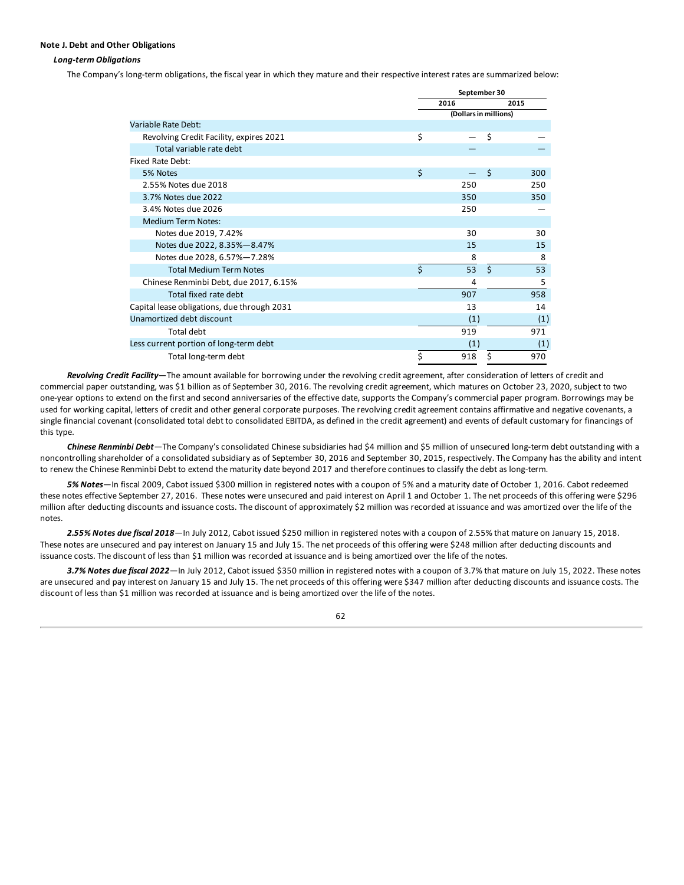**Note J. Debt and Other Obligations**

***Long-term Obligations***

The Company's long-term obligations, the fiscal year in which they mature and their respective interest rates are summarized below:

| | September 30 | |
|---|---|---|
| | 2016 | 2015 |
| | (Dollars in millions) | |
| Variable Rate Debt: | | |
| Revolving Credit Facility, expires 2021 | $ — | $ — |
| Total variable rate debt | — | — |
| Fixed Rate Debt: | | |
| 5% Notes | $ — | $ 300 |
| 2.55% Notes due 2018 | 250 | 250 |
| 3.7% Notes due 2022 | 350 | 350 |
| 3.4% Notes due 2026 | 250 | — |
| Medium Term Notes: | | |
| Notes due 2019, 7.42% | 30 | 30 |
| Notes due 2022, 8.35%—8.47% | 15 | 15 |
| Notes due 2028, 6.57%—7.28% | 8 | 8 |
| Total Medium Term Notes | $ 53 | $ 53 |
| Chinese Renminbi Debt, due 2017, 6.15% | 4 | 5 |
| Total fixed rate debt | 907 | 958 |
| Capital lease obligations, due through 2031 | 13 | 14 |
| Unamortized debt discount | (1) | (1) |
| Total debt | 919 | 971 |
| Less current portion of long-term debt | (1) | (1) |
| Total long-term debt | $ 918 | $ 970 |

***Revolving Credit Facility***—The amount available for borrowing under the revolving credit agreement, after consideration of letters of credit and commercial paper outstanding, was $1 billion as of September 30, 2016. The revolving credit agreement, which matures on October 23, 2020, subject to two one-year options to extend on the first and second anniversaries of the effective date, supports the Company's commercial paper program. Borrowings may be used for working capital, letters of credit and other general corporate purposes. The revolving credit agreement contains affirmative and negative covenants, a single financial covenant (consolidated total debt to consolidated EBITDA, as defined in the credit agreement) and events of default customary for financings of this type.

***Chinese Renminbi Debt***—The Company's consolidated Chinese subsidiaries had $4 million and $5 million of unsecured long-term debt outstanding with a noncontrolling shareholder of a consolidated subsidiary as of September 30, 2016 and September 30, 2015, respectively. The Company has the ability and intent to renew the Chinese Renminbi Debt to extend the maturity date beyond 2017 and therefore continues to classify the debt as long-term.

***5% Notes***—In fiscal 2009, Cabot issued $300 million in registered notes with a coupon of 5% and a maturity date of October 1, 2016. Cabot redeemed these notes effective September 27, 2016. These notes were unsecured and paid interest on April 1 and October 1. The net proceeds of this offering were $296 million after deducting discounts and issuance costs. The discount of approximately $2 million was recorded at issuance and was amortized over the life of the notes.

***2.55% Notes due fiscal 2018***—In July 2012, Cabot issued $250 million in registered notes with a coupon of 2.55% that mature on January 15, 2018. These notes are unsecured and pay interest on January 15 and July 15. The net proceeds of this offering were $248 million after deducting discounts and issuance costs. The discount of less than $1 million was recorded at issuance and is being amortized over the life of the notes.

***3.7% Notes due fiscal 2022***—In July 2012, Cabot issued $350 million in registered notes with a coupon of 3.7% that mature on July 15, 2022. These notes are unsecured and pay interest on January 15 and July 15. The net proceeds of this offering were $347 million after deducting discounts and issuance costs. The discount of less than $1 million was recorded at issuance and is being amortized over the life of the notes.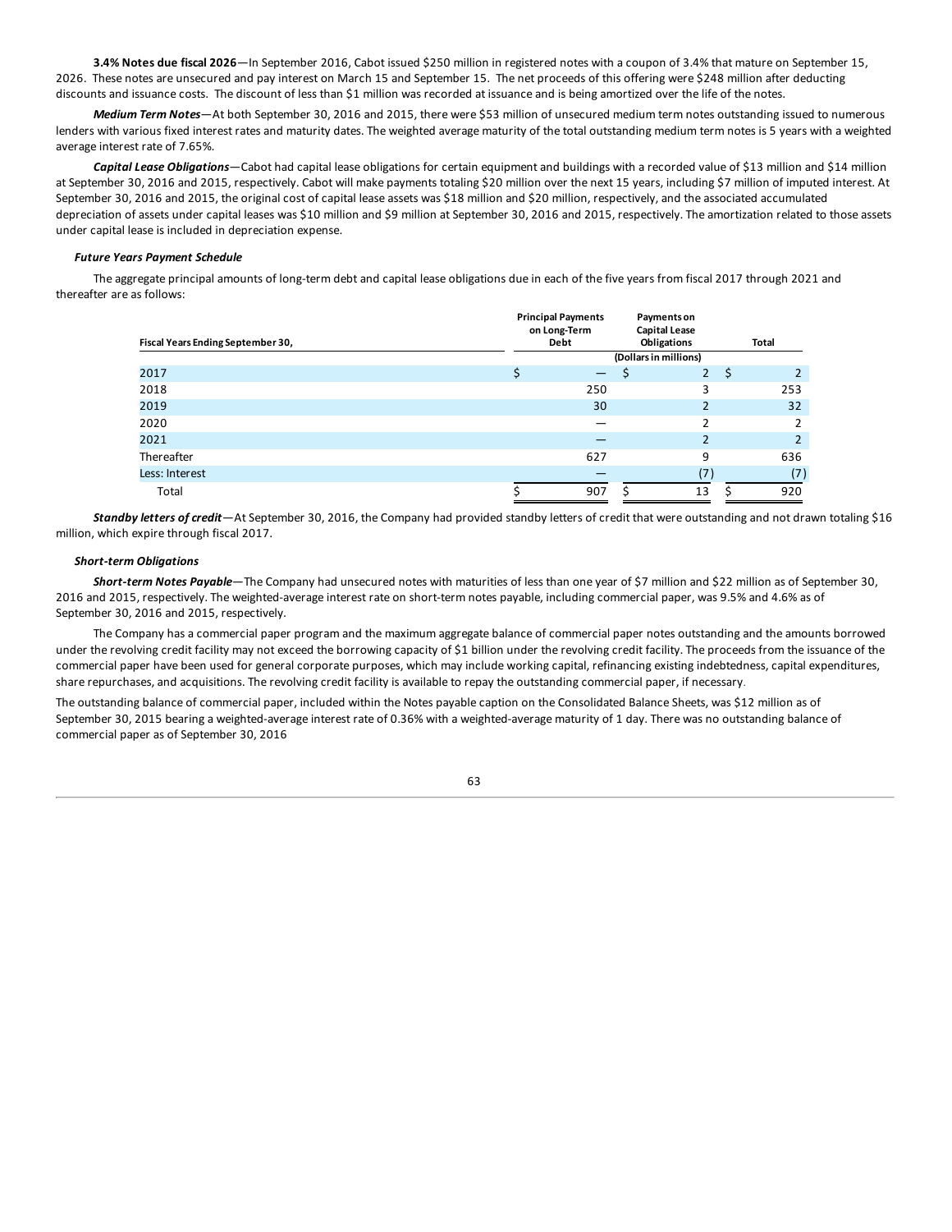**3.4% Notes due fiscal 2026**—In September 2016, Cabot issued $250 million in registered notes with a coupon of 3.4% that mature on September 15, 2026. These notes are unsecured and pay interest on March 15 and September 15. The net proceeds of this offering were $248 million after deducting discounts and issuance costs. The discount of less than $1 million was recorded at issuance and is being amortized over the life of the notes.

***Medium Term Notes***—At both September 30, 2016 and 2015, there were $53 million of unsecured medium term notes outstanding issued to numerous lenders with various fixed interest rates and maturity dates. The weighted average maturity of the total outstanding medium term notes is 5 years with a weighted average interest rate of 7.65%.

***Capital Lease Obligations***—Cabot had capital lease obligations for certain equipment and buildings with a recorded value of $13 million and $14 million at September 30, 2016 and 2015, respectively. Cabot will make payments totaling $20 million over the next 15 years, including $7 million of imputed interest. At September 30, 2016 and 2015, the original cost of capital lease assets was $18 million and $20 million, respectively, and the associated accumulated depreciation of assets under capital leases was $10 million and $9 million at September 30, 2016 and 2015, respectively. The amortization related to those assets under capital lease is included in depreciation expense.

***Future Years Payment Schedule***

The aggregate principal amounts of long-term debt and capital lease obligations due in each of the five years from fiscal 2017 through 2021 and thereafter are as follows:

| Fiscal Years Ending September 30, | Principal Payments on Long-Term Debt | Payments on Capital Lease Obligations | Total |
|---|---|---|---|
| | | (Dollars in millions) | |
| 2017 | $ — | $ 2 | $ 2 |
| 2018 | 250 | 3 | 253 |
| 2019 | 30 | 2 | 32 |
| 2020 | — | 2 | 2 |
| 2021 | — | 2 | 2 |
| Thereafter | 627 | 9 | 636 |
| Less: Interest | — | (7) | (7) |
| Total | $ 907 | $ 13 | $ 920 |

***Standby letters of credit***—At September 30, 2016, the Company had provided standby letters of credit that were outstanding and not drawn totaling $16 million, which expire through fiscal 2017.

***Short-term Obligations***

***Short-term Notes Payable***—The Company had unsecured notes with maturities of less than one year of $7 million and $22 million as of September 30, 2016 and 2015, respectively. The weighted-average interest rate on short-term notes payable, including commercial paper, was 9.5% and 4.6% as of September 30, 2016 and 2015, respectively.

The Company has a commercial paper program and the maximum aggregate balance of commercial paper notes outstanding and the amounts borrowed under the revolving credit facility may not exceed the borrowing capacity of $1 billion under the revolving credit facility. The proceeds from the issuance of the commercial paper have been used for general corporate purposes, which may include working capital, refinancing existing indebtedness, capital expenditures, share repurchases, and acquisitions. The revolving credit facility is available to repay the outstanding commercial paper, if necessary.

The outstanding balance of commercial paper, included within the Notes payable caption on the Consolidated Balance Sheets, was $12 million as of September 30, 2015 bearing a weighted-average interest rate of 0.36% with a weighted-average maturity of 1 day. There was no outstanding balance of commercial paper as of September 30, 2016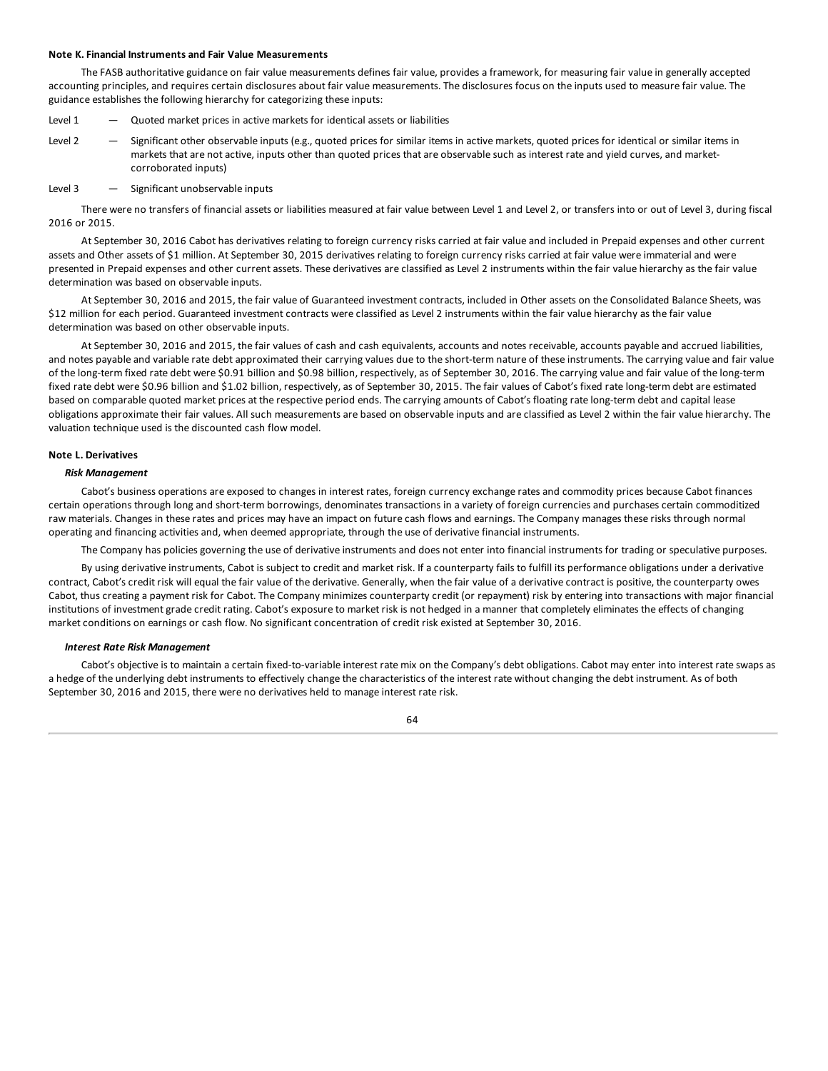**Note K. Financial Instruments and Fair Value Measurements**

The FASB authoritative guidance on fair value measurements defines fair value, provides a framework, for measuring fair value in generally accepted accounting principles, and requires certain disclosures about fair value measurements. The disclosures focus on the inputs used to measure fair value. The guidance establishes the following hierarchy for categorizing these inputs:

Level 1 — Quoted market prices in active markets for identical assets or liabilities

Level 2 — Significant other observable inputs (e.g., quoted prices for similar items in active markets, quoted prices for identical or similar items in markets that are not active, inputs other than quoted prices that are observable such as interest rate and yield curves, and market-corroborated inputs)

Level 3 — Significant unobservable inputs

There were no transfers of financial assets or liabilities measured at fair value between Level 1 and Level 2, or transfers into or out of Level 3, during fiscal 2016 or 2015.

At September 30, 2016 Cabot has derivatives relating to foreign currency risks carried at fair value and included in Prepaid expenses and other current assets and Other assets of $1 million. At September 30, 2015 derivatives relating to foreign currency risks carried at fair value were immaterial and were presented in Prepaid expenses and other current assets. These derivatives are classified as Level 2 instruments within the fair value hierarchy as the fair value determination was based on observable inputs.

At September 30, 2016 and 2015, the fair value of Guaranteed investment contracts, included in Other assets on the Consolidated Balance Sheets, was $12 million for each period. Guaranteed investment contracts were classified as Level 2 instruments within the fair value hierarchy as the fair value determination was based on other observable inputs.

At September 30, 2016 and 2015, the fair values of cash and cash equivalents, accounts and notes receivable, accounts payable and accrued liabilities, and notes payable and variable rate debt approximated their carrying values due to the short-term nature of these instruments. The carrying value and fair value of the long-term fixed rate debt were $0.91 billion and $0.98 billion, respectively, as of September 30, 2016. The carrying value and fair value of the long-term fixed rate debt were $0.96 billion and $1.02 billion, respectively, as of September 30, 2015. The fair values of Cabot's fixed rate long-term debt are estimated based on comparable quoted market prices at the respective period ends. The carrying amounts of Cabot's floating rate long-term debt and capital lease obligations approximate their fair values. All such measurements are based on observable inputs and are classified as Level 2 within the fair value hierarchy. The valuation technique used is the discounted cash flow model.

**Note L. Derivatives**

***Risk Management***

Cabot's business operations are exposed to changes in interest rates, foreign currency exchange rates and commodity prices because Cabot finances certain operations through long and short-term borrowings, denominates transactions in a variety of foreign currencies and purchases certain commoditized raw materials. Changes in these rates and prices may have an impact on future cash flows and earnings. The Company manages these risks through normal operating and financing activities and, when deemed appropriate, through the use of derivative financial instruments.

The Company has policies governing the use of derivative instruments and does not enter into financial instruments for trading or speculative purposes.

By using derivative instruments, Cabot is subject to credit and market risk. If a counterparty fails to fulfill its performance obligations under a derivative contract, Cabot's credit risk will equal the fair value of the derivative. Generally, when the fair value of a derivative contract is positive, the counterparty owes Cabot, thus creating a payment risk for Cabot. The Company minimizes counterparty credit (or repayment) risk by entering into transactions with major financial institutions of investment grade credit rating. Cabot's exposure to market risk is not hedged in a manner that completely eliminates the effects of changing market conditions on earnings or cash flow. No significant concentration of credit risk existed at September 30, 2016.

***Interest Rate Risk Management***

Cabot's objective is to maintain a certain fixed-to-variable interest rate mix on the Company's debt obligations. Cabot may enter into interest rate swaps as a hedge of the underlying debt instruments to effectively change the characteristics of the interest rate without changing the debt instrument. As of both September 30, 2016 and 2015, there were no derivatives held to manage interest rate risk.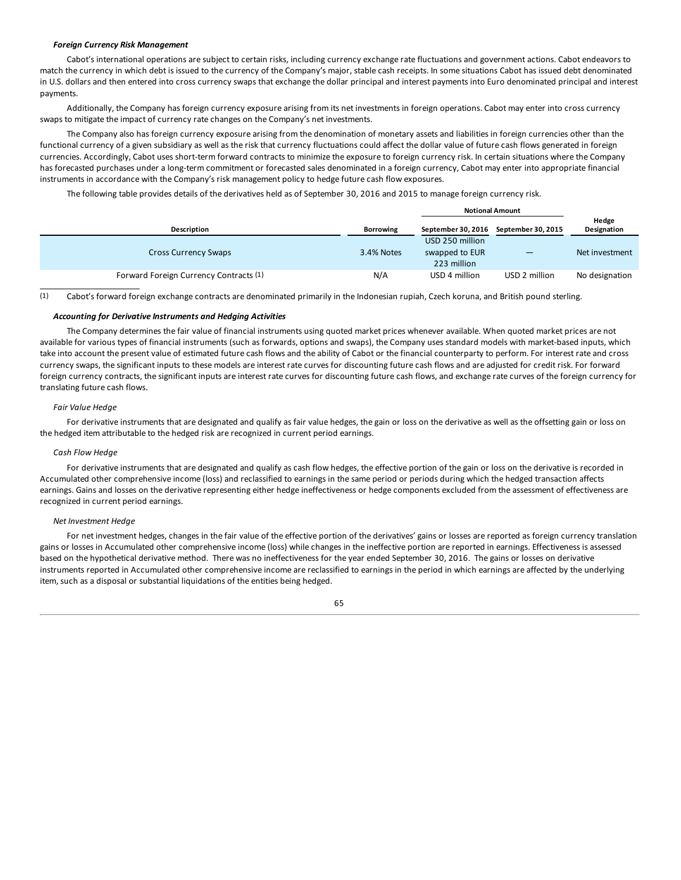***Foreign Currency Risk Management***

Cabot's international operations are subject to certain risks, including currency exchange rate fluctuations and government actions. Cabot endeavors to match the currency in which debt is issued to the currency of the Company's major, stable cash receipts. In some situations Cabot has issued debt denominated in U.S. dollars and then entered into cross currency swaps that exchange the dollar principal and interest payments into Euro denominated principal and interest payments.

Additionally, the Company has foreign currency exposure arising from its net investments in foreign operations. Cabot may enter into cross currency swaps to mitigate the impact of currency rate changes on the Company's net investments.

The Company also has foreign currency exposure arising from the denomination of monetary assets and liabilities in foreign currencies other than the functional currency of a given subsidiary as well as the risk that currency fluctuations could affect the dollar value of future cash flows generated in foreign currencies. Accordingly, Cabot uses short-term forward contracts to minimize the exposure to foreign currency risk. In certain situations where the Company has forecasted purchases under a long-term commitment or forecasted sales denominated in a foreign currency, Cabot may enter into appropriate financial instruments in accordance with the Company's risk management policy to hedge future cash flow exposures.

The following table provides details of the derivatives held as of September 30, 2016 and 2015 to manage foreign currency risk.

| | | Notional Amount | | |
|---|---|---|---|---|
| **Description** | **Borrowing** | **September 30, 2016** | **September 30, 2015** | **Hedge Designation** |
| Cross Currency Swaps | 3.4% Notes | USD 250 million swapped to EUR 223 million | — | Net investment |
| Forward Foreign Currency Contracts (1) | N/A | USD 4 million | USD 2 million | No designation |

(1) Cabot's forward foreign exchange contracts are denominated primarily in the Indonesian rupiah, Czech koruna, and British pound sterling.

***Accounting for Derivative Instruments and Hedging Activities***

The Company determines the fair value of financial instruments using quoted market prices whenever available. When quoted market prices are not available for various types of financial instruments (such as forwards, options and swaps), the Company uses standard models with market-based inputs, which take into account the present value of estimated future cash flows and the ability of Cabot or the financial counterparty to perform. For interest rate and cross currency swaps, the significant inputs to these models are interest rate curves for discounting future cash flows and are adjusted for credit risk. For forward foreign currency contracts, the significant inputs are interest rate curves for discounting future cash flows, and exchange rate curves of the foreign currency for translating future cash flows.

*Fair Value Hedge*

For derivative instruments that are designated and qualify as fair value hedges, the gain or loss on the derivative as well as the offsetting gain or loss on the hedged item attributable to the hedged risk are recognized in current period earnings.

*Cash Flow Hedge*

For derivative instruments that are designated and qualify as cash flow hedges, the effective portion of the gain or loss on the derivative is recorded in Accumulated other comprehensive income (loss) and reclassified to earnings in the same period or periods during which the hedged transaction affects earnings. Gains and losses on the derivative representing either hedge ineffectiveness or hedge components excluded from the assessment of effectiveness are recognized in current period earnings.

*Net Investment Hedge*

For net investment hedges, changes in the fair value of the effective portion of the derivatives' gains or losses are reported as foreign currency translation gains or losses in Accumulated other comprehensive income (loss) while changes in the ineffective portion are reported in earnings. Effectiveness is assessed based on the hypothetical derivative method. There was no ineffectiveness for the year ended September 30, 2016. The gains or losses on derivative instruments reported in Accumulated other comprehensive income are reclassified to earnings in the period in which earnings are affected by the underlying item, such as a disposal or substantial liquidations of the entities being hedged.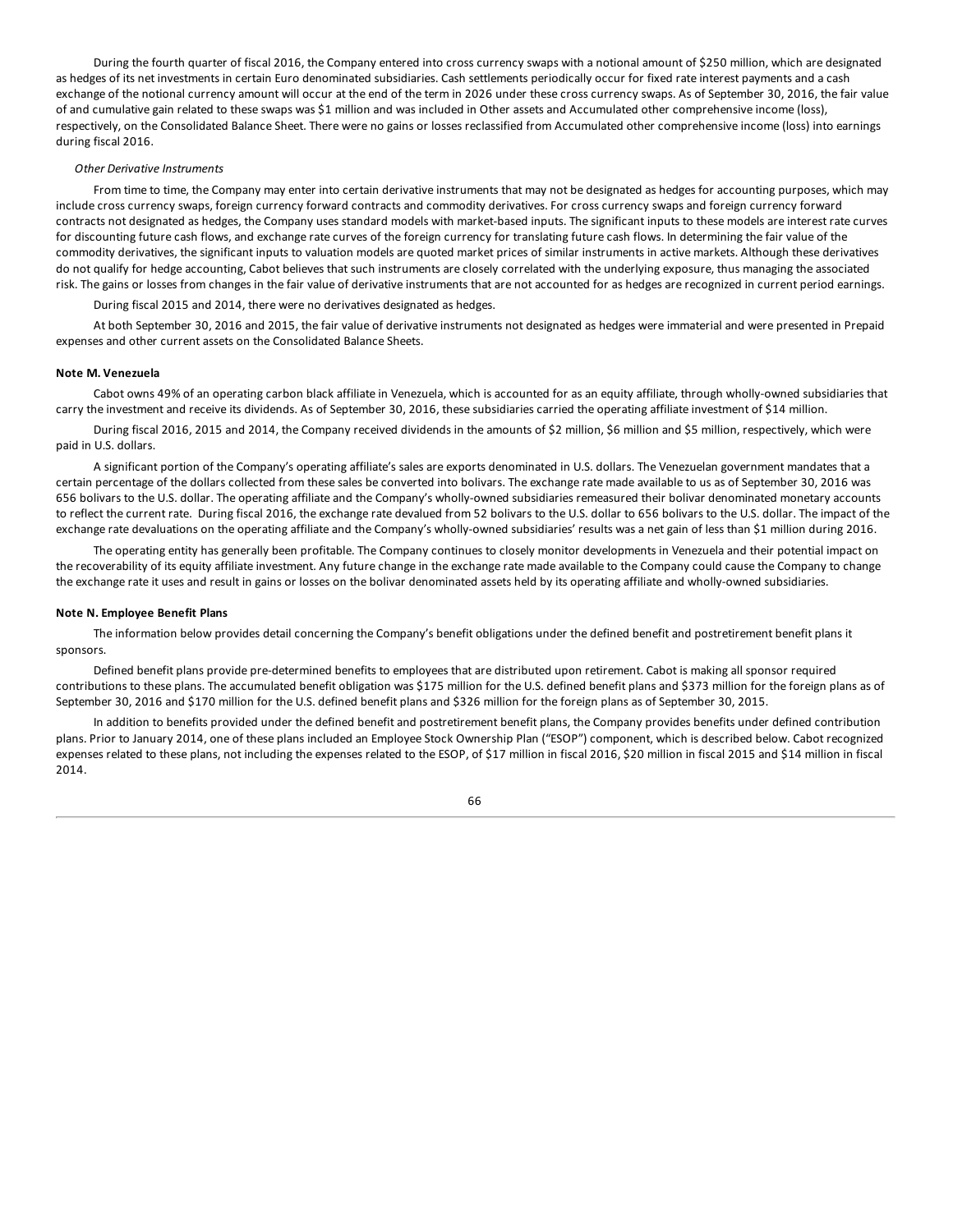During the fourth quarter of fiscal 2016, the Company entered into cross currency swaps with a notional amount of $250 million, which are designated as hedges of its net investments in certain Euro denominated subsidiaries. Cash settlements periodically occur for fixed rate interest payments and a cash exchange of the notional currency amount will occur at the end of the term in 2026 under these cross currency swaps. As of September 30, 2016, the fair value of and cumulative gain related to these swaps was $1 million and was included in Other assets and Accumulated other comprehensive income (loss), respectively, on the Consolidated Balance Sheet. There were no gains or losses reclassified from Accumulated other comprehensive income (loss) into earnings during fiscal 2016.

*Other Derivative Instruments*

From time to time, the Company may enter into certain derivative instruments that may not be designated as hedges for accounting purposes, which may include cross currency swaps, foreign currency forward contracts and commodity derivatives. For cross currency swaps and foreign currency forward contracts not designated as hedges, the Company uses standard models with market-based inputs. The significant inputs to these models are interest rate curves for discounting future cash flows, and exchange rate curves of the foreign currency for translating future cash flows. In determining the fair value of the commodity derivatives, the significant inputs to valuation models are quoted market prices of similar instruments in active markets. Although these derivatives do not qualify for hedge accounting, Cabot believes that such instruments are closely correlated with the underlying exposure, thus managing the associated risk. The gains or losses from changes in the fair value of derivative instruments that are not accounted for as hedges are recognized in current period earnings.

During fiscal 2015 and 2014, there were no derivatives designated as hedges.

At both September 30, 2016 and 2015, the fair value of derivative instruments not designated as hedges were immaterial and were presented in Prepaid expenses and other current assets on the Consolidated Balance Sheets.

**Note M. Venezuela**

Cabot owns 49% of an operating carbon black affiliate in Venezuela, which is accounted for as an equity affiliate, through wholly-owned subsidiaries that carry the investment and receive its dividends. As of September 30, 2016, these subsidiaries carried the operating affiliate investment of $14 million.

During fiscal 2016, 2015 and 2014, the Company received dividends in the amounts of $2 million, $6 million and $5 million, respectively, which were paid in U.S. dollars.

A significant portion of the Company's operating affiliate's sales are exports denominated in U.S. dollars. The Venezuelan government mandates that a certain percentage of the dollars collected from these sales be converted into bolivars. The exchange rate made available to us as of September 30, 2016 was 656 bolivars to the U.S. dollar. The operating affiliate and the Company's wholly-owned subsidiaries remeasured their bolivar denominated monetary accounts to reflect the current rate. During fiscal 2016, the exchange rate devalued from 52 bolivars to the U.S. dollar to 656 bolivars to the U.S. dollar. The impact of the exchange rate devaluations on the operating affiliate and the Company's wholly-owned subsidiaries' results was a net gain of less than $1 million during 2016.

The operating entity has generally been profitable. The Company continues to closely monitor developments in Venezuela and their potential impact on the recoverability of its equity affiliate investment. Any future change in the exchange rate made available to the Company could cause the Company to change the exchange rate it uses and result in gains or losses on the bolivar denominated assets held by its operating affiliate and wholly-owned subsidiaries.

**Note N. Employee Benefit Plans**

The information below provides detail concerning the Company's benefit obligations under the defined benefit and postretirement benefit plans it sponsors.

Defined benefit plans provide pre-determined benefits to employees that are distributed upon retirement. Cabot is making all sponsor required contributions to these plans. The accumulated benefit obligation was $175 million for the U.S. defined benefit plans and $373 million for the foreign plans as of September 30, 2016 and $170 million for the U.S. defined benefit plans and $326 million for the foreign plans as of September 30, 2015.

In addition to benefits provided under the defined benefit and postretirement benefit plans, the Company provides benefits under defined contribution plans. Prior to January 2014, one of these plans included an Employee Stock Ownership Plan ("ESOP") component, which is described below. Cabot recognized expenses related to these plans, not including the expenses related to the ESOP, of $17 million in fiscal 2016, $20 million in fiscal 2015 and $14 million in fiscal 2014.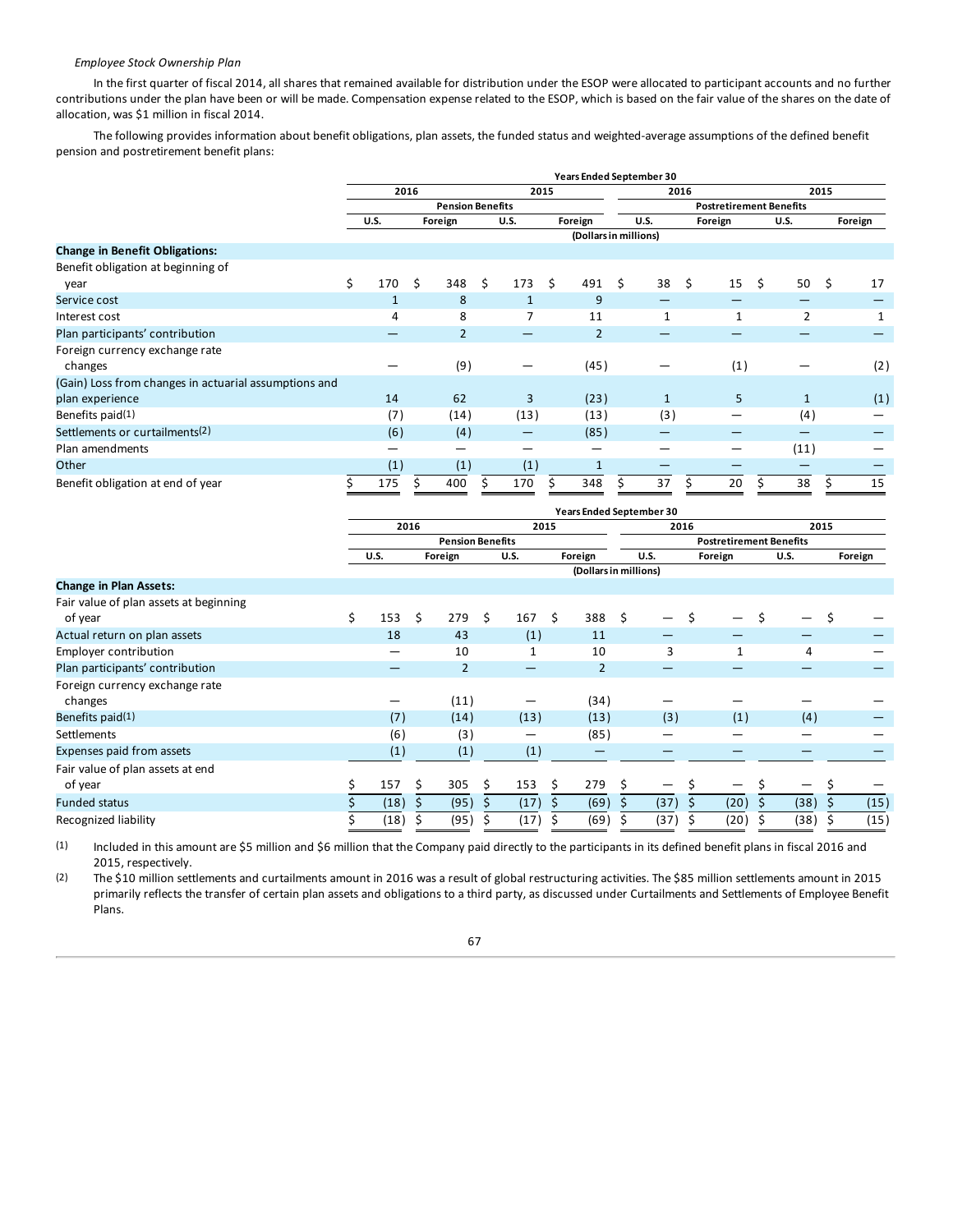*Employee Stock Ownership Plan*

In the first quarter of fiscal 2014, all shares that remained available for distribution under the ESOP were allocated to participant accounts and no further contributions under the plan have been or will be made. Compensation expense related to the ESOP, which is based on the fair value of the shares on the date of allocation, was $1 million in fiscal 2014.

The following provides information about benefit obligations, plan assets, the funded status and weighted-average assumptions of the defined benefit pension and postretirement benefit plans:

| | Years Ended September 30 | | | | | | | |
|---|---|---|---|---|---|---|---|---|
| | 2016 | | 2015 | | 2016 | | 2015 | |
| | Pension Benefits | | | | Postretirement Benefits | | | |
| | U.S. | Foreign | U.S. | Foreign | U.S. | Foreign | U.S. | Foreign |
| | (Dollars in millions) | | | | | | | |
| **Change in Benefit Obligations:** | | | | | | | | |
| Benefit obligation at beginning of year | $ 170 | $ 348 | $ 173 | $ 491 | $ 38 | $ 15 | $ 50 | $ 17 |
| Service cost | 1 | 8 | 1 | 9 | — | — | — | — |
| Interest cost | 4 | 8 | 7 | 11 | 1 | 1 | 2 | 1 |
| Plan participants' contribution | — | 2 | — | 2 | — | — | — | — |
| Foreign currency exchange rate changes | — | (9) | — | (45) | — | (1) | — | (2) |
| (Gain) Loss from changes in actuarial assumptions and plan experience | 14 | 62 | 3 | (23) | 1 | 5 | 1 | (1) |
| Benefits paid(1) | (7) | (14) | (13) | (13) | (3) | — | (4) | — |
| Settlements or curtailments(2) | (6) | (4) | — | (85) | — | — | — | — |
| Plan amendments | — | — | — | — | — | — | (11) | — |
| Other | (1) | (1) | (1) | 1 | — | — | — | — |
| Benefit obligation at end of year | $ 175 | $ 400 | $ 170 | $ 348 | $ 37 | $ 20 | $ 38 | $ 15 |

| | Years Ended September 30 | | | | | | | |
|---|---|---|---|---|---|---|---|---|
| | 2016 | | 2015 | | 2016 | | 2015 | |
| | Pension Benefits | | | | Postretirement Benefits | | | |
| | U.S. | Foreign | U.S. | Foreign | U.S. | Foreign | U.S. | Foreign |
| | (Dollars in millions) | | | | | | | |
| **Change in Plan Assets:** | | | | | | | | |
| Fair value of plan assets at beginning of year | $ 153 | $ 279 | $ 167 | $ 388 | $ — | $ — | $ — | $ — |
| Actual return on plan assets | 18 | 43 | (1) | 11 | — | — | — | — |
| Employer contribution | — | 10 | 1 | 10 | 3 | 1 | 4 | — |
| Plan participants' contribution | — | 2 | — | 2 | — | — | — | — |
| Foreign currency exchange rate changes | — | (11) | — | (34) | — | — | — | — |
| Benefits paid(1) | (7) | (14) | (13) | (13) | (3) | (1) | (4) | — |
| Settlements | (6) | (3) | — | (85) | — | — | — | — |
| Expenses paid from assets | (1) | (1) | (1) | — | — | — | — | — |
| Fair value of plan assets at end of year | $ 157 | $ 305 | $ 153 | $ 279 | $ — | $ — | $ — | $ — |
| Funded status | $ (18) | $ (95) | $ (17) | $ (69) | $ (37) | $ (20) | $ (38) | $ (15) |
| Recognized liability | $ (18) | $ (95) | $ (17) | $ (69) | $ (37) | $ (20) | $ (38) | $ (15) |

(1) Included in this amount are $5 million and $6 million that the Company paid directly to the participants in its defined benefit plans in fiscal 2016 and 2015, respectively.

(2) The $10 million settlements and curtailments amount in 2016 was a result of global restructuring activities. The $85 million settlements amount in 2015 primarily reflects the transfer of certain plan assets and obligations to a third party, as discussed under Curtailments and Settlements of Employee Benefit Plans.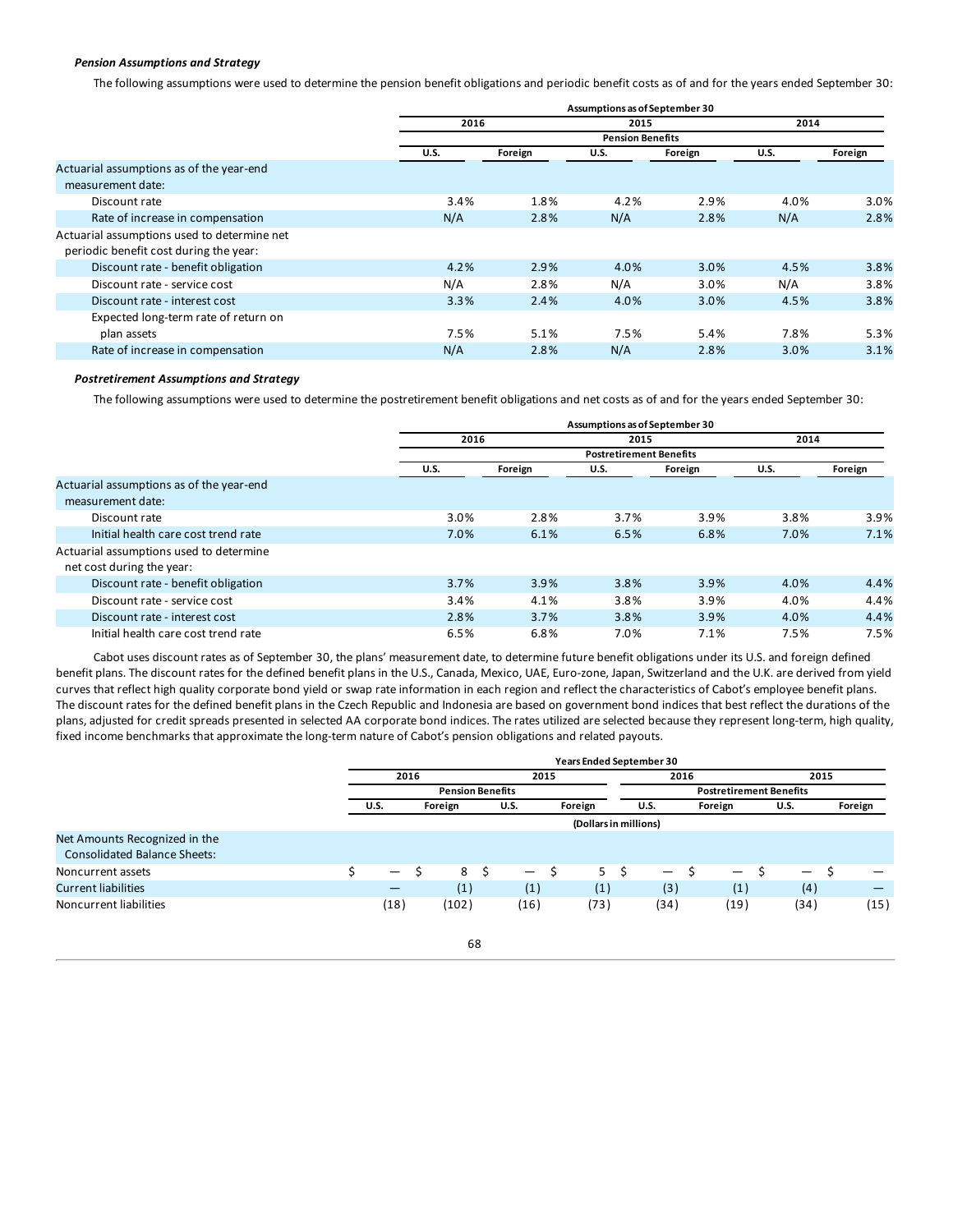***Pension Assumptions and Strategy***

The following assumptions were used to determine the pension benefit obligations and periodic benefit costs as of and for the years ended September 30:

| | Assumptions as of September 30 | | | | | |
|---|---|---|---|---|---|---|
| | 2016 | | 2015 | | 2014 | |
| | Pension Benefits | | | | | |
| | U.S. | Foreign | U.S. | Foreign | U.S. | Foreign |
| Actuarial assumptions as of the year-end measurement date: | | | | | | |
| Discount rate | 3.4% | 1.8% | 4.2% | 2.9% | 4.0% | 3.0% |
| Rate of increase in compensation | N/A | 2.8% | N/A | 2.8% | N/A | 2.8% |
| Actuarial assumptions used to determine net periodic benefit cost during the year: | | | | | | |
| Discount rate - benefit obligation | 4.2% | 2.9% | 4.0% | 3.0% | 4.5% | 3.8% |
| Discount rate - service cost | N/A | 2.8% | N/A | 3.0% | N/A | 3.8% |
| Discount rate - interest cost | 3.3% | 2.4% | 4.0% | 3.0% | 4.5% | 3.8% |
| Expected long-term rate of return on plan assets | 7.5% | 5.1% | 7.5% | 5.4% | 7.8% | 5.3% |
| Rate of increase in compensation | N/A | 2.8% | N/A | 2.8% | 3.0% | 3.1% |

***Postretirement Assumptions and Strategy***

The following assumptions were used to determine the postretirement benefit obligations and net costs as of and for the years ended September 30:

| | Assumptions as of September 30 | | | | | |
|---|---|---|---|---|---|---|
| | 2016 | | 2015 | | 2014 | |
| | Postretirement Benefits | | | | | |
| | U.S. | Foreign | U.S. | Foreign | U.S. | Foreign |
| Actuarial assumptions as of the year-end measurement date: | | | | | | |
| Discount rate | 3.0% | 2.8% | 3.7% | 3.9% | 3.8% | 3.9% |
| Initial health care cost trend rate | 7.0% | 6.1% | 6.5% | 6.8% | 7.0% | 7.1% |
| Actuarial assumptions used to determine net cost during the year: | | | | | | |
| Discount rate - benefit obligation | 3.7% | 3.9% | 3.8% | 3.9% | 4.0% | 4.4% |
| Discount rate - service cost | 3.4% | 4.1% | 3.8% | 3.9% | 4.0% | 4.4% |
| Discount rate - interest cost | 2.8% | 3.7% | 3.8% | 3.9% | 4.0% | 4.4% |
| Initial health care cost trend rate | 6.5% | 6.8% | 7.0% | 7.1% | 7.5% | 7.5% |

Cabot uses discount rates as of September 30, the plans' measurement date, to determine future benefit obligations under its U.S. and foreign defined benefit plans. The discount rates for the defined benefit plans in the U.S., Canada, Mexico, UAE, Euro-zone, Japan, Switzerland and the U.K. are derived from yield curves that reflect high quality corporate bond yield or swap rate information in each region and reflect the characteristics of Cabot's employee benefit plans. The discount rates for the defined benefit plans in the Czech Republic and Indonesia are based on government bond indices that best reflect the durations of the plans, adjusted for credit spreads presented in selected AA corporate bond indices. The rates utilized are selected because they represent long-term, high quality, fixed income benchmarks that approximate the long-term nature of Cabot's pension obligations and related payouts.

| | Years Ended September 30 | | | | | | | |
|---|---|---|---|---|---|---|---|---|
| | 2016 | | 2015 | | 2016 | | 2015 | |
| | Pension Benefits | | | | Postretirement Benefits | | | |
| | U.S. | Foreign | U.S. | Foreign | U.S. | Foreign | U.S. | Foreign |
| | (Dollars in millions) | | | | | | | |
| Net Amounts Recognized in the Consolidated Balance Sheets: | | | | | | | | |
| Noncurrent assets | $ — | $ 8 | $ — | $ 5 | $ — | $ — | $ — | $ — |
| Current liabilities | — | (1) | (1) | (1) | (3) | (1) | (4) | — |
| Noncurrent liabilities | (18) | (102) | (16) | (73) | (34) | (19) | (34) | (15) |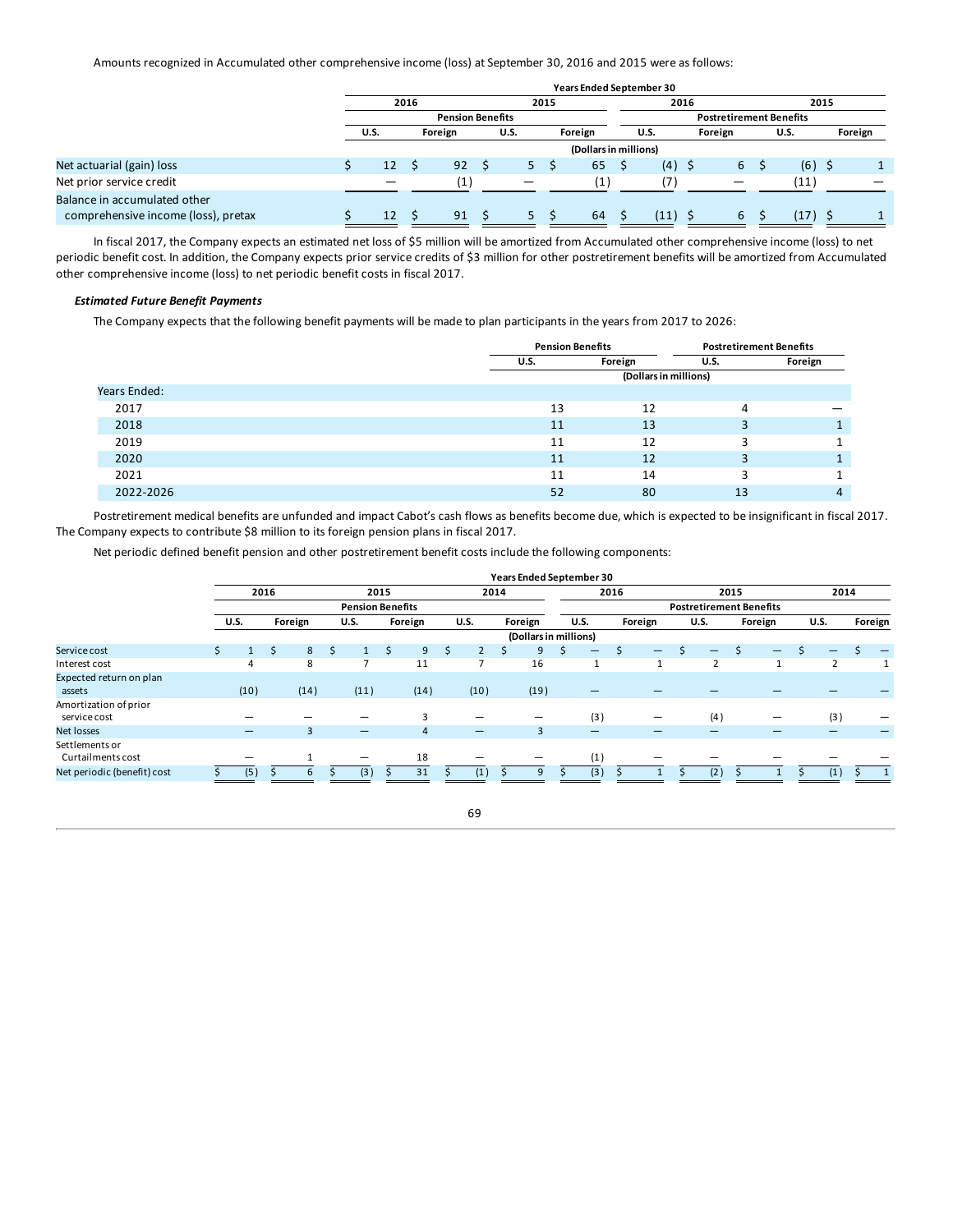Amounts recognized in Accumulated other comprehensive income (loss) at September 30, 2016 and 2015 were as follows:

| | Years Ended September 30 | | | | | | | |
|---|---|---|---|---|---|---|---|---|
| | 2016 | | 2015 | | 2016 | | 2015 | |
| | Pension Benefits | | | | Postretirement Benefits | | | |
| | U.S. | Foreign | U.S. | Foreign | U.S. | Foreign | U.S. | Foreign |
| | (Dollars in millions) | | | | | | | |
| Net actuarial (gain) loss | $ 12 | $ 92 | $ 5 | $ 65 | $ (4) | $ 6 | $ (6) | $ 1 |
| Net prior service credit | — | (1) | — | (1) | (7) | — | (11) | — |
| Balance in accumulated other comprehensive income (loss), pretax | $ 12 | $ 91 | $ 5 | $ 64 | $ (11) | $ 6 | $ (17) | $ 1 |

In fiscal 2017, the Company expects an estimated net loss of $5 million will be amortized from Accumulated other comprehensive income (loss) to net periodic benefit cost. In addition, the Company expects prior service credits of $3 million for other postretirement benefits will be amortized from Accumulated other comprehensive income (loss) to net periodic benefit costs in fiscal 2017.

***Estimated Future Benefit Payments***

The Company expects that the following benefit payments will be made to plan participants in the years from 2017 to 2026:

| | Pension Benefits | | Postretirement Benefits | |
|---|---|---|---|---|
| | U.S. | Foreign | U.S. | Foreign |
| | (Dollars in millions) | | | |
| Years Ended: | | | | |
| 2017 | 13 | 12 | 4 | — |
| 2018 | 11 | 13 | 3 | 1 |
| 2019 | 11 | 12 | 3 | 1 |
| 2020 | 11 | 12 | 3 | 1 |
| 2021 | 11 | 14 | 3 | 1 |
| 2022-2026 | 52 | 80 | 13 | 4 |

Postretirement medical benefits are unfunded and impact Cabot's cash flows as benefits become due, which is expected to be insignificant in fiscal 2017. The Company expects to contribute $8 million to its foreign pension plans in fiscal 2017.

Net periodic defined benefit pension and other postretirement benefit costs include the following components:

| | Years Ended September 30 | | | | | | | | | | | |
|---|---|---|---|---|---|---|---|---|---|---|---|---|
| | 2016 | | 2015 | | 2014 | | 2016 | | 2015 | | 2014 | |
| | Pension Benefits | | | | | | Postretirement Benefits | | | | | |
| | U.S. | Foreign | U.S. | Foreign | U.S. | Foreign | U.S. | Foreign | U.S. | Foreign | U.S. | Foreign |
| | (Dollars in millions) | | | | | | | | | | | |
| Service cost | $ 1 | $ 8 | $ 1 | $ 9 | $ 2 | $ 9 | $ — | $ — | $ — | $ — | $ — | $ — |
| Interest cost | 4 | 8 | 7 | 11 | 7 | 16 | 1 | 1 | 2 | 1 | 2 | 1 |
| Expected return on plan assets | (10) | (14) | (11) | (14) | (10) | (19) | — | — | — | — | — | — |
| Amortization of prior service cost | — | — | — | 3 | — | — | (3) | — | (4) | — | (3) | — |
| Net losses | — | 3 | — | 4 | — | 3 | — | — | — | — | — | — |
| Settlements or Curtailments cost | — | 1 | — | 18 | — | — | (1) | — | — | — | — | — |
| Net periodic (benefit) cost | $ (5) | $ 6 | $ (3) | $ 31 | $ (1) | $ 9 | $ (3) | $ 1 | $ (2) | $ 1 | $ (1) | $ 1 |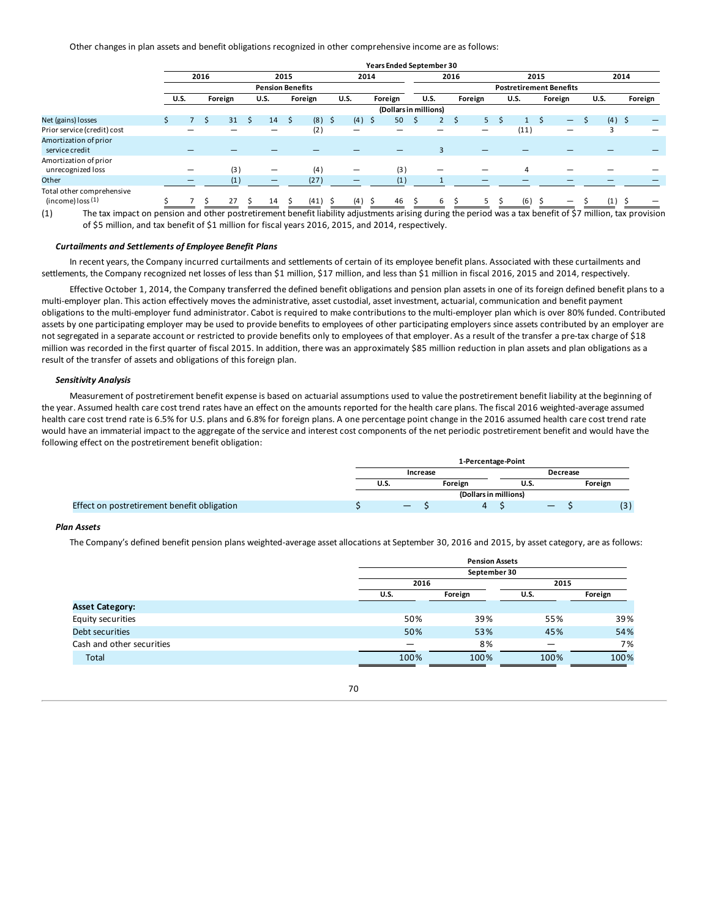Other changes in plan assets and benefit obligations recognized in other comprehensive income are as follows:

| | Years Ended September 30 | | | | | | | | | | | |
|---|---|---|---|---|---|---|---|---|---|---|---|---|
| | 2016 | | 2015 | | 2014 | | 2016 | | 2015 | | 2014 | |
| | Pension Benefits | | | | | | Postretirement Benefits | | | | | |
| | U.S. | Foreign | U.S. | Foreign | U.S. | Foreign | U.S. | Foreign | U.S. | Foreign | U.S. | Foreign |
| | (Dollars in millions) | | | | | | | | | | | |
| Net (gains) losses | $ 7 | $ 31 | $ 14 | $ (8) | $ (4) | $ 50 | $ 2 | $ 5 | $ 1 | $ — | $ (4) | $ — |
| Prior service (credit) cost | — | — | — | (2) | — | — | — | — | (11) | — | 3 | — |
| Amortization of prior service credit | — | — | — | — | — | — | 3 | — | — | — | — | — |
| Amortization of prior unrecognized loss | — | (3) | — | (4) | — | (3) | — | — | 4 | — | — | — |
| Other | — | (1) | — | (27) | — | (1) | 1 | — | — | — | — | — |
| Total other comprehensive (income) loss (1) | $ 7 | $ 27 | $ 14 | $ (41) | $ (4) | $ 46 | $ 6 | $ 5 | $ (6) | $ — | $ (1) | $ — |

(1) The tax impact on pension and other postretirement benefit liability adjustments arising during the period was a tax benefit of $7 million, tax provision of $5 million, and tax benefit of $1 million for fiscal years 2016, 2015, and 2014, respectively.

***Curtailments and Settlements of Employee Benefit Plans***

In recent years, the Company incurred curtailments and settlements of certain of its employee benefit plans. Associated with these curtailments and settlements, the Company recognized net losses of less than $1 million, $17 million, and less than $1 million in fiscal 2016, 2015 and 2014, respectively.

Effective October 1, 2014, the Company transferred the defined benefit obligations and pension plan assets in one of its foreign defined benefit plans to a multi-employer plan. This action effectively moves the administrative, asset custodial, asset investment, actuarial, communication and benefit payment obligations to the multi-employer fund administrator. Cabot is required to make contributions to the multi-employer plan which is over 80% funded. Contributed assets by one participating employer may be used to provide benefits to employees of other participating employers since assets contributed by an employer are not segregated in a separate account or restricted to provide benefits only to employees of that employer. As a result of the transfer a pre-tax charge of $18 million was recorded in the first quarter of fiscal 2015. In addition, there was an approximately $85 million reduction in plan assets and plan obligations as a result of the transfer of assets and obligations of this foreign plan.

***Sensitivity Analysis***

Measurement of postretirement benefit expense is based on actuarial assumptions used to value the postretirement benefit liability at the beginning of the year. Assumed health care cost trend rates have an effect on the amounts reported for the health care plans. The fiscal 2016 weighted-average assumed health care cost trend rate is 6.5% for U.S. plans and 6.8% for foreign plans. A one percentage point change in the 2016 assumed health care cost trend rate would have an immaterial impact to the aggregate of the service and interest cost components of the net periodic postretirement benefit and would have the following effect on the postretirement benefit obligation:

| | 1-Percentage-Point | | | |
|---|---|---|---|---|
| | Increase | | Decrease | |
| | U.S. | Foreign | U.S. | Foreign |
| | (Dollars in millions) | | | |
| Effect on postretirement benefit obligation | $ — | $ 4 | $ — | $ (3) |

***Plan Assets***

The Company's defined benefit pension plans weighted-average asset allocations at September 30, 2016 and 2015, by asset category, are as follows:

| | Pension Assets | | | |
|---|---|---|---|---|
| | September 30 | | | |
| | 2016 | | 2015 | |
| | U.S. | Foreign | U.S. | Foreign |
| **Asset Category:** | | | | |
| Equity securities | 50% | 39% | 55% | 39% |
| Debt securities | 50% | 53% | 45% | 54% |
| Cash and other securities | — | 8% | — | 7% |
| Total | 100% | 100% | 100% | 100% |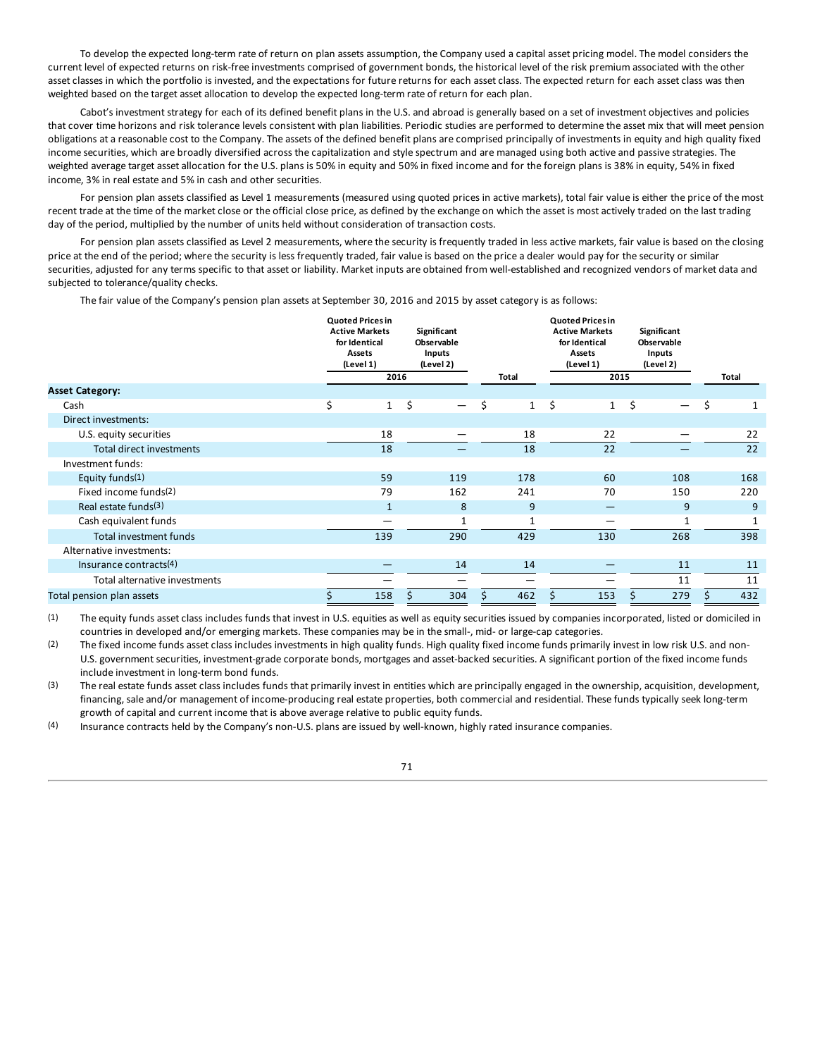To develop the expected long-term rate of return on plan assets assumption, the Company used a capital asset pricing model. The model considers the current level of expected returns on risk-free investments comprised of government bonds, the historical level of the risk premium associated with the other asset classes in which the portfolio is invested, and the expectations for future returns for each asset class. The expected return for each asset class was then weighted based on the target asset allocation to develop the expected long-term rate of return for each plan.

Cabot's investment strategy for each of its defined benefit plans in the U.S. and abroad is generally based on a set of investment objectives and policies that cover time horizons and risk tolerance levels consistent with plan liabilities. Periodic studies are performed to determine the asset mix that will meet pension obligations at a reasonable cost to the Company. The assets of the defined benefit plans are comprised principally of investments in equity and high quality fixed income securities, which are broadly diversified across the capitalization and style spectrum and are managed using both active and passive strategies. The weighted average target asset allocation for the U.S. plans is 50% in equity and 50% in fixed income and for the foreign plans is 38% in equity, 54% in fixed income, 3% in real estate and 5% in cash and other securities.

For pension plan assets classified as Level 1 measurements (measured using quoted prices in active markets), total fair value is either the price of the most recent trade at the time of the market close or the official close price, as defined by the exchange on which the asset is most actively traded on the last trading day of the period, multiplied by the number of units held without consideration of transaction costs.

For pension plan assets classified as Level 2 measurements, where the security is frequently traded in less active markets, fair value is based on the closing price at the end of the period; where the security is less frequently traded, fair value is based on the price a dealer would pay for the security or similar securities, adjusted for any terms specific to that asset or liability. Market inputs are obtained from well-established and recognized vendors of market data and subjected to tolerance/quality checks.

The fair value of the Company's pension plan assets at September 30, 2016 and 2015 by asset category is as follows:

| | Quoted Prices in Active Markets for Identical Assets (Level 1) | Significant Observable Inputs (Level 2) | Total | Quoted Prices in Active Markets for Identical Assets (Level 1) | Significant Observable Inputs (Level 2) | Total |
|---|---|---|---|---|---|---|
| | 2016 | | | 2015 | | |
| **Asset Category:** | | | | | | |
| Cash | $ 1 | $ — | $ 1 | $ 1 | $ — | $ 1 |
| Direct investments: | | | | | | |
| U.S. equity securities | 18 | — | 18 | 22 | — | 22 |
| Total direct investments | 18 | — | 18 | 22 | — | 22 |
| Investment funds: | | | | | | |
| Equity funds(1) | 59 | 119 | 178 | 60 | 108 | 168 |
| Fixed income funds(2) | 79 | 162 | 241 | 70 | 150 | 220 |
| Real estate funds(3) | 1 | 8 | 9 | — | 9 | 9 |
| Cash equivalent funds | — | 1 | 1 | — | 1 | 1 |
| Total investment funds | 139 | 290 | 429 | 130 | 268 | 398 |
| Alternative investments: | | | | | | |
| Insurance contracts(4) | — | 14 | 14 | — | 11 | 11 |
| Total alternative investments | — | — | — | — | 11 | 11 |
| Total pension plan assets | $ 158 | $ 304 | $ 462 | $ 153 | $ 279 | $ 432 |

(1) The equity funds asset class includes funds that invest in U.S. equities as well as equity securities issued by companies incorporated, listed or domiciled in countries in developed and/or emerging markets. These companies may be in the small-, mid- or large-cap categories.

(2) The fixed income funds asset class includes investments in high quality funds. High quality fixed income funds primarily invest in low risk U.S. and non-U.S. government securities, investment-grade corporate bonds, mortgages and asset-backed securities. A significant portion of the fixed income funds include investment in long-term bond funds.

(3) The real estate funds asset class includes funds that primarily invest in entities which are principally engaged in the ownership, acquisition, development, financing, sale and/or management of income-producing real estate properties, both commercial and residential. These funds typically seek long-term growth of capital and current income that is above average relative to public equity funds.

(4) Insurance contracts held by the Company's non-U.S. plans are issued by well-known, highly rated insurance companies.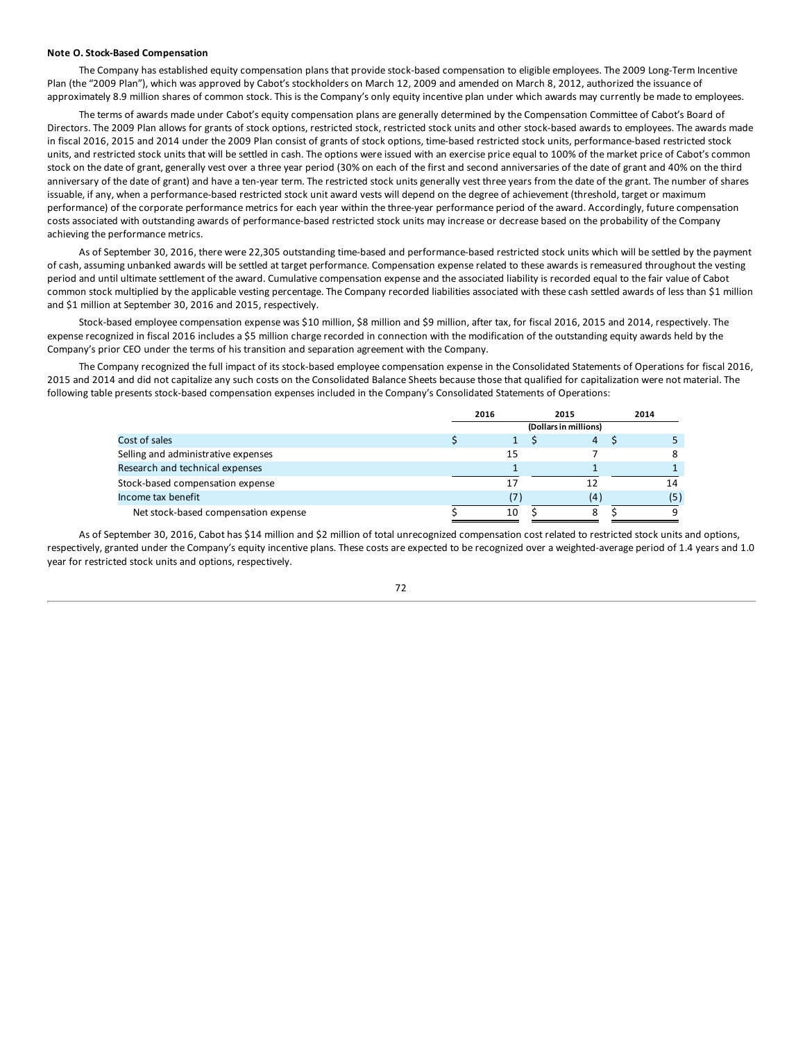**Note O. Stock-Based Compensation**

The Company has established equity compensation plans that provide stock-based compensation to eligible employees. The 2009 Long-Term Incentive Plan (the "2009 Plan"), which was approved by Cabot's stockholders on March 12, 2009 and amended on March 8, 2012, authorized the issuance of approximately 8.9 million shares of common stock. This is the Company's only equity incentive plan under which awards may currently be made to employees.

The terms of awards made under Cabot's equity compensation plans are generally determined by the Compensation Committee of Cabot's Board of Directors. The 2009 Plan allows for grants of stock options, restricted stock, restricted stock units and other stock-based awards to employees. The awards made in fiscal 2016, 2015 and 2014 under the 2009 Plan consist of grants of stock options, time-based restricted stock units, performance-based restricted stock units, and restricted stock units that will be settled in cash. The options were issued with an exercise price equal to 100% of the market price of Cabot's common stock on the date of grant, generally vest over a three year period (30% on each of the first and second anniversaries of the date of grant and 40% on the third anniversary of the date of grant) and have a ten-year term. The restricted stock units generally vest three years from the date of the grant. The number of shares issuable, if any, when a performance-based restricted stock unit award vests will depend on the degree of achievement (threshold, target or maximum performance) of the corporate performance metrics for each year within the three-year performance period of the award. Accordingly, future compensation costs associated with outstanding awards of performance-based restricted stock units may increase or decrease based on the probability of the Company achieving the performance metrics.

As of September 30, 2016, there were 22,305 outstanding time-based and performance-based restricted stock units which will be settled by the payment of cash, assuming unbanked awards will be settled at target performance. Compensation expense related to these awards is remeasured throughout the vesting period and until ultimate settlement of the award. Cumulative compensation expense and the associated liability is recorded equal to the fair value of Cabot common stock multiplied by the applicable vesting percentage. The Company recorded liabilities associated with these cash settled awards of less than $1 million and $1 million at September 30, 2016 and 2015, respectively.

Stock-based employee compensation expense was $10 million, $8 million and $9 million, after tax, for fiscal 2016, 2015 and 2014, respectively. The expense recognized in fiscal 2016 includes a $5 million charge recorded in connection with the modification of the outstanding equity awards held by the Company's prior CEO under the terms of his transition and separation agreement with the Company.

The Company recognized the full impact of its stock-based employee compensation expense in the Consolidated Statements of Operations for fiscal 2016, 2015 and 2014 and did not capitalize any such costs on the Consolidated Balance Sheets because those that qualified for capitalization were not material. The following table presents stock-based compensation expenses included in the Company's Consolidated Statements of Operations:

| | 2016 | 2015 | 2014 |
|---|---|---|---|
| | (Dollars in millions) | | |
| Cost of sales | $ 1 | $ 4 | $ 5 |
| Selling and administrative expenses | 15 | 7 | 8 |
| Research and technical expenses | 1 | 1 | 1 |
| Stock-based compensation expense | 17 | 12 | 14 |
| Income tax benefit | (7) | (4) | (5) |
| Net stock-based compensation expense | $ 10 | $ 8 | $ 9 |

As of September 30, 2016, Cabot has $14 million and $2 million of total unrecognized compensation cost related to restricted stock units and options, respectively, granted under the Company's equity incentive plans. These costs are expected to be recognized over a weighted-average period of 1.4 years and 1.0 year for restricted stock units and options, respectively.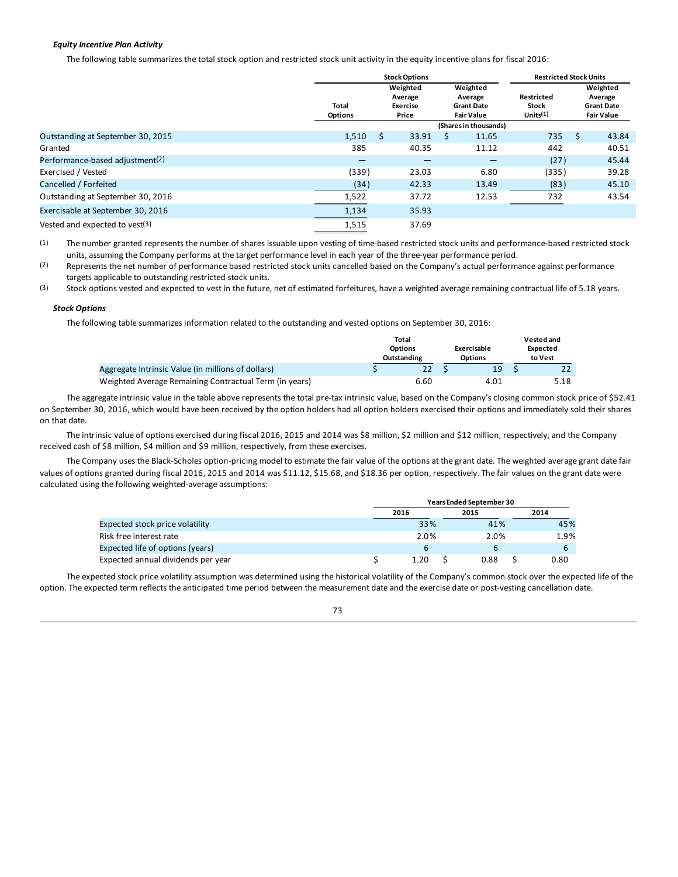***Equity Incentive Plan Activity***

The following table summarizes the total stock option and restricted stock unit activity in the equity incentive plans for fiscal 2016:

| | Stock Options | | | Restricted Stock Units | |
|---|---|---|---|---|---|
| | Total Options | Weighted Average Exercise Price | Weighted Average Grant Date Fair Value | Restricted Stock Units[(1)] | Weighted Average Grant Date Fair Value |
| | | | (Shares in thousands) | | |
| Outstanding at September 30, 2015 | 1,510 | $ 33.91 | $ 11.65 | 735 | $ 43.84 |
| Granted | 385 | 40.35 | 11.12 | 442 | 40.51 |
| Performance-based adjustment[(2)] | — | — | — | (27) | 45.44 |
| Exercised / Vested | (339) | 23.03 | 6.80 | (335) | 39.28 |
| Cancelled / Forfeited | (34) | 42.33 | 13.49 | (83) | 45.10 |
| Outstanding at September 30, 2016 | 1,522 | 37.72 | 12.53 | 732 | 43.54 |
| Exercisable at September 30, 2016 | 1,134 | 35.93 | | | |
| Vested and expected to vest[(3)] | 1,515 | 37.69 | | | |

(1) The number granted represents the number of shares issuable upon vesting of time-based restricted stock units and performance-based restricted stock units, assuming the Company performs at the target performance level in each year of the three-year performance period.

(2) Represents the net number of performance based restricted stock units cancelled based on the Company's actual performance against performance targets applicable to outstanding restricted stock units.

(3) Stock options vested and expected to vest in the future, net of estimated forfeitures, have a weighted average remaining contractual life of 5.18 years.

***Stock Options***

The following table summarizes information related to the outstanding and vested options on September 30, 2016:

| | Total Options Outstanding | Exercisable Options | Vested and Expected to Vest |
|---|---|---|---|
| Aggregate Intrinsic Value (in millions of dollars) | $ 22 | $ 19 | $ 22 |
| Weighted Average Remaining Contractual Term (in years) | 6.60 | 4.01 | 5.18 |

The aggregate intrinsic value in the table above represents the total pre-tax intrinsic value, based on the Company's closing common stock price of $52.41 on September 30, 2016, which would have been received by the option holders had all option holders exercised their options and immediately sold their shares on that date.

The intrinsic value of options exercised during fiscal 2016, 2015 and 2014 was $8 million, $2 million and $12 million, respectively, and the Company received cash of $8 million, $4 million and $9 million, respectively, from these exercises.

The Company uses the Black-Scholes option-pricing model to estimate the fair value of the options at the grant date. The weighted average grant date fair values of options granted during fiscal 2016, 2015 and 2014 was $11.12, $15.68, and $18.36 per option, respectively. The fair values on the grant date were calculated using the following weighted-average assumptions:

| | Years Ended September 30 | | |
|---|---|---|---|
| | 2016 | 2015 | 2014 |
| Expected stock price volatility | 33% | 41% | 45% |
| Risk free interest rate | 2.0% | 2.0% | 1.9% |
| Expected life of options (years) | 6 | 6 | 6 |
| Expected annual dividends per year | $ 1.20 | $ 0.88 | $ 0.80 |

The expected stock price volatility assumption was determined using the historical volatility of the Company's common stock over the expected life of the option. The expected term reflects the anticipated time period between the measurement date and the exercise date or post-vesting cancellation date.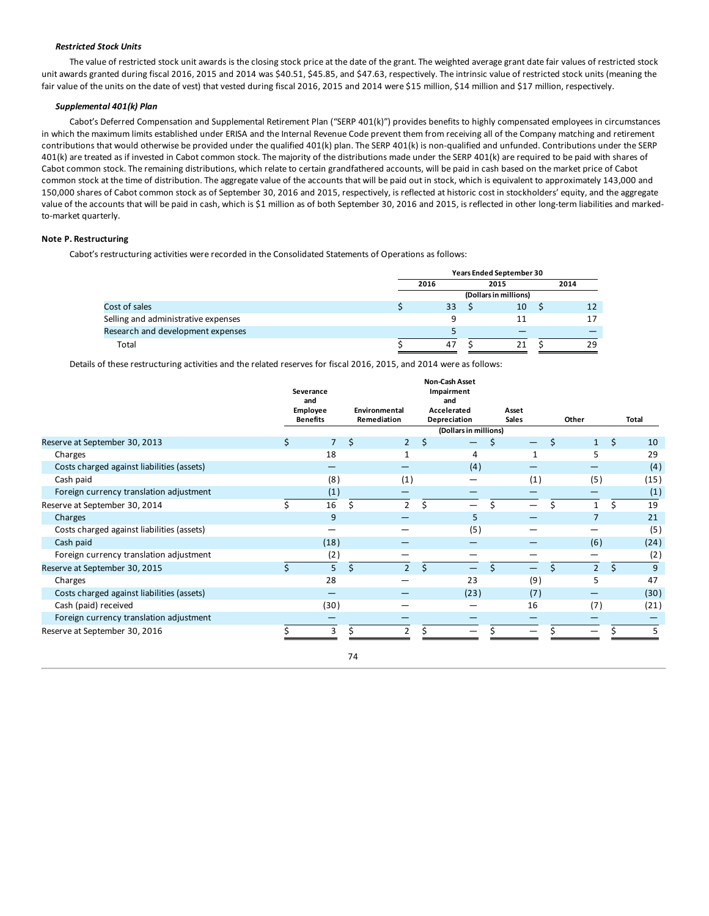***Restricted Stock Units***

The value of restricted stock unit awards is the closing stock price at the date of the grant. The weighted average grant date fair values of restricted stock unit awards granted during fiscal 2016, 2015 and 2014 was $40.51, $45.85, and $47.63, respectively. The intrinsic value of restricted stock units (meaning the fair value of the units on the date of vest) that vested during fiscal 2016, 2015 and 2014 were $15 million, $14 million and $17 million, respectively.

***Supplemental 401(k) Plan***

Cabot's Deferred Compensation and Supplemental Retirement Plan ("SERP 401(k)") provides benefits to highly compensated employees in circumstances in which the maximum limits established under ERISA and the Internal Revenue Code prevent them from receiving all of the Company matching and retirement contributions that would otherwise be provided under the qualified 401(k) plan. The SERP 401(k) is non-qualified and unfunded. Contributions under the SERP 401(k) are treated as if invested in Cabot common stock. The majority of the distributions made under the SERP 401(k) are required to be paid with shares of Cabot common stock. The remaining distributions, which relate to certain grandfathered accounts, will be paid in cash based on the market price of Cabot common stock at the time of distribution. The aggregate value of the accounts that will be paid out in stock, which is equivalent to approximately 143,000 and 150,000 shares of Cabot common stock as of September 30, 2016 and 2015, respectively, is reflected at historic cost in stockholders' equity, and the aggregate value of the accounts that will be paid in cash, which is $1 million as of both September 30, 2016 and 2015, is reflected in other long-term liabilities and marked-to-market quarterly.

**Note P. Restructuring**

Cabot's restructuring activities were recorded in the Consolidated Statements of Operations as follows:

| | Years Ended September 30 | | |
|---|---|---|---|
| | 2016 | 2015 | 2014 |
| | (Dollars in millions) | | |
| Cost of sales | $ 33 | $ 10 | $ 12 |
| Selling and administrative expenses | 9 | 11 | 17 |
| Research and development expenses | 5 | — | — |
| Total | $ 47 | $ 21 | $ 29 |

Details of these restructuring activities and the related reserves for fiscal 2016, 2015, and 2014 were as follows:

| | Severance and Employee Benefits | Environmental Remediation | Non-Cash Asset Impairment and Accelerated Depreciation | Asset Sales | Other | Total |
|---|---|---|---|---|---|---|
| | (Dollars in millions) | | | | | |
| Reserve at September 30, 2013 | $ 7 | $ 2 | $ — | $ — | $ 1 | $ 10 |
| Charges | 18 | 1 | 4 | 1 | 5 | 29 |
| Costs charged against liabilities (assets) | — | — | (4) | — | — | (4) |
| Cash paid | (8) | (1) | — | (1) | (5) | (15) |
| Foreign currency translation adjustment | (1) | — | — | — | — | (1) |
| Reserve at September 30, 2014 | $ 16 | $ 2 | $ — | $ — | $ 1 | $ 19 |
| Charges | 9 | — | 5 | — | 7 | 21 |
| Costs charged against liabilities (assets) | — | — | (5) | — | — | (5) |
| Cash paid | (18) | — | — | — | (6) | (24) |
| Foreign currency translation adjustment | (2) | — | — | — | — | (2) |
| Reserve at September 30, 2015 | $ 5 | $ 2 | $ — | $ — | $ 2 | $ 9 |
| Charges | 28 | — | 23 | (9) | 5 | 47 |
| Costs charged against liabilities (assets) | — | — | (23) | (7) | — | (30) |
| Cash (paid) received | (30) | — | — | 16 | (7) | (21) |
| Foreign currency translation adjustment | — | — | — | — | — | — |
| Reserve at September 30, 2016 | $ 3 | $ 2 | $ — | $ — | $ — | $ 5 |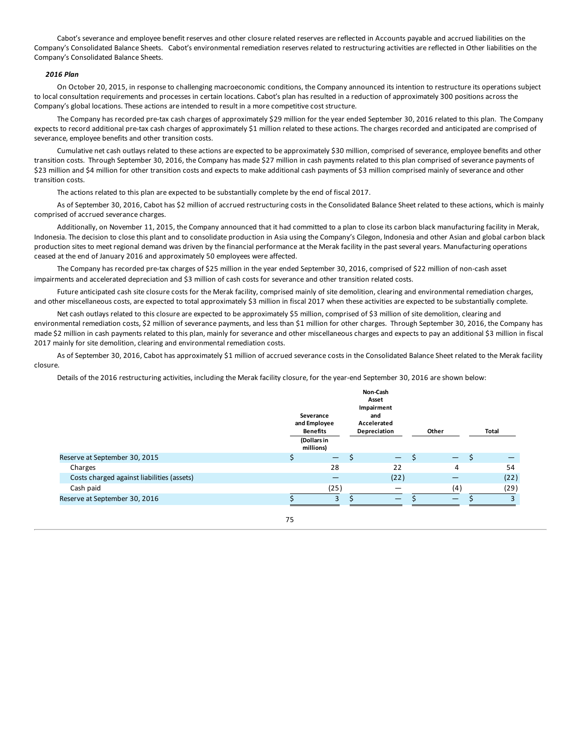Cabot’s severance and employee benefit reserves and other closure related reserves are reflected in Accounts payable and accrued liabilities on the Company’s Consolidated Balance Sheets. Cabot’s environmental remediation reserves related to restructuring activities are reflected in Other liabilities on the Company’s Consolidated Balance Sheets.

***2016 Plan***

On October 20, 2015, in response to challenging macroeconomic conditions, the Company announced its intention to restructure its operations subject to local consultation requirements and processes in certain locations. Cabot’s plan has resulted in a reduction of approximately 300 positions across the Company’s global locations. These actions are intended to result in a more competitive cost structure.

The Company has recorded pre-tax cash charges of approximately $29 million for the year ended September 30, 2016 related to this plan. The Company expects to record additional pre-tax cash charges of approximately $1 million related to these actions. The charges recorded and anticipated are comprised of severance, employee benefits and other transition costs.

Cumulative net cash outlays related to these actions are expected to be approximately $30 million, comprised of severance, employee benefits and other transition costs. Through September 30, 2016, the Company has made $27 million in cash payments related to this plan comprised of severance payments of $23 million and $4 million for other transition costs and expects to make additional cash payments of $3 million comprised mainly of severance and other transition costs.

The actions related to this plan are expected to be substantially complete by the end of fiscal 2017.

As of September 30, 2016, Cabot has $2 million of accrued restructuring costs in the Consolidated Balance Sheet related to these actions, which is mainly comprised of accrued severance charges.

Additionally, on November 11, 2015, the Company announced that it had committed to a plan to close its carbon black manufacturing facility in Merak, Indonesia. The decision to close this plant and to consolidate production in Asia using the Company’s Cilegon, Indonesia and other Asian and global carbon black production sites to meet regional demand was driven by the financial performance at the Merak facility in the past several years. Manufacturing operations ceased at the end of January 2016 and approximately 50 employees were affected.

The Company has recorded pre-tax charges of $25 million in the year ended September 30, 2016, comprised of $22 million of non-cash asset impairments and accelerated depreciation and $3 million of cash costs for severance and other transition related costs.

Future anticipated cash site closure costs for the Merak facility, comprised mainly of site demolition, clearing and environmental remediation charges, and other miscellaneous costs, are expected to total approximately $3 million in fiscal 2017 when these activities are expected to be substantially complete.

Net cash outlays related to this closure are expected to be approximately $5 million, comprised of $3 million of site demolition, clearing and environmental remediation costs, $2 million of severance payments, and less than $1 million for other charges. Through September 30, 2016, the Company has made $2 million in cash payments related to this plan, mainly for severance and other miscellaneous charges and expects to pay an additional $3 million in fiscal 2017 mainly for site demolition, clearing and environmental remediation costs.

As of September 30, 2016, Cabot has approximately $1 million of accrued severance costs in the Consolidated Balance Sheet related to the Merak facility closure.

Details of the 2016 restructuring activities, including the Merak facility closure, for the year-end September 30, 2016 are shown below:

| | Severance and Employee Benefits | Non-Cash Asset Impairment and Accelerated Depreciation | Other | Total |
|---|---|---|---|---|
| | (Dollars in millions) | | | |
| Reserve at September 30, 2015 | $ — | $ — | $ — | $ — |
| Charges | 28 | 22 | 4 | 54 |
| Costs charged against liabilities (assets) | — | (22) | — | (22) |
| Cash paid | (25) | — | (4) | (29) |
| Reserve at September 30, 2016 | $ 3 | $ — | $ — | $ 3 |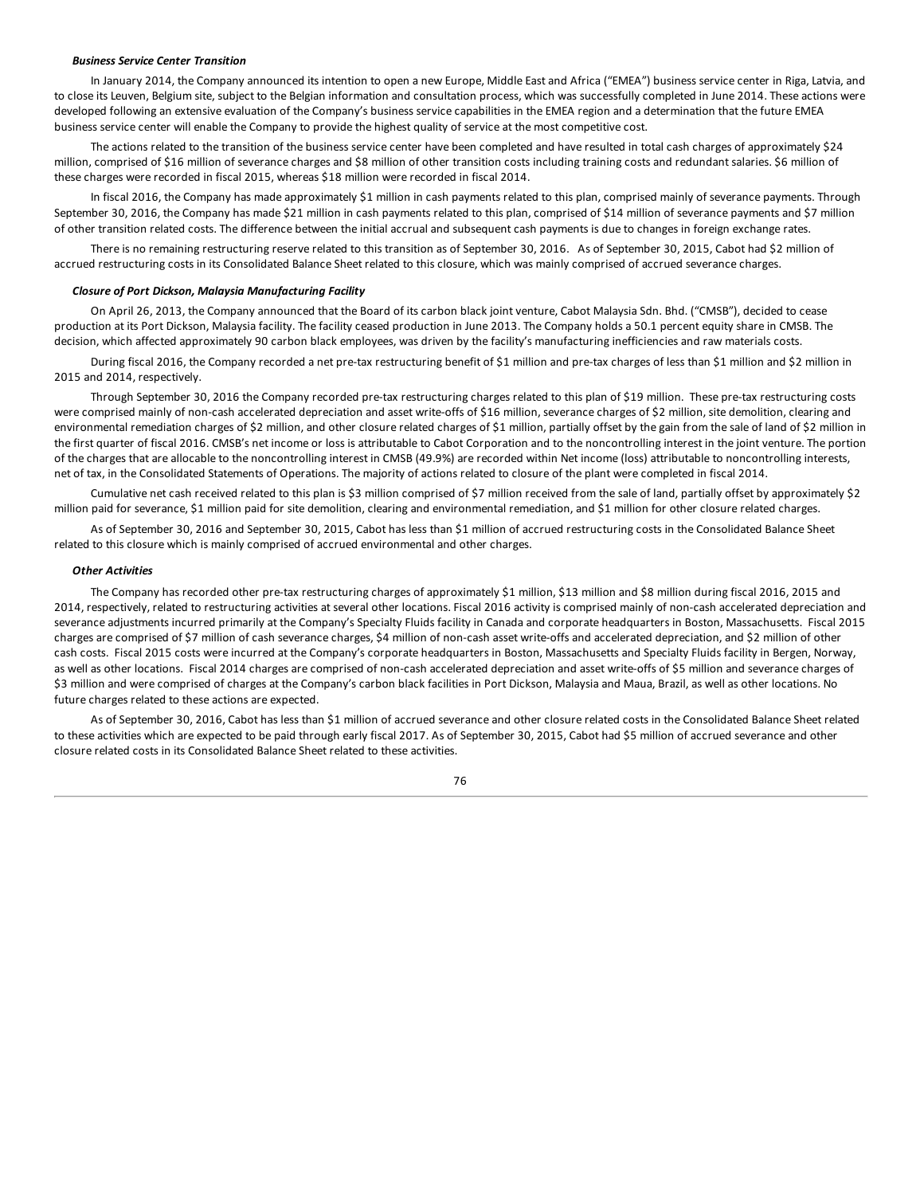***Business Service Center Transition***

In January 2014, the Company announced its intention to open a new Europe, Middle East and Africa ("EMEA") business service center in Riga, Latvia, and to close its Leuven, Belgium site, subject to the Belgian information and consultation process, which was successfully completed in June 2014. These actions were developed following an extensive evaluation of the Company's business service capabilities in the EMEA region and a determination that the future EMEA business service center will enable the Company to provide the highest quality of service at the most competitive cost.

The actions related to the transition of the business service center have been completed and have resulted in total cash charges of approximately $24 million, comprised of $16 million of severance charges and $8 million of other transition costs including training costs and redundant salaries. $6 million of these charges were recorded in fiscal 2015, whereas $18 million were recorded in fiscal 2014.

In fiscal 2016, the Company has made approximately $1 million in cash payments related to this plan, comprised mainly of severance payments. Through September 30, 2016, the Company has made $21 million in cash payments related to this plan, comprised of $14 million of severance payments and $7 million of other transition related costs. The difference between the initial accrual and subsequent cash payments is due to changes in foreign exchange rates.

There is no remaining restructuring reserve related to this transition as of September 30, 2016. As of September 30, 2015, Cabot had $2 million of accrued restructuring costs in its Consolidated Balance Sheet related to this closure, which was mainly comprised of accrued severance charges.

***Closure of Port Dickson, Malaysia Manufacturing Facility***

On April 26, 2013, the Company announced that the Board of its carbon black joint venture, Cabot Malaysia Sdn. Bhd. ("CMSB"), decided to cease production at its Port Dickson, Malaysia facility. The facility ceased production in June 2013. The Company holds a 50.1 percent equity share in CMSB. The decision, which affected approximately 90 carbon black employees, was driven by the facility's manufacturing inefficiencies and raw materials costs.

During fiscal 2016, the Company recorded a net pre-tax restructuring benefit of $1 million and pre-tax charges of less than $1 million and $2 million in 2015 and 2014, respectively.

Through September 30, 2016 the Company recorded pre-tax restructuring charges related to this plan of $19 million. These pre-tax restructuring costs were comprised mainly of non-cash accelerated depreciation and asset write-offs of $16 million, severance charges of $2 million, site demolition, clearing and environmental remediation charges of $2 million, and other closure related charges of $1 million, partially offset by the gain from the sale of land of $2 million in the first quarter of fiscal 2016. CMSB's net income or loss is attributable to Cabot Corporation and to the noncontrolling interest in the joint venture. The portion of the charges that are allocable to the noncontrolling interest in CMSB (49.9%) are recorded within Net income (loss) attributable to noncontrolling interests, net of tax, in the Consolidated Statements of Operations. The majority of actions related to closure of the plant were completed in fiscal 2014.

Cumulative net cash received related to this plan is $3 million comprised of $7 million received from the sale of land, partially offset by approximately $2 million paid for severance, $1 million paid for site demolition, clearing and environmental remediation, and $1 million for other closure related charges.

As of September 30, 2016 and September 30, 2015, Cabot has less than $1 million of accrued restructuring costs in the Consolidated Balance Sheet related to this closure which is mainly comprised of accrued environmental and other charges.

***Other Activities***

The Company has recorded other pre-tax restructuring charges of approximately $1 million, $13 million and $8 million during fiscal 2016, 2015 and 2014, respectively, related to restructuring activities at several other locations. Fiscal 2016 activity is comprised mainly of non-cash accelerated depreciation and severance adjustments incurred primarily at the Company's Specialty Fluids facility in Canada and corporate headquarters in Boston, Massachusetts. Fiscal 2015 charges are comprised of $7 million of cash severance charges, $4 million of non-cash asset write-offs and accelerated depreciation, and $2 million of other cash costs. Fiscal 2015 costs were incurred at the Company's corporate headquarters in Boston, Massachusetts and Specialty Fluids facility in Bergen, Norway, as well as other locations. Fiscal 2014 charges are comprised of non-cash accelerated depreciation and asset write-offs of $5 million and severance charges of $3 million and were comprised of charges at the Company's carbon black facilities in Port Dickson, Malaysia and Maua, Brazil, as well as other locations. No future charges related to these actions are expected.

As of September 30, 2016, Cabot has less than $1 million of accrued severance and other closure related costs in the Consolidated Balance Sheet related to these activities which are expected to be paid through early fiscal 2017. As of September 30, 2015, Cabot had $5 million of accrued severance and other closure related costs in its Consolidated Balance Sheet related to these activities.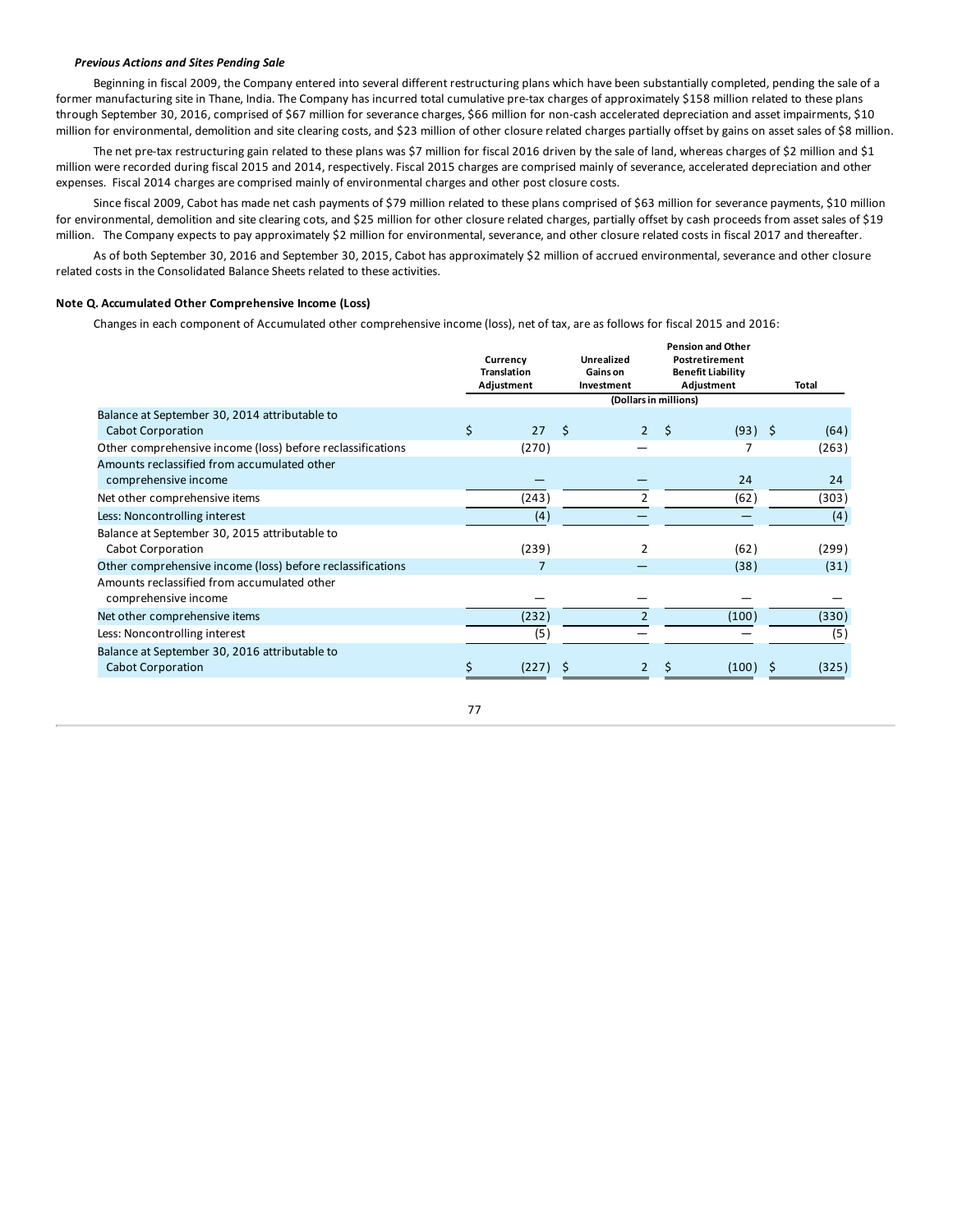***Previous Actions and Sites Pending Sale***

Beginning in fiscal 2009, the Company entered into several different restructuring plans which have been substantially completed, pending the sale of a former manufacturing site in Thane, India. The Company has incurred total cumulative pre-tax charges of approximately $158 million related to these plans through September 30, 2016, comprised of $67 million for severance charges, $66 million for non-cash accelerated depreciation and asset impairments, $10 million for environmental, demolition and site clearing costs, and $23 million of other closure related charges partially offset by gains on asset sales of $8 million.

The net pre-tax restructuring gain related to these plans was $7 million for fiscal 2016 driven by the sale of land, whereas charges of $2 million and $1 million were recorded during fiscal 2015 and 2014, respectively. Fiscal 2015 charges are comprised mainly of severance, accelerated depreciation and other expenses. Fiscal 2014 charges are comprised mainly of environmental charges and other post closure costs.

Since fiscal 2009, Cabot has made net cash payments of $79 million related to these plans comprised of $63 million for severance payments, $10 million for environmental, demolition and site clearing cots, and $25 million for other closure related charges, partially offset by cash proceeds from asset sales of $19 million. The Company expects to pay approximately $2 million for environmental, severance, and other closure related costs in fiscal 2017 and thereafter.

As of both September 30, 2016 and September 30, 2015, Cabot has approximately $2 million of accrued environmental, severance and other closure related costs in the Consolidated Balance Sheets related to these activities.

**Note Q. Accumulated Other Comprehensive Income (Loss)**

Changes in each component of Accumulated other comprehensive income (loss), net of tax, are as follows for fiscal 2015 and 2016:

| | Currency Translation Adjustment | Unrealized Gains on Investment | Pension and Other Postretirement Benefit Liability Adjustment | Total |
|---|---|---|---|---|
| | (Dollars in millions) | | | |
| Balance at September 30, 2014 attributable to Cabot Corporation | $ 27 | $ 2 | $ (93) | $ (64) |
| Other comprehensive income (loss) before reclassifications | (270) | — | 7 | (263) |
| Amounts reclassified from accumulated other comprehensive income | — | — | 24 | 24 |
| Net other comprehensive items | (243) | 2 | (62) | (303) |
| Less: Noncontrolling interest | (4) | — | — | (4) |
| Balance at September 30, 2015 attributable to Cabot Corporation | (239) | 2 | (62) | (299) |
| Other comprehensive income (loss) before reclassifications | 7 | — | (38) | (31) |
| Amounts reclassified from accumulated other comprehensive income | — | — | — | — |
| Net other comprehensive items | (232) | 2 | (100) | (330) |
| Less: Noncontrolling interest | (5) | — | — | (5) |
| Balance at September 30, 2016 attributable to Cabot Corporation | $ (227) | $ 2 | $ (100) | $ (325) |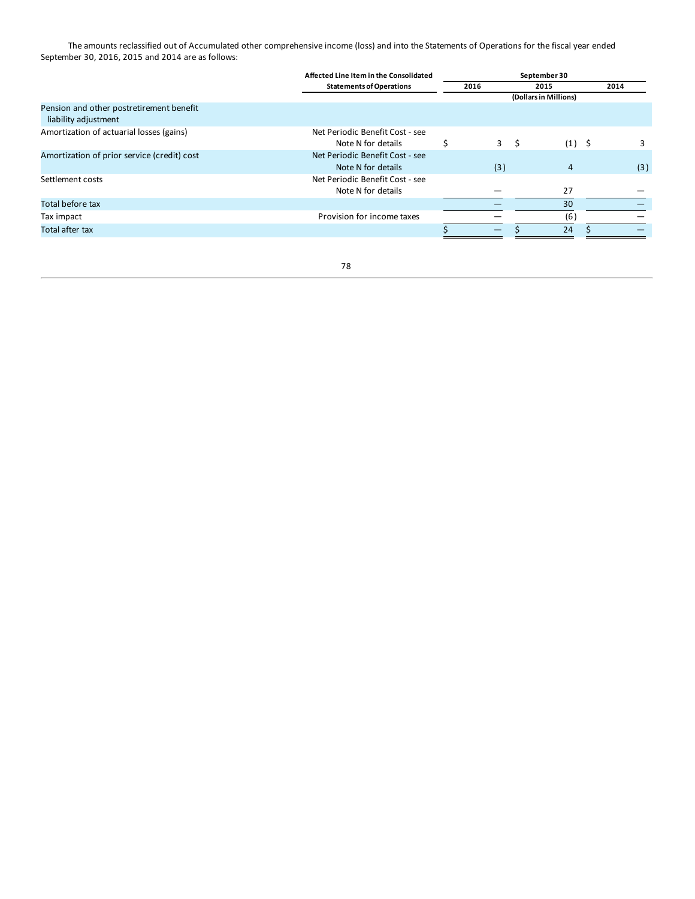The amounts reclassified out of Accumulated other comprehensive income (loss) and into the Statements of Operations for the fiscal year ended September 30, 2016, 2015 and 2014 are as follows:

| | Affected Line Item in the Consolidated Statements of Operations | September 30 | | |
|---|---|---|---|---|
| | | 2016 | 2015 | 2014 |
| | | (Dollars in Millions) | | |
| Pension and other postretirement benefit liability adjustment | | | | |
| Amortization of actuarial losses (gains) | Net Periodic Benefit Cost - see Note N for details | $ 3 | $ (1) | $ 3 |
| Amortization of prior service (credit) cost | Net Periodic Benefit Cost - see Note N for details | (3) | 4 | (3) |
| Settlement costs | Net Periodic Benefit Cost - see Note N for details | — | 27 | — |
| Total before tax | | — | 30 | — |
| Tax impact | Provision for income taxes | — | (6) | — |
| Total after tax | | $ — | $ 24 | $ — |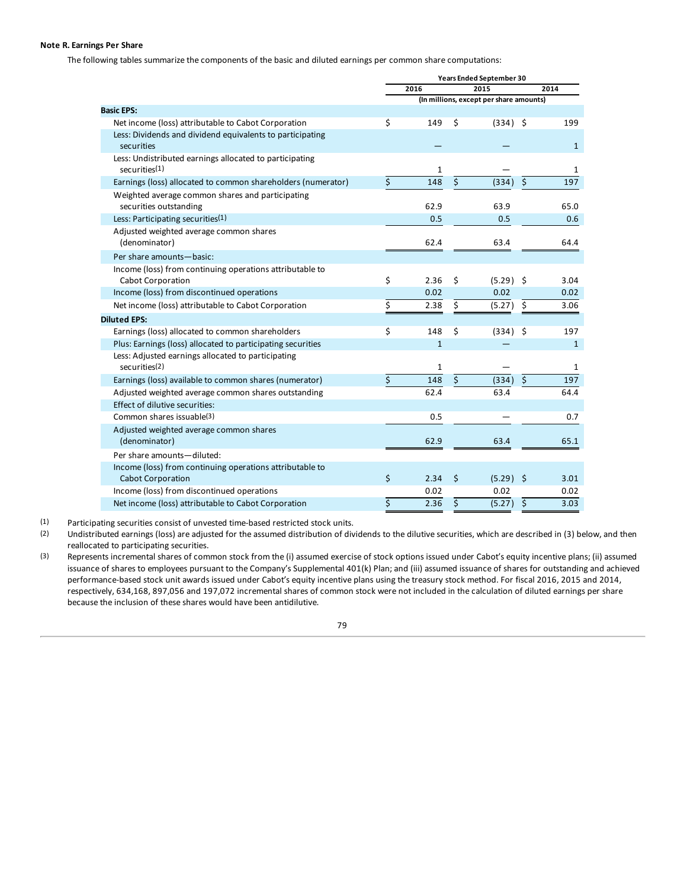**Note R. Earnings Per Share**

The following tables summarize the components of the basic and diluted earnings per common share computations:

| | Years Ended September 30 | | |
|---|---|---|---|
| | 2016 | 2015 | 2014 |
| | (In millions, except per share amounts) | | |
| **Basic EPS:** | | | |
| Net income (loss) attributable to Cabot Corporation | $ 149 | $ (334) | $ 199 |
| Less: Dividends and dividend equivalents to participating securities | — | — | 1 |
| Less: Undistributed earnings allocated to participating securities(1) | 1 | — | 1 |
| Earnings (loss) allocated to common shareholders (numerator) | $ 148 | $ (334) | $ 197 |
| Weighted average common shares and participating securities outstanding | 62.9 | 63.9 | 65.0 |
| Less: Participating securities(1) | 0.5 | 0.5 | 0.6 |
| Adjusted weighted average common shares (denominator) | 62.4 | 63.4 | 64.4 |
| Per share amounts—basic: | | | |
| Income (loss) from continuing operations attributable to Cabot Corporation | $ 2.36 | $ (5.29) | $ 3.04 |
| Income (loss) from discontinued operations | 0.02 | 0.02 | 0.02 |
| Net income (loss) attributable to Cabot Corporation | $ 2.38 | $ (5.27) | $ 3.06 |
| **Diluted EPS:** | | | |
| Earnings (loss) allocated to common shareholders | $ 148 | $ (334) | $ 197 |
| Plus: Earnings (loss) allocated to participating securities | 1 | — | 1 |
| Less: Adjusted earnings allocated to participating securities(2) | 1 | — | 1 |
| Earnings (loss) available to common shares (numerator) | $ 148 | $ (334) | $ 197 |
| Adjusted weighted average common shares outstanding | 62.4 | 63.4 | 64.4 |
| Effect of dilutive securities: | | | |
| Common shares issuable(3) | 0.5 | — | 0.7 |
| Adjusted weighted average common shares (denominator) | 62.9 | 63.4 | 65.1 |
| Per share amounts—diluted: | | | |
| Income (loss) from continuing operations attributable to Cabot Corporation | $ 2.34 | $ (5.29) | $ 3.01 |
| Income (loss) from discontinued operations | 0.02 | 0.02 | 0.02 |
| Net income (loss) attributable to Cabot Corporation | $ 2.36 | $ (5.27) | $ 3.03 |

(1) Participating securities consist of unvested time-based restricted stock units.

(2) Undistributed earnings (loss) are adjusted for the assumed distribution of dividends to the dilutive securities, which are described in (3) below, and then reallocated to participating securities.

(3) Represents incremental shares of common stock from the (i) assumed exercise of stock options issued under Cabot's equity incentive plans; (ii) assumed issuance of shares to employees pursuant to the Company's Supplemental 401(k) Plan; and (iii) assumed issuance of shares for outstanding and achieved performance-based stock unit awards issued under Cabot's equity incentive plans using the treasury stock method. For fiscal 2016, 2015 and 2014, respectively, 634,168, 897,056 and 197,072 incremental shares of common stock were not included in the calculation of diluted earnings per share because the inclusion of these shares would have been antidilutive.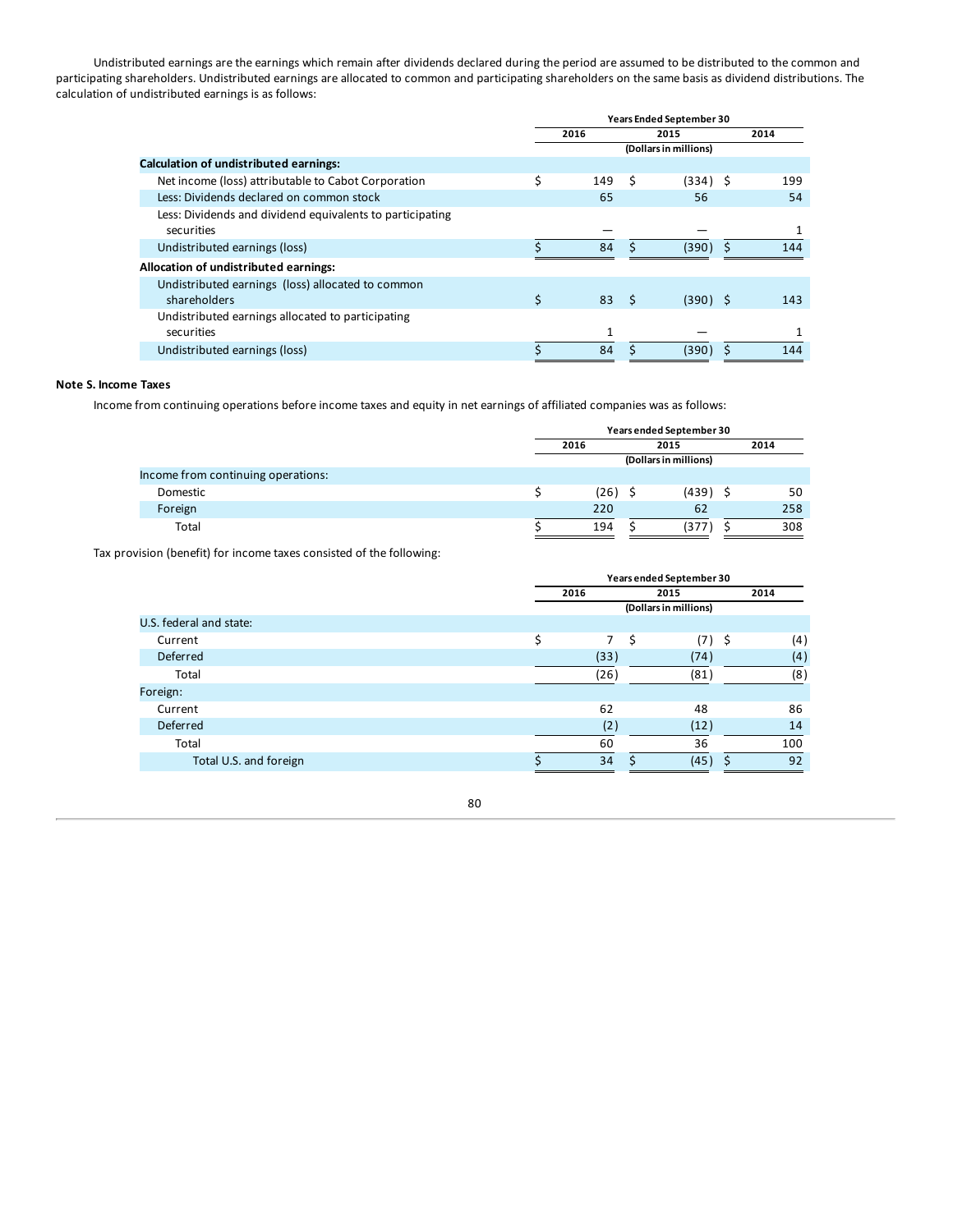Undistributed earnings are the earnings which remain after dividends declared during the period are assumed to be distributed to the common and participating shareholders. Undistributed earnings are allocated to common and participating shareholders on the same basis as dividend distributions. The calculation of undistributed earnings is as follows:

| | Years Ended September 30 | | |
|---|---|---|---|
| | 2016 | 2015 | 2014 |
| | (Dollars in millions) | | |
| **Calculation of undistributed earnings:** | | | |
| Net income (loss) attributable to Cabot Corporation | $ 149 | $ (334) | $ 199 |
| Less: Dividends declared on common stock | 65 | 56 | 54 |
| Less: Dividends and dividend equivalents to participating securities | — | — | 1 |
| Undistributed earnings (loss) | $ 84 | $ (390) | $ 144 |
| **Allocation of undistributed earnings:** | | | |
| Undistributed earnings (loss) allocated to common shareholders | $ 83 | $ (390) | $ 143 |
| Undistributed earnings allocated to participating securities | 1 | — | 1 |
| Undistributed earnings (loss) | $ 84 | $ (390) | $ 144 |

**Note S. Income Taxes**

Income from continuing operations before income taxes and equity in net earnings of affiliated companies was as follows:

| | Years ended September 30 | | |
|---|---|---|---|
| | 2016 | 2015 | 2014 |
| | (Dollars in millions) | | |
| Income from continuing operations: | | | |
| Domestic | $ (26) | $ (439) | $ 50 |
| Foreign | 220 | 62 | 258 |
| Total | $ 194 | $ (377) | $ 308 |

Tax provision (benefit) for income taxes consisted of the following:

| | Years ended September 30 | | |
|---|---|---|---|
| | 2016 | 2015 | 2014 |
| | (Dollars in millions) | | |
| U.S. federal and state: | | | |
| Current | $ 7 | $ (7) | $ (4) |
| Deferred | (33) | (74) | (4) |
| Total | (26) | (81) | (8) |
| Foreign: | | | |
| Current | 62 | 48 | 86 |
| Deferred | (2) | (12) | 14 |
| Total | 60 | 36 | 100 |
| Total U.S. and foreign | $ 34 | $ (45) | $ 92 |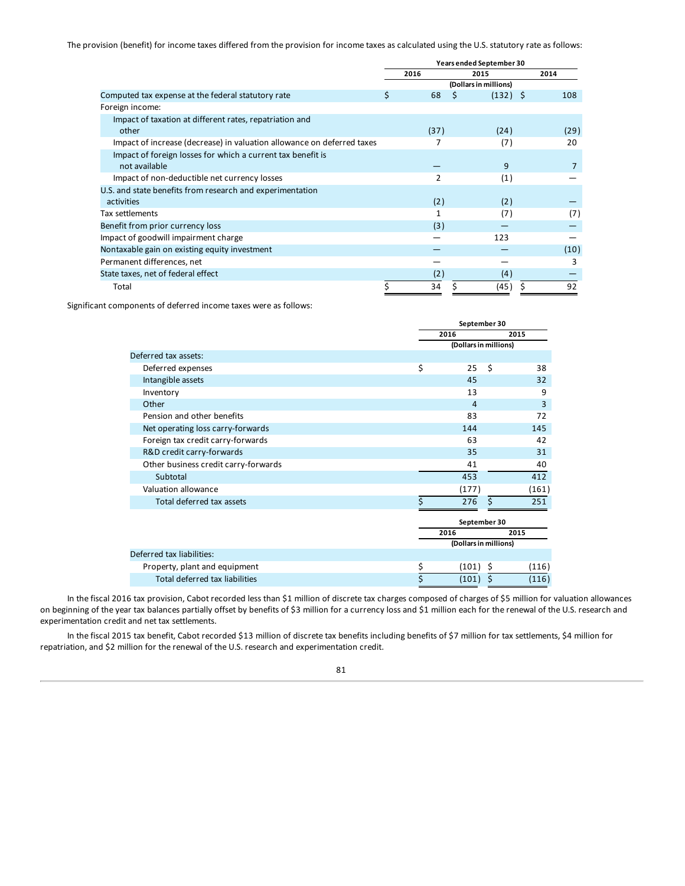The provision (benefit) for income taxes differed from the provision for income taxes as calculated using the U.S. statutory rate as follows:

| | Years ended September 30 | | |
|---|---|---|---|
| | 2016 | 2015 | 2014 |
| | (Dollars in millions) | | |
| Computed tax expense at the federal statutory rate | $ 68 | $ (132) | $ 108 |
| Foreign income: | | | |
| Impact of taxation at different rates, repatriation and other | (37) | (24) | (29) |
| Impact of increase (decrease) in valuation allowance on deferred taxes | 7 | (7) | 20 |
| Impact of foreign losses for which a current tax benefit is not available | — | 9 | 7 |
| Impact of non-deductible net currency losses | 2 | (1) | — |
| U.S. and state benefits from research and experimentation activities | (2) | (2) | — |
| Tax settlements | 1 | (7) | (7) |
| Benefit from prior currency loss | (3) | — | — |
| Impact of goodwill impairment charge | — | 123 | — |
| Nontaxable gain on existing equity investment | — | — | (10) |
| Permanent differences, net | — | — | 3 |
| State taxes, net of federal effect | (2) | (4) | — |
| Total | $ 34 | $ (45) | $ 92 |

Significant components of deferred income taxes were as follows:

| | September 30 | |
|---|---|---|
| | 2016 | 2015 |
| | (Dollars in millions) | |
| Deferred tax assets: | | |
| Deferred expenses | $ 25 | $ 38 |
| Intangible assets | 45 | 32 |
| Inventory | 13 | 9 |
| Other | 4 | 3 |
| Pension and other benefits | 83 | 72 |
| Net operating loss carry-forwards | 144 | 145 |
| Foreign tax credit carry-forwards | 63 | 42 |
| R&D credit carry-forwards | 35 | 31 |
| Other business credit carry-forwards | 41 | 40 |
| Subtotal | 453 | 412 |
| Valuation allowance | (177) | (161) |
| Total deferred tax assets | $ 276 | $ 251 |

| | September 30 | |
|---|---|---|
| | 2016 | 2015 |
| | (Dollars in millions) | |
| Deferred tax liabilities: | | |
| Property, plant and equipment | $ (101) | $ (116) |
| Total deferred tax liabilities | $ (101) | $ (116) |

In the fiscal 2016 tax provision, Cabot recorded less than $1 million of discrete tax charges composed of charges of $5 million for valuation allowances on beginning of the year tax balances partially offset by benefits of $3 million for a currency loss and $1 million each for the renewal of the U.S. research and experimentation credit and net tax settlements.

In the fiscal 2015 tax benefit, Cabot recorded $13 million of discrete tax benefits including benefits of $7 million for tax settlements, $4 million for repatriation, and $2 million for the renewal of the U.S. research and experimentation credit.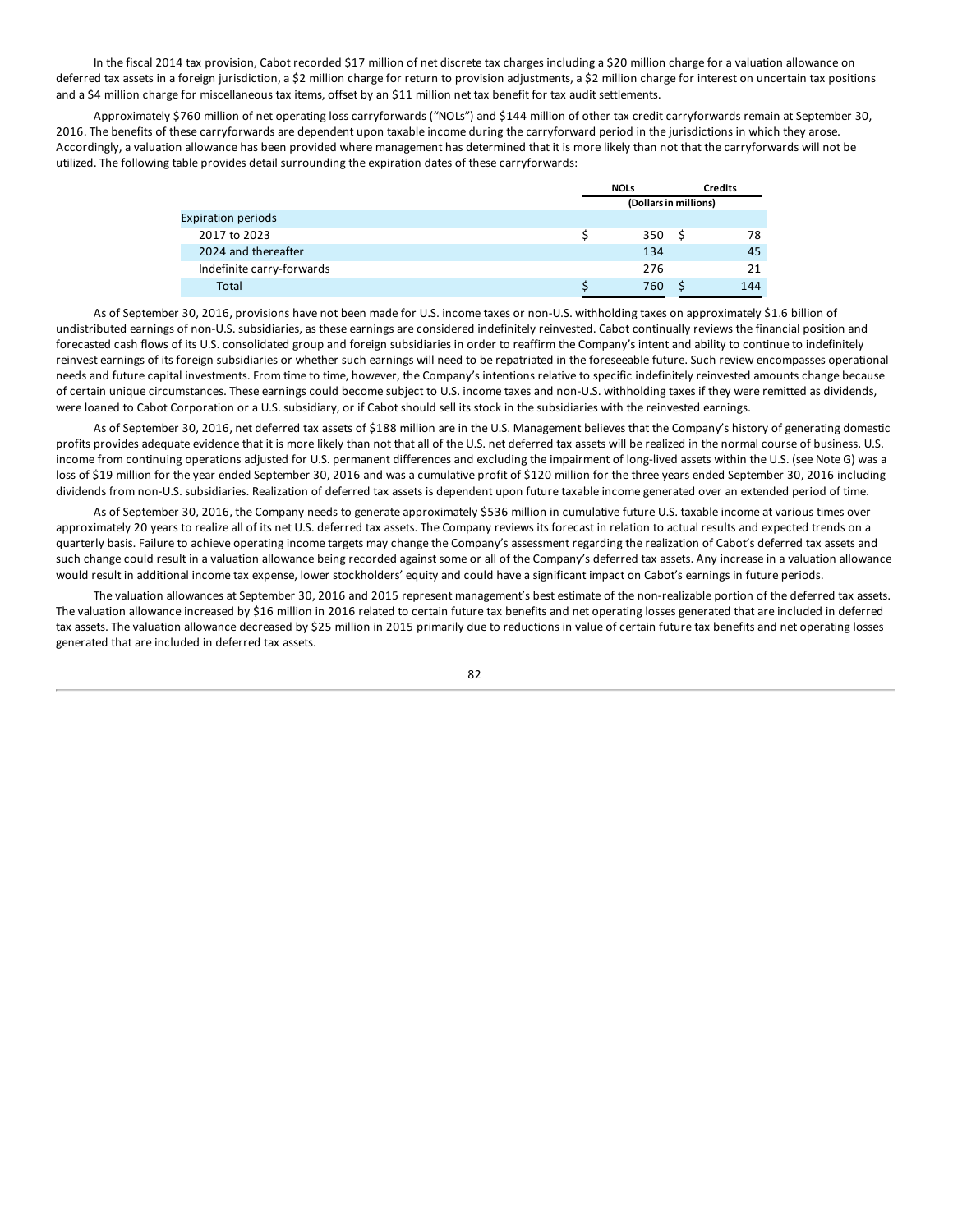In the fiscal 2014 tax provision, Cabot recorded $17 million of net discrete tax charges including a $20 million charge for a valuation allowance on deferred tax assets in a foreign jurisdiction, a $2 million charge for return to provision adjustments, a $2 million charge for interest on uncertain tax positions and a $4 million charge for miscellaneous tax items, offset by an $11 million net tax benefit for tax audit settlements.

Approximately $760 million of net operating loss carryforwards ("NOLs") and $144 million of other tax credit carryforwards remain at September 30, 2016. The benefits of these carryforwards are dependent upon taxable income during the carryforward period in the jurisdictions in which they arose. Accordingly, a valuation allowance has been provided where management has determined that it is more likely than not that the carryforwards will not be utilized. The following table provides detail surrounding the expiration dates of these carryforwards:

| | NOLs | Credits |
|---|---|---|
| | (Dollars in millions) | |
| Expiration periods | | |
| 2017 to 2023 | $ 350 | $ 78 |
| 2024 and thereafter | 134 | 45 |
| Indefinite carry-forwards | 276 | 21 |
| Total | $ 760 | $ 144 |

As of September 30, 2016, provisions have not been made for U.S. income taxes or non-U.S. withholding taxes on approximately $1.6 billion of undistributed earnings of non-U.S. subsidiaries, as these earnings are considered indefinitely reinvested. Cabot continually reviews the financial position and forecasted cash flows of its U.S. consolidated group and foreign subsidiaries in order to reaffirm the Company's intent and ability to continue to indefinitely reinvest earnings of its foreign subsidiaries or whether such earnings will need to be repatriated in the foreseeable future. Such review encompasses operational needs and future capital investments. From time to time, however, the Company's intentions relative to specific indefinitely reinvested amounts change because of certain unique circumstances. These earnings could become subject to U.S. income taxes and non-U.S. withholding taxes if they were remitted as dividends, were loaned to Cabot Corporation or a U.S. subsidiary, or if Cabot should sell its stock in the subsidiaries with the reinvested earnings.

As of September 30, 2016, net deferred tax assets of $188 million are in the U.S. Management believes that the Company's history of generating domestic profits provides adequate evidence that it is more likely than not that all of the U.S. net deferred tax assets will be realized in the normal course of business. U.S. income from continuing operations adjusted for U.S. permanent differences and excluding the impairment of long-lived assets within the U.S. (see Note G) was a loss of $19 million for the year ended September 30, 2016 and was a cumulative profit of $120 million for the three years ended September 30, 2016 including dividends from non-U.S. subsidiaries. Realization of deferred tax assets is dependent upon future taxable income generated over an extended period of time.

As of September 30, 2016, the Company needs to generate approximately $536 million in cumulative future U.S. taxable income at various times over approximately 20 years to realize all of its net U.S. deferred tax assets. The Company reviews its forecast in relation to actual results and expected trends on a quarterly basis. Failure to achieve operating income targets may change the Company's assessment regarding the realization of Cabot's deferred tax assets and such change could result in a valuation allowance being recorded against some or all of the Company's deferred tax assets. Any increase in a valuation allowance would result in additional income tax expense, lower stockholders' equity and could have a significant impact on Cabot's earnings in future periods.

The valuation allowances at September 30, 2016 and 2015 represent management's best estimate of the non-realizable portion of the deferred tax assets. The valuation allowance increased by $16 million in 2016 related to certain future tax benefits and net operating losses generated that are included in deferred tax assets. The valuation allowance decreased by $25 million in 2015 primarily due to reductions in value of certain future tax benefits and net operating losses generated that are included in deferred tax assets.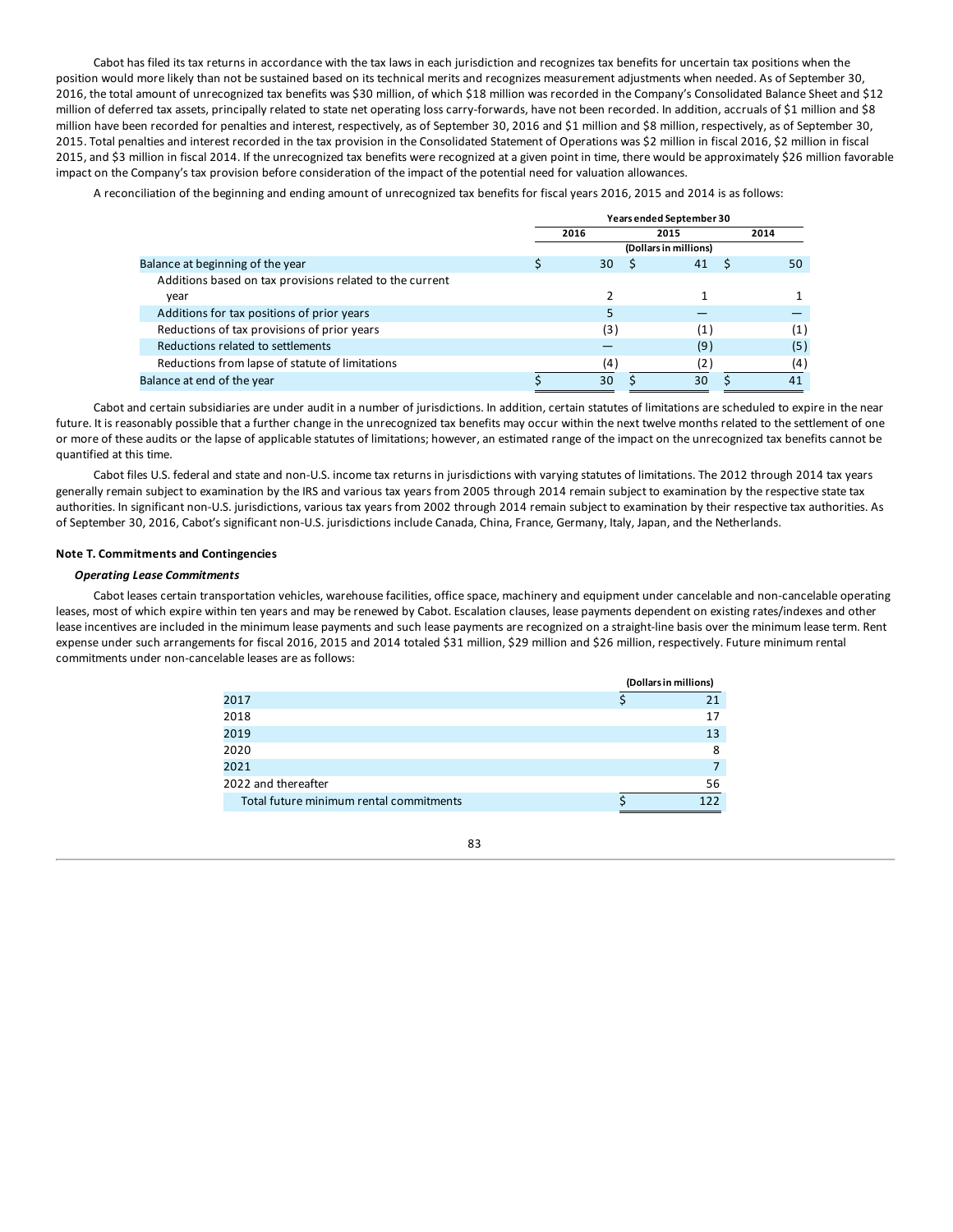Cabot has filed its tax returns in accordance with the tax laws in each jurisdiction and recognizes tax benefits for uncertain tax positions when the position would more likely than not be sustained based on its technical merits and recognizes measurement adjustments when needed. As of September 30, 2016, the total amount of unrecognized tax benefits was $30 million, of which $18 million was recorded in the Company's Consolidated Balance Sheet and $12 million of deferred tax assets, principally related to state net operating loss carry-forwards, have not been recorded. In addition, accruals of $1 million and $8 million have been recorded for penalties and interest, respectively, as of September 30, 2016 and $1 million and $8 million, respectively, as of September 30, 2015. Total penalties and interest recorded in the tax provision in the Consolidated Statement of Operations was $2 million in fiscal 2016, $2 million in fiscal 2015, and $3 million in fiscal 2014. If the unrecognized tax benefits were recognized at a given point in time, there would be approximately $26 million favorable impact on the Company's tax provision before consideration of the impact of the potential need for valuation allowances.

A reconciliation of the beginning and ending amount of unrecognized tax benefits for fiscal years 2016, 2015 and 2014 is as follows:

| | Years ended September 30 | | |
|---|---|---|---|
| | 2016 | 2015 | 2014 |
| | (Dollars in millions) | | |
| Balance at beginning of the year | $ 30 | $ 41 | $ 50 |
| Additions based on tax provisions related to the current year | 2 | 1 | 1 |
| Additions for tax positions of prior years | 5 | — | — |
| Reductions of tax provisions of prior years | (3) | (1) | (1) |
| Reductions related to settlements | — | (9) | (5) |
| Reductions from lapse of statute of limitations | (4) | (2) | (4) |
| Balance at end of the year | $ 30 | $ 30 | $ 41 |

Cabot and certain subsidiaries are under audit in a number of jurisdictions. In addition, certain statutes of limitations are scheduled to expire in the near future. It is reasonably possible that a further change in the unrecognized tax benefits may occur within the next twelve months related to the settlement of one or more of these audits or the lapse of applicable statutes of limitations; however, an estimated range of the impact on the unrecognized tax benefits cannot be quantified at this time.

Cabot files U.S. federal and state and non-U.S. income tax returns in jurisdictions with varying statutes of limitations. The 2012 through 2014 tax years generally remain subject to examination by the IRS and various tax years from 2005 through 2014 remain subject to examination by the respective state tax authorities. In significant non-U.S. jurisdictions, various tax years from 2002 through 2014 remain subject to examination by their respective tax authorities. As of September 30, 2016, Cabot's significant non-U.S. jurisdictions include Canada, China, France, Germany, Italy, Japan, and the Netherlands.

**Note T. Commitments and Contingencies**

***Operating Lease Commitments***

Cabot leases certain transportation vehicles, warehouse facilities, office space, machinery and equipment under cancelable and non-cancelable operating leases, most of which expire within ten years and may be renewed by Cabot. Escalation clauses, lease payments dependent on existing rates/indexes and other lease incentives are included in the minimum lease payments and such lease payments are recognized on a straight-line basis over the minimum lease term. Rent expense under such arrangements for fiscal 2016, 2015 and 2014 totaled $31 million, $29 million and $26 million, respectively. Future minimum rental commitments under non-cancelable leases are as follows:

| | (Dollars in millions) |
|---|---|
| 2017 | $ 21 |
| 2018 | 17 |
| 2019 | 13 |
| 2020 | 8 |
| 2021 | 7 |
| 2022 and thereafter | 56 |
| Total future minimum rental commitments | $ 122 |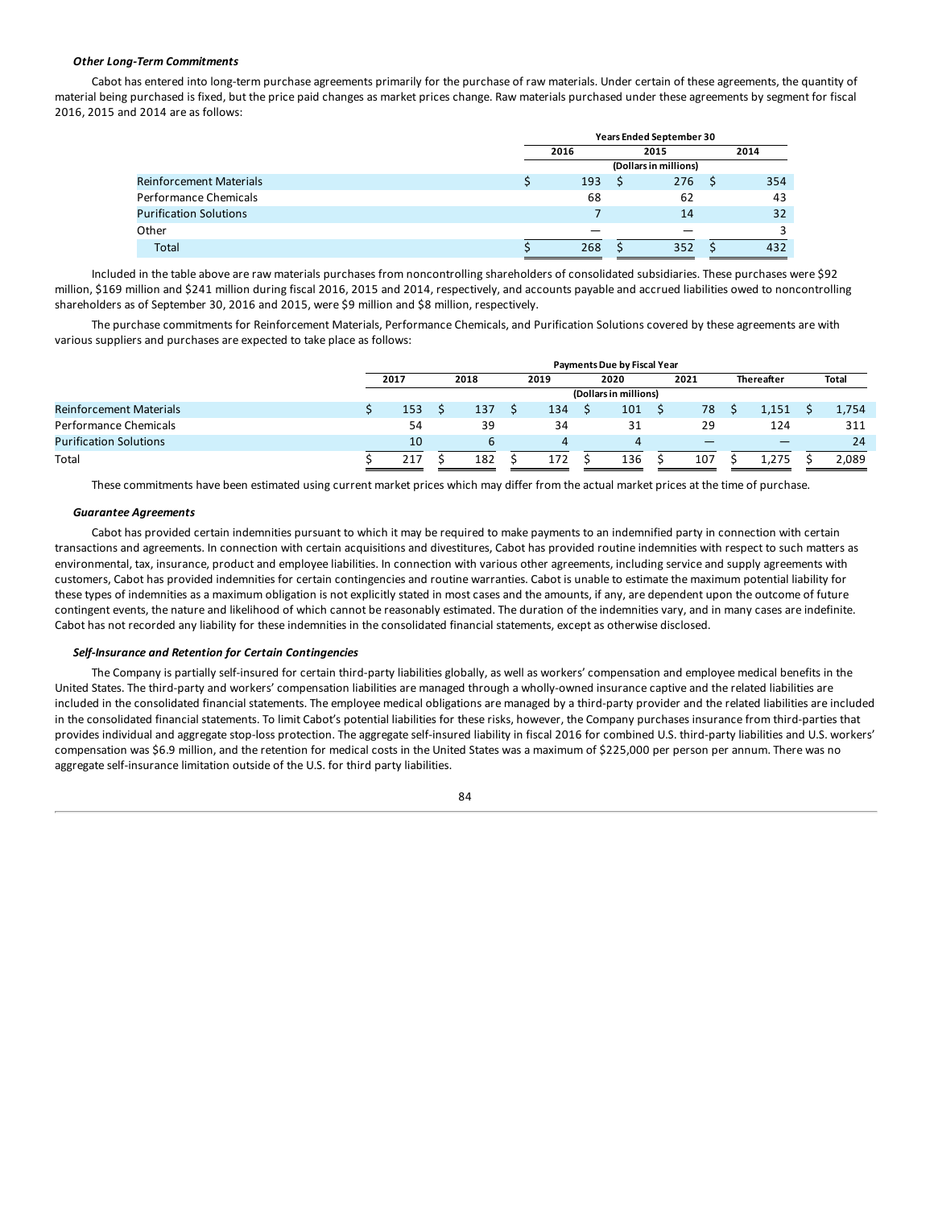***Other Long-Term Commitments***

Cabot has entered into long-term purchase agreements primarily for the purchase of raw materials. Under certain of these agreements, the quantity of material being purchased is fixed, but the price paid changes as market prices change. Raw materials purchased under these agreements by segment for fiscal 2016, 2015 and 2014 are as follows:

| | Years Ended September 30 | | |
|---|---|---|---|
| | 2016 | 2015 | 2014 |
| | (Dollars in millions) | | |
| Reinforcement Materials | $ 193 | $ 276 | $ 354 |
| Performance Chemicals | 68 | 62 | 43 |
| Purification Solutions | 7 | 14 | 32 |
| Other | — | — | 3 |
| Total | $ 268 | $ 352 | $ 432 |

Included in the table above are raw materials purchases from noncontrolling shareholders of consolidated subsidiaries. These purchases were $92 million, $169 million and $241 million during fiscal 2016, 2015 and 2014, respectively, and accounts payable and accrued liabilities owed to noncontrolling shareholders as of September 30, 2016 and 2015, were $9 million and $8 million, respectively.

The purchase commitments for Reinforcement Materials, Performance Chemicals, and Purification Solutions covered by these agreements are with various suppliers and purchases are expected to take place as follows:

| | Payments Due by Fiscal Year | | | | | | |
|---|---|---|---|---|---|---|---|
| | 2017 | 2018 | 2019 | 2020 | 2021 | Thereafter | Total |
| | (Dollars in millions) | | | | | | |
| Reinforcement Materials | $ 153 | $ 137 | $ 134 | $ 101 | $ 78 | $ 1,151 | $ 1,754 |
| Performance Chemicals | 54 | 39 | 34 | 31 | 29 | 124 | 311 |
| Purification Solutions | 10 | 6 | 4 | 4 | — | — | 24 |
| Total | $ 217 | $ 182 | $ 172 | $ 136 | $ 107 | $ 1,275 | $ 2,089 |

These commitments have been estimated using current market prices which may differ from the actual market prices at the time of purchase.

***Guarantee Agreements***

Cabot has provided certain indemnities pursuant to which it may be required to make payments to an indemnified party in connection with certain transactions and agreements. In connection with certain acquisitions and divestitures, Cabot has provided routine indemnities with respect to such matters as environmental, tax, insurance, product and employee liabilities. In connection with various other agreements, including service and supply agreements with customers, Cabot has provided indemnities for certain contingencies and routine warranties. Cabot is unable to estimate the maximum potential liability for these types of indemnities as a maximum obligation is not explicitly stated in most cases and the amounts, if any, are dependent upon the outcome of future contingent events, the nature and likelihood of which cannot be reasonably estimated. The duration of the indemnities vary, and in many cases are indefinite. Cabot has not recorded any liability for these indemnities in the consolidated financial statements, except as otherwise disclosed.

***Self-Insurance and Retention for Certain Contingencies***

The Company is partially self-insured for certain third-party liabilities globally, as well as workers' compensation and employee medical benefits in the United States. The third-party and workers' compensation liabilities are managed through a wholly-owned insurance captive and the related liabilities are included in the consolidated financial statements. The employee medical obligations are managed by a third-party provider and the related liabilities are included in the consolidated financial statements. To limit Cabot's potential liabilities for these risks, however, the Company purchases insurance from third-parties that provides individual and aggregate stop-loss protection. The aggregate self-insured liability in fiscal 2016 for combined U.S. third-party liabilities and U.S. workers' compensation was $6.9 million, and the retention for medical costs in the United States was a maximum of $225,000 per person per annum. There was no aggregate self-insurance limitation outside of the U.S. for third party liabilities.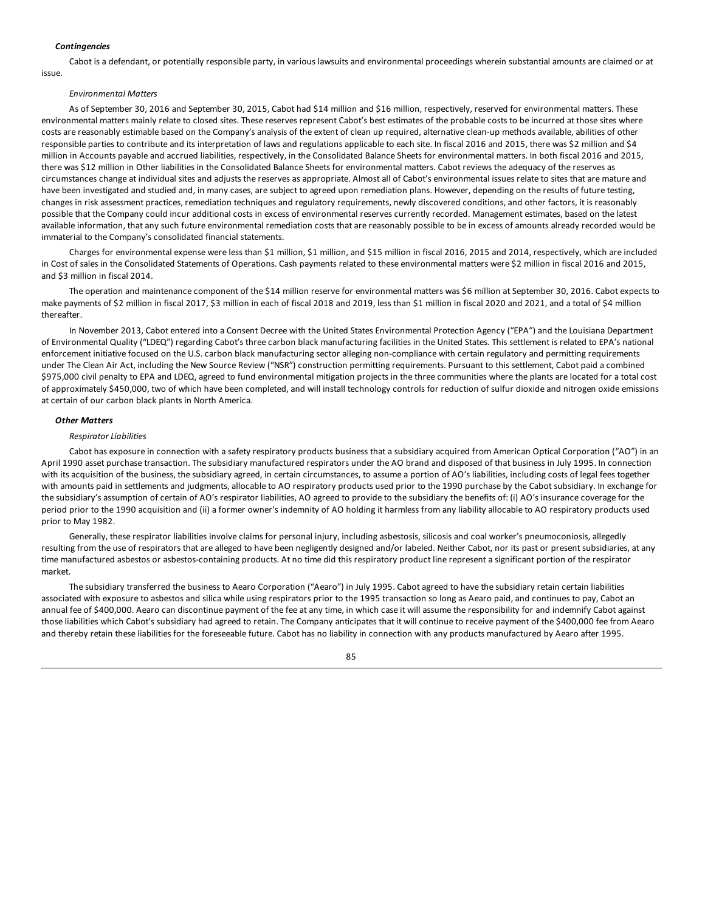### *Contingencies*

Cabot is a defendant, or potentially responsible party, in various lawsuits and environmental proceedings wherein substantial amounts are claimed or at issue.

#### *Environmental Matters*

As of September 30, 2016 and September 30, 2015, Cabot had $14 million and $16 million, respectively, reserved for environmental matters. These environmental matters mainly relate to closed sites. These reserves represent Cabot's best estimates of the probable costs to be incurred at those sites where costs are reasonably estimable based on the Company's analysis of the extent of clean up required, alternative clean-up methods available, abilities of other responsible parties to contribute and its interpretation of laws and regulations applicable to each site. In fiscal 2016 and 2015, there was $2 million and $4 million in Accounts payable and accrued liabilities, respectively, in the Consolidated Balance Sheets for environmental matters. In both fiscal 2016 and 2015, there was $12 million in Other liabilities in the Consolidated Balance Sheets for environmental matters. Cabot reviews the adequacy of the reserves as circumstances change at individual sites and adjusts the reserves as appropriate. Almost all of Cabot's environmental issues relate to sites that are mature and have been investigated and studied and, in many cases, are subject to agreed upon remediation plans. However, depending on the results of future testing, changes in risk assessment practices, remediation techniques and regulatory requirements, newly discovered conditions, and other factors, it is reasonably possible that the Company could incur additional costs in excess of environmental reserves currently recorded. Management estimates, based on the latest available information, that any such future environmental remediation costs that are reasonably possible to be in excess of amounts already recorded would be immaterial to the Company's consolidated financial statements.

Charges for environmental expense were less than $1 million, $1 million, and $15 million in fiscal 2016, 2015 and 2014, respectively, which are included in Cost of sales in the Consolidated Statements of Operations. Cash payments related to these environmental matters were $2 million in fiscal 2016 and 2015, and $3 million in fiscal 2014.

The operation and maintenance component of the $14 million reserve for environmental matters was $6 million at September 30, 2016. Cabot expects to make payments of $2 million in fiscal 2017, $3 million in each of fiscal 2018 and 2019, less than $1 million in fiscal 2020 and 2021, and a total of $4 million thereafter.

In November 2013, Cabot entered into a Consent Decree with the United States Environmental Protection Agency ("EPA") and the Louisiana Department of Environmental Quality ("LDEQ") regarding Cabot's three carbon black manufacturing facilities in the United States. This settlement is related to EPA's national enforcement initiative focused on the U.S. carbon black manufacturing sector alleging non-compliance with certain regulatory and permitting requirements under The Clean Air Act, including the New Source Review ("NSR") construction permitting requirements. Pursuant to this settlement, Cabot paid a combined $975,000 civil penalty to EPA and LDEQ, agreed to fund environmental mitigation projects in the three communities where the plants are located for a total cost of approximately $450,000, two of which have been completed, and will install technology controls for reduction of sulfur dioxide and nitrogen oxide emissions at certain of our carbon black plants in North America.

### *Other Matters*

#### *Respirator Liabilities*

Cabot has exposure in connection with a safety respiratory products business that a subsidiary acquired from American Optical Corporation ("AO") in an April 1990 asset purchase transaction. The subsidiary manufactured respirators under the AO brand and disposed of that business in July 1995. In connection with its acquisition of the business, the subsidiary agreed, in certain circumstances, to assume a portion of AO's liabilities, including costs of legal fees together with amounts paid in settlements and judgments, allocable to AO respiratory products used prior to the 1990 purchase by the Cabot subsidiary. In exchange for the subsidiary's assumption of certain of AO's respirator liabilities, AO agreed to provide to the subsidiary the benefits of: (i) AO's insurance coverage for the period prior to the 1990 acquisition and (ii) a former owner's indemnity of AO holding it harmless from any liability allocable to AO respiratory products used prior to May 1982.

Generally, these respirator liabilities involve claims for personal injury, including asbestosis, silicosis and coal worker's pneumoconiosis, allegedly resulting from the use of respirators that are alleged to have been negligently designed and/or labeled. Neither Cabot, nor its past or present subsidiaries, at any time manufactured asbestos or asbestos-containing products. At no time did this respiratory product line represent a significant portion of the respirator market.

The subsidiary transferred the business to Aearo Corporation ("Aearo") in July 1995. Cabot agreed to have the subsidiary retain certain liabilities associated with exposure to asbestos and silica while using respirators prior to the 1995 transaction so long as Aearo paid, and continues to pay, Cabot an annual fee of $400,000. Aearo can discontinue payment of the fee at any time, in which case it will assume the responsibility for and indemnify Cabot against those liabilities which Cabot's subsidiary had agreed to retain. The Company anticipates that it will continue to receive payment of the $400,000 fee from Aearo and thereby retain these liabilities for the foreseeable future. Cabot has no liability in connection with any products manufactured by Aearo after 1995.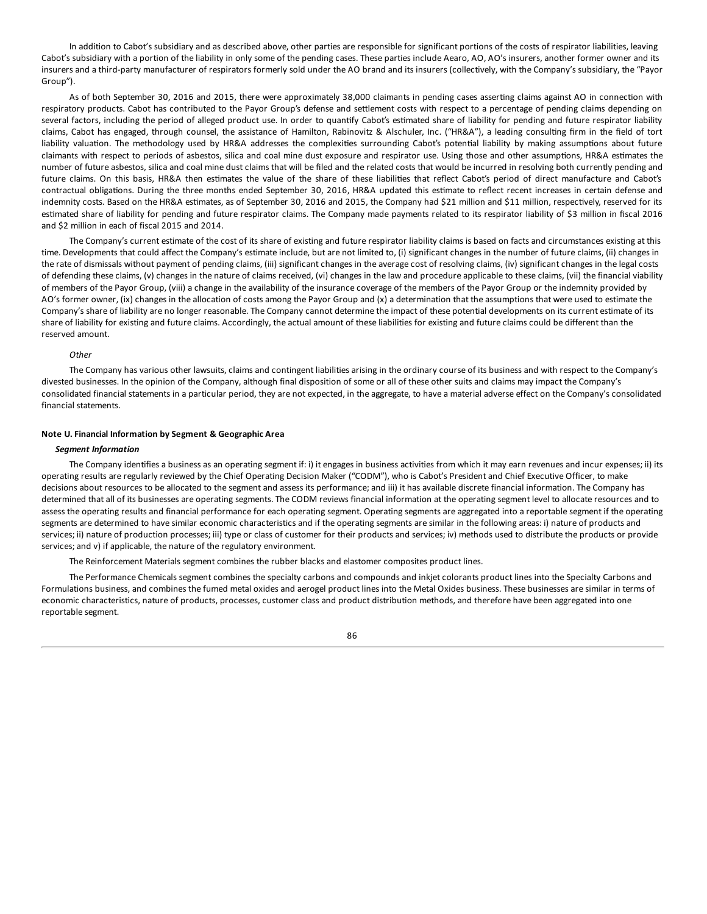In addition to Cabot's subsidiary and as described above, other parties are responsible for significant portions of the costs of respirator liabilities, leaving Cabot's subsidiary with a portion of the liability in only some of the pending cases. These parties include Aearo, AO, AO's insurers, another former owner and its insurers and a third-party manufacturer of respirators formerly sold under the AO brand and its insurers (collectively, with the Company's subsidiary, the "Payor Group").

As of both September 30, 2016 and 2015, there were approximately 38,000 claimants in pending cases asserting claims against AO in connection with respiratory products. Cabot has contributed to the Payor Group's defense and settlement costs with respect to a percentage of pending claims depending on several factors, including the period of alleged product use. In order to quantify Cabot's estimated share of liability for pending and future respirator liability claims, Cabot has engaged, through counsel, the assistance of Hamilton, Rabinovitz & Alschuler, Inc. ("HR&A"), a leading consulting firm in the field of tort liability valuation. The methodology used by HR&A addresses the complexities surrounding Cabot's potential liability by making assumptions about future claimants with respect to periods of asbestos, silica and coal mine dust exposure and respirator use. Using those and other assumptions, HR&A estimates the number of future asbestos, silica and coal mine dust claims that will be filed and the related costs that would be incurred in resolving both currently pending and future claims. On this basis, HR&A then estimates the value of the share of these liabilities that reflect Cabot's period of direct manufacture and Cabot's contractual obligations. During the three months ended September 30, 2016, HR&A updated this estimate to reflect recent increases in certain defense and indemnity costs. Based on the HR&A estimates, as of September 30, 2016 and 2015, the Company had $21 million and $11 million, respectively, reserved for its estimated share of liability for pending and future respirator claims. The Company made payments related to its respirator liability of $3 million in fiscal 2016 and $2 million in each of fiscal 2015 and 2014.

The Company's current estimate of the cost of its share of existing and future respirator liability claims is based on facts and circumstances existing at this time. Developments that could affect the Company's estimate include, but are not limited to, (i) significant changes in the number of future claims, (ii) changes in the rate of dismissals without payment of pending claims, (iii) significant changes in the average cost of resolving claims, (iv) significant changes in the legal costs of defending these claims, (v) changes in the nature of claims received, (vi) changes in the law and procedure applicable to these claims, (vii) the financial viability of members of the Payor Group, (viii) a change in the availability of the insurance coverage of the members of the Payor Group or the indemnity provided by AO's former owner, (ix) changes in the allocation of costs among the Payor Group and (x) a determination that the assumptions that were used to estimate the Company's share of liability are no longer reasonable. The Company cannot determine the impact of these potential developments on its current estimate of its share of liability for existing and future claims. Accordingly, the actual amount of these liabilities for existing and future claims could be different than the reserved amount.

*Other*

The Company has various other lawsuits, claims and contingent liabilities arising in the ordinary course of its business and with respect to the Company's divested businesses. In the opinion of the Company, although final disposition of some or all of these other suits and claims may impact the Company's consolidated financial statements in a particular period, they are not expected, in the aggregate, to have a material adverse effect on the Company's consolidated financial statements.

**Note U. Financial Information by Segment & Geographic Area**

***Segment Information***

The Company identifies a business as an operating segment if: i) it engages in business activities from which it may earn revenues and incur expenses; ii) its operating results are regularly reviewed by the Chief Operating Decision Maker ("CODM"), who is Cabot's President and Chief Executive Officer, to make decisions about resources to be allocated to the segment and assess its performance; and iii) it has available discrete financial information. The Company has determined that all of its businesses are operating segments. The CODM reviews financial information at the operating segment level to allocate resources and to assess the operating results and financial performance for each operating segment. Operating segments are aggregated into a reportable segment if the operating segments are determined to have similar economic characteristics and if the operating segments are similar in the following areas: i) nature of products and services; ii) nature of production processes; iii) type or class of customer for their products and services; iv) methods used to distribute the products or provide services; and v) if applicable, the nature of the regulatory environment.

The Reinforcement Materials segment combines the rubber blacks and elastomer composites product lines.

The Performance Chemicals segment combines the specialty carbons and compounds and inkjet colorants product lines into the Specialty Carbons and Formulations business, and combines the fumed metal oxides and aerogel product lines into the Metal Oxides business. These businesses are similar in terms of economic characteristics, nature of products, processes, customer class and product distribution methods, and therefore have been aggregated into one reportable segment.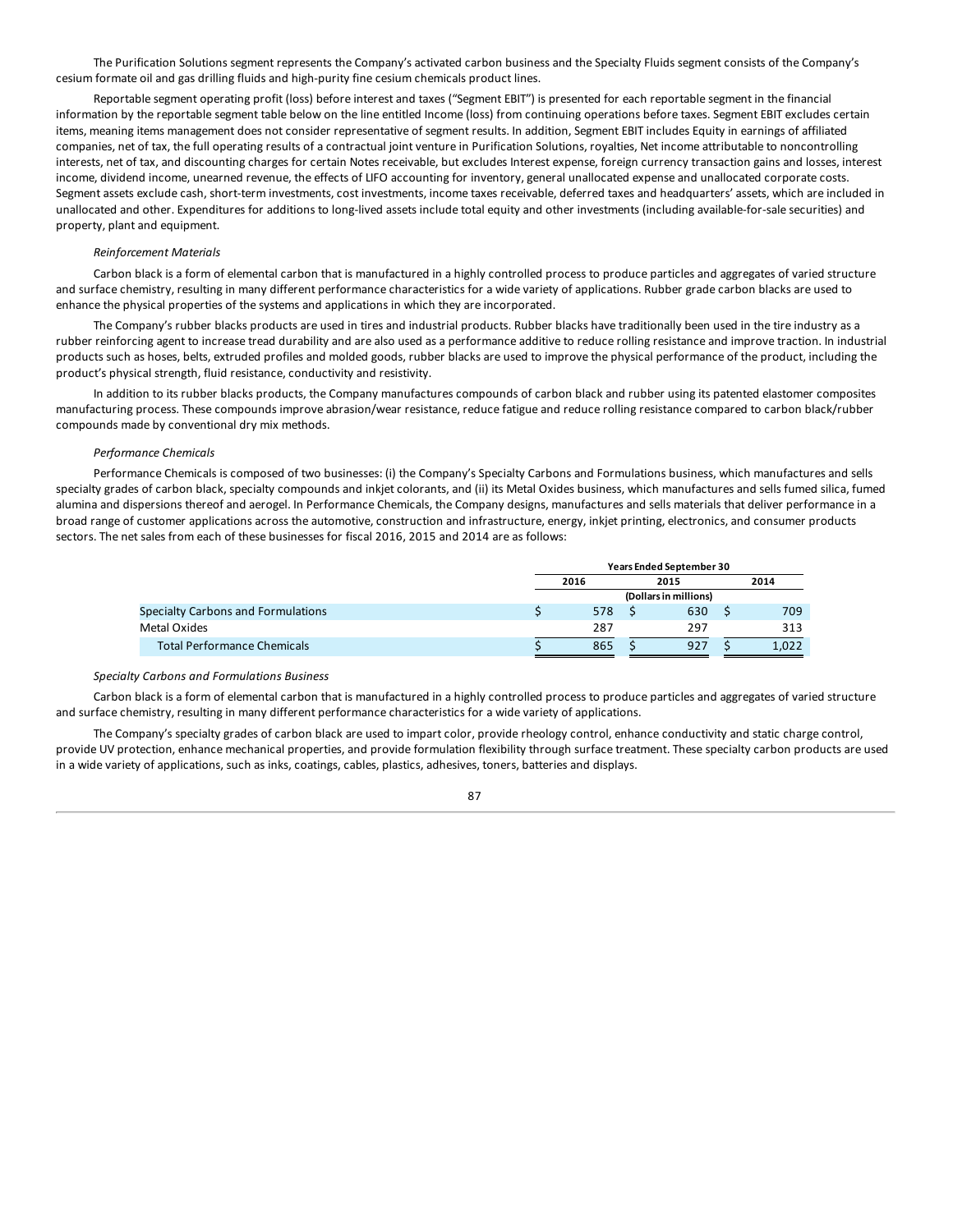The Purification Solutions segment represents the Company's activated carbon business and the Specialty Fluids segment consists of the Company's cesium formate oil and gas drilling fluids and high-purity fine cesium chemicals product lines.

Reportable segment operating profit (loss) before interest and taxes ("Segment EBIT") is presented for each reportable segment in the financial information by the reportable segment table below on the line entitled Income (loss) from continuing operations before taxes. Segment EBIT excludes certain items, meaning items management does not consider representative of segment results. In addition, Segment EBIT includes Equity in earnings of affiliated companies, net of tax, the full operating results of a contractual joint venture in Purification Solutions, royalties, Net income attributable to noncontrolling interests, net of tax, and discounting charges for certain Notes receivable, but excludes Interest expense, foreign currency transaction gains and losses, interest income, dividend income, unearned revenue, the effects of LIFO accounting for inventory, general unallocated expense and unallocated corporate costs. Segment assets exclude cash, short-term investments, cost investments, income taxes receivable, deferred taxes and headquarters' assets, which are included in unallocated and other. Expenditures for additions to long-lived assets include total equity and other investments (including available-for-sale securities) and property, plant and equipment.

*Reinforcement Materials*

Carbon black is a form of elemental carbon that is manufactured in a highly controlled process to produce particles and aggregates of varied structure and surface chemistry, resulting in many different performance characteristics for a wide variety of applications. Rubber grade carbon blacks are used to enhance the physical properties of the systems and applications in which they are incorporated.

The Company's rubber blacks products are used in tires and industrial products. Rubber blacks have traditionally been used in the tire industry as a rubber reinforcing agent to increase tread durability and are also used as a performance additive to reduce rolling resistance and improve traction. In industrial products such as hoses, belts, extruded profiles and molded goods, rubber blacks are used to improve the physical performance of the product, including the product's physical strength, fluid resistance, conductivity and resistivity.

In addition to its rubber blacks products, the Company manufactures compounds of carbon black and rubber using its patented elastomer composites manufacturing process. These compounds improve abrasion/wear resistance, reduce fatigue and reduce rolling resistance compared to carbon black/rubber compounds made by conventional dry mix methods.

*Performance Chemicals*

Performance Chemicals is composed of two businesses: (i) the Company's Specialty Carbons and Formulations business, which manufactures and sells specialty grades of carbon black, specialty compounds and inkjet colorants, and (ii) its Metal Oxides business, which manufactures and sells fumed silica, fumed alumina and dispersions thereof and aerogel. In Performance Chemicals, the Company designs, manufactures and sells materials that deliver performance in a broad range of customer applications across the automotive, construction and infrastructure, energy, inkjet printing, electronics, and consumer products sectors. The net sales from each of these businesses for fiscal 2016, 2015 and 2014 are as follows:

| | Years Ended September 30 | | |
|---|---|---|---|
| | 2016 | 2015 | 2014 |
| | (Dollars in millions) | | |
| Specialty Carbons and Formulations | $ 578 | $ 630 | $ 709 |
| Metal Oxides | 287 | 297 | 313 |
| Total Performance Chemicals | $ 865 | $ 927 | $ 1,022 |

*Specialty Carbons and Formulations Business*

Carbon black is a form of elemental carbon that is manufactured in a highly controlled process to produce particles and aggregates of varied structure and surface chemistry, resulting in many different performance characteristics for a wide variety of applications.

The Company's specialty grades of carbon black are used to impart color, provide rheology control, enhance conductivity and static charge control, provide UV protection, enhance mechanical properties, and provide formulation flexibility through surface treatment. These specialty carbon products are used in a wide variety of applications, such as inks, coatings, cables, plastics, adhesives, toners, batteries and displays.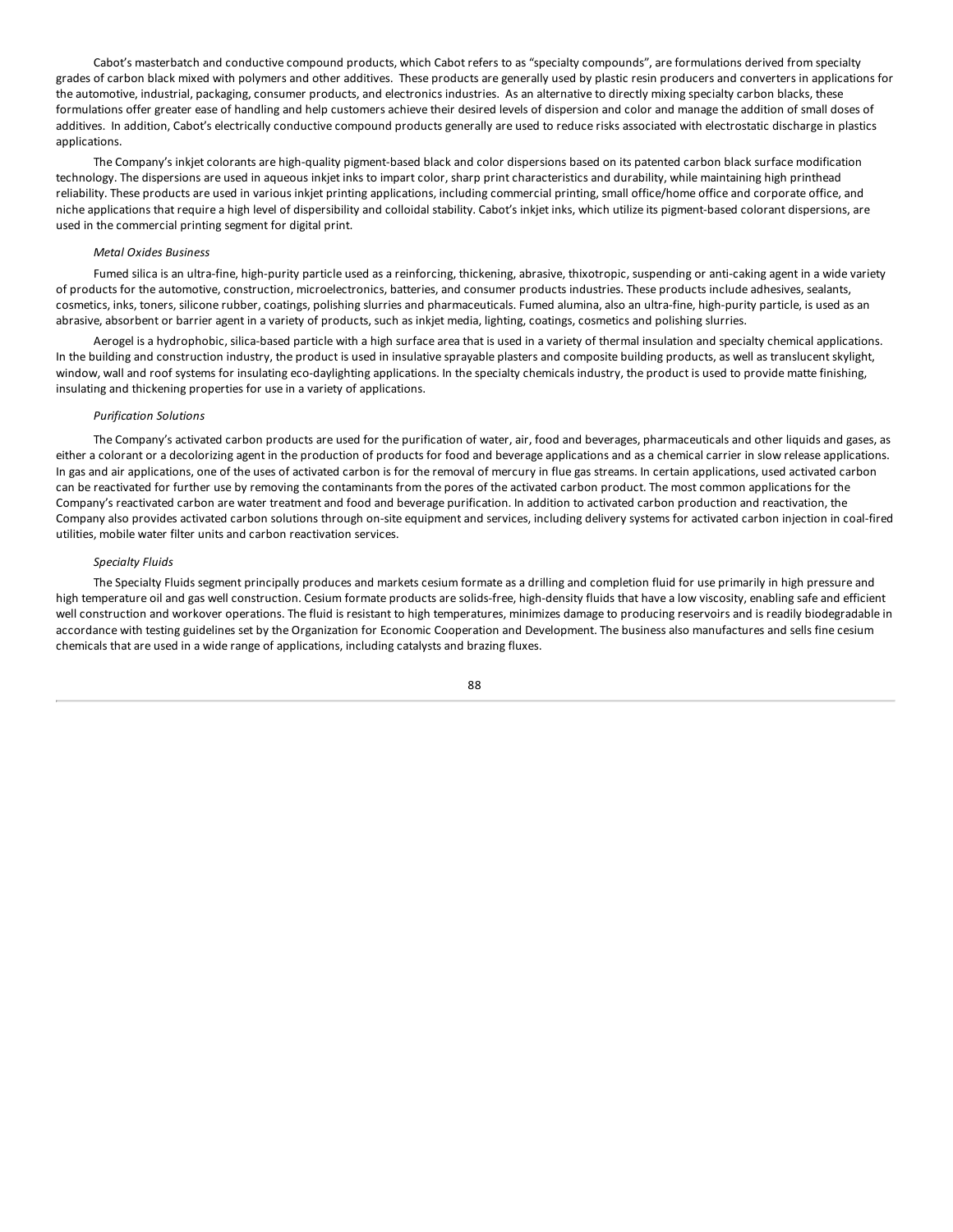Cabot's masterbatch and conductive compound products, which Cabot refers to as "specialty compounds", are formulations derived from specialty grades of carbon black mixed with polymers and other additives. These products are generally used by plastic resin producers and converters in applications for the automotive, industrial, packaging, consumer products, and electronics industries. As an alternative to directly mixing specialty carbon blacks, these formulations offer greater ease of handling and help customers achieve their desired levels of dispersion and color and manage the addition of small doses of additives. In addition, Cabot's electrically conductive compound products generally are used to reduce risks associated with electrostatic discharge in plastics applications.

The Company's inkjet colorants are high-quality pigment-based black and color dispersions based on its patented carbon black surface modification technology. The dispersions are used in aqueous inkjet inks to impart color, sharp print characteristics and durability, while maintaining high printhead reliability. These products are used in various inkjet printing applications, including commercial printing, small office/home office and corporate office, and niche applications that require a high level of dispersibility and colloidal stability. Cabot's inkjet inks, which utilize its pigment-based colorant dispersions, are used in the commercial printing segment for digital print.

*Metal Oxides Business*

Fumed silica is an ultra-fine, high-purity particle used as a reinforcing, thickening, abrasive, thixotropic, suspending or anti-caking agent in a wide variety of products for the automotive, construction, microelectronics, batteries, and consumer products industries. These products include adhesives, sealants, cosmetics, inks, toners, silicone rubber, coatings, polishing slurries and pharmaceuticals. Fumed alumina, also an ultra-fine, high-purity particle, is used as an abrasive, absorbent or barrier agent in a variety of products, such as inkjet media, lighting, coatings, cosmetics and polishing slurries.

Aerogel is a hydrophobic, silica-based particle with a high surface area that is used in a variety of thermal insulation and specialty chemical applications. In the building and construction industry, the product is used in insulative sprayable plasters and composite building products, as well as translucent skylight, window, wall and roof systems for insulating eco-daylighting applications. In the specialty chemicals industry, the product is used to provide matte finishing, insulating and thickening properties for use in a variety of applications.

*Purification Solutions*

The Company's activated carbon products are used for the purification of water, air, food and beverages, pharmaceuticals and other liquids and gases, as either a colorant or a decolorizing agent in the production of products for food and beverage applications and as a chemical carrier in slow release applications. In gas and air applications, one of the uses of activated carbon is for the removal of mercury in flue gas streams. In certain applications, used activated carbon can be reactivated for further use by removing the contaminants from the pores of the activated carbon product. The most common applications for the Company's reactivated carbon are water treatment and food and beverage purification. In addition to activated carbon production and reactivation, the Company also provides activated carbon solutions through on-site equipment and services, including delivery systems for activated carbon injection in coal-fired utilities, mobile water filter units and carbon reactivation services.

*Specialty Fluids*

The Specialty Fluids segment principally produces and markets cesium formate as a drilling and completion fluid for use primarily in high pressure and high temperature oil and gas well construction. Cesium formate products are solids-free, high-density fluids that have a low viscosity, enabling safe and efficient well construction and workover operations. The fluid is resistant to high temperatures, minimizes damage to producing reservoirs and is readily biodegradable in accordance with testing guidelines set by the Organization for Economic Cooperation and Development. The business also manufactures and sells fine cesium chemicals that are used in a wide range of applications, including catalysts and brazing fluxes.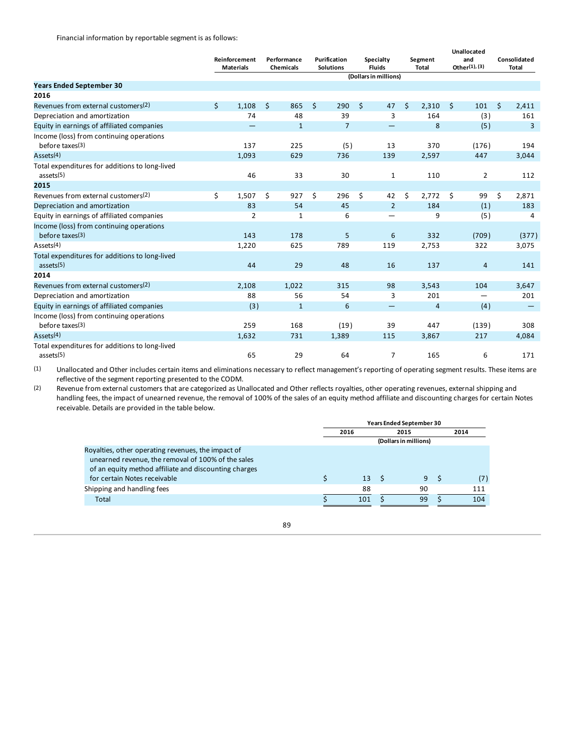Financial information by reportable segment is as follows:

| | Reinforcement Materials | Performance Chemicals | Purification Solutions | Specialty Fluids | Segment Total | Unallocated and Other[(1), (3)] | Consolidated Total |
|---|---|---|---|---|---|---|---|
| | | | | (Dollars in millions) | | | |
| **Years Ended September 30** | | | | | | | |
| **2016** | | | | | | | |
| Revenues from external customers[(2)] | $ 1,108 | $ 865 | $ 290 | $ 47 | $ 2,310 | $ 101 | $ 2,411 |
| Depreciation and amortization | 74 | 48 | 39 | 3 | 164 | (3) | 161 |
| Equity in earnings of affiliated companies | — | 1 | 7 | — | 8 | (5) | 3 |
| Income (loss) from continuing operations before taxes[(3)] | 137 | 225 | (5) | 13 | 370 | (176) | 194 |
| Assets[(4)] | 1,093 | 629 | 736 | 139 | 2,597 | 447 | 3,044 |
| Total expenditures for additions to long-lived assets[(5)] | 46 | 33 | 30 | 1 | 110 | 2 | 112 |
| **2015** | | | | | | | |
| Revenues from external customers[(2)] | $ 1,507 | $ 927 | $ 296 | $ 42 | $ 2,772 | $ 99 | $ 2,871 |
| Depreciation and amortization | 83 | 54 | 45 | 2 | 184 | (1) | 183 |
| Equity in earnings of affiliated companies | 2 | 1 | 6 | — | 9 | (5) | 4 |
| Income (loss) from continuing operations before taxes[(3)] | 143 | 178 | 5 | 6 | 332 | (709) | (377) |
| Assets[(4)] | 1,220 | 625 | 789 | 119 | 2,753 | 322 | 3,075 |
| Total expenditures for additions to long-lived assets[(5)] | 44 | 29 | 48 | 16 | 137 | 4 | 141 |
| **2014** | | | | | | | |
| Revenues from external customers[(2)] | 2,108 | 1,022 | 315 | 98 | 3,543 | 104 | 3,647 |
| Depreciation and amortization | 88 | 56 | 54 | 3 | 201 | — | 201 |
| Equity in earnings of affiliated companies | (3) | 1 | 6 | — | 4 | (4) | — |
| Income (loss) from continuing operations before taxes[(3)] | 259 | 168 | (19) | 39 | 447 | (139) | 308 |
| Assets[(4)] | 1,632 | 731 | 1,389 | 115 | 3,867 | 217 | 4,084 |
| Total expenditures for additions to long-lived assets[(5)] | 65 | 29 | 64 | 7 | 165 | 6 | 171 |

(1) Unallocated and Other includes certain items and eliminations necessary to reflect management's reporting of operating segment results. These items are reflective of the segment reporting presented to the CODM.

(2) Revenue from external customers that are categorized as Unallocated and Other reflects royalties, other operating revenues, external shipping and handling fees, the impact of unearned revenue, the removal of 100% of the sales of an equity method affiliate and discounting charges for certain Notes receivable. Details are provided in the table below.

| | Years Ended September 30 | | |
|---|---|---|---|
| | 2016 | 2015 | 2014 |
| | | (Dollars in millions) | |
| Royalties, other operating revenues, the impact of unearned revenue, the removal of 100% of the sales of an equity method affiliate and discounting charges for certain Notes receivable | $ 13 | $ 9 | $ (7) |
| Shipping and handling fees | 88 | 90 | 111 |
| Total | $ 101 | $ 99 | $ 104 |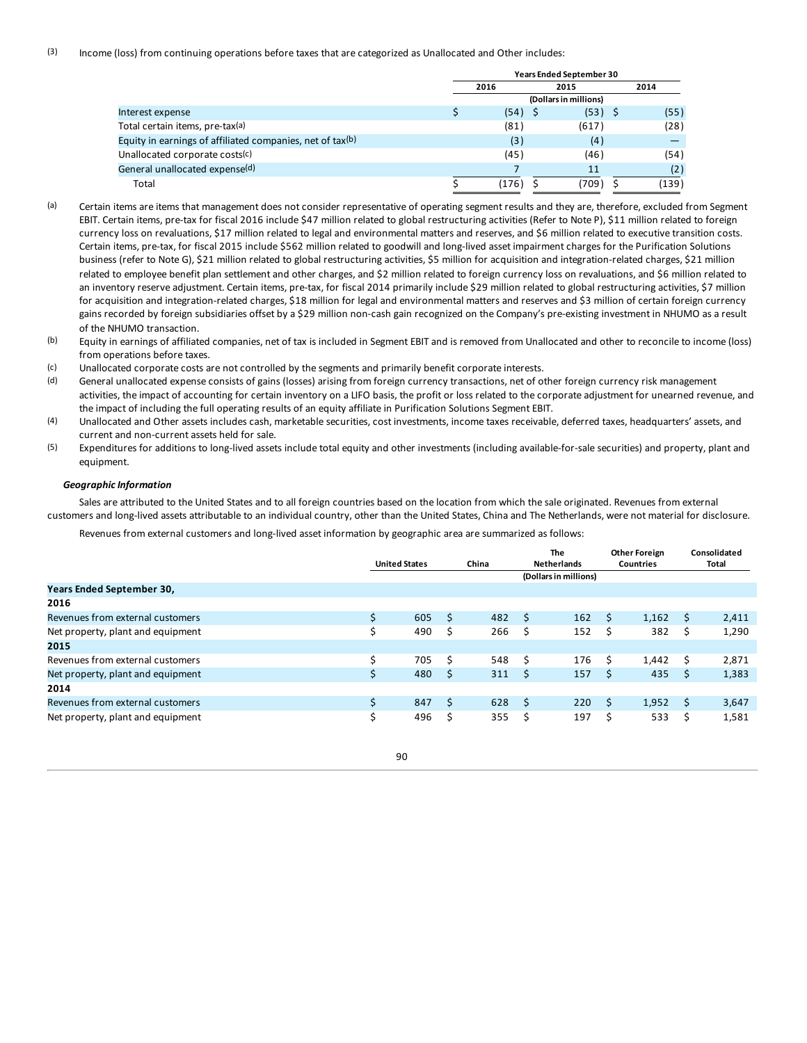(3) Income (loss) from continuing operations before taxes that are categorized as Unallocated and Other includes:

| | Years Ended September 30 | | |
|---|---|---|---|
| | 2016 | 2015 | 2014 |
| | (Dollars in millions) | | |
| Interest expense | $ (54) | $ (53) | $ (55) |
| Total certain items, pre-tax(a) | (81) | (617) | (28) |
| Equity in earnings of affiliated companies, net of tax(b) | (3) | (4) | — |
| Unallocated corporate costs(c) | (45) | (46) | (54) |
| General unallocated expense(d) | 7 | 11 | (2) |
| Total | $ (176) | $ (709) | $ (139) |

(a) Certain items are items that management does not consider representative of operating segment results and they are, therefore, excluded from Segment EBIT. Certain items, pre-tax for fiscal 2016 include $47 million related to global restructuring activities (Refer to Note P), $11 million related to foreign currency loss on revaluations, $17 million related to legal and environmental matters and reserves, and $6 million related to executive transition costs. Certain items, pre-tax, for fiscal 2015 include $562 million related to goodwill and long-lived asset impairment charges for the Purification Solutions business (refer to Note G), $21 million related to global restructuring activities, $5 million for acquisition and integration-related charges, $21 million related to employee benefit plan settlement and other charges, and $2 million related to foreign currency loss on revaluations, and $6 million related to an inventory reserve adjustment. Certain items, pre-tax, for fiscal 2014 primarily include $29 million related to global restructuring activities, $7 million for acquisition and integration-related charges, $18 million for legal and environmental matters and reserves and $3 million of certain foreign currency gains recorded by foreign subsidiaries offset by a $29 million non-cash gain recognized on the Company's pre-existing investment in NHUMO as a result of the NHUMO transaction.

(b) Equity in earnings of affiliated companies, net of tax is included in Segment EBIT and is removed from Unallocated and other to reconcile to income (loss) from operations before taxes.

(c) Unallocated corporate costs are not controlled by the segments and primarily benefit corporate interests.

(d) General unallocated expense consists of gains (losses) arising from foreign currency transactions, net of other foreign currency risk management activities, the impact of accounting for certain inventory on a LIFO basis, the profit or loss related to the corporate adjustment for unearned revenue, and the impact of including the full operating results of an equity affiliate in Purification Solutions Segment EBIT.

(4) Unallocated and Other assets includes cash, marketable securities, cost investments, income taxes receivable, deferred taxes, headquarters' assets, and current and non-current assets held for sale.

(5) Expenditures for additions to long-lived assets include total equity and other investments (including available-for-sale securities) and property, plant and equipment.

***Geographic Information***

Sales are attributed to the United States and to all foreign countries based on the location from which the sale originated. Revenues from external customers and long-lived assets attributable to an individual country, other than the United States, China and The Netherlands, were not material for disclosure.

Revenues from external customers and long-lived asset information by geographic area are summarized as follows:

| | United States | China | The Netherlands | Other Foreign Countries | Consolidated Total |
|---|---|---|---|---|---|
| | | | (Dollars in millions) | | |
| **Years Ended September 30,** | | | | | |
| **2016** | | | | | |
| Revenues from external customers | $ 605 | $ 482 | $ 162 | $ 1,162 | $ 2,411 |
| Net property, plant and equipment | $ 490 | $ 266 | $ 152 | $ 382 | $ 1,290 |
| **2015** | | | | | |
| Revenues from external customers | $ 705 | $ 548 | $ 176 | $ 1,442 | $ 2,871 |
| Net property, plant and equipment | $ 480 | $ 311 | $ 157 | $ 435 | $ 1,383 |
| **2014** | | | | | |
| Revenues from external customers | $ 847 | $ 628 | $ 220 | $ 1,952 | $ 3,647 |
| Net property, plant and equipment | $ 496 | $ 355 | $ 197 | $ 533 | $ 1,581 |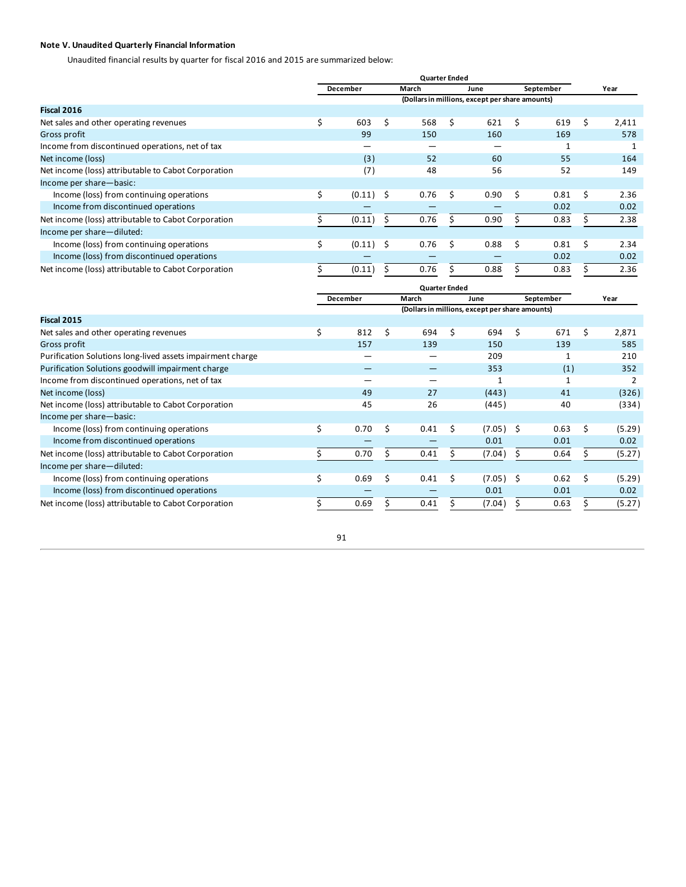**Note V. Unaudited Quarterly Financial Information**

Unaudited financial results by quarter for fiscal 2016 and 2015 are summarized below:

| | Quarter Ended | | | | |
|---|---|---|---|---|---|
| | December | March | June | September | Year |
| | (Dollars in millions, except per share amounts) | | | | |
| **Fiscal 2016** | | | | | |
| Net sales and other operating revenues | $ 603 | $ 568 | $ 621 | $ 619 | $ 2,411 |
| Gross profit | 99 | 150 | 160 | 169 | 578 |
| Income from discontinued operations, net of tax | — | — | — | 1 | 1 |
| Net income (loss) | (3) | 52 | 60 | 55 | 164 |
| Net income (loss) attributable to Cabot Corporation | (7) | 48 | 56 | 52 | 149 |
| Income per share—basic: | | | | | |
| Income (loss) from continuing operations | $ (0.11) | $ 0.76 | $ 0.90 | $ 0.81 | $ 2.36 |
| Income from discontinued operations | — | — | — | 0.02 | 0.02 |
| Net income (loss) attributable to Cabot Corporation | $ (0.11) | $ 0.76 | $ 0.90 | $ 0.83 | $ 2.38 |
| Income per share—diluted: | | | | | |
| Income (loss) from continuing operations | $ (0.11) | $ 0.76 | $ 0.88 | $ 0.81 | $ 2.34 |
| Income (loss) from discontinued operations | — | — | — | 0.02 | 0.02 |
| Net income (loss) attributable to Cabot Corporation | $ (0.11) | $ 0.76 | $ 0.88 | $ 0.83 | $ 2.36 |

| | Quarter Ended | | | | |
|---|---|---|---|---|---|
| | December | March | June | September | Year |
| | (Dollars in millions, except per share amounts) | | | | |
| **Fiscal 2015** | | | | | |
| Net sales and other operating revenues | $ 812 | $ 694 | $ 694 | $ 671 | $ 2,871 |
| Gross profit | 157 | 139 | 150 | 139 | 585 |
| Purification Solutions long-lived assets impairment charge | — | — | 209 | 1 | 210 |
| Purification Solutions goodwill impairment charge | — | — | 353 | (1) | 352 |
| Income from discontinued operations, net of tax | — | — | 1 | 1 | 2 |
| Net income (loss) | 49 | 27 | (443) | 41 | (326) |
| Net income (loss) attributable to Cabot Corporation | 45 | 26 | (445) | 40 | (334) |
| Income per share—basic: | | | | | |
| Income (loss) from continuing operations | $ 0.70 | $ 0.41 | $ (7.05) | $ 0.63 | $ (5.29) |
| Income from discontinued operations | — | — | 0.01 | 0.01 | 0.02 |
| Net income (loss) attributable to Cabot Corporation | $ 0.70 | $ 0.41 | $ (7.04) | $ 0.64 | $ (5.27) |
| Income per share—diluted: | | | | | |
| Income (loss) from continuing operations | $ 0.69 | $ 0.41 | $ (7.05) | $ 0.62 | $ (5.29) |
| Income (loss) from discontinued operations | — | — | 0.01 | 0.01 | 0.02 |
| Net income (loss) attributable to Cabot Corporation | $ 0.69 | $ 0.41 | $ (7.04) | $ 0.63 | $ (5.27) |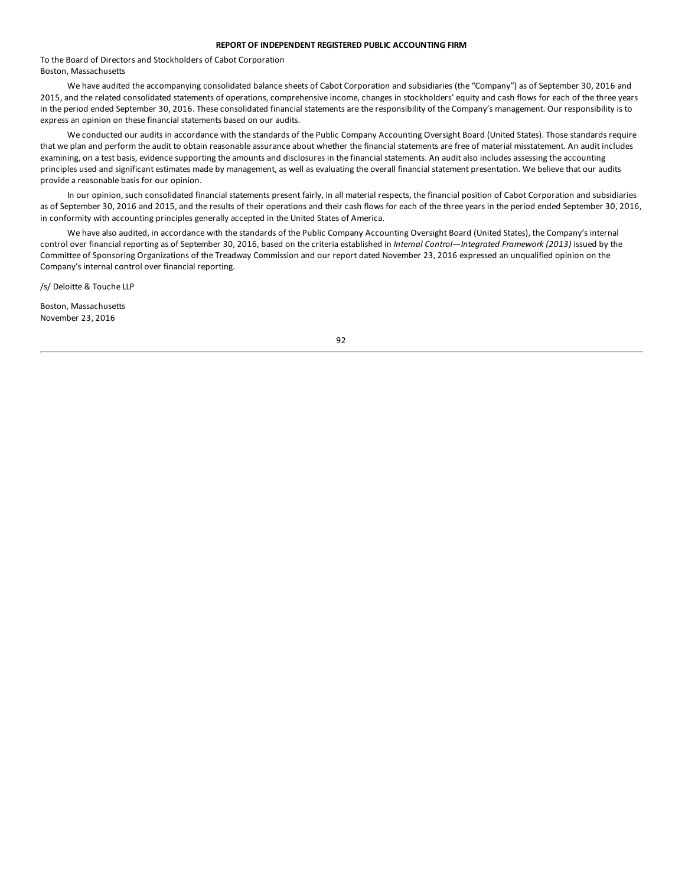## REPORT OF INDEPENDENT REGISTERED PUBLIC ACCOUNTING FIRM

To the Board of Directors and Stockholders of Cabot Corporation
Boston, Massachusetts

We have audited the accompanying consolidated balance sheets of Cabot Corporation and subsidiaries (the "Company") as of September 30, 2016 and 2015, and the related consolidated statements of operations, comprehensive income, changes in stockholders' equity and cash flows for each of the three years in the period ended September 30, 2016. These consolidated financial statements are the responsibility of the Company's management. Our responsibility is to express an opinion on these financial statements based on our audits.

We conducted our audits in accordance with the standards of the Public Company Accounting Oversight Board (United States). Those standards require that we plan and perform the audit to obtain reasonable assurance about whether the financial statements are free of material misstatement. An audit includes examining, on a test basis, evidence supporting the amounts and disclosures in the financial statements. An audit also includes assessing the accounting principles used and significant estimates made by management, as well as evaluating the overall financial statement presentation. We believe that our audits provide a reasonable basis for our opinion.

In our opinion, such consolidated financial statements present fairly, in all material respects, the financial position of Cabot Corporation and subsidiaries as of September 30, 2016 and 2015, and the results of their operations and their cash flows for each of the three years in the period ended September 30, 2016, in conformity with accounting principles generally accepted in the United States of America.

We have also audited, in accordance with the standards of the Public Company Accounting Oversight Board (United States), the Company's internal control over financial reporting as of September 30, 2016, based on the criteria established in *Internal Control—Integrated Framework (2013)* issued by the Committee of Sponsoring Organizations of the Treadway Commission and our report dated November 23, 2016 expressed an unqualified opinion on the Company's internal control over financial reporting.

/s/ Deloitte & Touche LLP

Boston, Massachusetts
November 23, 2016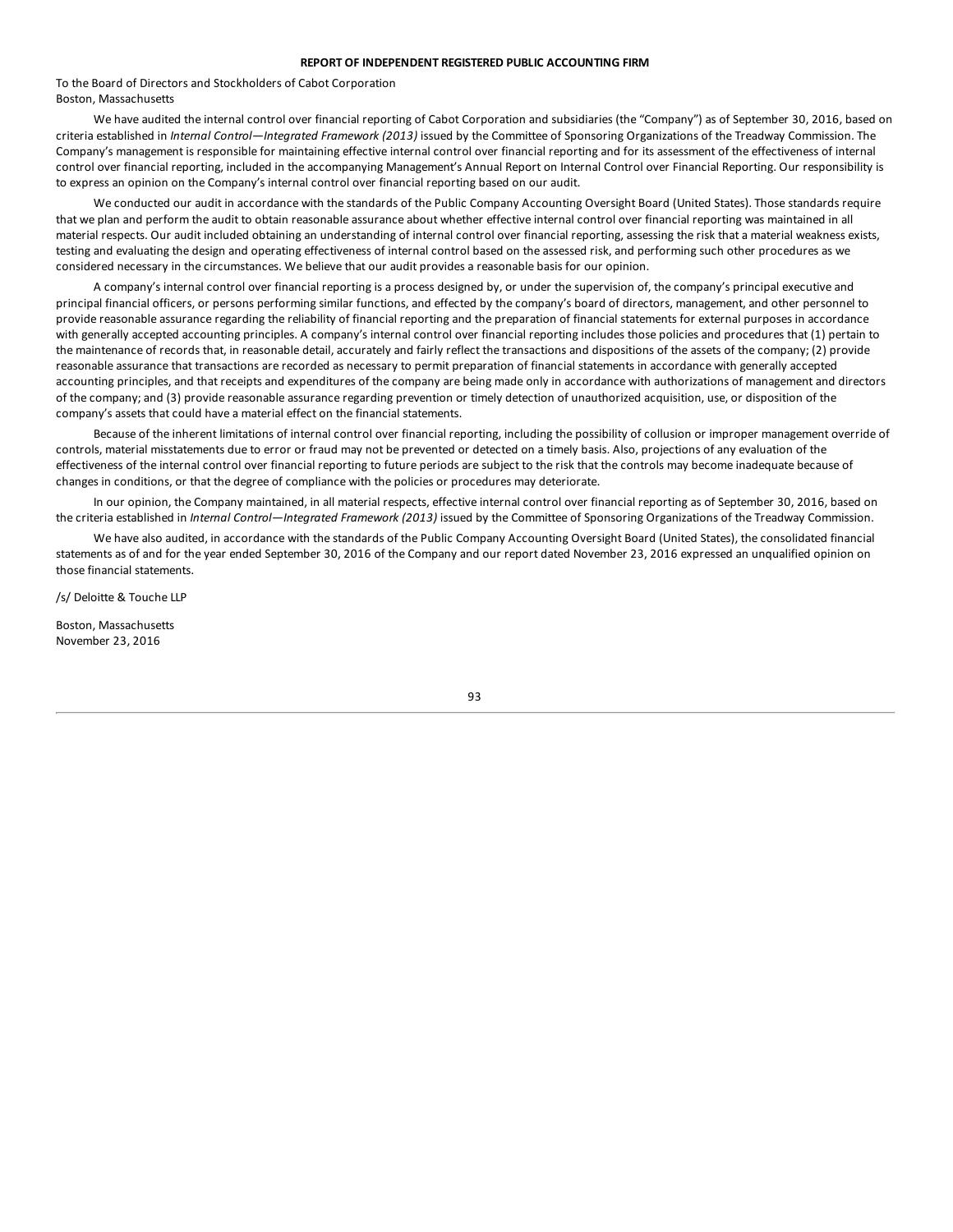## REPORT OF INDEPENDENT REGISTERED PUBLIC ACCOUNTING FIRM

To the Board of Directors and Stockholders of Cabot Corporation
Boston, Massachusetts

We have audited the internal control over financial reporting of Cabot Corporation and subsidiaries (the "Company") as of September 30, 2016, based on criteria established in *Internal Control—Integrated Framework (2013)* issued by the Committee of Sponsoring Organizations of the Treadway Commission. The Company's management is responsible for maintaining effective internal control over financial reporting and for its assessment of the effectiveness of internal control over financial reporting, included in the accompanying Management's Annual Report on Internal Control over Financial Reporting. Our responsibility is to express an opinion on the Company's internal control over financial reporting based on our audit.

We conducted our audit in accordance with the standards of the Public Company Accounting Oversight Board (United States). Those standards require that we plan and perform the audit to obtain reasonable assurance about whether effective internal control over financial reporting was maintained in all material respects. Our audit included obtaining an understanding of internal control over financial reporting, assessing the risk that a material weakness exists, testing and evaluating the design and operating effectiveness of internal control based on the assessed risk, and performing such other procedures as we considered necessary in the circumstances. We believe that our audit provides a reasonable basis for our opinion.

A company's internal control over financial reporting is a process designed by, or under the supervision of, the company's principal executive and principal financial officers, or persons performing similar functions, and effected by the company's board of directors, management, and other personnel to provide reasonable assurance regarding the reliability of financial reporting and the preparation of financial statements for external purposes in accordance with generally accepted accounting principles. A company's internal control over financial reporting includes those policies and procedures that (1) pertain to the maintenance of records that, in reasonable detail, accurately and fairly reflect the transactions and dispositions of the assets of the company; (2) provide reasonable assurance that transactions are recorded as necessary to permit preparation of financial statements in accordance with generally accepted accounting principles, and that receipts and expenditures of the company are being made only in accordance with authorizations of management and directors of the company; and (3) provide reasonable assurance regarding prevention or timely detection of unauthorized acquisition, use, or disposition of the company's assets that could have a material effect on the financial statements.

Because of the inherent limitations of internal control over financial reporting, including the possibility of collusion or improper management override of controls, material misstatements due to error or fraud may not be prevented or detected on a timely basis. Also, projections of any evaluation of the effectiveness of the internal control over financial reporting to future periods are subject to the risk that the controls may become inadequate because of changes in conditions, or that the degree of compliance with the policies or procedures may deteriorate.

In our opinion, the Company maintained, in all material respects, effective internal control over financial reporting as of September 30, 2016, based on the criteria established in *Internal Control—Integrated Framework (2013)* issued by the Committee of Sponsoring Organizations of the Treadway Commission.

We have also audited, in accordance with the standards of the Public Company Accounting Oversight Board (United States), the consolidated financial statements as of and for the year ended September 30, 2016 of the Company and our report dated November 23, 2016 expressed an unqualified opinion on those financial statements.

/s/ Deloitte & Touche LLP

Boston, Massachusetts
November 23, 2016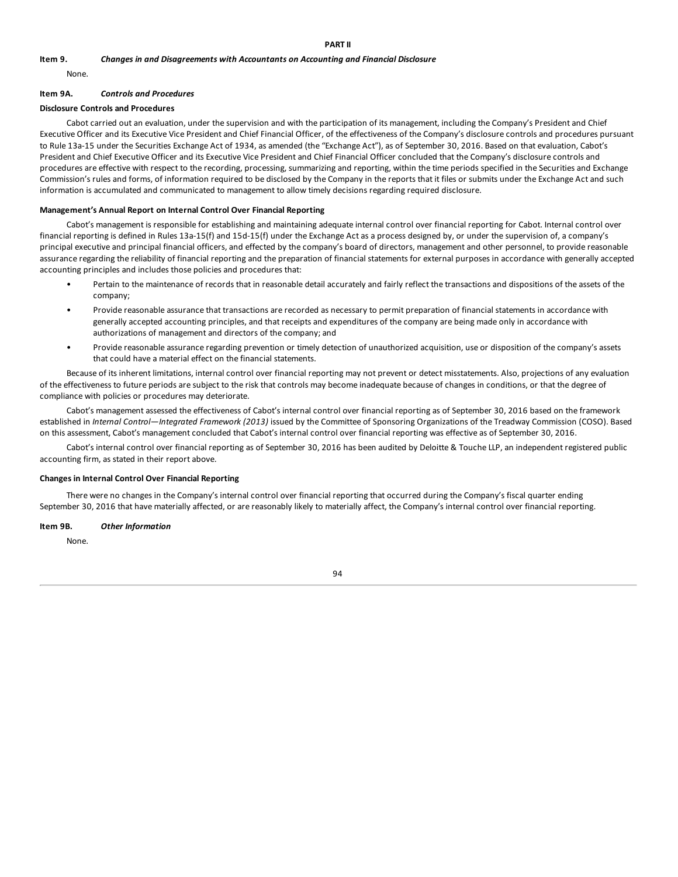# PART II

## Item 9. *Changes in and Disagreements with Accountants on Accounting and Financial Disclosure*

None.

## Item 9A. *Controls and Procedures*

### Disclosure Controls and Procedures

Cabot carried out an evaluation, under the supervision and with the participation of its management, including the Company's President and Chief Executive Officer and its Executive Vice President and Chief Financial Officer, of the effectiveness of the Company's disclosure controls and procedures pursuant to Rule 13a-15 under the Securities Exchange Act of 1934, as amended (the "Exchange Act"), as of September 30, 2016. Based on that evaluation, Cabot's President and Chief Executive Officer and its Executive Vice President and Chief Financial Officer concluded that the Company's disclosure controls and procedures are effective with respect to the recording, processing, summarizing and reporting, within the time periods specified in the Securities and Exchange Commission's rules and forms, of information required to be disclosed by the Company in the reports that it files or submits under the Exchange Act and such information is accumulated and communicated to management to allow timely decisions regarding required disclosure.

### Management's Annual Report on Internal Control Over Financial Reporting

Cabot's management is responsible for establishing and maintaining adequate internal control over financial reporting for Cabot. Internal control over financial reporting is defined in Rules 13a-15(f) and 15d-15(f) under the Exchange Act as a process designed by, or under the supervision of, a company's principal executive and principal financial officers, and effected by the company's board of directors, management and other personnel, to provide reasonable assurance regarding the reliability of financial reporting and the preparation of financial statements for external purposes in accordance with generally accepted accounting principles and includes those policies and procedures that:

- Pertain to the maintenance of records that in reasonable detail accurately and fairly reflect the transactions and dispositions of the assets of the company;
- Provide reasonable assurance that transactions are recorded as necessary to permit preparation of financial statements in accordance with generally accepted accounting principles, and that receipts and expenditures of the company are being made only in accordance with authorizations of management and directors of the company; and
- Provide reasonable assurance regarding prevention or timely detection of unauthorized acquisition, use or disposition of the company's assets that could have a material effect on the financial statements.

Because of its inherent limitations, internal control over financial reporting may not prevent or detect misstatements. Also, projections of any evaluation of the effectiveness to future periods are subject to the risk that controls may become inadequate because of changes in conditions, or that the degree of compliance with policies or procedures may deteriorate.

Cabot's management assessed the effectiveness of Cabot's internal control over financial reporting as of September 30, 2016 based on the framework established in *Internal Control—Integrated Framework (2013)* issued by the Committee of Sponsoring Organizations of the Treadway Commission (COSO). Based on this assessment, Cabot's management concluded that Cabot's internal control over financial reporting was effective as of September 30, 2016.

Cabot's internal control over financial reporting as of September 30, 2016 has been audited by Deloitte & Touche LLP, an independent registered public accounting firm, as stated in their report above.

### Changes in Internal Control Over Financial Reporting

There were no changes in the Company's internal control over financial reporting that occurred during the Company's fiscal quarter ending September 30, 2016 that have materially affected, or are reasonably likely to materially affect, the Company's internal control over financial reporting.

## Item 9B. *Other Information*

None.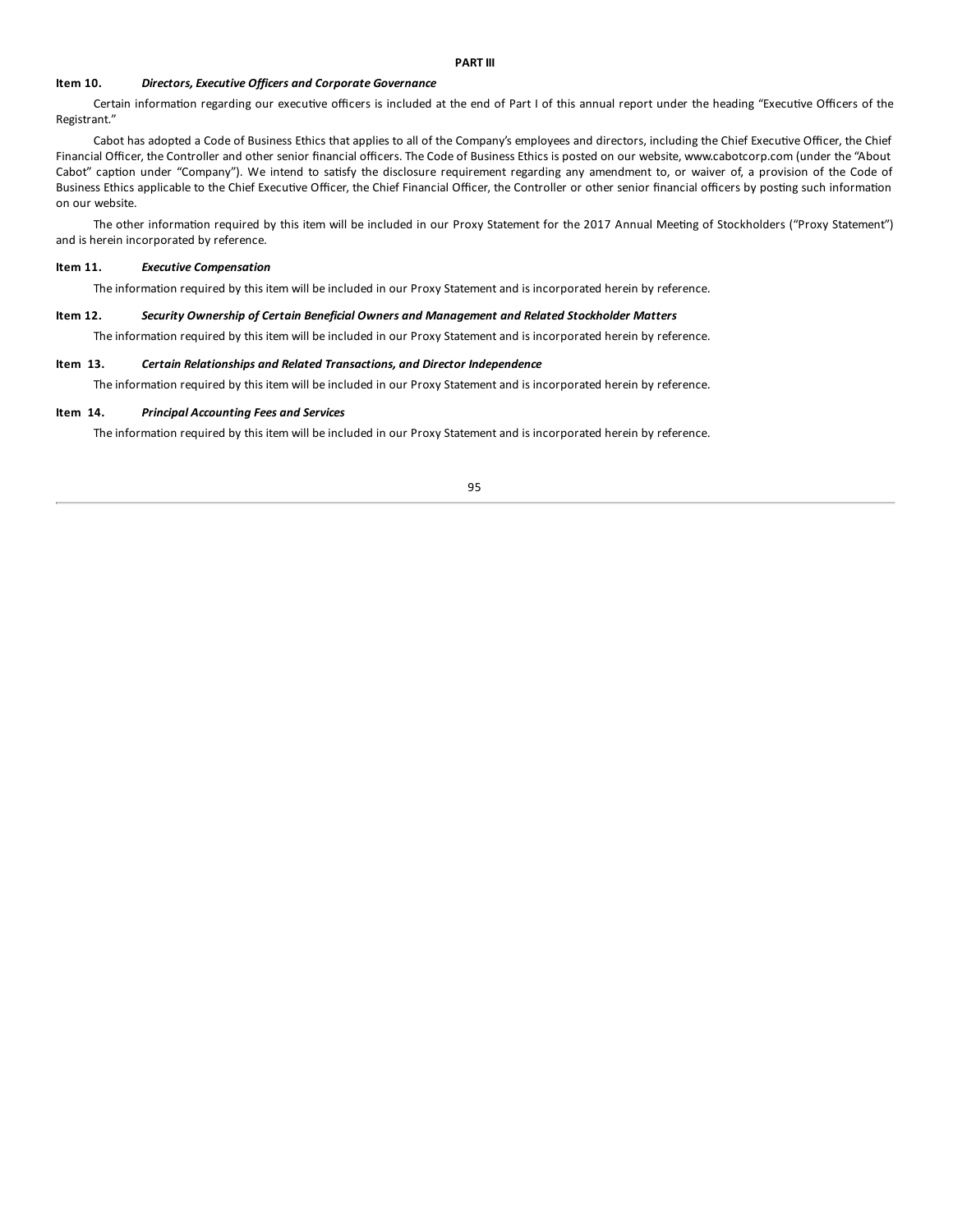# PART III

## Item 10. *Directors, Executive Officers and Corporate Governance*

Certain information regarding our executive officers is included at the end of Part I of this annual report under the heading "Executive Officers of the Registrant."

Cabot has adopted a Code of Business Ethics that applies to all of the Company's employees and directors, including the Chief Executive Officer, the Chief Financial Officer, the Controller and other senior financial officers. The Code of Business Ethics is posted on our website, www.cabotcorp.com (under the "About Cabot" caption under "Company"). We intend to satisfy the disclosure requirement regarding any amendment to, or waiver of, a provision of the Code of Business Ethics applicable to the Chief Executive Officer, the Chief Financial Officer, the Controller or other senior financial officers by posting such information on our website.

The other information required by this item will be included in our Proxy Statement for the 2017 Annual Meeting of Stockholders ("Proxy Statement") and is herein incorporated by reference.

## Item 11. *Executive Compensation*

The information required by this item will be included in our Proxy Statement and is incorporated herein by reference.

## Item 12. *Security Ownership of Certain Beneficial Owners and Management and Related Stockholder Matters*

The information required by this item will be included in our Proxy Statement and is incorporated herein by reference.

## Item 13. *Certain Relationships and Related Transactions, and Director Independence*

The information required by this item will be included in our Proxy Statement and is incorporated herein by reference.

## Item 14. *Principal Accounting Fees and Services*

The information required by this item will be included in our Proxy Statement and is incorporated herein by reference.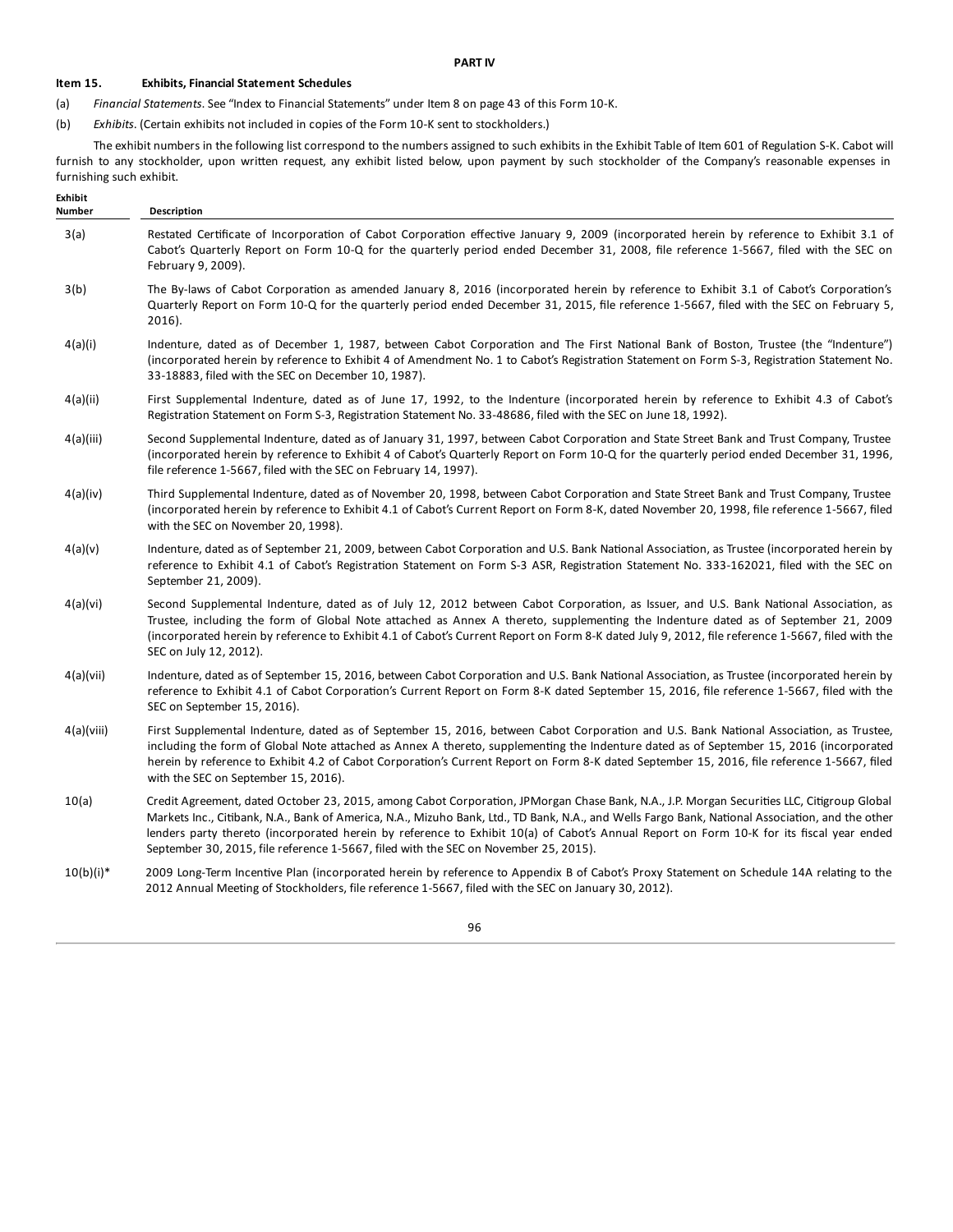## PART IV

### Item 15. Exhibits, Financial Statement Schedules

(a) *Financial Statements*. See "Index to Financial Statements" under Item 8 on page 43 of this Form 10-K.

(b) *Exhibits*. (Certain exhibits not included in copies of the Form 10-K sent to stockholders.)

The exhibit numbers in the following list correspond to the numbers assigned to such exhibits in the Exhibit Table of Item 601 of Regulation S-K. Cabot will furnish to any stockholder, upon written request, any exhibit listed below, upon payment by such stockholder of the Company's reasonable expenses in furnishing such exhibit.

| Exhibit Number | Description |
|---|---|
| 3(a) | Restated Certificate of Incorporation of Cabot Corporation effective January 9, 2009 (incorporated herein by reference to Exhibit 3.1 of Cabot's Quarterly Report on Form 10-Q for the quarterly period ended December 31, 2008, file reference 1-5667, filed with the SEC on February 9, 2009). |
| 3(b) | The By-laws of Cabot Corporation as amended January 8, 2016 (incorporated herein by reference to Exhibit 3.1 of Cabot's Corporation's Quarterly Report on Form 10-Q for the quarterly period ended December 31, 2015, file reference 1-5667, filed with the SEC on February 5, 2016). |
| 4(a)(i) | Indenture, dated as of December 1, 1987, between Cabot Corporation and The First National Bank of Boston, Trustee (the "Indenture") (incorporated herein by reference to Exhibit 4 of Amendment No. 1 to Cabot's Registration Statement on Form S-3, Registration Statement No. 33-18883, filed with the SEC on December 10, 1987). |
| 4(a)(ii) | First Supplemental Indenture, dated as of June 17, 1992, to the Indenture (incorporated herein by reference to Exhibit 4.3 of Cabot's Registration Statement on Form S-3, Registration Statement No. 33-48686, filed with the SEC on June 18, 1992). |
| 4(a)(iii) | Second Supplemental Indenture, dated as of January 31, 1997, between Cabot Corporation and State Street Bank and Trust Company, Trustee (incorporated herein by reference to Exhibit 4 of Cabot's Quarterly Report on Form 10-Q for the quarterly period ended December 31, 1996, file reference 1-5667, filed with the SEC on February 14, 1997). |
| 4(a)(iv) | Third Supplemental Indenture, dated as of November 20, 1998, between Cabot Corporation and State Street Bank and Trust Company, Trustee (incorporated herein by reference to Exhibit 4.1 of Cabot's Current Report on Form 8-K, dated November 20, 1998, file reference 1-5667, filed with the SEC on November 20, 1998). |
| 4(a)(v) | Indenture, dated as of September 21, 2009, between Cabot Corporation and U.S. Bank National Association, as Trustee (incorporated herein by reference to Exhibit 4.1 of Cabot's Registration Statement on Form S-3 ASR, Registration Statement No. 333-162021, filed with the SEC on September 21, 2009). |
| 4(a)(vi) | Second Supplemental Indenture, dated as of July 12, 2012 between Cabot Corporation, as Issuer, and U.S. Bank National Association, as Trustee, including the form of Global Note attached as Annex A thereto, supplementing the Indenture dated as of September 21, 2009 (incorporated herein by reference to Exhibit 4.1 of Cabot's Current Report on Form 8-K dated July 9, 2012, file reference 1-5667, filed with the SEC on July 12, 2012). |
| 4(a)(vii) | Indenture, dated as of September 15, 2016, between Cabot Corporation and U.S. Bank National Association, as Trustee (incorporated herein by reference to Exhibit 4.1 of Cabot Corporation's Current Report on Form 8-K dated September 15, 2016, file reference 1-5667, filed with the SEC on September 15, 2016). |
| 4(a)(viii) | First Supplemental Indenture, dated as of September 15, 2016, between Cabot Corporation and U.S. Bank National Association, as Trustee, including the form of Global Note attached as Annex A thereto, supplementing the Indenture dated as of September 15, 2016 (incorporated herein by reference to Exhibit 4.2 of Cabot Corporation's Current Report on Form 8-K dated September 15, 2016, file reference 1-5667, filed with the SEC on September 15, 2016). |
| 10(a) | Credit Agreement, dated October 23, 2015, among Cabot Corporation, JPMorgan Chase Bank, N.A., J.P. Morgan Securities LLC, Citigroup Global Markets Inc., Citibank, N.A., Bank of America, N.A., Mizuho Bank, Ltd., TD Bank, N.A., and Wells Fargo Bank, National Association, and the other lenders party thereto (incorporated herein by reference to Exhibit 10(a) of Cabot's Annual Report on Form 10-K for its fiscal year ended September 30, 2015, file reference 1-5667, filed with the SEC on November 25, 2015). |
| 10(b)(i)* | 2009 Long-Term Incentive Plan (incorporated herein by reference to Appendix B of Cabot's Proxy Statement on Schedule 14A relating to the 2012 Annual Meeting of Stockholders, file reference 1-5667, filed with the SEC on January 30, 2012). |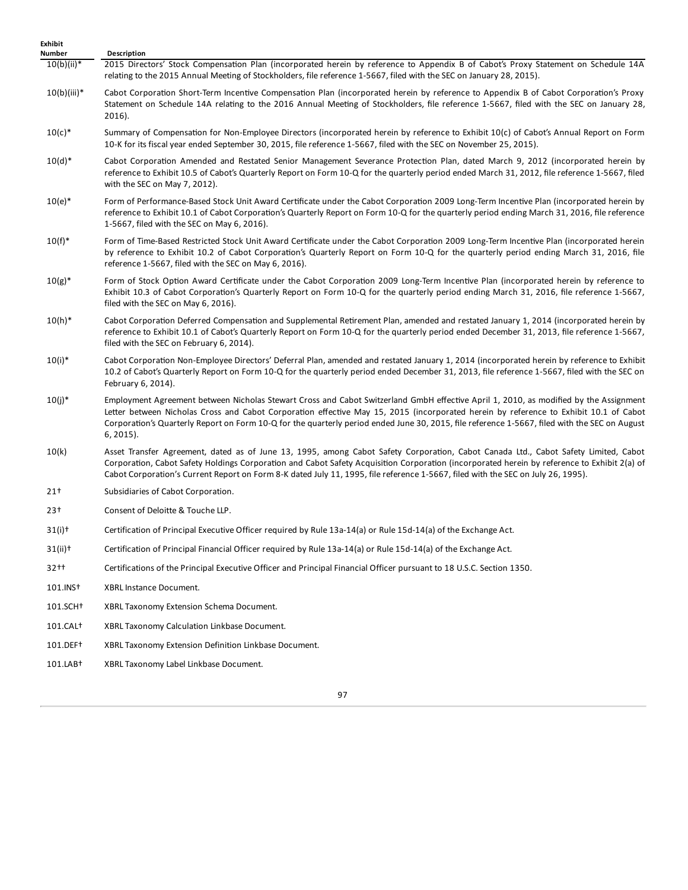| Exhibit Number | Description |
|---|---|
| 10(b)(ii)* | 2015 Directors' Stock Compensation Plan (incorporated herein by reference to Appendix B of Cabot's Proxy Statement on Schedule 14A relating to the 2015 Annual Meeting of Stockholders, file reference 1-5667, filed with the SEC on January 28, 2015). |
| 10(b)(iii)* | Cabot Corporation Short-Term Incentive Compensation Plan (incorporated herein by reference to Appendix B of Cabot Corporation's Proxy Statement on Schedule 14A relating to the 2016 Annual Meeting of Stockholders, file reference 1-5667, filed with the SEC on January 28, 2016). |
| 10(c)* | Summary of Compensation for Non-Employee Directors (incorporated herein by reference to Exhibit 10(c) of Cabot's Annual Report on Form 10-K for its fiscal year ended September 30, 2015, file reference 1-5667, filed with the SEC on November 25, 2015). |
| 10(d)* | Cabot Corporation Amended and Restated Senior Management Severance Protection Plan, dated March 9, 2012 (incorporated herein by reference to Exhibit 10.5 of Cabot's Quarterly Report on Form 10-Q for the quarterly period ended March 31, 2012, file reference 1-5667, filed with the SEC on May 7, 2012). |
| 10(e)* | Form of Performance-Based Stock Unit Award Certificate under the Cabot Corporation 2009 Long-Term Incentive Plan (incorporated herein by reference to Exhibit 10.1 of Cabot Corporation's Quarterly Report on Form 10-Q for the quarterly period ending March 31, 2016, file reference 1-5667, filed with the SEC on May 6, 2016). |
| 10(f)* | Form of Time-Based Restricted Stock Unit Award Certificate under the Cabot Corporation 2009 Long-Term Incentive Plan (incorporated herein by reference to Exhibit 10.2 of Cabot Corporation's Quarterly Report on Form 10-Q for the quarterly period ending March 31, 2016, file reference 1-5667, filed with the SEC on May 6, 2016). |
| 10(g)* | Form of Stock Option Award Certificate under the Cabot Corporation 2009 Long-Term Incentive Plan (incorporated herein by reference to Exhibit 10.3 of Cabot Corporation's Quarterly Report on Form 10-Q for the quarterly period ending March 31, 2016, file reference 1-5667, filed with the SEC on May 6, 2016). |
| 10(h)* | Cabot Corporation Deferred Compensation and Supplemental Retirement Plan, amended and restated January 1, 2014 (incorporated herein by reference to Exhibit 10.1 of Cabot's Quarterly Report on Form 10-Q for the quarterly period ended December 31, 2013, file reference 1-5667, filed with the SEC on February 6, 2014). |
| 10(i)* | Cabot Corporation Non-Employee Directors' Deferral Plan, amended and restated January 1, 2014 (incorporated herein by reference to Exhibit 10.2 of Cabot's Quarterly Report on Form 10-Q for the quarterly period ended December 31, 2013, file reference 1-5667, filed with the SEC on February 6, 2014). |
| 10(j)* | Employment Agreement between Nicholas Stewart Cross and Cabot Switzerland GmbH effective April 1, 2010, as modified by the Assignment Letter between Nicholas Cross and Cabot Corporation effective May 15, 2015 (incorporated herein by reference to Exhibit 10.1 of Cabot Corporation's Quarterly Report on Form 10-Q for the quarterly period ended June 30, 2015, file reference 1-5667, filed with the SEC on August 6, 2015). |
| 10(k) | Asset Transfer Agreement, dated as of June 13, 1995, among Cabot Safety Corporation, Cabot Canada Ltd., Cabot Safety Limited, Cabot Corporation, Cabot Safety Holdings Corporation and Cabot Safety Acquisition Corporation (incorporated herein by reference to Exhibit 2(a) of Cabot Corporation's Current Report on Form 8-K dated July 11, 1995, file reference 1-5667, filed with the SEC on July 26, 1995). |
| 21† | Subsidiaries of Cabot Corporation. |
| 23† | Consent of Deloitte & Touche LLP. |
| 31(i)† | Certification of Principal Executive Officer required by Rule 13a-14(a) or Rule 15d-14(a) of the Exchange Act. |
| 31(ii)† | Certification of Principal Financial Officer required by Rule 13a-14(a) or Rule 15d-14(a) of the Exchange Act. |
| 32†† | Certifications of the Principal Executive Officer and Principal Financial Officer pursuant to 18 U.S.C. Section 1350. |
| 101.INS† | XBRL Instance Document. |
| 101.SCH† | XBRL Taxonomy Extension Schema Document. |
| 101.CAL† | XBRL Taxonomy Calculation Linkbase Document. |
| 101.DEF† | XBRL Taxonomy Extension Definition Linkbase Document. |
| 101.LAB† | XBRL Taxonomy Label Linkbase Document. |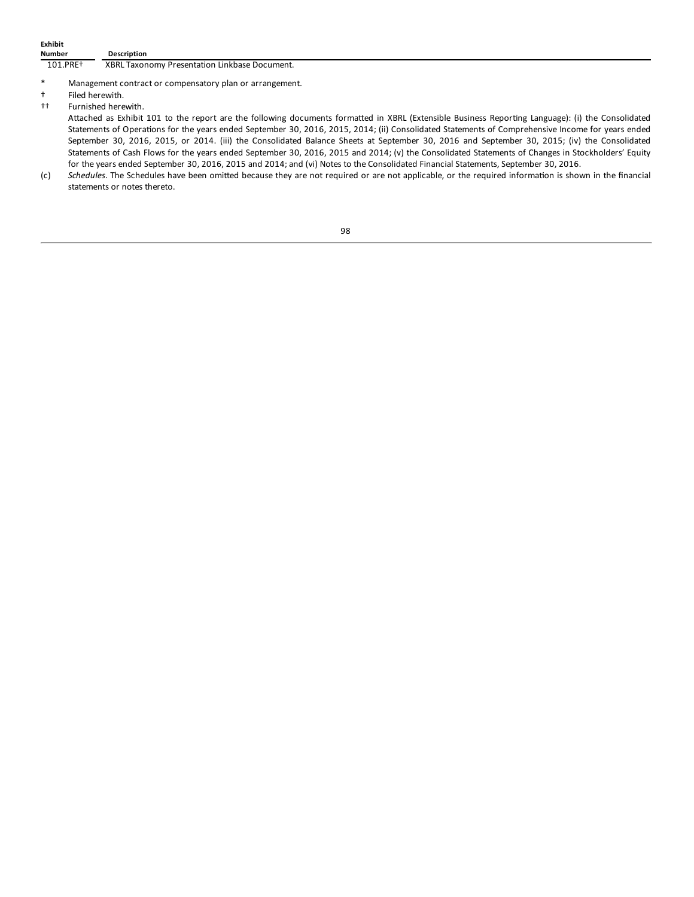| Exhibit Number | Description |
|---|---|
| 101.PRE† | XBRL Taxonomy Presentation Linkbase Document. |

\* Management contract or compensatory plan or arrangement.

† Filed herewith.

†† Furnished herewith.

Attached as Exhibit 101 to the report are the following documents formatted in XBRL (Extensible Business Reporting Language): (i) the Consolidated Statements of Operations for the years ended September 30, 2016, 2015, 2014; (ii) Consolidated Statements of Comprehensive Income for years ended September 30, 2016, 2015, or 2014. (iii) the Consolidated Balance Sheets at September 30, 2016 and September 30, 2015; (iv) the Consolidated Statements of Cash Flows for the years ended September 30, 2016, 2015 and 2014; (v) the Consolidated Statements of Changes in Stockholders' Equity for the years ended September 30, 2016, 2015 and 2014; and (vi) Notes to the Consolidated Financial Statements, September 30, 2016.

(c) *Schedules*. The Schedules have been omitted because they are not required or are not applicable, or the required information is shown in the financial statements or notes thereto.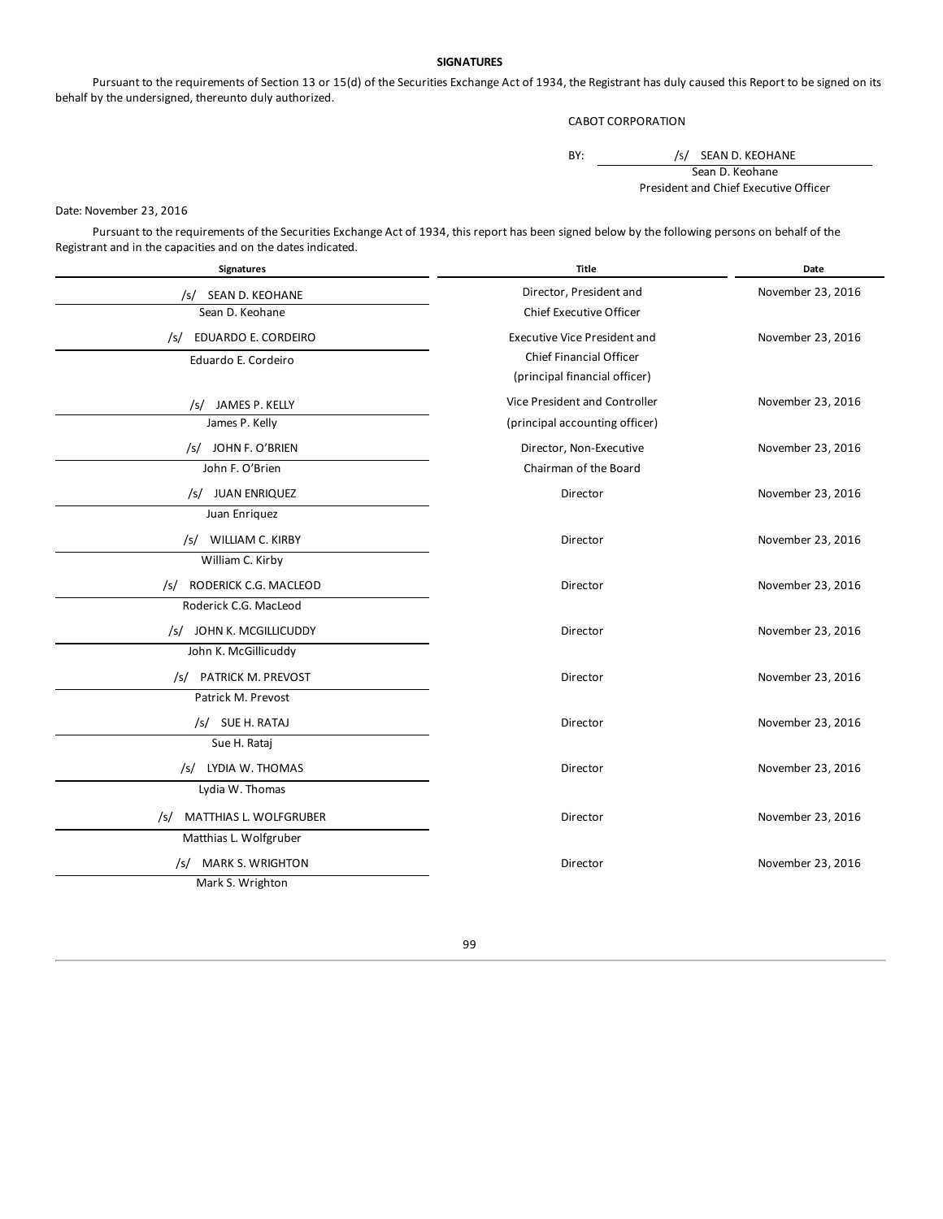**SIGNATURES**

Pursuant to the requirements of Section 13 or 15(d) of the Securities Exchange Act of 1934, the Registrant has duly caused this Report to be signed on its behalf by the undersigned, thereunto duly authorized.

CABOT CORPORATION

BY: /s/ SEAN D. KEOHANE
Sean D. Keohane
President and Chief Executive Officer

Date: November 23, 2016

Pursuant to the requirements of the Securities Exchange Act of 1934, this report has been signed below by the following persons on behalf of the Registrant and in the capacities and on the dates indicated.

| Signatures | Title | Date |
|---|---|---|
| /s/ SEAN D. KEOHANE<br>Sean D. Keohane | Director, President and Chief Executive Officer | November 23, 2016 |
| /s/ EDUARDO E. CORDEIRO<br>Eduardo E. Cordeiro | Executive Vice President and Chief Financial Officer (principal financial officer) | November 23, 2016 |
| /s/ JAMES P. KELLY<br>James P. Kelly | Vice President and Controller (principal accounting officer) | November 23, 2016 |
| /s/ JOHN F. O'BRIEN<br>John F. O'Brien | Director, Non-Executive Chairman of the Board | November 23, 2016 |
| /s/ JUAN ENRIQUEZ<br>Juan Enriquez | Director | November 23, 2016 |
| /s/ WILLIAM C. KIRBY<br>William C. Kirby | Director | November 23, 2016 |
| /s/ RODERICK C.G. MACLEOD<br>Roderick C.G. MacLeod | Director | November 23, 2016 |
| /s/ JOHN K. MCGILLICUDDY<br>John K. McGillicuddy | Director | November 23, 2016 |
| /s/ PATRICK M. PREVOST<br>Patrick M. Prevost | Director | November 23, 2016 |
| /s/ SUE H. RATAJ<br>Sue H. Rataj | Director | November 23, 2016 |
| /s/ LYDIA W. THOMAS<br>Lydia W. Thomas | Director | November 23, 2016 |
| /s/ MATTHIAS L. WOLFGRUBER<br>Matthias L. Wolfgruber | Director | November 23, 2016 |
| /s/ MARK S. WRIGHTON<br>Mark S. Wrighton | Director | November 23, 2016 |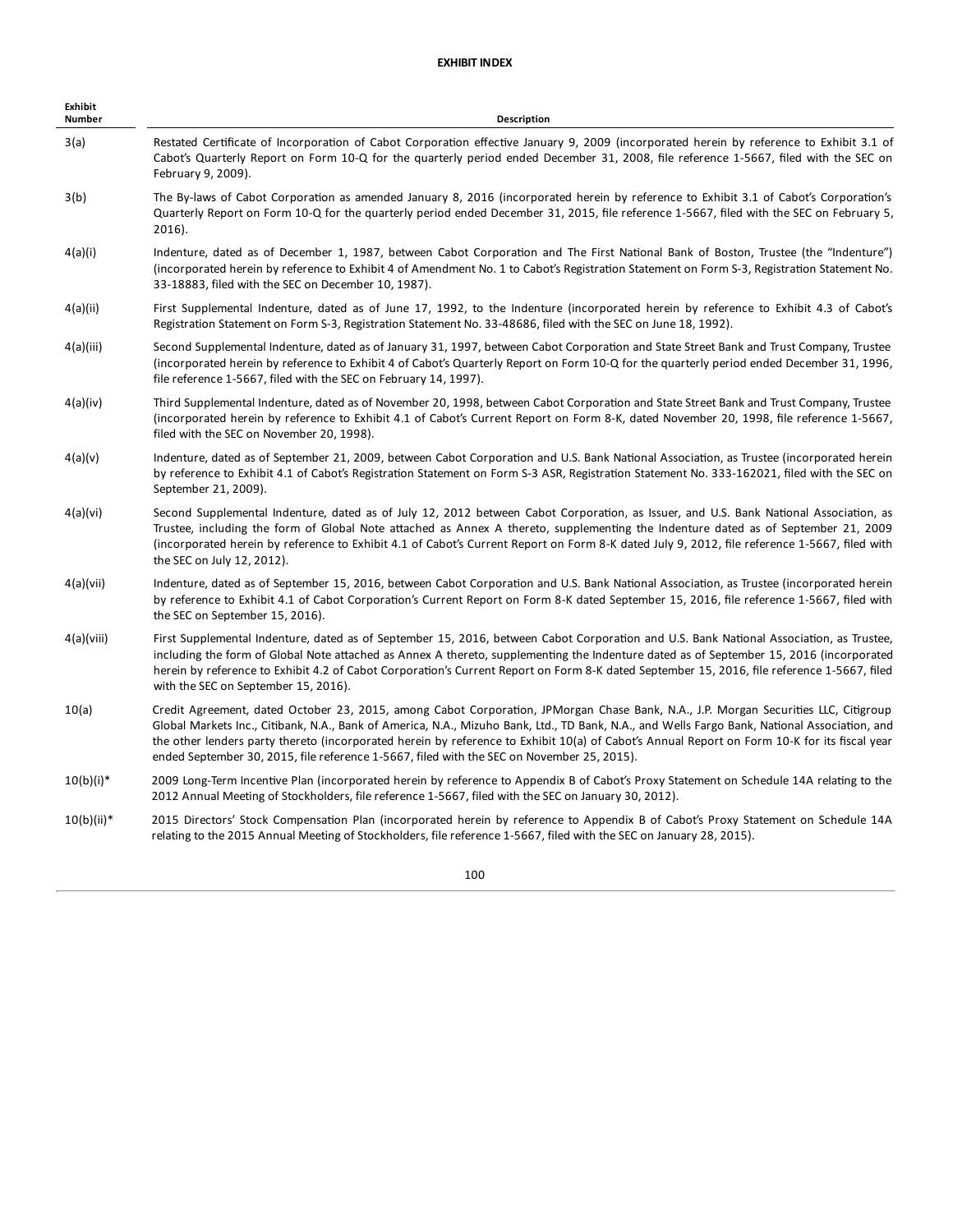**EXHIBIT INDEX**

| Exhibit Number | Description |
|---|---|
| 3(a) | Restated Certificate of Incorporation of Cabot Corporation effective January 9, 2009 (incorporated herein by reference to Exhibit 3.1 of Cabot's Quarterly Report on Form 10-Q for the quarterly period ended December 31, 2008, file reference 1-5667, filed with the SEC on February 9, 2009). |
| 3(b) | The By-laws of Cabot Corporation as amended January 8, 2016 (incorporated herein by reference to Exhibit 3.1 of Cabot's Corporation's Quarterly Report on Form 10-Q for the quarterly period ended December 31, 2015, file reference 1-5667, filed with the SEC on February 5, 2016). |
| 4(a)(i) | Indenture, dated as of December 1, 1987, between Cabot Corporation and The First National Bank of Boston, Trustee (the "Indenture") (incorporated herein by reference to Exhibit 4 of Amendment No. 1 to Cabot's Registration Statement on Form S-3, Registration Statement No. 33-18883, filed with the SEC on December 10, 1987). |
| 4(a)(ii) | First Supplemental Indenture, dated as of June 17, 1992, to the Indenture (incorporated herein by reference to Exhibit 4.3 of Cabot's Registration Statement on Form S-3, Registration Statement No. 33-48686, filed with the SEC on June 18, 1992). |
| 4(a)(iii) | Second Supplemental Indenture, dated as of January 31, 1997, between Cabot Corporation and State Street Bank and Trust Company, Trustee (incorporated herein by reference to Exhibit 4 of Cabot's Quarterly Report on Form 10-Q for the quarterly period ended December 31, 1996, file reference 1-5667, filed with the SEC on February 14, 1997). |
| 4(a)(iv) | Third Supplemental Indenture, dated as of November 20, 1998, between Cabot Corporation and State Street Bank and Trust Company, Trustee (incorporated herein by reference to Exhibit 4.1 of Cabot's Current Report on Form 8-K, dated November 20, 1998, file reference 1-5667, filed with the SEC on November 20, 1998). |
| 4(a)(v) | Indenture, dated as of September 21, 2009, between Cabot Corporation and U.S. Bank National Association, as Trustee (incorporated herein by reference to Exhibit 4.1 of Cabot's Registration Statement on Form S-3 ASR, Registration Statement No. 333-162021, filed with the SEC on September 21, 2009). |
| 4(a)(vi) | Second Supplemental Indenture, dated as of July 12, 2012 between Cabot Corporation, as Issuer, and U.S. Bank National Association, as Trustee, including the form of Global Note attached as Annex A thereto, supplementing the Indenture dated as of September 21, 2009 (incorporated herein by reference to Exhibit 4.1 of Cabot's Current Report on Form 8-K dated July 9, 2012, file reference 1-5667, filed with the SEC on July 12, 2012). |
| 4(a)(vii) | Indenture, dated as of September 15, 2016, between Cabot Corporation and U.S. Bank National Association, as Trustee (incorporated herein by reference to Exhibit 4.1 of Cabot Corporation's Current Report on Form 8-K dated September 15, 2016, file reference 1-5667, filed with the SEC on September 15, 2016). |
| 4(a)(viii) | First Supplemental Indenture, dated as of September 15, 2016, between Cabot Corporation and U.S. Bank National Association, as Trustee, including the form of Global Note attached as Annex A thereto, supplementing the Indenture dated as of September 15, 2016 (incorporated herein by reference to Exhibit 4.2 of Cabot Corporation's Current Report on Form 8-K dated September 15, 2016, file reference 1-5667, filed with the SEC on September 15, 2016). |
| 10(a) | Credit Agreement, dated October 23, 2015, among Cabot Corporation, JPMorgan Chase Bank, N.A., J.P. Morgan Securities LLC, Citigroup Global Markets Inc., Citibank, N.A., Bank of America, N.A., Mizuho Bank, Ltd., TD Bank, N.A., and Wells Fargo Bank, National Association, and the other lenders party thereto (incorporated herein by reference to Exhibit 10(a) of Cabot's Annual Report on Form 10-K for its fiscal year ended September 30, 2015, file reference 1-5667, filed with the SEC on November 25, 2015). |
| 10(b)(i)* | 2009 Long-Term Incentive Plan (incorporated herein by reference to Appendix B of Cabot's Proxy Statement on Schedule 14A relating to the 2012 Annual Meeting of Stockholders, file reference 1-5667, filed with the SEC on January 30, 2012). |
| 10(b)(ii)* | 2015 Directors' Stock Compensation Plan (incorporated herein by reference to Appendix B of Cabot's Proxy Statement on Schedule 14A relating to the 2015 Annual Meeting of Stockholders, file reference 1-5667, filed with the SEC on January 28, 2015). |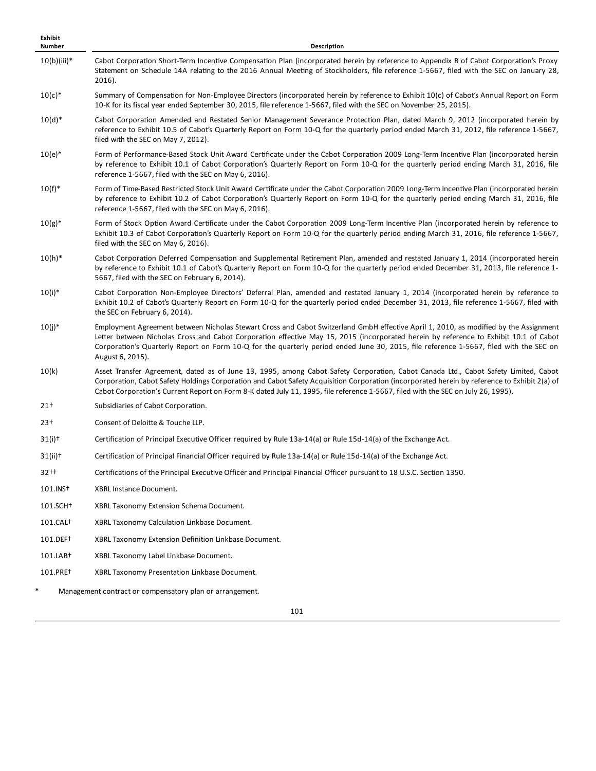| Exhibit Number | Description |
|---|---|
| 10(b)(iii)* | Cabot Corporation Short-Term Incentive Compensation Plan (incorporated herein by reference to Appendix B of Cabot Corporation's Proxy Statement on Schedule 14A relating to the 2016 Annual Meeting of Stockholders, file reference 1-5667, filed with the SEC on January 28, 2016). |
| 10(c)* | Summary of Compensation for Non-Employee Directors (incorporated herein by reference to Exhibit 10(c) of Cabot's Annual Report on Form 10-K for its fiscal year ended September 30, 2015, file reference 1-5667, filed with the SEC on November 25, 2015). |
| 10(d)* | Cabot Corporation Amended and Restated Senior Management Severance Protection Plan, dated March 9, 2012 (incorporated herein by reference to Exhibit 10.5 of Cabot's Quarterly Report on Form 10-Q for the quarterly period ended March 31, 2012, file reference 1-5667, filed with the SEC on May 7, 2012). |
| 10(e)* | Form of Performance-Based Stock Unit Award Certificate under the Cabot Corporation 2009 Long-Term Incentive Plan (incorporated herein by reference to Exhibit 10.1 of Cabot Corporation's Quarterly Report on Form 10-Q for the quarterly period ending March 31, 2016, file reference 1-5667, filed with the SEC on May 6, 2016). |
| 10(f)* | Form of Time-Based Restricted Stock Unit Award Certificate under the Cabot Corporation 2009 Long-Term Incentive Plan (incorporated herein by reference to Exhibit 10.2 of Cabot Corporation's Quarterly Report on Form 10-Q for the quarterly period ending March 31, 2016, file reference 1-5667, filed with the SEC on May 6, 2016). |
| 10(g)* | Form of Stock Option Award Certificate under the Cabot Corporation 2009 Long-Term Incentive Plan (incorporated herein by reference to Exhibit 10.3 of Cabot Corporation's Quarterly Report on Form 10-Q for the quarterly period ending March 31, 2016, file reference 1-5667, filed with the SEC on May 6, 2016). |
| 10(h)* | Cabot Corporation Deferred Compensation and Supplemental Retirement Plan, amended and restated January 1, 2014 (incorporated herein by reference to Exhibit 10.1 of Cabot's Quarterly Report on Form 10-Q for the quarterly period ended December 31, 2013, file reference 1-5667, filed with the SEC on February 6, 2014). |
| 10(i)* | Cabot Corporation Non-Employee Directors' Deferral Plan, amended and restated January 1, 2014 (incorporated herein by reference to Exhibit 10.2 of Cabot Corporation's Quarterly Report on Form 10-Q for the quarterly period ended December 31, 2013, file reference 1-5667, filed with the SEC on February 6, 2014). |
| 10(j)* | Employment Agreement between Nicholas Stewart Cross and Cabot Switzerland GmbH effective April 1, 2010, as modified by the Assignment Letter between Nicholas Cross and Cabot Corporation effective May 15, 2015 (incorporated herein by reference to Exhibit 10.1 of Cabot Corporation's Quarterly Report on Form 10-Q for the quarterly period ended June 30, 2015, file reference 1-5667, filed with the SEC on August 6, 2015). |
| 10(k) | Asset Transfer Agreement, dated as of June 13, 1995, among Cabot Safety Corporation, Cabot Canada Ltd., Cabot Safety Limited, Cabot Corporation, Cabot Safety Holdings Corporation and Cabot Safety Acquisition Corporation (incorporated herein by reference to Exhibit 2(a) of Cabot Corporation's Current Report on Form 8-K dated July 11, 1995, file reference 1-5667, filed with the SEC on July 26, 1995). |
| 21† | Subsidiaries of Cabot Corporation. |
| 23† | Consent of Deloitte & Touche LLP. |
| 31(i)† | Certification of Principal Executive Officer required by Rule 13a-14(a) or Rule 15d-14(a) of the Exchange Act. |
| 31(ii)† | Certification of Principal Financial Officer required by Rule 13a-14(a) or Rule 15d-14(a) of the Exchange Act. |
| 32†† | Certifications of the Principal Executive Officer and Principal Financial Officer pursuant to 18 U.S.C. Section 1350. |
| 101.INS† | XBRL Instance Document. |
| 101.SCH† | XBRL Taxonomy Extension Schema Document. |
| 101.CAL† | XBRL Taxonomy Calculation Linkbase Document. |
| 101.DEF† | XBRL Taxonomy Extension Definition Linkbase Document. |
| 101.LAB† | XBRL Taxonomy Label Linkbase Document. |
| 101.PRE† | XBRL Taxonomy Presentation Linkbase Document. |

\* Management contract or compensatory plan or arrangement.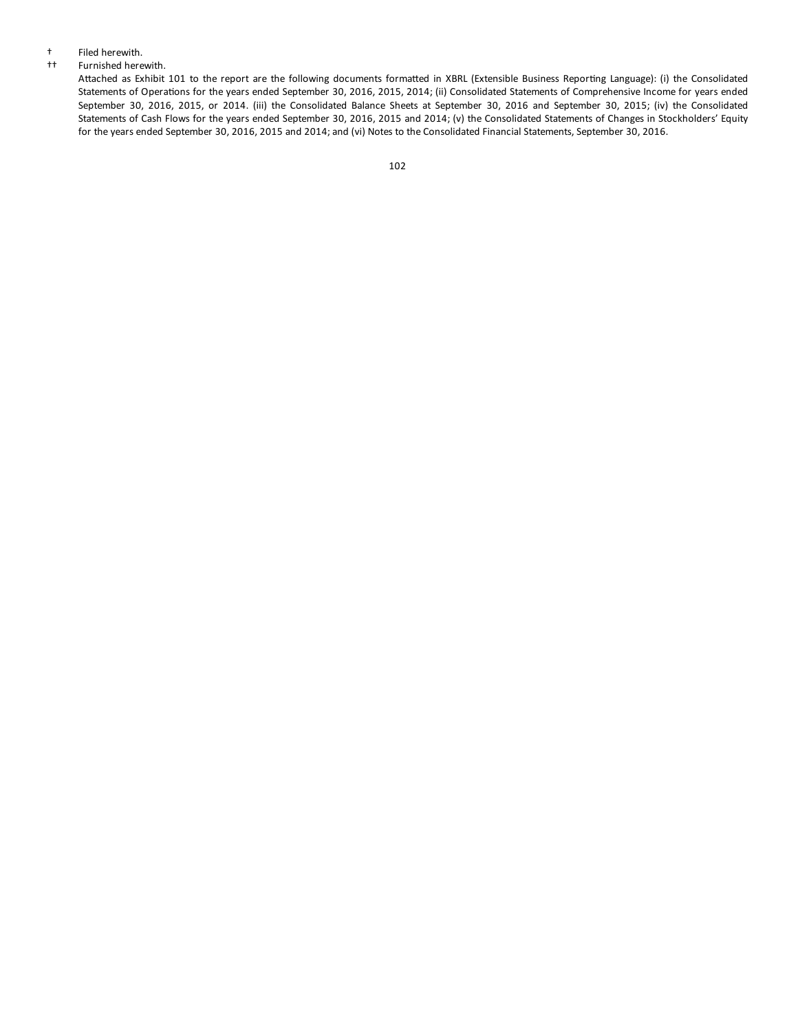† Filed herewith.

†† Furnished herewith.

Attached as Exhibit 101 to the report are the following documents formatted in XBRL (Extensible Business Reporting Language): (i) the Consolidated Statements of Operations for the years ended September 30, 2016, 2015, 2014; (ii) Consolidated Statements of Comprehensive Income for years ended September 30, 2016, 2015, or 2014. (iii) the Consolidated Balance Sheets at September 30, 2016 and September 30, 2015; (iv) the Consolidated Statements of Cash Flows for the years ended September 30, 2016, 2015 and 2014; (v) the Consolidated Statements of Changes in Stockholders' Equity for the years ended September 30, 2016, 2015 and 2014; and (vi) Notes to the Consolidated Financial Statements, September 30, 2016.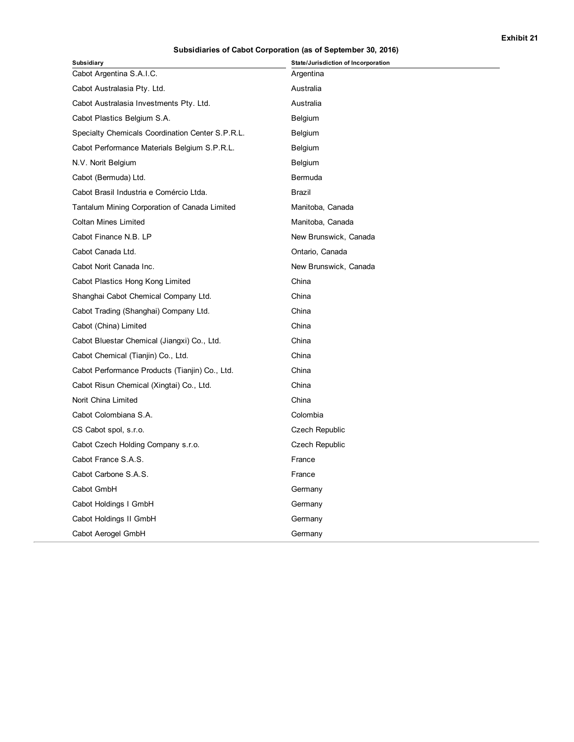**Exhibit 21**

**Subsidiaries of Cabot Corporation (as of September 30, 2016)**

| Subsidiary | State/Jurisdiction of Incorporation |
| --- | --- |
| Cabot Argentina S.A.I.C. | Argentina |
| Cabot Australasia Pty. Ltd. | Australia |
| Cabot Australasia Investments Pty. Ltd. | Australia |
| Cabot Plastics Belgium S.A. | Belgium |
| Specialty Chemicals Coordination Center S.P.R.L. | Belgium |
| Cabot Performance Materials Belgium S.P.R.L. | Belgium |
| N.V. Norit Belgium | Belgium |
| Cabot (Bermuda) Ltd. | Bermuda |
| Cabot Brasil Industria e Comércio Ltda. | Brazil |
| Tantalum Mining Corporation of Canada Limited | Manitoba, Canada |
| Coltan Mines Limited | Manitoba, Canada |
| Cabot Finance N.B. LP | New Brunswick, Canada |
| Cabot Canada Ltd. | Ontario, Canada |
| Cabot Norit Canada Inc. | New Brunswick, Canada |
| Cabot Plastics Hong Kong Limited | China |
| Shanghai Cabot Chemical Company Ltd. | China |
| Cabot Trading (Shanghai) Company Ltd. | China |
| Cabot (China) Limited | China |
| Cabot Bluestar Chemical (Jiangxi) Co., Ltd. | China |
| Cabot Chemical (Tianjin) Co., Ltd. | China |
| Cabot Performance Products (Tianjin) Co., Ltd. | China |
| Cabot Risun Chemical (Xingtai) Co., Ltd. | China |
| Norit China Limited | China |
| Cabot Colombiana S.A. | Colombia |
| CS Cabot spol, s.r.o. | Czech Republic |
| Cabot Czech Holding Company s.r.o. | Czech Republic |
| Cabot France S.A.S. | France |
| Cabot Carbone S.A.S. | France |
| Cabot GmbH | Germany |
| Cabot Holdings I GmbH | Germany |
| Cabot Holdings II GmbH | Germany |
| Cabot Aerogel GmbH | Germany |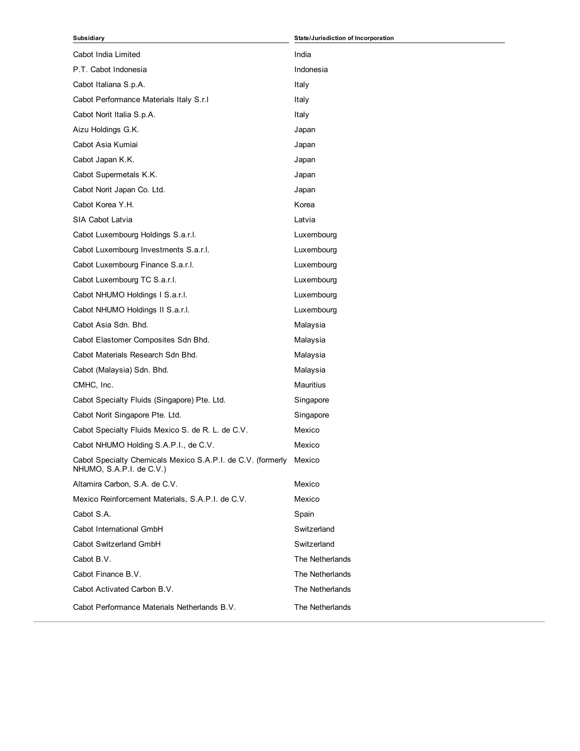| Subsidiary | State/Jurisdiction of Incorporation |
|---|---|
| Cabot India Limited | India |
| P.T. Cabot Indonesia | Indonesia |
| Cabot Italiana S.p.A. | Italy |
| Cabot Performance Materials Italy S.r.l | Italy |
| Cabot Norit Italia S.p.A. | Italy |
| Aizu Holdings G.K. | Japan |
| Cabot Asia Kumiai | Japan |
| Cabot Japan K.K. | Japan |
| Cabot Supermetals K.K. | Japan |
| Cabot Norit Japan Co. Ltd. | Japan |
| Cabot Korea Y.H. | Korea |
| SIA Cabot Latvia | Latvia |
| Cabot Luxembourg Holdings S.a.r.l. | Luxembourg |
| Cabot Luxembourg Investments S.a.r.l. | Luxembourg |
| Cabot Luxembourg Finance S.a.r.l. | Luxembourg |
| Cabot Luxembourg TC S.a.r.l. | Luxembourg |
| Cabot NHUMO Holdings I S.a.r.l. | Luxembourg |
| Cabot NHUMO Holdings II S.a.r.l. | Luxembourg |
| Cabot Asia Sdn. Bhd. | Malaysia |
| Cabot Elastomer Composites Sdn Bhd. | Malaysia |
| Cabot Materials Research Sdn Bhd. | Malaysia |
| Cabot (Malaysia) Sdn. Bhd. | Malaysia |
| CMHC, Inc. | Mauritius |
| Cabot Specialty Fluids (Singapore) Pte. Ltd. | Singapore |
| Cabot Norit Singapore Pte. Ltd. | Singapore |
| Cabot Specialty Fluids Mexico S. de R. L. de C.V. | Mexico |
| Cabot NHUMO Holding S.A.P.I., de C.V. | Mexico |
| Cabot Specialty Chemicals Mexico S.A.P.I. de C.V. (formerly NHUMO, S.A.P.I. de C.V.) | Mexico |
| Altamira Carbon, S.A. de C.V. | Mexico |
| Mexico Reinforcement Materials, S.A.P.I. de C.V. | Mexico |
| Cabot S.A. | Spain |
| Cabot International GmbH | Switzerland |
| Cabot Switzerland GmbH | Switzerland |
| Cabot B.V. | The Netherlands |
| Cabot Finance B.V. | The Netherlands |
| Cabot Activated Carbon B.V. | The Netherlands |
| Cabot Performance Materials Netherlands B.V. | The Netherlands |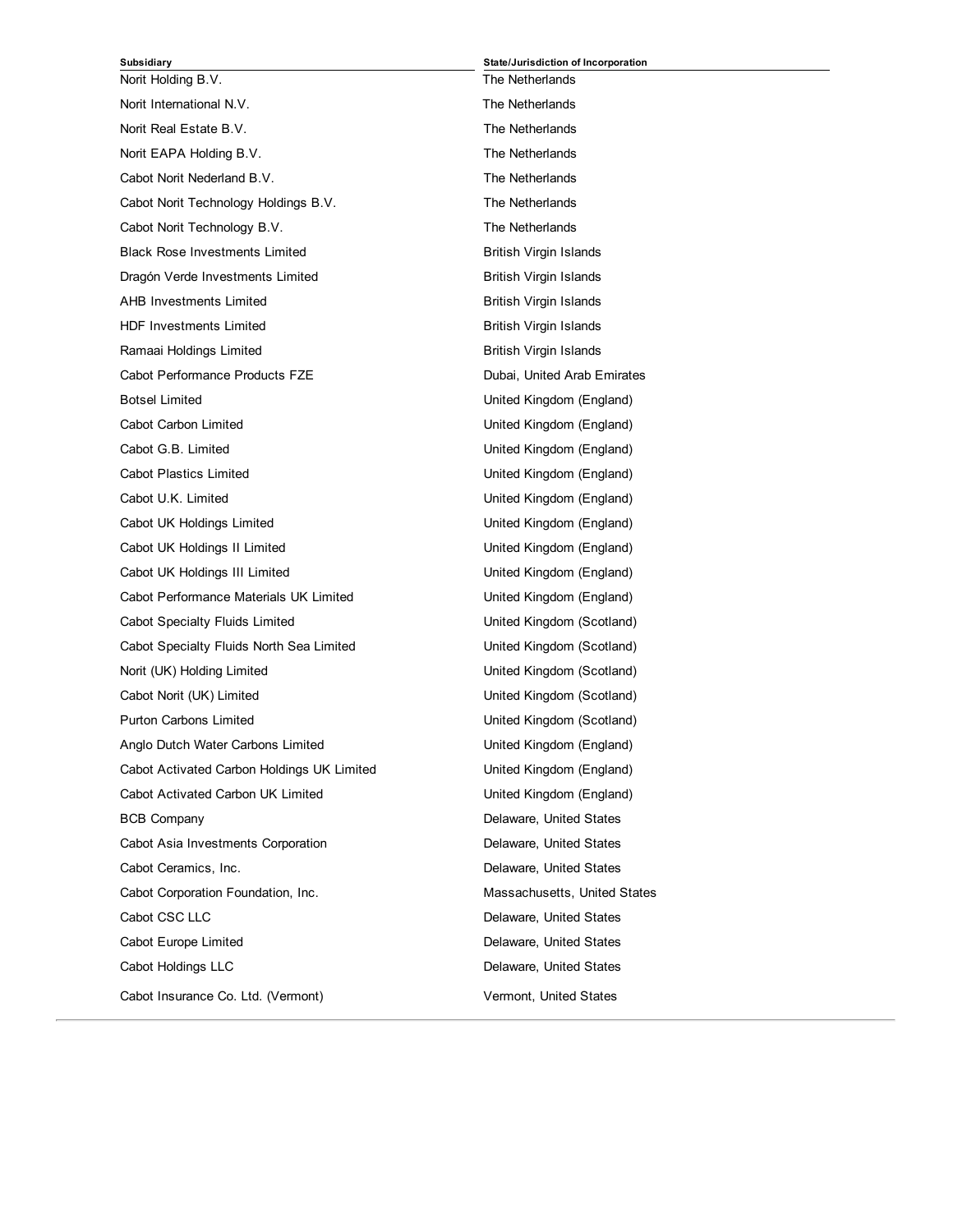| Subsidiary | State/Jurisdiction of Incorporation |
| --- | --- |
| Norit Holding B.V. | The Netherlands |
| Norit International N.V. | The Netherlands |
| Norit Real Estate B.V. | The Netherlands |
| Norit EAPA Holding B.V. | The Netherlands |
| Cabot Norit Nederland B.V. | The Netherlands |
| Cabot Norit Technology Holdings B.V. | The Netherlands |
| Cabot Norit Technology B.V. | The Netherlands |
| Black Rose Investments Limited | British Virgin Islands |
| Dragón Verde Investments Limited | British Virgin Islands |
| AHB Investments Limited | British Virgin Islands |
| HDF Investments Limited | British Virgin Islands |
| Ramaai Holdings Limited | British Virgin Islands |
| Cabot Performance Products FZE | Dubai, United Arab Emirates |
| Botsel Limited | United Kingdom (England) |
| Cabot Carbon Limited | United Kingdom (England) |
| Cabot G.B. Limited | United Kingdom (England) |
| Cabot Plastics Limited | United Kingdom (England) |
| Cabot U.K. Limited | United Kingdom (England) |
| Cabot UK Holdings Limited | United Kingdom (England) |
| Cabot UK Holdings II Limited | United Kingdom (England) |
| Cabot UK Holdings III Limited | United Kingdom (England) |
| Cabot Performance Materials UK Limited | United Kingdom (England) |
| Cabot Specialty Fluids Limited | United Kingdom (Scotland) |
| Cabot Specialty Fluids North Sea Limited | United Kingdom (Scotland) |
| Norit (UK) Holding Limited | United Kingdom (Scotland) |
| Cabot Norit (UK) Limited | United Kingdom (Scotland) |
| Purton Carbons Limited | United Kingdom (Scotland) |
| Anglo Dutch Water Carbons Limited | United Kingdom (England) |
| Cabot Activated Carbon Holdings UK Limited | United Kingdom (England) |
| Cabot Activated Carbon UK Limited | United Kingdom (England) |
| BCB Company | Delaware, United States |
| Cabot Asia Investments Corporation | Delaware, United States |
| Cabot Ceramics, Inc. | Delaware, United States |
| Cabot Corporation Foundation, Inc. | Massachusetts, United States |
| Cabot CSC LLC | Delaware, United States |
| Cabot Europe Limited | Delaware, United States |
| Cabot Holdings LLC | Delaware, United States |
| Cabot Insurance Co. Ltd. (Vermont) | Vermont, United States |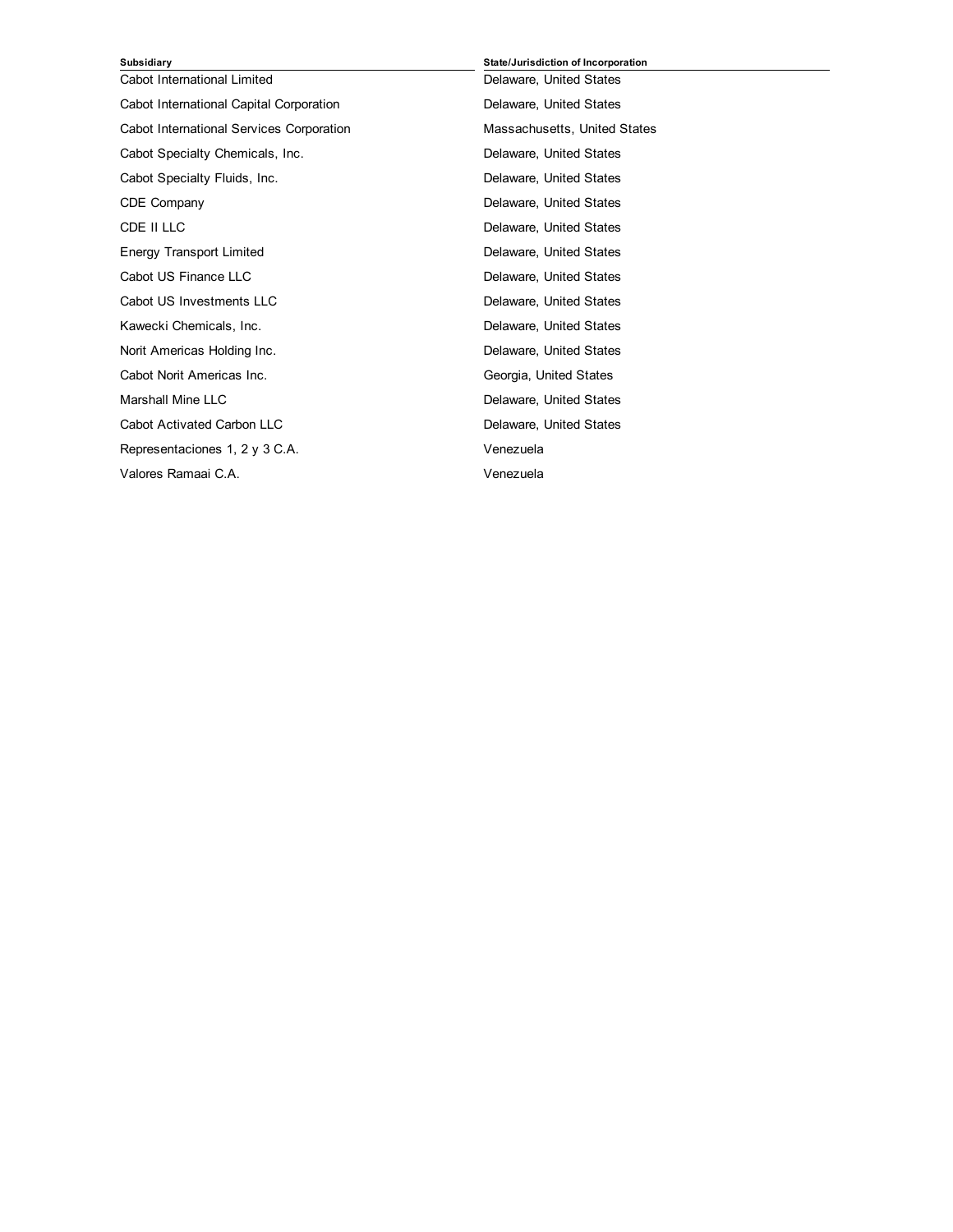| Subsidiary | State/Jurisdiction of Incorporation |
|---|---|
| Cabot International Limited | Delaware, United States |
| Cabot International Capital Corporation | Delaware, United States |
| Cabot International Services Corporation | Massachusetts, United States |
| Cabot Specialty Chemicals, Inc. | Delaware, United States |
| Cabot Specialty Fluids, Inc. | Delaware, United States |
| CDE Company | Delaware, United States |
| CDE II LLC | Delaware, United States |
| Energy Transport Limited | Delaware, United States |
| Cabot US Finance LLC | Delaware, United States |
| Cabot US Investments LLC | Delaware, United States |
| Kawecki Chemicals, Inc. | Delaware, United States |
| Norit Americas Holding Inc. | Delaware, United States |
| Cabot Norit Americas Inc. | Georgia, United States |
| Marshall Mine LLC | Delaware, United States |
| Cabot Activated Carbon LLC | Delaware, United States |
| Representaciones 1, 2 y 3 C.A. | Venezuela |
| Valores Ramaai C.A. | Venezuela |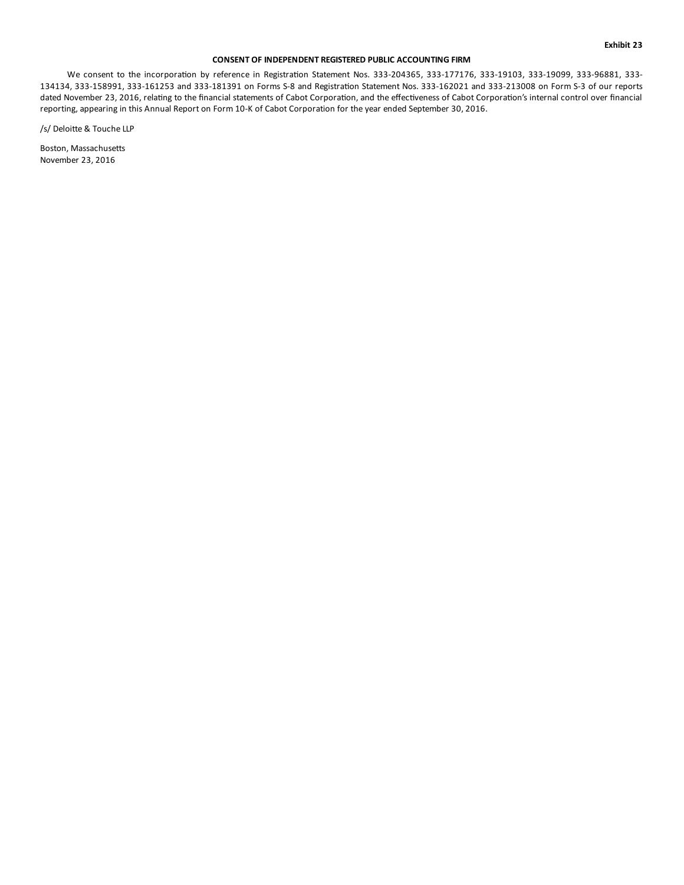**Exhibit 23**

**CONSENT OF INDEPENDENT REGISTERED PUBLIC ACCOUNTING FIRM**

We consent to the incorporation by reference in Registration Statement Nos. 333-204365, 333-177176, 333-19103, 333-19099, 333-96881, 333-134134, 333-158991, 333-161253 and 333-181391 on Forms S-8 and Registration Statement Nos. 333-162021 and 333-213008 on Form S-3 of our reports dated November 23, 2016, relating to the financial statements of Cabot Corporation, and the effectiveness of Cabot Corporation's internal control over financial reporting, appearing in this Annual Report on Form 10-K of Cabot Corporation for the year ended September 30, 2016.

/s/ Deloitte & Touche LLP

Boston, Massachusetts
November 23, 2016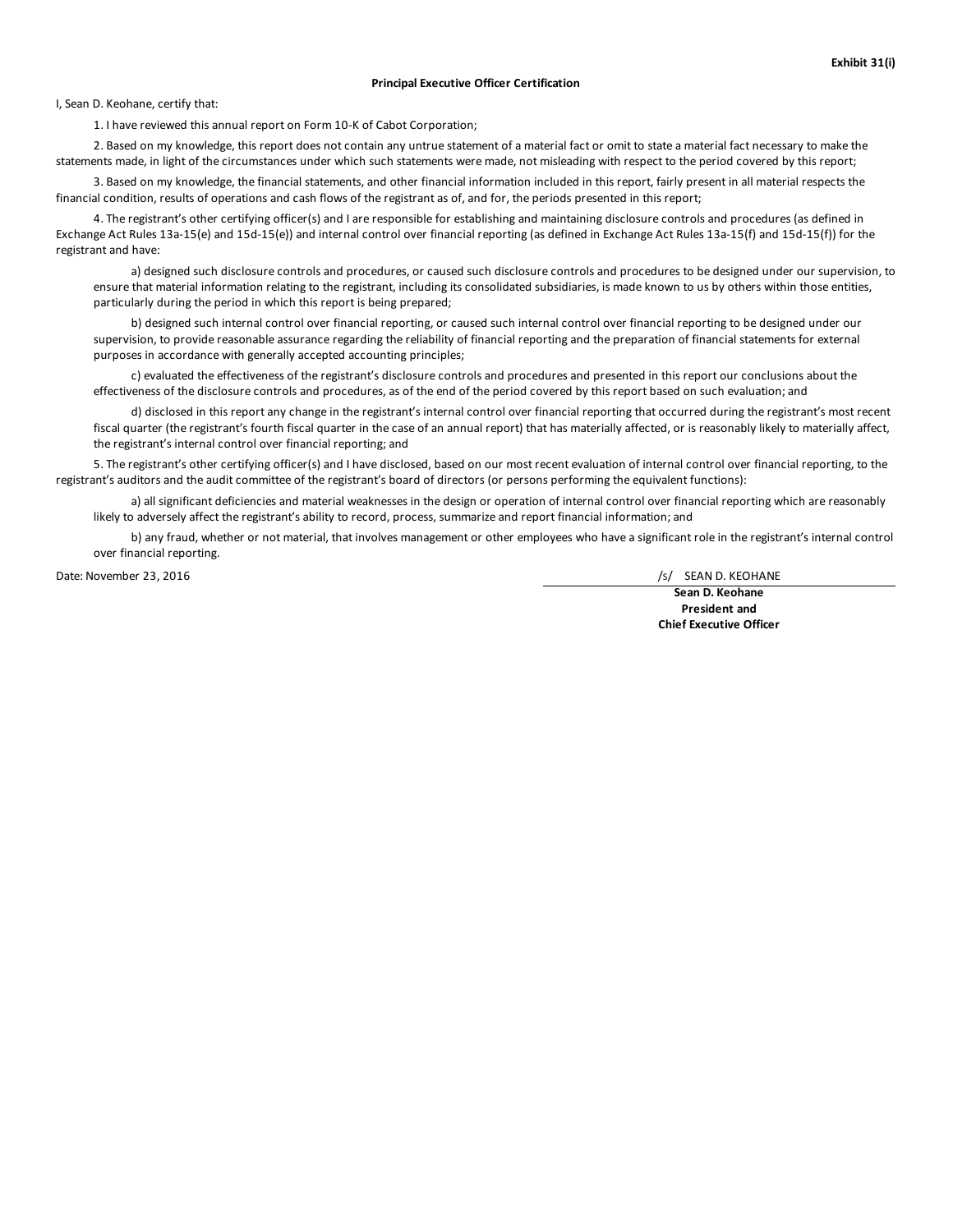**Exhibit 31(i)**

**Principal Executive Officer Certification**

I, Sean D. Keohane, certify that:

1. I have reviewed this annual report on Form 10-K of Cabot Corporation;

2. Based on my knowledge, this report does not contain any untrue statement of a material fact or omit to state a material fact necessary to make the statements made, in light of the circumstances under which such statements were made, not misleading with respect to the period covered by this report;

3. Based on my knowledge, the financial statements, and other financial information included in this report, fairly present in all material respects the financial condition, results of operations and cash flows of the registrant as of, and for, the periods presented in this report;

4. The registrant's other certifying officer(s) and I are responsible for establishing and maintaining disclosure controls and procedures (as defined in Exchange Act Rules 13a-15(e) and 15d-15(e)) and internal control over financial reporting (as defined in Exchange Act Rules 13a-15(f) and 15d-15(f)) for the registrant and have:

a) designed such disclosure controls and procedures, or caused such disclosure controls and procedures to be designed under our supervision, to ensure that material information relating to the registrant, including its consolidated subsidiaries, is made known to us by others within those entities, particularly during the period in which this report is being prepared;

b) designed such internal control over financial reporting, or caused such internal control over financial reporting to be designed under our supervision, to provide reasonable assurance regarding the reliability of financial reporting and the preparation of financial statements for external purposes in accordance with generally accepted accounting principles;

c) evaluated the effectiveness of the registrant's disclosure controls and procedures and presented in this report our conclusions about the effectiveness of the disclosure controls and procedures, as of the end of the period covered by this report based on such evaluation; and

d) disclosed in this report any change in the registrant's internal control over financial reporting that occurred during the registrant's most recent fiscal quarter (the registrant's fourth fiscal quarter in the case of an annual report) that has materially affected, or is reasonably likely to materially affect, the registrant's internal control over financial reporting; and

5. The registrant's other certifying officer(s) and I have disclosed, based on our most recent evaluation of internal control over financial reporting, to the registrant's auditors and the audit committee of the registrant's board of directors (or persons performing the equivalent functions):

a) all significant deficiencies and material weaknesses in the design or operation of internal control over financial reporting which are reasonably likely to adversely affect the registrant's ability to record, process, summarize and report financial information; and

b) any fraud, whether or not material, that involves management or other employees who have a significant role in the registrant's internal control over financial reporting.

Date: November 23, 2016

/s/ SEAN D. KEOHANE

**Sean D. Keohane**
**President and**
**Chief Executive Officer**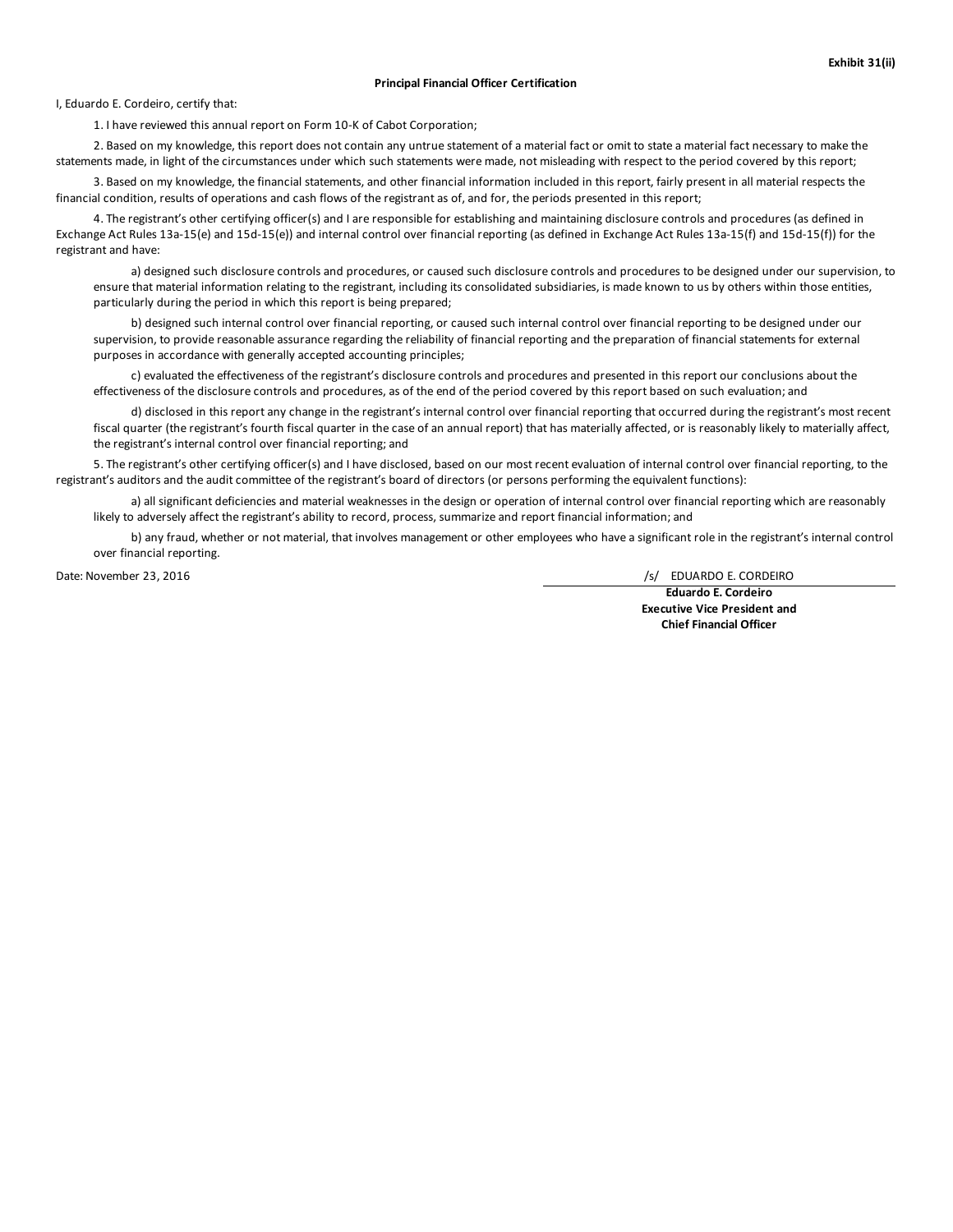**Exhibit 31(ii)**

**Principal Financial Officer Certification**

I, Eduardo E. Cordeiro, certify that:

1. I have reviewed this annual report on Form 10-K of Cabot Corporation;

2. Based on my knowledge, this report does not contain any untrue statement of a material fact or omit to state a material fact necessary to make the statements made, in light of the circumstances under which such statements were made, not misleading with respect to the period covered by this report;

3. Based on my knowledge, the financial statements, and other financial information included in this report, fairly present in all material respects the financial condition, results of operations and cash flows of the registrant as of, and for, the periods presented in this report;

4. The registrant's other certifying officer(s) and I are responsible for establishing and maintaining disclosure controls and procedures (as defined in Exchange Act Rules 13a-15(e) and 15d-15(e)) and internal control over financial reporting (as defined in Exchange Act Rules 13a-15(f) and 15d-15(f)) for the registrant and have:

a) designed such disclosure controls and procedures, or caused such disclosure controls and procedures to be designed under our supervision, to ensure that material information relating to the registrant, including its consolidated subsidiaries, is made known to us by others within those entities, particularly during the period in which this report is being prepared;

b) designed such internal control over financial reporting, or caused such internal control over financial reporting to be designed under our supervision, to provide reasonable assurance regarding the reliability of financial reporting and the preparation of financial statements for external purposes in accordance with generally accepted accounting principles;

c) evaluated the effectiveness of the registrant's disclosure controls and procedures and presented in this report our conclusions about the effectiveness of the disclosure controls and procedures, as of the end of the period covered by this report based on such evaluation; and

d) disclosed in this report any change in the registrant's internal control over financial reporting that occurred during the registrant's most recent fiscal quarter (the registrant's fourth fiscal quarter in the case of an annual report) that has materially affected, or is reasonably likely to materially affect, the registrant's internal control over financial reporting; and

5. The registrant's other certifying officer(s) and I have disclosed, based on our most recent evaluation of internal control over financial reporting, to the registrant's auditors and the audit committee of the registrant's board of directors (or persons performing the equivalent functions):

a) all significant deficiencies and material weaknesses in the design or operation of internal control over financial reporting which are reasonably likely to adversely affect the registrant's ability to record, process, summarize and report financial information; and

b) any fraud, whether or not material, that involves management or other employees who have a significant role in the registrant's internal control over financial reporting.

Date: November 23, 2016

/s/ EDUARDO E. CORDEIRO

**Eduardo E. Cordeiro**
**Executive Vice President and**
**Chief Financial Officer**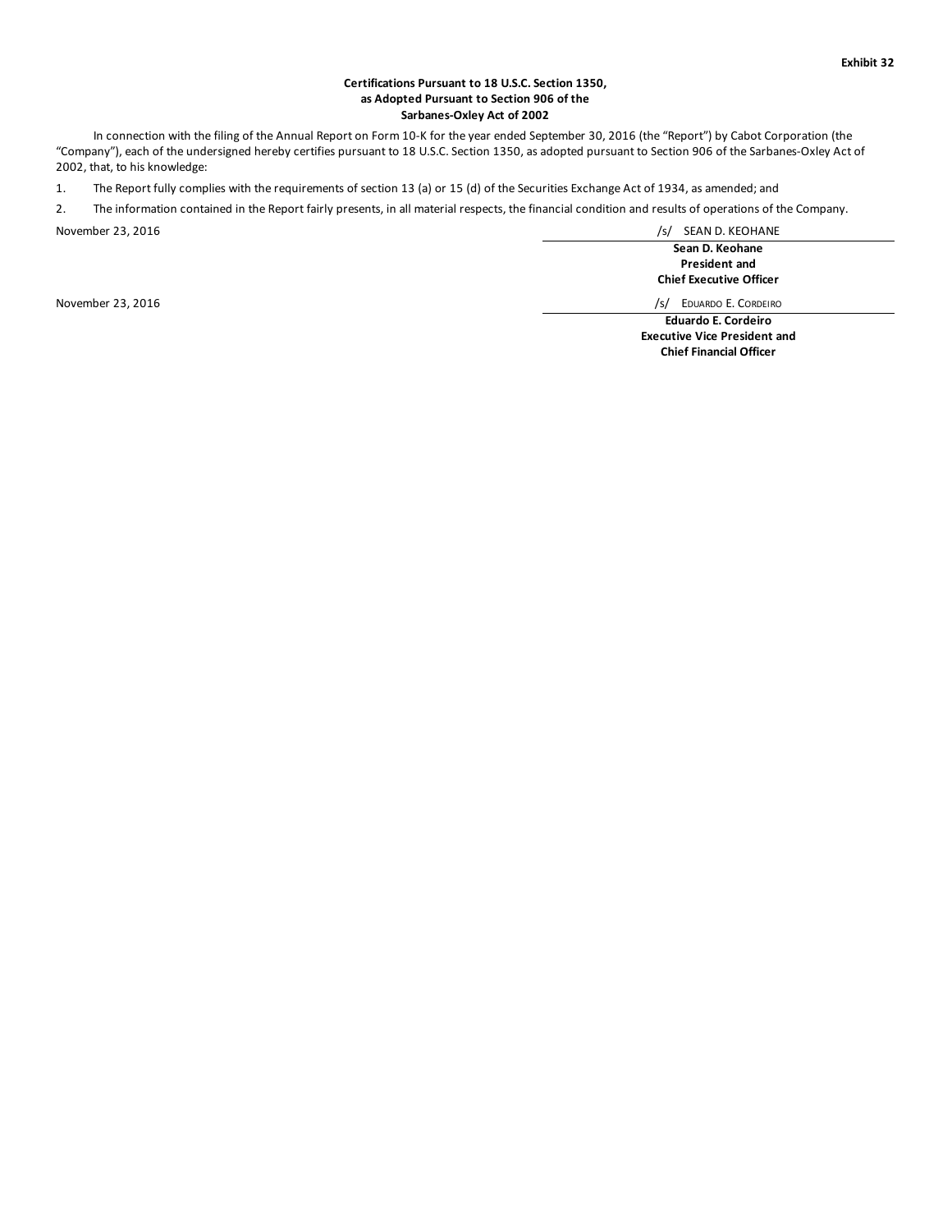**Exhibit 32**

**Certifications Pursuant to 18 U.S.C. Section 1350,
as Adopted Pursuant to Section 906 of the
Sarbanes-Oxley Act of 2002**

In connection with the filing of the Annual Report on Form 10-K for the year ended September 30, 2016 (the "Report") by Cabot Corporation (the "Company"), each of the undersigned hereby certifies pursuant to 18 U.S.C. Section 1350, as adopted pursuant to Section 906 of the Sarbanes-Oxley Act of 2002, that, to his knowledge:

1. The Report fully complies with the requirements of section 13 (a) or 15 (d) of the Securities Exchange Act of 1934, as amended; and

2. The information contained in the Report fairly presents, in all material respects, the financial condition and results of operations of the Company.

November 23, 2016

/s/ SEAN D. KEOHANE

**Sean D. Keohane**
**President and**
**Chief Executive Officer**

November 23, 2016

/s/ EDUARDO E. CORDEIRO

**Eduardo E. Cordeiro**
**Executive Vice President and**
**Chief Financial Officer**